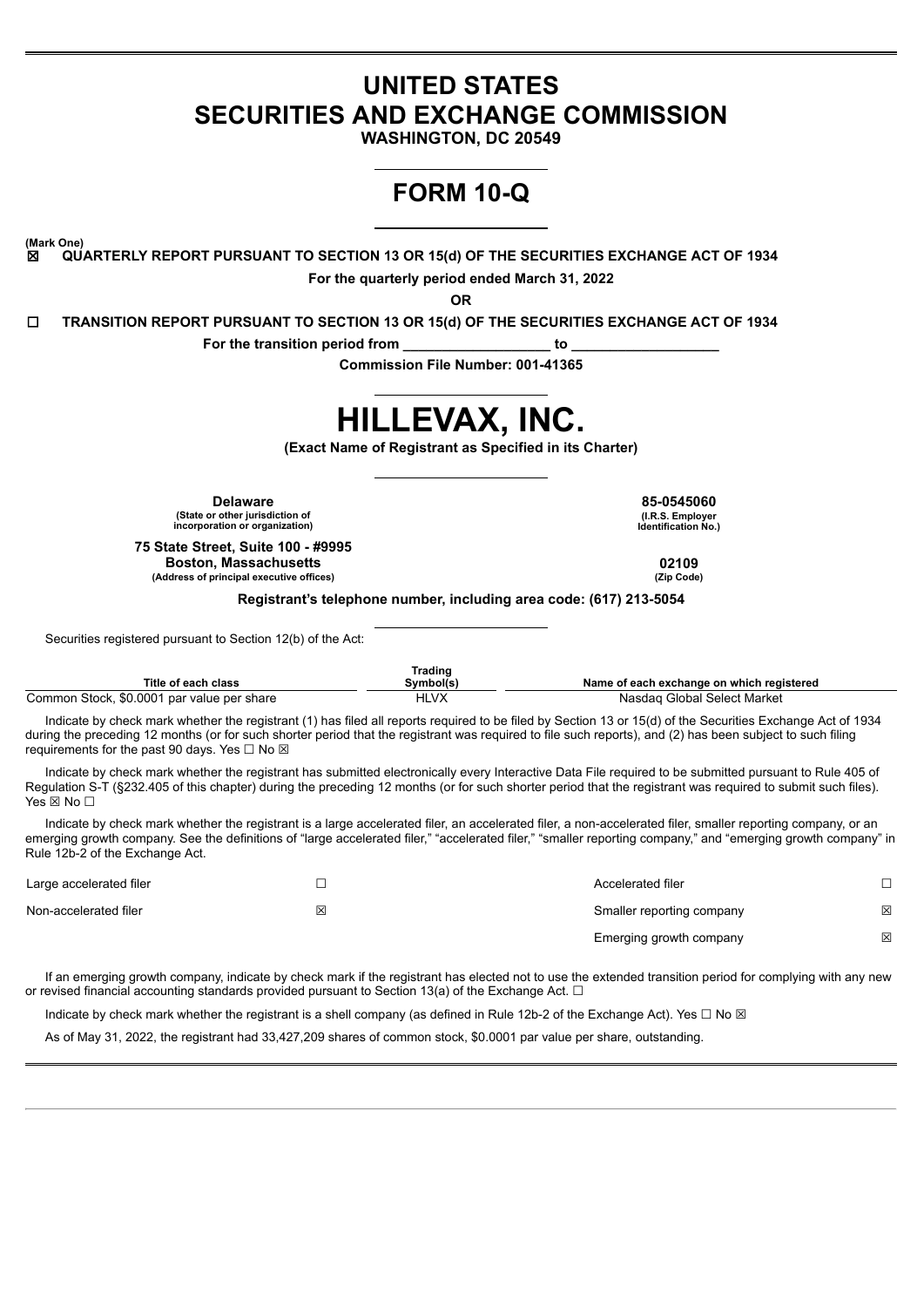# UNITED STATES
# SECURITIES AND EXCHANGE COMMISSION

**WASHINGTON, DC 20549**

# FORM 10-Q

**(Mark One)**

☒ **QUARTERLY REPORT PURSUANT TO SECTION 13 OR 15(d) OF THE SECURITIES EXCHANGE ACT OF 1934**

**For the quarterly period ended March 31, 2022**

**OR**

☐ **TRANSITION REPORT PURSUANT TO SECTION 13 OR 15(d) OF THE SECURITIES EXCHANGE ACT OF 1934**

**For the transition period from \_\_\_\_\_\_\_\_\_\_\_\_\_\_\_\_\_\_ to \_\_\_\_\_\_\_\_\_\_\_\_\_\_\_\_\_\_**

**Commission File Number: 001-41365**

# HILLEVAX, INC.

**(Exact Name of Registrant as Specified in its Charter)**

| | |
|---|---|
| **Delaware**<br>**(State or other jurisdiction of incorporation or organization)** | **85-0545060**<br>**(I.R.S. Employer Identification No.)** |
| **75 State Street, Suite 100 - #9995**<br>**Boston, Massachusetts**<br>**(Address of principal executive offices)** | **02109**<br>**(Zip Code)** |

**Registrant's telephone number, including area code: (617) 213-5054**

Securities registered pursuant to Section 12(b) of the Act:

| Title of each class | Trading Symbol(s) | Name of each exchange on which registered |
|---|---|---|
| Common Stock, $0.0001 par value per share | HLVX | Nasdaq Global Select Market |

Indicate by check mark whether the registrant (1) has filed all reports required to be filed by Section 13 or 15(d) of the Securities Exchange Act of 1934 during the preceding 12 months (or for such shorter period that the registrant was required to file such reports), and (2) has been subject to such filing requirements for the past 90 days. Yes ☐ No ☒

Indicate by check mark whether the registrant has submitted electronically every Interactive Data File required to be submitted pursuant to Rule 405 of Regulation S-T (§232.405 of this chapter) during the preceding 12 months (or for such shorter period that the registrant was required to submit such files). Yes ☒ No ☐

Indicate by check mark whether the registrant is a large accelerated filer, an accelerated filer, a non-accelerated filer, smaller reporting company, or an emerging growth company. See the definitions of "large accelerated filer," "accelerated filer," "smaller reporting company," and "emerging growth company" in Rule 12b-2 of the Exchange Act.

| | | | |
|---|---|---|---|
| Large accelerated filer | ☐ | Accelerated filer | ☐ |
| Non-accelerated filer | ☒ | Smaller reporting company | ☒ |
| | | Emerging growth company | ☒ |

If an emerging growth company, indicate by check mark if the registrant has elected not to use the extended transition period for complying with any new or revised financial accounting standards provided pursuant to Section 13(a) of the Exchange Act. ☐

Indicate by check mark whether the registrant is a shell company (as defined in Rule 12b-2 of the Exchange Act). Yes ☐ No ☒

As of May 31, 2022, the registrant had 33,427,209 shares of common stock, $0.0001 par value per share, outstanding.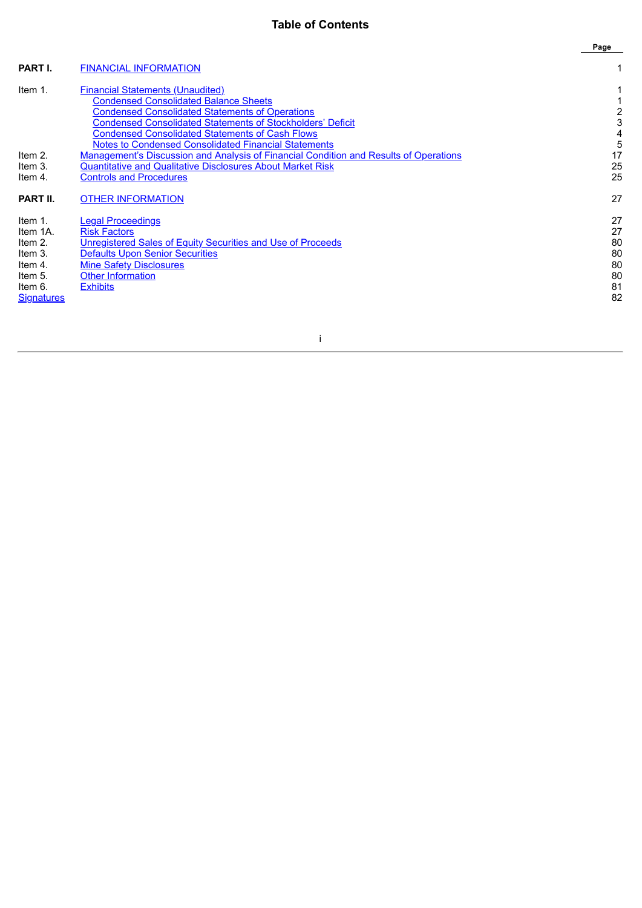# Table of Contents

| | | Page |
|---|---|---|
| **PART I.** | FINANCIAL INFORMATION | 1 |
| Item 1. | Financial Statements (Unaudited) | 1 |
| | Condensed Consolidated Balance Sheets | 1 |
| | Condensed Consolidated Statements of Operations | 2 |
| | Condensed Consolidated Statements of Stockholders' Deficit | 3 |
| | Condensed Consolidated Statements of Cash Flows | 4 |
| | Notes to Condensed Consolidated Financial Statements | 5 |
| Item 2. | Management's Discussion and Analysis of Financial Condition and Results of Operations | 17 |
| Item 3. | Quantitative and Qualitative Disclosures About Market Risk | 25 |
| Item 4. | Controls and Procedures | 25 |
| **PART II.** | OTHER INFORMATION | 27 |
| Item 1. | Legal Proceedings | 27 |
| Item 1A. | Risk Factors | 27 |
| Item 2. | Unregistered Sales of Equity Securities and Use of Proceeds | 80 |
| Item 3. | Defaults Upon Senior Securities | 80 |
| Item 4. | Mine Safety Disclosures | 80 |
| Item 5. | Other Information | 80 |
| Item 6. | Exhibits | 81 |
| Signatures | | 82 |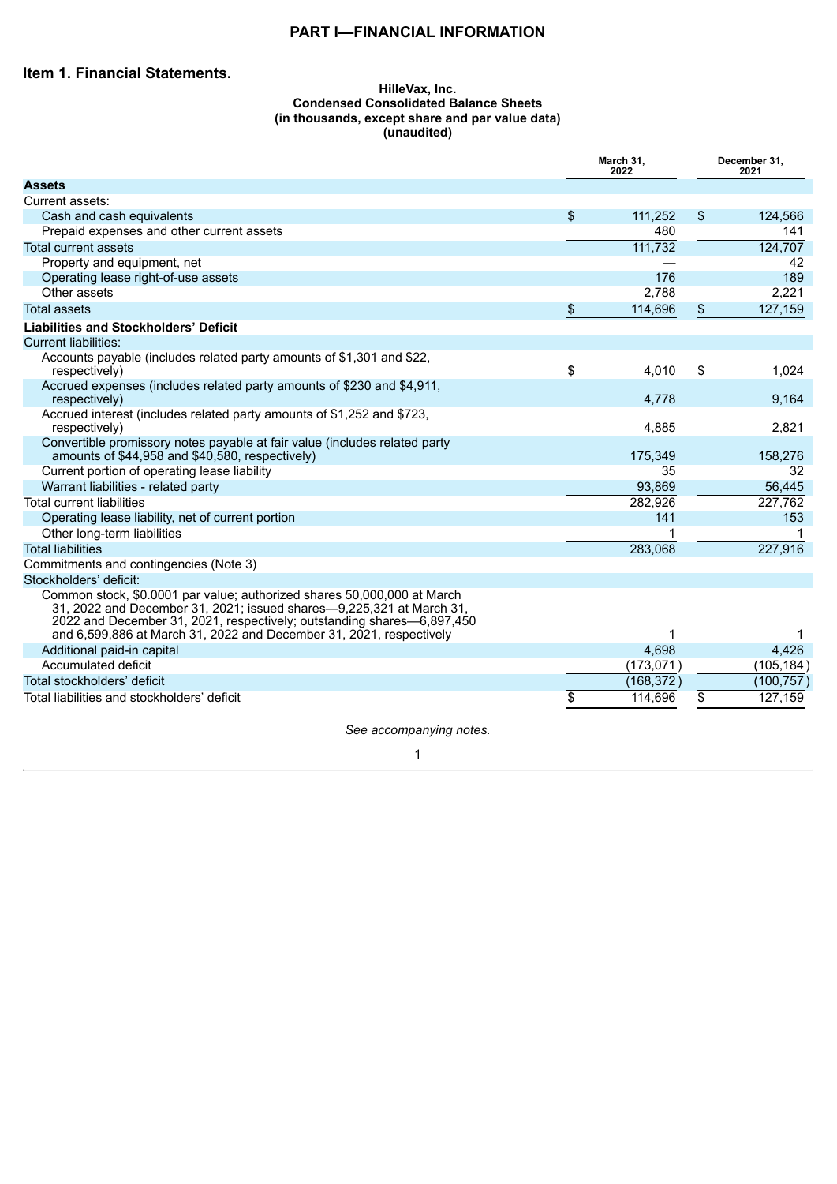# PART I—FINANCIAL INFORMATION

## Item 1. Financial Statements.

**HilleVax, Inc.**
**Condensed Consolidated Balance Sheets**
**(in thousands, except share and par value data)**
**(unaudited)**

| | March 31, 2022 | December 31, 2021 |
|---|---|---|
| **Assets** | | |
| Current assets: | | |
| Cash and cash equivalents | $ 111,252 | $ 124,566 |
| Prepaid expenses and other current assets | 480 | 141 |
| Total current assets | 111,732 | 124,707 |
| Property and equipment, net | — | 42 |
| Operating lease right-of-use assets | 176 | 189 |
| Other assets | 2,788 | 2,221 |
| Total assets | $ 114,696 | $ 127,159 |
| **Liabilities and Stockholders' Deficit** | | |
| Current liabilities: | | |
| Accounts payable (includes related party amounts of $1,301 and $22, respectively) | $ 4,010 | $ 1,024 |
| Accrued expenses (includes related party amounts of $230 and $4,911, respectively) | 4,778 | 9,164 |
| Accrued interest (includes related party amounts of $1,252 and $723, respectively) | 4,885 | 2,821 |
| Convertible promissory notes payable at fair value (includes related party amounts of $44,958 and $40,580, respectively) | 175,349 | 158,276 |
| Current portion of operating lease liability | 35 | 32 |
| Warrant liabilities - related party | 93,869 | 56,445 |
| Total current liabilities | 282,926 | 227,762 |
| Operating lease liability, net of current portion | 141 | 153 |
| Other long-term liabilities | 1 | 1 |
| Total liabilities | 283,068 | 227,916 |
| Commitments and contingencies (Note 3) | | |
| Stockholders' deficit: | | |
| Common stock, $0.0001 par value; authorized shares 50,000,000 at March 31, 2022 and December 31, 2021; issued shares—9,225,321 at March 31, 2022 and December 31, 2021, respectively; outstanding shares—6,897,450 and 6,599,886 at March 31, 2022 and December 31, 2021, respectively | 1 | 1 |
| Additional paid-in capital | 4,698 | 4,426 |
| Accumulated deficit | (173,071) | (105,184) |
| Total stockholders' deficit | (168,372) | (100,757) |
| Total liabilities and stockholders' deficit | $ 114,696 | $ 127,159 |

*See accompanying notes.*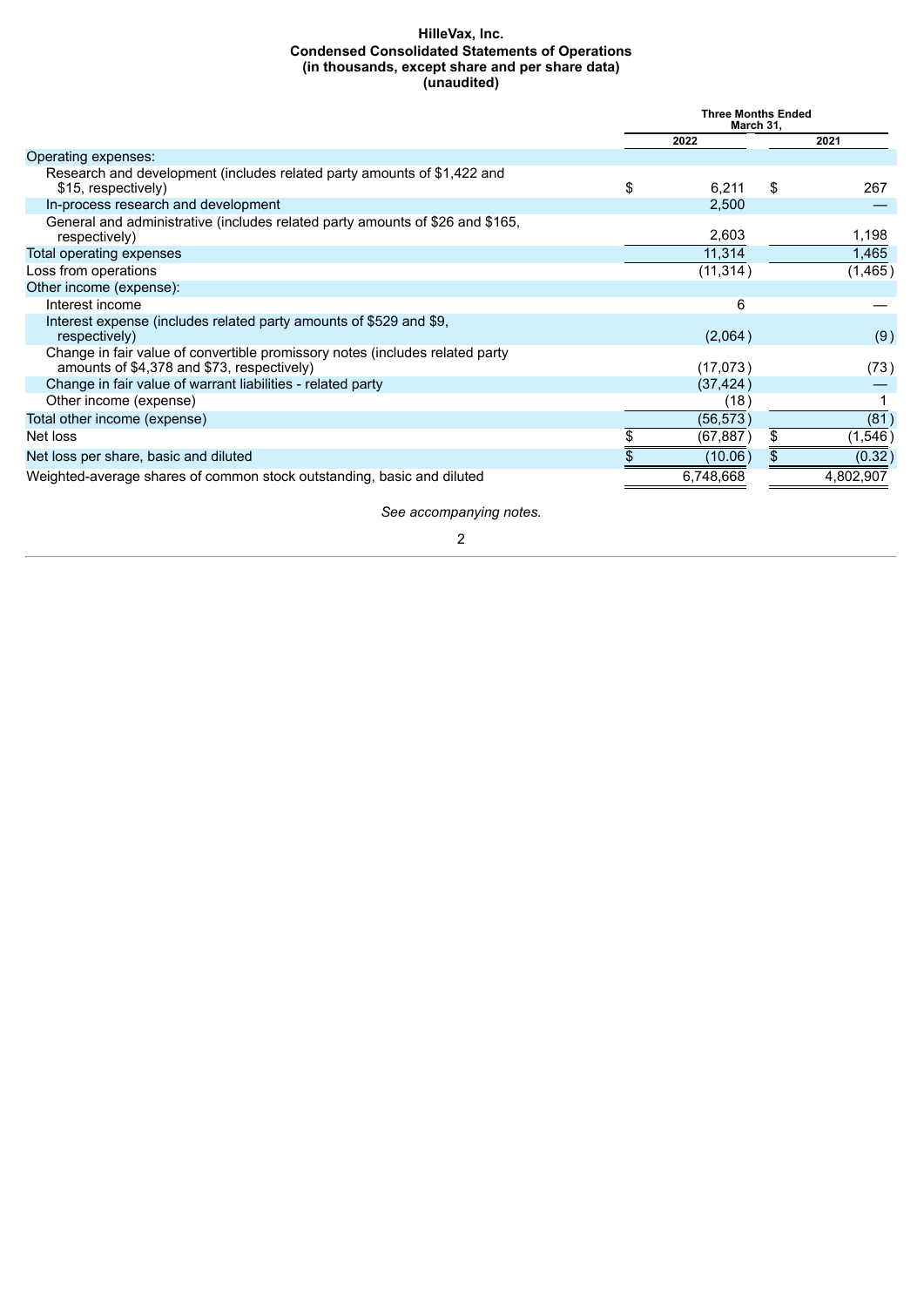**HilleVax, Inc.**
**Condensed Consolidated Statements of Operations**
**(in thousands, except share and per share data)**
**(unaudited)**

| | Three Months Ended March 31, | |
|---|---|---|
| | 2022 | 2021 |
| Operating expenses: | | |
| Research and development (includes related party amounts of $1,422 and $15, respectively) | $ 6,211 | $ 267 |
| In-process research and development | 2,500 | — |
| General and administrative (includes related party amounts of $26 and $165, respectively) | 2,603 | 1,198 |
| Total operating expenses | 11,314 | 1,465 |
| Loss from operations | (11,314) | (1,465) |
| Other income (expense): | | |
| Interest income | 6 | — |
| Interest expense (includes related party amounts of $529 and $9, respectively) | (2,064) | (9) |
| Change in fair value of convertible promissory notes (includes related party amounts of $4,378 and $73, respectively) | (17,073) | (73) |
| Change in fair value of warrant liabilities - related party | (37,424) | — |
| Other income (expense) | (18) | 1 |
| Total other income (expense) | (56,573) | (81) |
| Net loss | $ (67,887) | $ (1,546) |
| Net loss per share, basic and diluted | $ (10.06) | $ (0.32) |
| Weighted-average shares of common stock outstanding, basic and diluted | 6,748,668 | 4,802,907 |

*See accompanying notes.*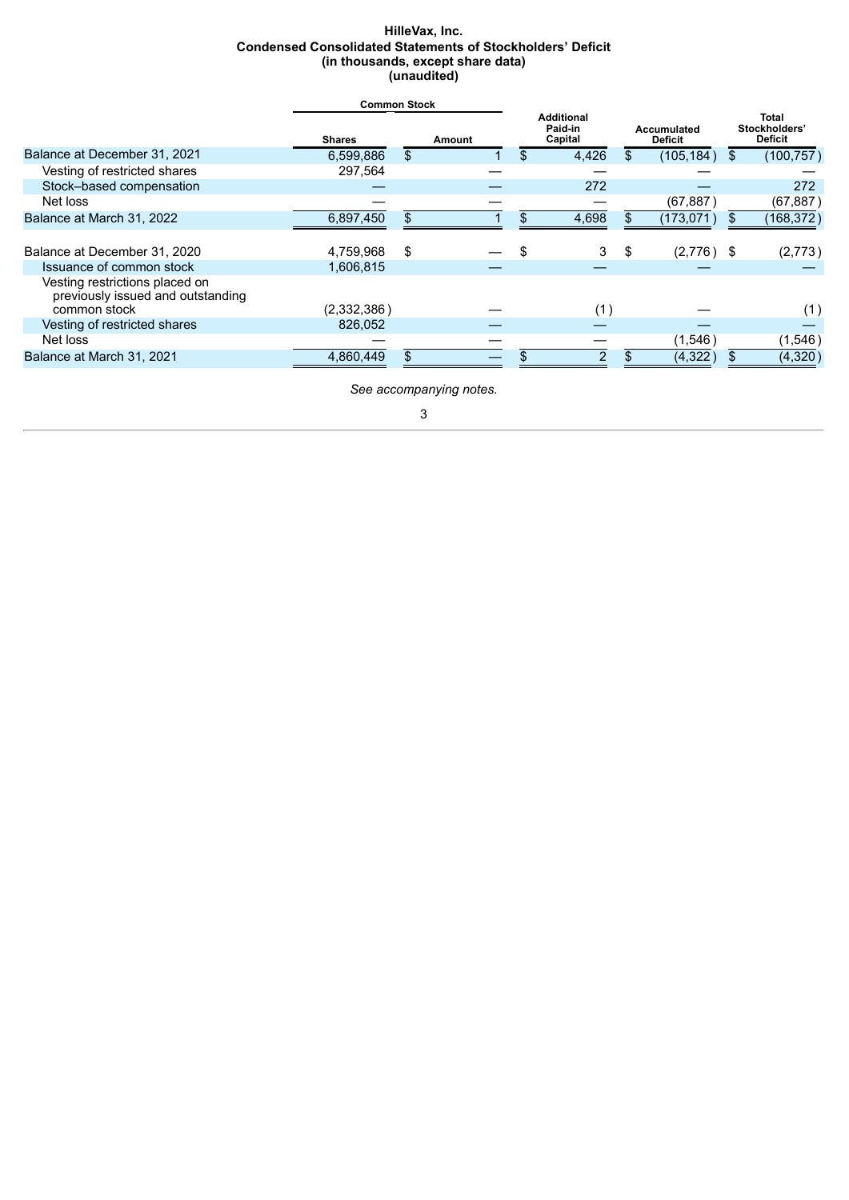**HilleVax, Inc.**
**Condensed Consolidated Statements of Stockholders' Deficit**
**(in thousands, except share data)**
**(unaudited)**

| | Common Stock | | Additional Paid-in Capital | Accumulated Deficit | Total Stockholders' Deficit |
|---|---|---|---|---|---|
| | Shares | Amount | | | |
| Balance at December 31, 2021 | 6,599,886 | $ 1 | $ 4,426 | $ (105,184) | $ (100,757) |
| Vesting of restricted shares | 297,564 | — | — | — | — |
| Stock–based compensation | — | — | 272 | — | 272 |
| Net loss | — | — | — | (67,887) | (67,887) |
| Balance at March 31, 2022 | 6,897,450 | $ 1 | $ 4,698 | $ (173,071) | $ (168,372) |
| | | | | | |
| Balance at December 31, 2020 | 4,759,968 | $ — | $ 3 | $ (2,776) | $ (2,773) |
| Issuance of common stock | 1,606,815 | — | — | — | — |
| Vesting restrictions placed on previously issued and outstanding common stock | (2,332,386) | — | (1) | — | (1) |
| Vesting of restricted shares | 826,052 | — | — | — | — |
| Net loss | — | — | — | (1,546) | (1,546) |
| Balance at March 31, 2021 | 4,860,449 | $ — | $ 2 | $ (4,322) | $ (4,320) |

*See accompanying notes.*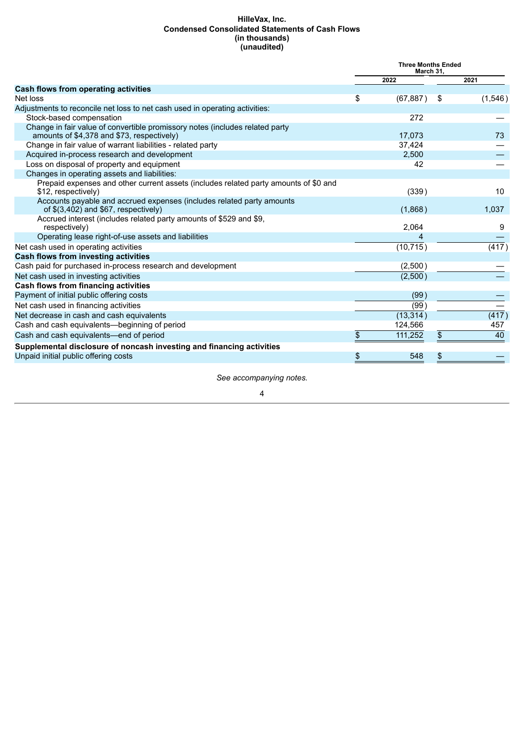**HilleVax, Inc.**
**Condensed Consolidated Statements of Cash Flows**
**(in thousands)**
**(unaudited)**

| | Three Months Ended March 31, | |
|---|---|---|
| | 2022 | 2021 |
| **Cash flows from operating activities** | | |
| Net loss | $ (67,887) | $ (1,546) |
| Adjustments to reconcile net loss to net cash used in operating activities: | | |
| Stock-based compensation | 272 | — |
| Change in fair value of convertible promissory notes (includes related party amounts of $4,378 and $73, respectively) | 17,073 | 73 |
| Change in fair value of warrant liabilities - related party | 37,424 | — |
| Acquired in-process research and development | 2,500 | — |
| Loss on disposal of property and equipment | 42 | — |
| Changes in operating assets and liabilities: | | |
| Prepaid expenses and other current assets (includes related party amounts of $0 and $12, respectively) | (339) | 10 |
| Accounts payable and accrued expenses (includes related party amounts of $(3,402) and $67, respectively) | (1,868) | 1,037 |
| Accrued interest (includes related party amounts of $529 and $9, respectively) | 2,064 | 9 |
| Operating lease right-of-use assets and liabilities | 4 | — |
| Net cash used in operating activities | (10,715) | (417) |
| **Cash flows from investing activities** | | |
| Cash paid for purchased in-process research and development | (2,500) | — |
| Net cash used in investing activities | (2,500) | — |
| **Cash flows from financing activities** | | |
| Payment of initial public offering costs | (99) | — |
| Net cash used in financing activities | (99) | — |
| Net decrease in cash and cash equivalents | (13,314) | (417) |
| Cash and cash equivalents—beginning of period | 124,566 | 457 |
| Cash and cash equivalents—end of period | $ 111,252 | $ 40 |
| **Supplemental disclosure of noncash investing and financing activities** | | |
| Unpaid initial public offering costs | $ 548 | $ — |

*See accompanying notes.*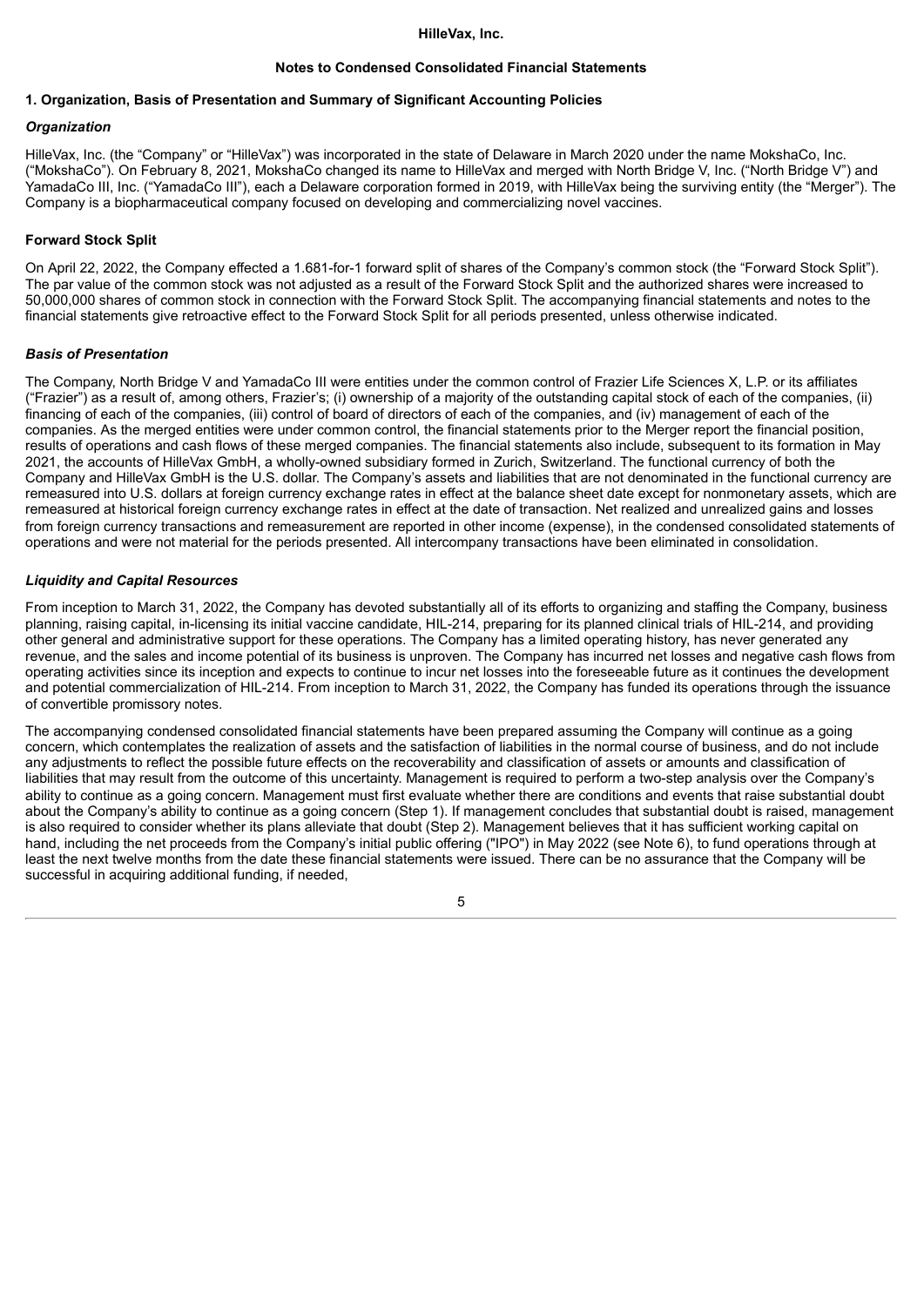**HilleVax, Inc.**

**Notes to Condensed Consolidated Financial Statements**

## 1. Organization, Basis of Presentation and Summary of Significant Accounting Policies

### *Organization*

HilleVax, Inc. (the "Company" or "HilleVax") was incorporated in the state of Delaware in March 2020 under the name MokshaCo, Inc. ("MokshaCo"). On February 8, 2021, MokshaCo changed its name to HilleVax and merged with North Bridge V, Inc. ("North Bridge V") and YamadaCo III, Inc. ("YamadaCo III"), each a Delaware corporation formed in 2019, with HilleVax being the surviving entity (the "Merger"). The Company is a biopharmaceutical company focused on developing and commercializing novel vaccines.

### Forward Stock Split

On April 22, 2022, the Company effected a 1.681-for-1 forward split of shares of the Company's common stock (the "Forward Stock Split"). The par value of the common stock was not adjusted as a result of the Forward Stock Split and the authorized shares were increased to 50,000,000 shares of common stock in connection with the Forward Stock Split. The accompanying financial statements and notes to the financial statements give retroactive effect to the Forward Stock Split for all periods presented, unless otherwise indicated.

### *Basis of Presentation*

The Company, North Bridge V and YamadaCo III were entities under the common control of Frazier Life Sciences X, L.P. or its affiliates ("Frazier") as a result of, among others, Frazier's; (i) ownership of a majority of the outstanding capital stock of each of the companies, (ii) financing of each of the companies, (iii) control of board of directors of each of the companies, and (iv) management of each of the companies. As the merged entities were under common control, the financial statements prior to the Merger report the financial position, results of operations and cash flows of these merged companies. The financial statements also include, subsequent to its formation in May 2021, the accounts of HilleVax GmbH, a wholly-owned subsidiary formed in Zurich, Switzerland. The functional currency of both the Company and HilleVax GmbH is the U.S. dollar. The Company's assets and liabilities that are not denominated in the functional currency are remeasured into U.S. dollars at foreign currency exchange rates in effect at the balance sheet date except for nonmonetary assets, which are remeasured at historical foreign currency exchange rates in effect at the date of transaction. Net realized and unrealized gains and losses from foreign currency transactions and remeasurement are reported in other income (expense), in the condensed consolidated statements of operations and were not material for the periods presented. All intercompany transactions have been eliminated in consolidation.

### *Liquidity and Capital Resources*

From inception to March 31, 2022, the Company has devoted substantially all of its efforts to organizing and staffing the Company, business planning, raising capital, in-licensing its initial vaccine candidate, HIL-214, preparing for its planned clinical trials of HIL-214, and providing other general and administrative support for these operations. The Company has a limited operating history, has never generated any revenue, and the sales and income potential of its business is unproven. The Company has incurred net losses and negative cash flows from operating activities since its inception and expects to continue to incur net losses into the foreseeable future as it continues the development and potential commercialization of HIL-214. From inception to March 31, 2022, the Company has funded its operations through the issuance of convertible promissory notes.

The accompanying condensed consolidated financial statements have been prepared assuming the Company will continue as a going concern, which contemplates the realization of assets and the satisfaction of liabilities in the normal course of business, and do not include any adjustments to reflect the possible future effects on the recoverability and classification of assets or amounts and classification of liabilities that may result from the outcome of this uncertainty. Management is required to perform a two-step analysis over the Company's ability to continue as a going concern. Management must first evaluate whether there are conditions and events that raise substantial doubt about the Company's ability to continue as a going concern (Step 1). If management concludes that substantial doubt is raised, management is also required to consider whether its plans alleviate that doubt (Step 2). Management believes that it has sufficient working capital on hand, including the net proceeds from the Company's initial public offering ("IPO") in May 2022 (see Note 6), to fund operations through at least the next twelve months from the date these financial statements were issued. There can be no assurance that the Company will be successful in acquiring additional funding, if needed,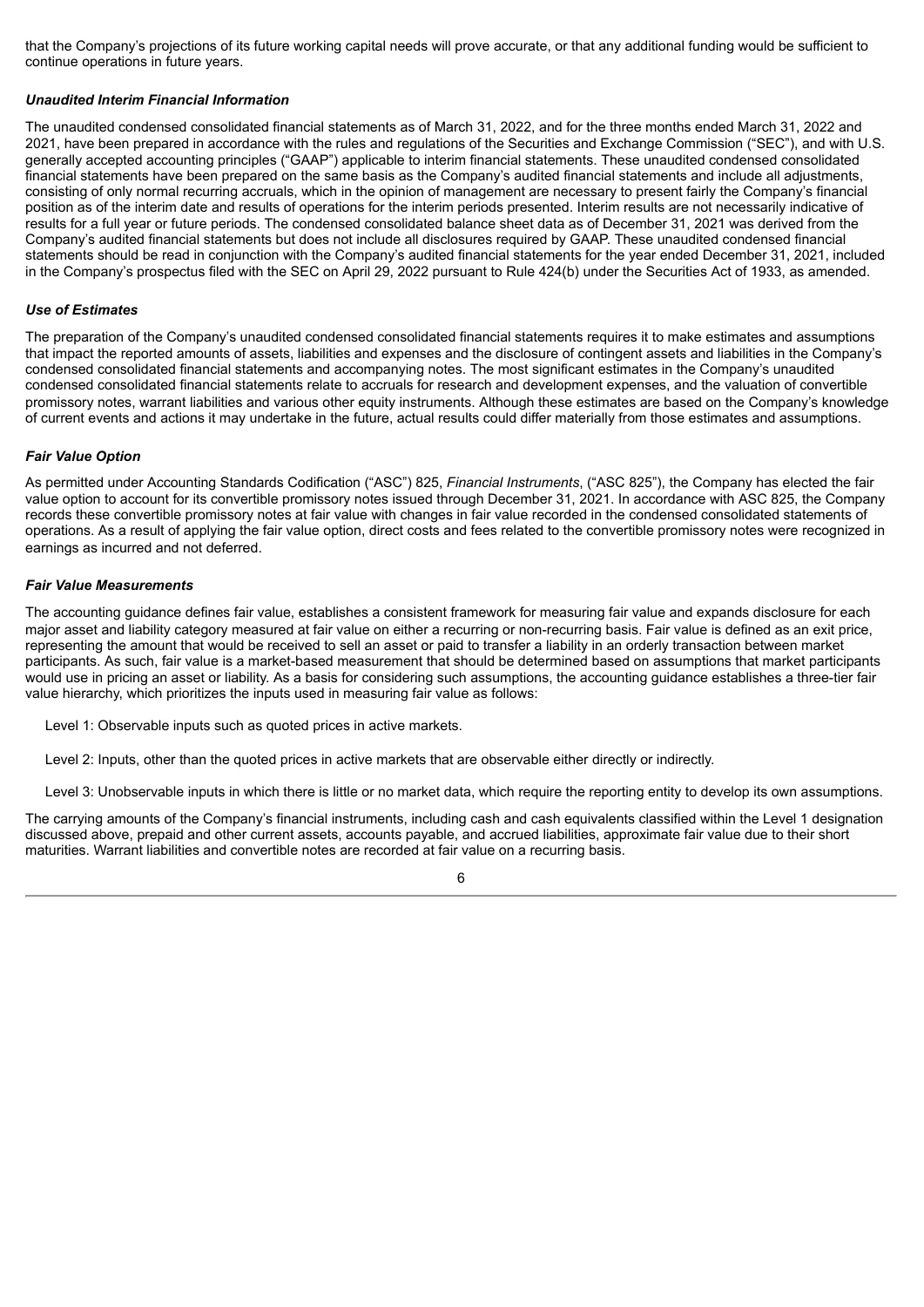that the Company's projections of its future working capital needs will prove accurate, or that any additional funding would be sufficient to continue operations in future years.

### *Unaudited Interim Financial Information*

The unaudited condensed consolidated financial statements as of March 31, 2022, and for the three months ended March 31, 2022 and 2021, have been prepared in accordance with the rules and regulations of the Securities and Exchange Commission ("SEC"), and with U.S. generally accepted accounting principles ("GAAP") applicable to interim financial statements. These unaudited condensed consolidated financial statements have been prepared on the same basis as the Company's audited financial statements and include all adjustments, consisting of only normal recurring accruals, which in the opinion of management are necessary to present fairly the Company's financial position as of the interim date and results of operations for the interim periods presented. Interim results are not necessarily indicative of results for a full year or future periods. The condensed consolidated balance sheet data as of December 31, 2021 was derived from the Company's audited financial statements but does not include all disclosures required by GAAP. These unaudited condensed financial statements should be read in conjunction with the Company's audited financial statements for the year ended December 31, 2021, included in the Company's prospectus filed with the SEC on April 29, 2022 pursuant to Rule 424(b) under the Securities Act of 1933, as amended.

### *Use of Estimates*

The preparation of the Company's unaudited condensed consolidated financial statements requires it to make estimates and assumptions that impact the reported amounts of assets, liabilities and expenses and the disclosure of contingent assets and liabilities in the Company's condensed consolidated financial statements and accompanying notes. The most significant estimates in the Company's unaudited condensed consolidated financial statements relate to accruals for research and development expenses, and the valuation of convertible promissory notes, warrant liabilities and various other equity instruments. Although these estimates are based on the Company's knowledge of current events and actions it may undertake in the future, actual results could differ materially from those estimates and assumptions.

### *Fair Value Option*

As permitted under Accounting Standards Codification ("ASC") 825, *Financial Instruments*, ("ASC 825"), the Company has elected the fair value option to account for its convertible promissory notes issued through December 31, 2021. In accordance with ASC 825, the Company records these convertible promissory notes at fair value with changes in fair value recorded in the condensed consolidated statements of operations. As a result of applying the fair value option, direct costs and fees related to the convertible promissory notes were recognized in earnings as incurred and not deferred.

### *Fair Value Measurements*

The accounting guidance defines fair value, establishes a consistent framework for measuring fair value and expands disclosure for each major asset and liability category measured at fair value on either a recurring or non-recurring basis. Fair value is defined as an exit price, representing the amount that would be received to sell an asset or paid to transfer a liability in an orderly transaction between market participants. As such, fair value is a market-based measurement that should be determined based on assumptions that market participants would use in pricing an asset or liability. As a basis for considering such assumptions, the accounting guidance establishes a three-tier fair value hierarchy, which prioritizes the inputs used in measuring fair value as follows:

Level 1: Observable inputs such as quoted prices in active markets.

Level 2: Inputs, other than the quoted prices in active markets that are observable either directly or indirectly.

Level 3: Unobservable inputs in which there is little or no market data, which require the reporting entity to develop its own assumptions.

The carrying amounts of the Company's financial instruments, including cash and cash equivalents classified within the Level 1 designation discussed above, prepaid and other current assets, accounts payable, and accrued liabilities, approximate fair value due to their short maturities. Warrant liabilities and convertible notes are recorded at fair value on a recurring basis.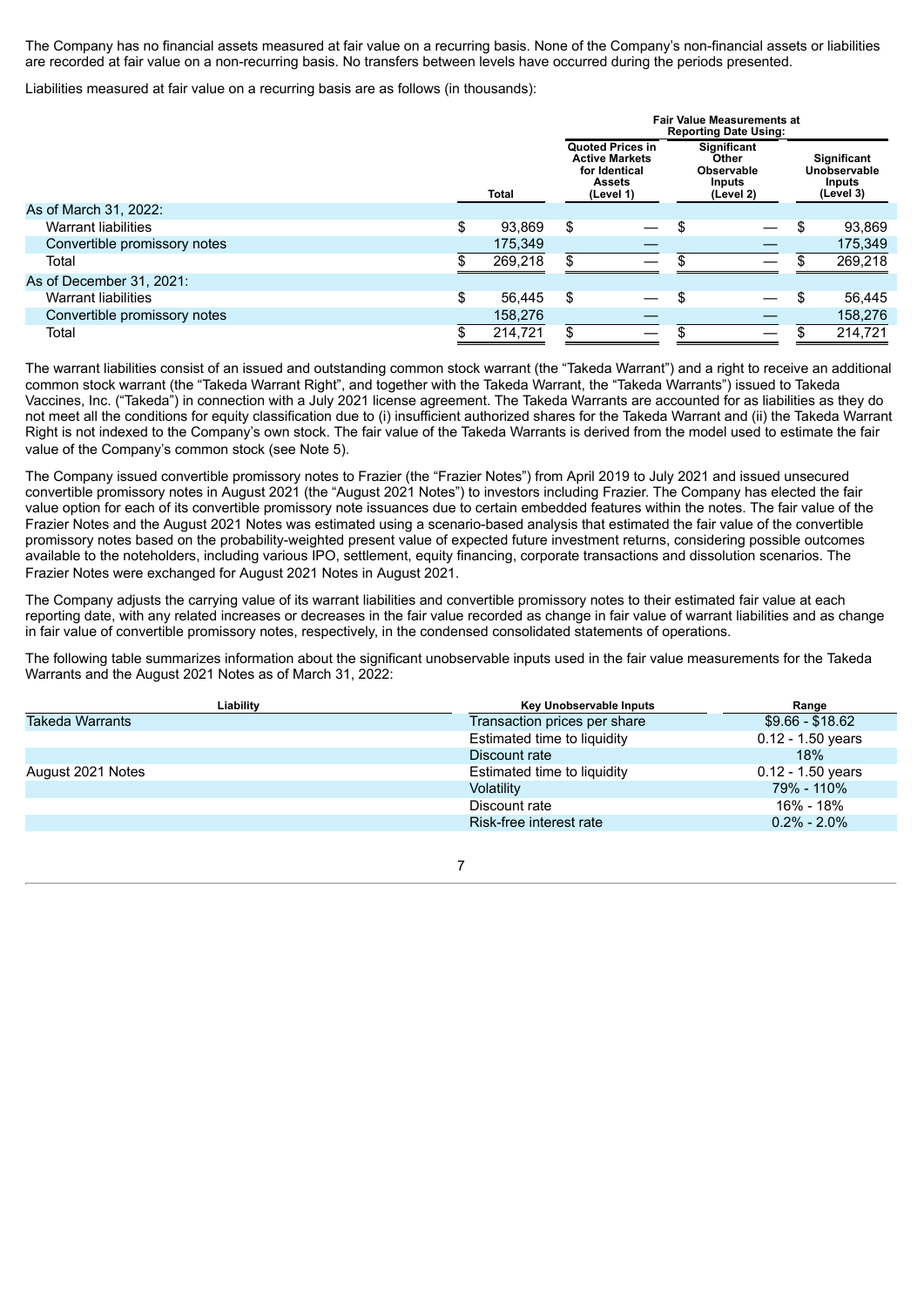The Company has no financial assets measured at fair value on a recurring basis. None of the Company's non-financial assets or liabilities are recorded at fair value on a non-recurring basis. No transfers between levels have occurred during the periods presented.

Liabilities measured at fair value on a recurring basis are as follows (in thousands):

| | | Fair Value Measurements at Reporting Date Using: | | |
|---|---|---|---|---|
| | Total | Quoted Prices in Active Markets for Identical Assets (Level 1) | Significant Other Observable Inputs (Level 2) | Significant Unobservable Inputs (Level 3) |
| As of March 31, 2022: | | | | |
| Warrant liabilities | $ 93,869 | $ — | $ — | $ 93,869 |
| Convertible promissory notes | 175,349 | — | — | 175,349 |
| Total | $ 269,218 | $ — | $ — | $ 269,218 |
| As of December 31, 2021: | | | | |
| Warrant liabilities | $ 56,445 | $ — | $ — | $ 56,445 |
| Convertible promissory notes | 158,276 | — | — | 158,276 |
| Total | $ 214,721 | $ — | $ — | $ 214,721 |

The warrant liabilities consist of an issued and outstanding common stock warrant (the "Takeda Warrant") and a right to receive an additional common stock warrant (the "Takeda Warrant Right", and together with the Takeda Warrant, the "Takeda Warrants") issued to Takeda Vaccines, Inc. ("Takeda") in connection with a July 2021 license agreement. The Takeda Warrants are accounted for as liabilities as they do not meet all the conditions for equity classification due to (i) insufficient authorized shares for the Takeda Warrant and (ii) the Takeda Warrant Right is not indexed to the Company's own stock. The fair value of the Takeda Warrants is derived from the model used to estimate the fair value of the Company's common stock (see Note 5).

The Company issued convertible promissory notes to Frazier (the "Frazier Notes") from April 2019 to July 2021 and issued unsecured convertible promissory notes in August 2021 (the "August 2021 Notes") to investors including Frazier. The Company has elected the fair value option for each of its convertible promissory note issuances due to certain embedded features within the notes. The fair value of the Frazier Notes and the August 2021 Notes was estimated using a scenario-based analysis that estimated the fair value of the convertible promissory notes based on the probability-weighted present value of expected future investment returns, considering possible outcomes available to the noteholders, including various IPO, settlement, equity financing, corporate transactions and dissolution scenarios. The Frazier Notes were exchanged for August 2021 Notes in August 2021.

The Company adjusts the carrying value of its warrant liabilities and convertible promissory notes to their estimated fair value at each reporting date, with any related increases or decreases in the fair value recorded as change in fair value of warrant liabilities and as change in fair value of convertible promissory notes, respectively, in the condensed consolidated statements of operations.

The following table summarizes information about the significant unobservable inputs used in the fair value measurements for the Takeda Warrants and the August 2021 Notes as of March 31, 2022:

| Liability | Key Unobservable Inputs | Range |
|---|---|---|
| Takeda Warrants | Transaction prices per share | $9.66 - $18.62 |
| | Estimated time to liquidity | 0.12 - 1.50 years |
| | Discount rate | 18% |
| August 2021 Notes | Estimated time to liquidity | 0.12 - 1.50 years |
| | Volatility | 79% - 110% |
| | Discount rate | 16% - 18% |
| | Risk-free interest rate | 0.2% - 2.0% |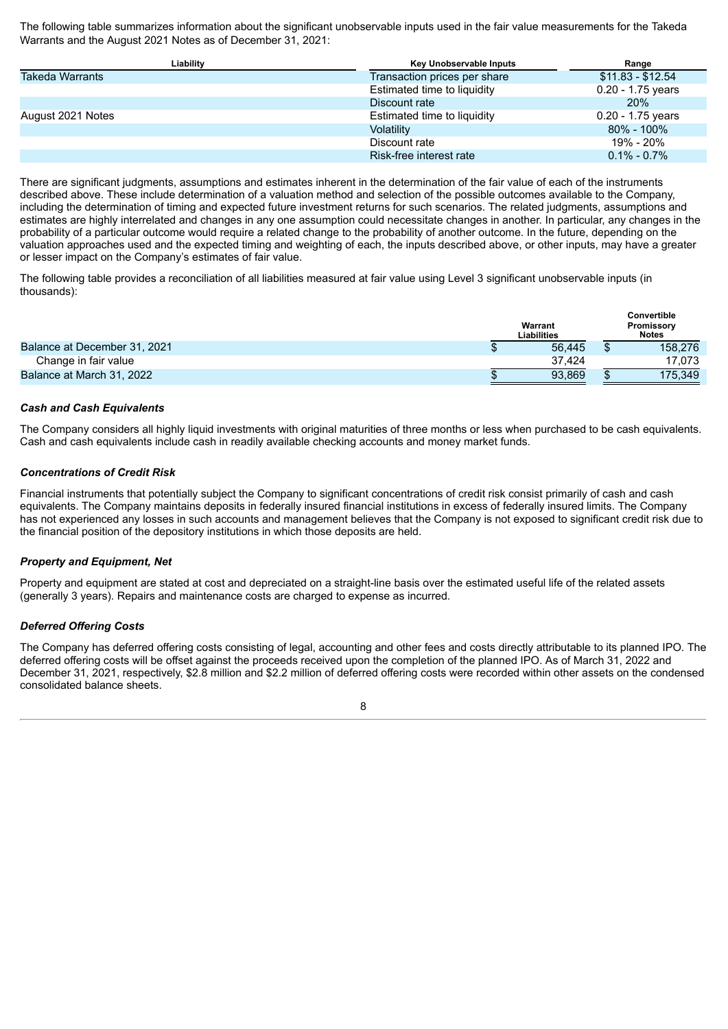The following table summarizes information about the significant unobservable inputs used in the fair value measurements for the Takeda Warrants and the August 2021 Notes as of December 31, 2021:

| Liability | Key Unobservable Inputs | Range |
|---|---|---|
| Takeda Warrants | Transaction prices per share | $11.83 - $12.54 |
| | Estimated time to liquidity | 0.20 - 1.75 years |
| | Discount rate | 20% |
| August 2021 Notes | Estimated time to liquidity | 0.20 - 1.75 years |
| | Volatility | 80% - 100% |
| | Discount rate | 19% - 20% |
| | Risk-free interest rate | 0.1% - 0.7% |

There are significant judgments, assumptions and estimates inherent in the determination of the fair value of each of the instruments described above. These include determination of a valuation method and selection of the possible outcomes available to the Company, including the determination of timing and expected future investment returns for such scenarios. The related judgments, assumptions and estimates are highly interrelated and changes in any one assumption could necessitate changes in another. In particular, any changes in the probability of a particular outcome would require a related change to the probability of another outcome. In the future, depending on the valuation approaches used and the expected timing and weighting of each, the inputs described above, or other inputs, may have a greater or lesser impact on the Company's estimates of fair value.

The following table provides a reconciliation of all liabilities measured at fair value using Level 3 significant unobservable inputs (in thousands):

| | Warrant Liabilities | Convertible Promissory Notes |
|---|---|---|
| Balance at December 31, 2021 | $ 56,445 | $ 158,276 |
| Change in fair value | 37,424 | 17,073 |
| Balance at March 31, 2022 | $ 93,869 | $ 175,349 |

***Cash and Cash Equivalents***

The Company considers all highly liquid investments with original maturities of three months or less when purchased to be cash equivalents. Cash and cash equivalents include cash in readily available checking accounts and money market funds.

***Concentrations of Credit Risk***

Financial instruments that potentially subject the Company to significant concentrations of credit risk consist primarily of cash and cash equivalents. The Company maintains deposits in federally insured financial institutions in excess of federally insured limits. The Company has not experienced any losses in such accounts and management believes that the Company is not exposed to significant credit risk due to the financial position of the depository institutions in which those deposits are held.

***Property and Equipment, Net***

Property and equipment are stated at cost and depreciated on a straight-line basis over the estimated useful life of the related assets (generally 3 years). Repairs and maintenance costs are charged to expense as incurred.

***Deferred Offering Costs***

The Company has deferred offering costs consisting of legal, accounting and other fees and costs directly attributable to its planned IPO. The deferred offering costs will be offset against the proceeds received upon the completion of the planned IPO. As of March 31, 2022 and December 31, 2021, respectively, $2.8 million and $2.2 million of deferred offering costs were recorded within other assets on the condensed consolidated balance sheets.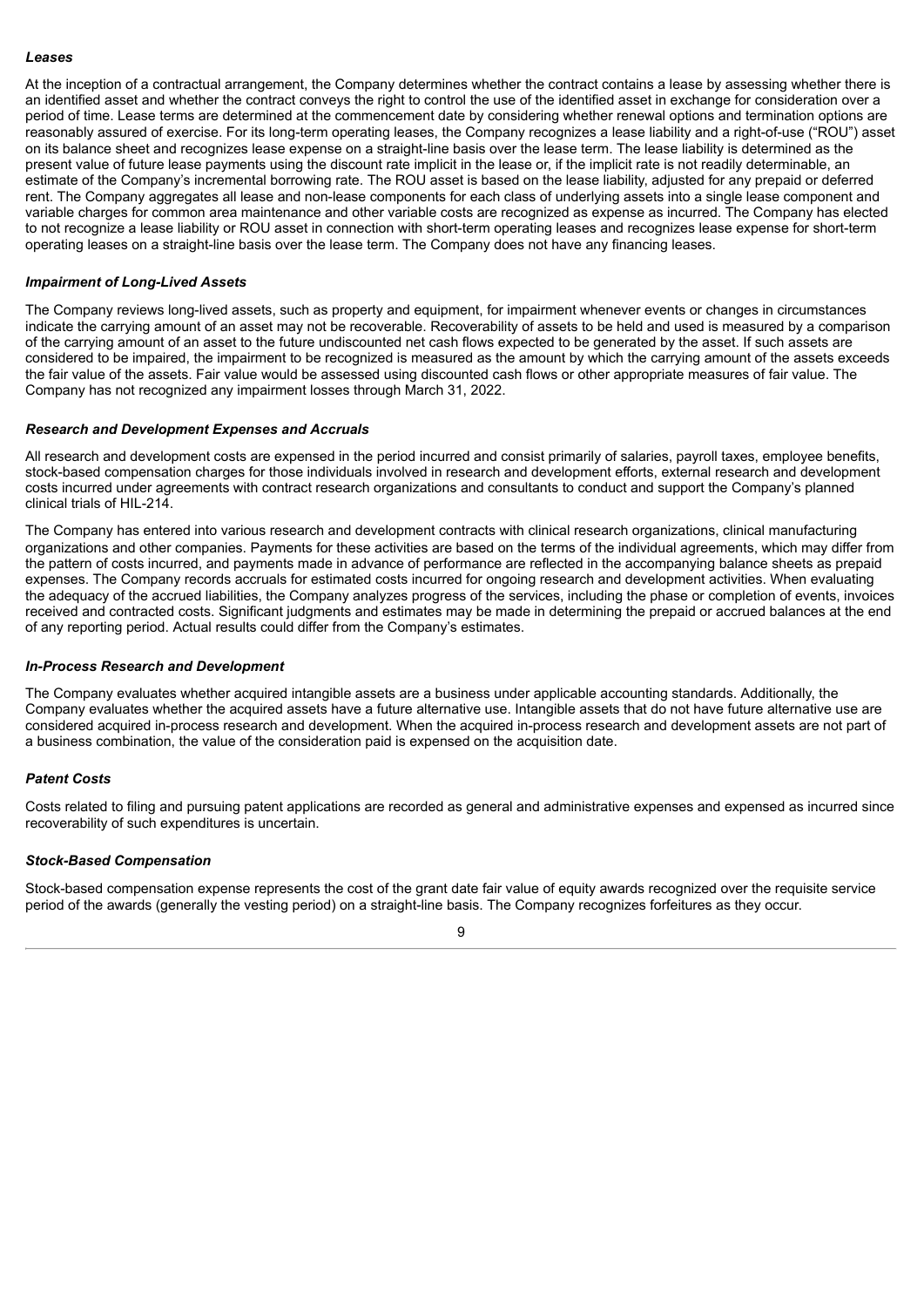### *Leases*

At the inception of a contractual arrangement, the Company determines whether the contract contains a lease by assessing whether there is an identified asset and whether the contract conveys the right to control the use of the identified asset in exchange for consideration over a period of time. Lease terms are determined at the commencement date by considering whether renewal options and termination options are reasonably assured of exercise. For its long-term operating leases, the Company recognizes a lease liability and a right-of-use ("ROU") asset on its balance sheet and recognizes lease expense on a straight-line basis over the lease term. The lease liability is determined as the present value of future lease payments using the discount rate implicit in the lease or, if the implicit rate is not readily determinable, an estimate of the Company's incremental borrowing rate. The ROU asset is based on the lease liability, adjusted for any prepaid or deferred rent. The Company aggregates all lease and non-lease components for each class of underlying assets into a single lease component and variable charges for common area maintenance and other variable costs are recognized as expense as incurred. The Company has elected to not recognize a lease liability or ROU asset in connection with short-term operating leases and recognizes lease expense for short-term operating leases on a straight-line basis over the lease term. The Company does not have any financing leases.

### *Impairment of Long-Lived Assets*

The Company reviews long-lived assets, such as property and equipment, for impairment whenever events or changes in circumstances indicate the carrying amount of an asset may not be recoverable. Recoverability of assets to be held and used is measured by a comparison of the carrying amount of an asset to the future undiscounted net cash flows expected to be generated by the asset. If such assets are considered to be impaired, the impairment to be recognized is measured as the amount by which the carrying amount of the assets exceeds the fair value of the assets. Fair value would be assessed using discounted cash flows or other appropriate measures of fair value. The Company has not recognized any impairment losses through March 31, 2022.

### *Research and Development Expenses and Accruals*

All research and development costs are expensed in the period incurred and consist primarily of salaries, payroll taxes, employee benefits, stock-based compensation charges for those individuals involved in research and development efforts, external research and development costs incurred under agreements with contract research organizations and consultants to conduct and support the Company's planned clinical trials of HIL-214.

The Company has entered into various research and development contracts with clinical research organizations, clinical manufacturing organizations and other companies. Payments for these activities are based on the terms of the individual agreements, which may differ from the pattern of costs incurred, and payments made in advance of performance are reflected in the accompanying balance sheets as prepaid expenses. The Company records accruals for estimated costs incurred for ongoing research and development activities. When evaluating the adequacy of the accrued liabilities, the Company analyzes progress of the services, including the phase or completion of events, invoices received and contracted costs. Significant judgments and estimates may be made in determining the prepaid or accrued balances at the end of any reporting period. Actual results could differ from the Company's estimates.

### *In-Process Research and Development*

The Company evaluates whether acquired intangible assets are a business under applicable accounting standards. Additionally, the Company evaluates whether the acquired assets have a future alternative use. Intangible assets that do not have future alternative use are considered acquired in-process research and development. When the acquired in-process research and development assets are not part of a business combination, the value of the consideration paid is expensed on the acquisition date.

### *Patent Costs*

Costs related to filing and pursuing patent applications are recorded as general and administrative expenses and expensed as incurred since recoverability of such expenditures is uncertain.

### *Stock-Based Compensation*

Stock-based compensation expense represents the cost of the grant date fair value of equity awards recognized over the requisite service period of the awards (generally the vesting period) on a straight-line basis. The Company recognizes forfeitures as they occur.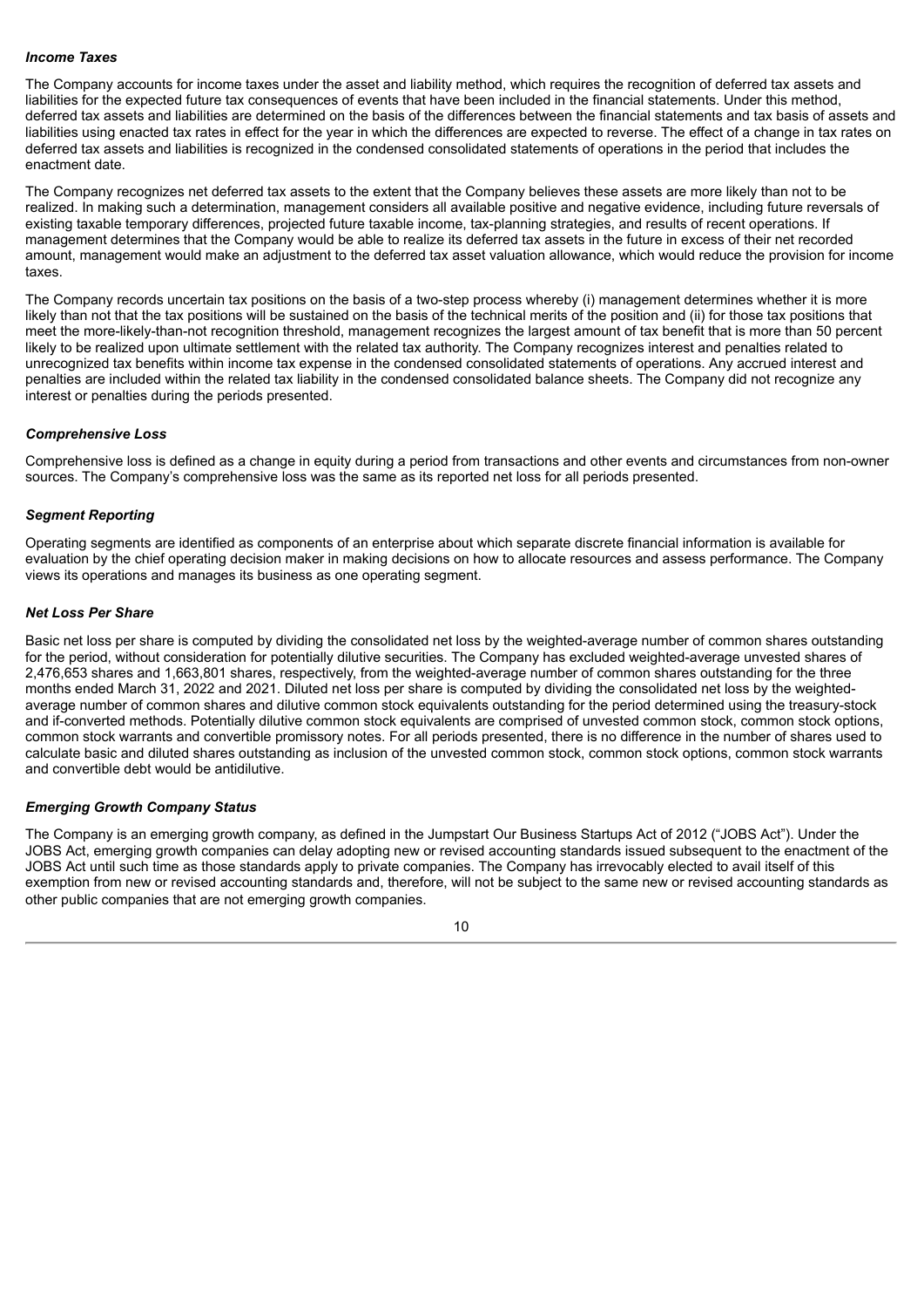### *Income Taxes*

The Company accounts for income taxes under the asset and liability method, which requires the recognition of deferred tax assets and liabilities for the expected future tax consequences of events that have been included in the financial statements. Under this method, deferred tax assets and liabilities are determined on the basis of the differences between the financial statements and tax basis of assets and liabilities using enacted tax rates in effect for the year in which the differences are expected to reverse. The effect of a change in tax rates on deferred tax assets and liabilities is recognized in the condensed consolidated statements of operations in the period that includes the enactment date.

The Company recognizes net deferred tax assets to the extent that the Company believes these assets are more likely than not to be realized. In making such a determination, management considers all available positive and negative evidence, including future reversals of existing taxable temporary differences, projected future taxable income, tax-planning strategies, and results of recent operations. If management determines that the Company would be able to realize its deferred tax assets in the future in excess of their net recorded amount, management would make an adjustment to the deferred tax asset valuation allowance, which would reduce the provision for income taxes.

The Company records uncertain tax positions on the basis of a two-step process whereby (i) management determines whether it is more likely than not that the tax positions will be sustained on the basis of the technical merits of the position and (ii) for those tax positions that meet the more-likely-than-not recognition threshold, management recognizes the largest amount of tax benefit that is more than 50 percent likely to be realized upon ultimate settlement with the related tax authority. The Company recognizes interest and penalties related to unrecognized tax benefits within income tax expense in the condensed consolidated statements of operations. Any accrued interest and penalties are included within the related tax liability in the condensed consolidated balance sheets. The Company did not recognize any interest or penalties during the periods presented.

### *Comprehensive Loss*

Comprehensive loss is defined as a change in equity during a period from transactions and other events and circumstances from non-owner sources. The Company's comprehensive loss was the same as its reported net loss for all periods presented.

### *Segment Reporting*

Operating segments are identified as components of an enterprise about which separate discrete financial information is available for evaluation by the chief operating decision maker in making decisions on how to allocate resources and assess performance. The Company views its operations and manages its business as one operating segment.

### *Net Loss Per Share*

Basic net loss per share is computed by dividing the consolidated net loss by the weighted-average number of common shares outstanding for the period, without consideration for potentially dilutive securities. The Company has excluded weighted-average unvested shares of 2,476,653 shares and 1,663,801 shares, respectively, from the weighted-average number of common shares outstanding for the three months ended March 31, 2022 and 2021. Diluted net loss per share is computed by dividing the consolidated net loss by the weighted-average number of common shares and dilutive common stock equivalents outstanding for the period determined using the treasury-stock and if-converted methods. Potentially dilutive common stock equivalents are comprised of unvested common stock, common stock options, common stock warrants and convertible promissory notes. For all periods presented, there is no difference in the number of shares used to calculate basic and diluted shares outstanding as inclusion of the unvested common stock, common stock options, common stock warrants and convertible debt would be antidilutive.

### *Emerging Growth Company Status*

The Company is an emerging growth company, as defined in the Jumpstart Our Business Startups Act of 2012 ("JOBS Act"). Under the JOBS Act, emerging growth companies can delay adopting new or revised accounting standards issued subsequent to the enactment of the JOBS Act until such time as those standards apply to private companies. The Company has irrevocably elected to avail itself of this exemption from new or revised accounting standards and, therefore, will not be subject to the same new or revised accounting standards as other public companies that are not emerging growth companies.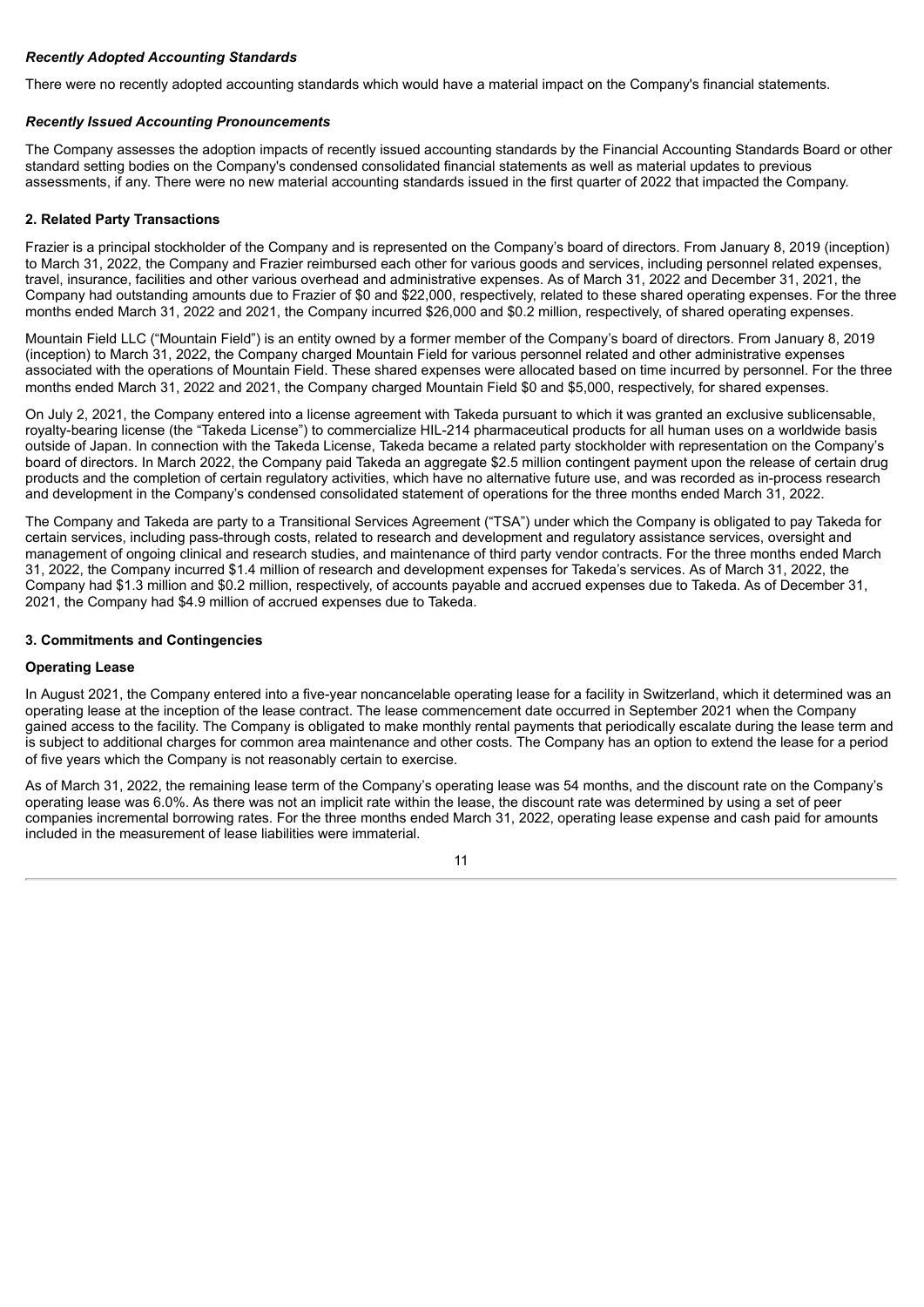***Recently Adopted Accounting Standards***

There were no recently adopted accounting standards which would have a material impact on the Company's financial statements.

***Recently Issued Accounting Pronouncements***

The Company assesses the adoption impacts of recently issued accounting standards by the Financial Accounting Standards Board or other standard setting bodies on the Company's condensed consolidated financial statements as well as material updates to previous assessments, if any. There were no new material accounting standards issued in the first quarter of 2022 that impacted the Company.

## 2. Related Party Transactions

Frazier is a principal stockholder of the Company and is represented on the Company's board of directors. From January 8, 2019 (inception) to March 31, 2022, the Company and Frazier reimbursed each other for various goods and services, including personnel related expenses, travel, insurance, facilities and other various overhead and administrative expenses. As of March 31, 2022 and December 31, 2021, the Company had outstanding amounts due to Frazier of $0 and $22,000, respectively, related to these shared operating expenses. For the three months ended March 31, 2022 and 2021, the Company incurred $26,000 and $0.2 million, respectively, of shared operating expenses.

Mountain Field LLC ("Mountain Field") is an entity owned by a former member of the Company's board of directors. From January 8, 2019 (inception) to March 31, 2022, the Company charged Mountain Field for various personnel related and other administrative expenses associated with the operations of Mountain Field. These shared expenses were allocated based on time incurred by personnel. For the three months ended March 31, 2022 and 2021, the Company charged Mountain Field $0 and $5,000, respectively, for shared expenses.

On July 2, 2021, the Company entered into a license agreement with Takeda pursuant to which it was granted an exclusive sublicensable, royalty-bearing license (the "Takeda License") to commercialize HIL-214 pharmaceutical products for all human uses on a worldwide basis outside of Japan. In connection with the Takeda License, Takeda became a related party stockholder with representation on the Company's board of directors. In March 2022, the Company paid Takeda an aggregate $2.5 million contingent payment upon the release of certain drug products and the completion of certain regulatory activities, which have no alternative future use, and was recorded as in-process research and development in the Company's condensed consolidated statement of operations for the three months ended March 31, 2022.

The Company and Takeda are party to a Transitional Services Agreement ("TSA") under which the Company is obligated to pay Takeda for certain services, including pass-through costs, related to research and development and regulatory assistance services, oversight and management of ongoing clinical and research studies, and maintenance of third party vendor contracts. For the three months ended March 31, 2022, the Company incurred $1.4 million of research and development expenses for Takeda's services. As of March 31, 2022, the Company had $1.3 million and $0.2 million, respectively, of accounts payable and accrued expenses due to Takeda. As of December 31, 2021, the Company had $4.9 million of accrued expenses due to Takeda.

## 3. Commitments and Contingencies

### Operating Lease

In August 2021, the Company entered into a five-year noncancelable operating lease for a facility in Switzerland, which it determined was an operating lease at the inception of the lease contract. The lease commencement date occurred in September 2021 when the Company gained access to the facility. The Company is obligated to make monthly rental payments that periodically escalate during the lease term and is subject to additional charges for common area maintenance and other costs. The Company has an option to extend the lease for a period of five years which the Company is not reasonably certain to exercise.

As of March 31, 2022, the remaining lease term of the Company's operating lease was 54 months, and the discount rate on the Company's operating lease was 6.0%. As there was not an implicit rate within the lease, the discount rate was determined by using a set of peer companies incremental borrowing rates. For the three months ended March 31, 2022, operating lease expense and cash paid for amounts included in the measurement of lease liabilities were immaterial.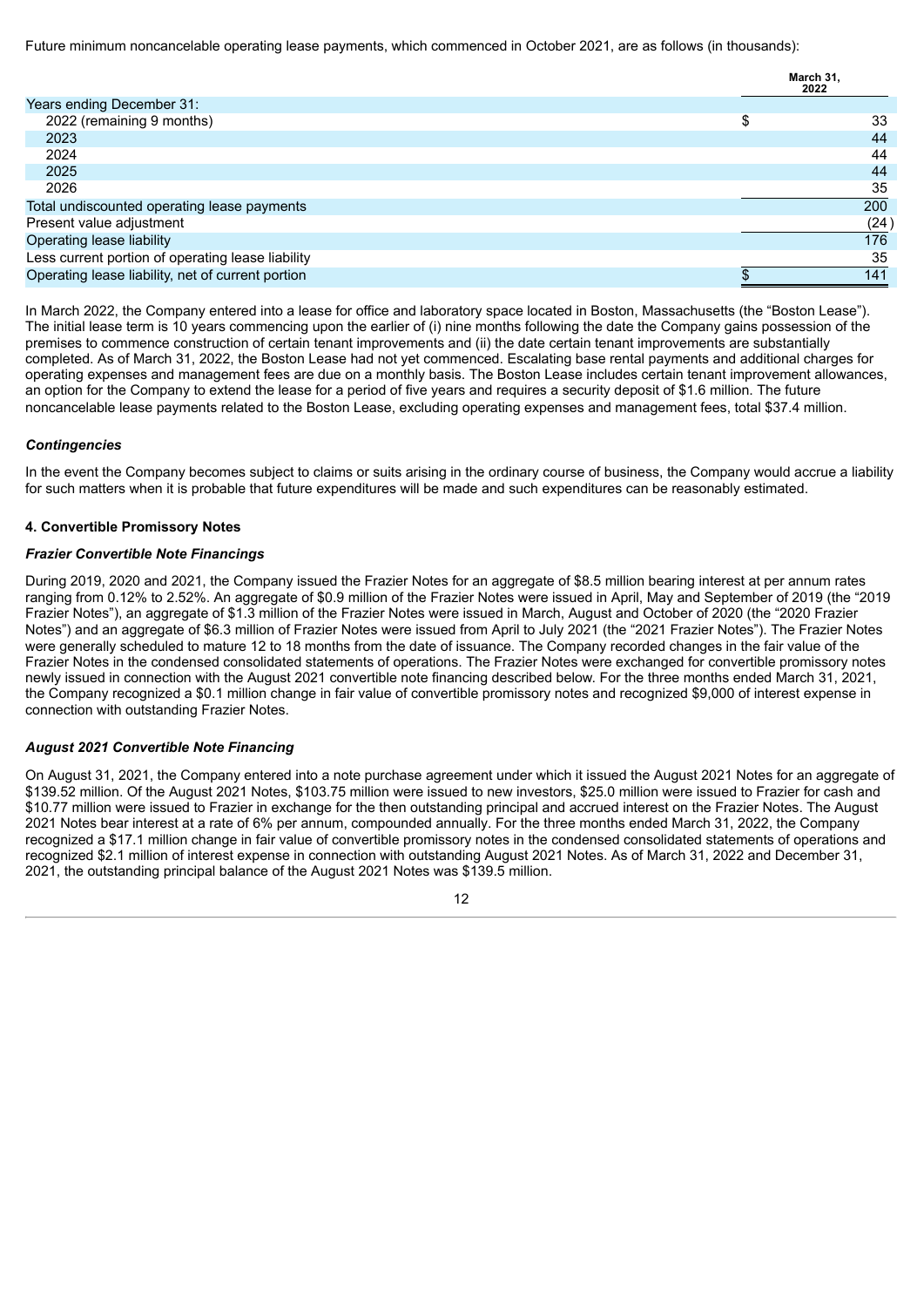Future minimum noncancelable operating lease payments, which commenced in October 2021, are as follows (in thousands):

| | March 31, 2022 |
|---|---|
| Years ending December 31: | |
| 2022 (remaining 9 months) | $ 33 |
| 2023 | 44 |
| 2024 | 44 |
| 2025 | 44 |
| 2026 | 35 |
| Total undiscounted operating lease payments | 200 |
| Present value adjustment | (24) |
| Operating lease liability | 176 |
| Less current portion of operating lease liability | 35 |
| Operating lease liability, net of current portion | $ 141 |

In March 2022, the Company entered into a lease for office and laboratory space located in Boston, Massachusetts (the "Boston Lease"). The initial lease term is 10 years commencing upon the earlier of (i) nine months following the date the Company gains possession of the premises to commence construction of certain tenant improvements and (ii) the date certain tenant improvements are substantially completed. As of March 31, 2022, the Boston Lease had not yet commenced. Escalating base rental payments and additional charges for operating expenses and management fees are due on a monthly basis. The Boston Lease includes certain tenant improvement allowances, an option for the Company to extend the lease for a period of five years and requires a security deposit of $1.6 million. The future noncancelable lease payments related to the Boston Lease, excluding operating expenses and management fees, total $37.4 million.

### *Contingencies*

In the event the Company becomes subject to claims or suits arising in the ordinary course of business, the Company would accrue a liability for such matters when it is probable that future expenditures will be made and such expenditures can be reasonably estimated.

## 4. Convertible Promissory Notes

### *Frazier Convertible Note Financings*

During 2019, 2020 and 2021, the Company issued the Frazier Notes for an aggregate of $8.5 million bearing interest at per annum rates ranging from 0.12% to 2.52%. An aggregate of $0.9 million of the Frazier Notes were issued in April, May and September of 2019 (the "2019 Frazier Notes"), an aggregate of $1.3 million of the Frazier Notes were issued in March, August and October of 2020 (the "2020 Frazier Notes") and an aggregate of $6.3 million of Frazier Notes were issued from April to July 2021 (the "2021 Frazier Notes"). The Frazier Notes were generally scheduled to mature 12 to 18 months from the date of issuance. The Company recorded changes in the fair value of the Frazier Notes in the condensed consolidated statements of operations. The Frazier Notes were exchanged for convertible promissory notes newly issued in connection with the August 2021 convertible note financing described below. For the three months ended March 31, 2021, the Company recognized a $0.1 million change in fair value of convertible promissory notes and recognized $9,000 of interest expense in connection with outstanding Frazier Notes.

### *August 2021 Convertible Note Financing*

On August 31, 2021, the Company entered into a note purchase agreement under which it issued the August 2021 Notes for an aggregate of $139.52 million. Of the August 2021 Notes, $103.75 million were issued to new investors, $25.0 million were issued to Frazier for cash and $10.77 million were issued to Frazier in exchange for the then outstanding principal and accrued interest on the Frazier Notes. The August 2021 Notes bear interest at a rate of 6% per annum, compounded annually. For the three months ended March 31, 2022, the Company recognized a $17.1 million change in fair value of convertible promissory notes in the condensed consolidated statements of operations and recognized $2.1 million of interest expense in connection with outstanding August 2021 Notes. As of March 31, 2022 and December 31, 2021, the outstanding principal balance of the August 2021 Notes was $139.5 million.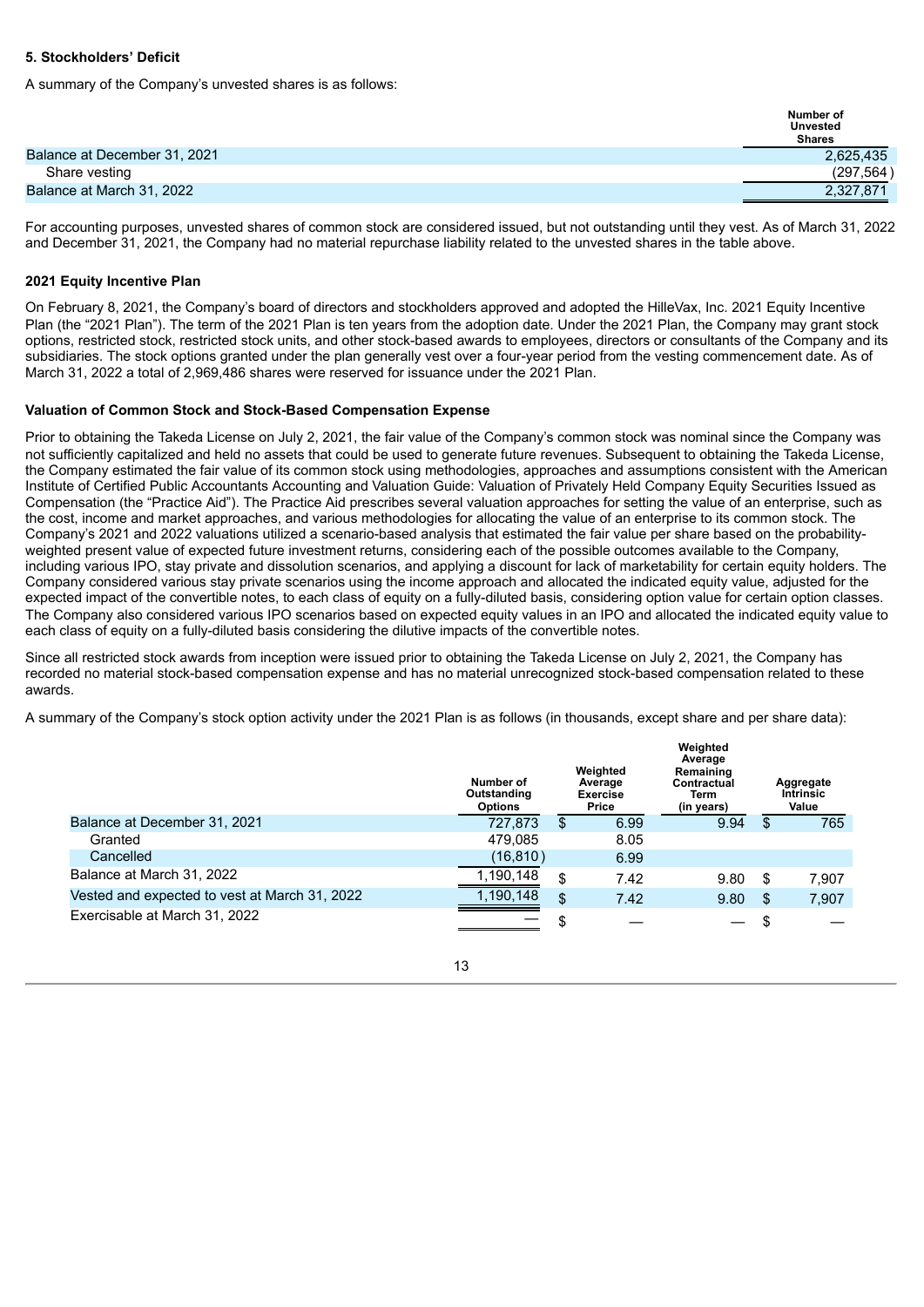### 5. Stockholders' Deficit

A summary of the Company's unvested shares is as follows:

| | Number of Unvested Shares |
|---|---|
| Balance at December 31, 2021 | 2,625,435 |
| Share vesting | (297,564 ) |
| Balance at March 31, 2022 | 2,327,871 |

For accounting purposes, unvested shares of common stock are considered issued, but not outstanding until they vest. As of March 31, 2022 and December 31, 2021, the Company had no material repurchase liability related to the unvested shares in the table above.

#### 2021 Equity Incentive Plan

On February 8, 2021, the Company's board of directors and stockholders approved and adopted the HilleVax, Inc. 2021 Equity Incentive Plan (the "2021 Plan"). The term of the 2021 Plan is ten years from the adoption date. Under the 2021 Plan, the Company may grant stock options, restricted stock, restricted stock units, and other stock-based awards to employees, directors or consultants of the Company and its subsidiaries. The stock options granted under the plan generally vest over a four-year period from the vesting commencement date. As of March 31, 2022 a total of 2,969,486 shares were reserved for issuance under the 2021 Plan.

#### Valuation of Common Stock and Stock-Based Compensation Expense

Prior to obtaining the Takeda License on July 2, 2021, the fair value of the Company's common stock was nominal since the Company was not sufficiently capitalized and held no assets that could be used to generate future revenues. Subsequent to obtaining the Takeda License, the Company estimated the fair value of its common stock using methodologies, approaches and assumptions consistent with the American Institute of Certified Public Accountants Accounting and Valuation Guide: Valuation of Privately Held Company Equity Securities Issued as Compensation (the "Practice Aid"). The Practice Aid prescribes several valuation approaches for setting the value of an enterprise, such as the cost, income and market approaches, and various methodologies for allocating the value of an enterprise to its common stock. The Company's 2021 and 2022 valuations utilized a scenario-based analysis that estimated the fair value per share based on the probability-weighted present value of expected future investment returns, considering each of the possible outcomes available to the Company, including various IPO, stay private and dissolution scenarios, and applying a discount for lack of marketability for certain equity holders. The Company considered various stay private scenarios using the income approach and allocated the indicated equity value, adjusted for the expected impact of the convertible notes, to each class of equity on a fully-diluted basis, considering option value for certain option classes. The Company also considered various IPO scenarios based on expected equity values in an IPO and allocated the indicated equity value to each class of equity on a fully-diluted basis considering the dilutive impacts of the convertible notes.

Since all restricted stock awards from inception were issued prior to obtaining the Takeda License on July 2, 2021, the Company has recorded no material stock-based compensation expense and has no material unrecognized stock-based compensation related to these awards.

A summary of the Company's stock option activity under the 2021 Plan is as follows (in thousands, except share and per share data):

| | Number of Outstanding Options | Weighted Average Exercise Price | Weighted Average Remaining Contractual Term (in years) | Aggregate Intrinsic Value |
|---|---|---|---|---|
| Balance at December 31, 2021 | 727,873 | $ 6.99 | 9.94 | $ 765 |
| Granted | 479,085 | 8.05 | | |
| Cancelled | (16,810 ) | 6.99 | | |
| Balance at March 31, 2022 | 1,190,148 | $ 7.42 | 9.80 | $ 7,907 |
| Vested and expected to vest at March 31, 2022 | 1,190,148 | $ 7.42 | 9.80 | $ 7,907 |
| Exercisable at March 31, 2022 | — | $ — | — | $ — |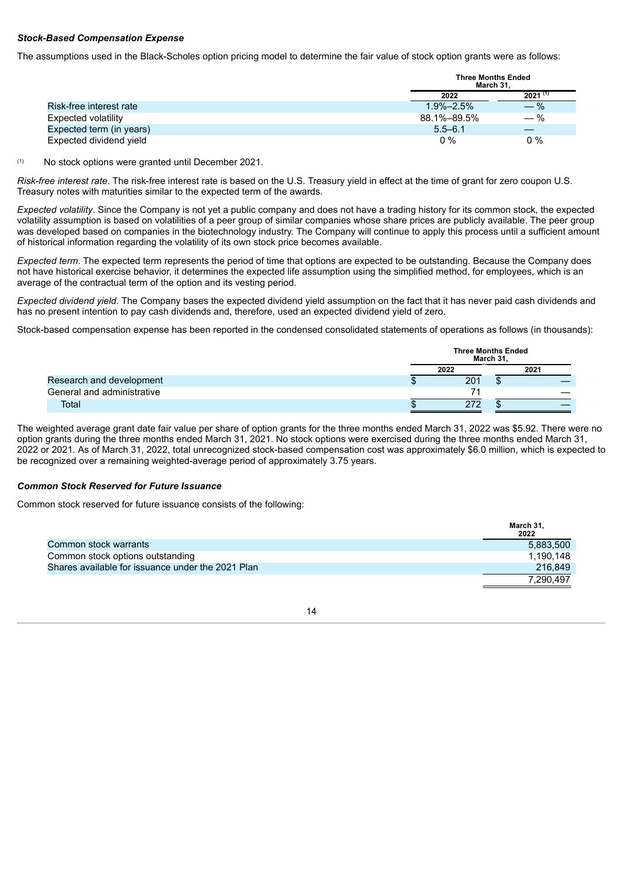***Stock-Based Compensation Expense***

The assumptions used in the Black-Scholes option pricing model to determine the fair value of stock option grants were as follows:

| | Three Months Ended March 31, | |
|---|---|---|
| | 2022 | 2021 [(1)] |
| Risk-free interest rate | 1.9%–2.5% | — % |
| Expected volatility | 88.1%–89.5% | — % |
| Expected term (in years) | 5.5–6.1 | — |
| Expected dividend yield | 0 % | 0 % |

(1) No stock options were granted until December 2021.

*Risk-free interest rate.* The risk-free interest rate is based on the U.S. Treasury yield in effect at the time of grant for zero coupon U.S. Treasury notes with maturities similar to the expected term of the awards.

*Expected volatility*. Since the Company is not yet a public company and does not have a trading history for its common stock, the expected volatility assumption is based on volatilities of a peer group of similar companies whose share prices are publicly available. The peer group was developed based on companies in the biotechnology industry. The Company will continue to apply this process until a sufficient amount of historical information regarding the volatility of its own stock price becomes available.

*Expected term*. The expected term represents the period of time that options are expected to be outstanding. Because the Company does not have historical exercise behavior, it determines the expected life assumption using the simplified method, for employees, which is an average of the contractual term of the option and its vesting period.

*Expected dividend yield*. The Company bases the expected dividend yield assumption on the fact that it has never paid cash dividends and has no present intention to pay cash dividends and, therefore, used an expected dividend yield of zero.

Stock-based compensation expense has been reported in the condensed consolidated statements of operations as follows (in thousands):

| | Three Months Ended March 31, | |
|---|---|---|
| | 2022 | 2021 |
| Research and development | $ 201 | $ — |
| General and administrative | 71 | — |
| Total | $ 272 | $ — |

The weighted average grant date fair value per share of option grants for the three months ended March 31, 2022 was $5.92. There were no option grants during the three months ended March 31, 2021. No stock options were exercised during the three months ended March 31, 2022 or 2021. As of March 31, 2022, total unrecognized stock-based compensation cost was approximately $6.0 million, which is expected to be recognized over a remaining weighted-average period of approximately 3.75 years.

***Common Stock Reserved for Future Issuance***

Common stock reserved for future issuance consists of the following:

| | March 31, 2022 |
|---|---|
| Common stock warrants | 5,883,500 |
| Common stock options outstanding | 1,190,148 |
| Shares available for issuance under the 2021 Plan | 216,849 |
| | 7,290,497 |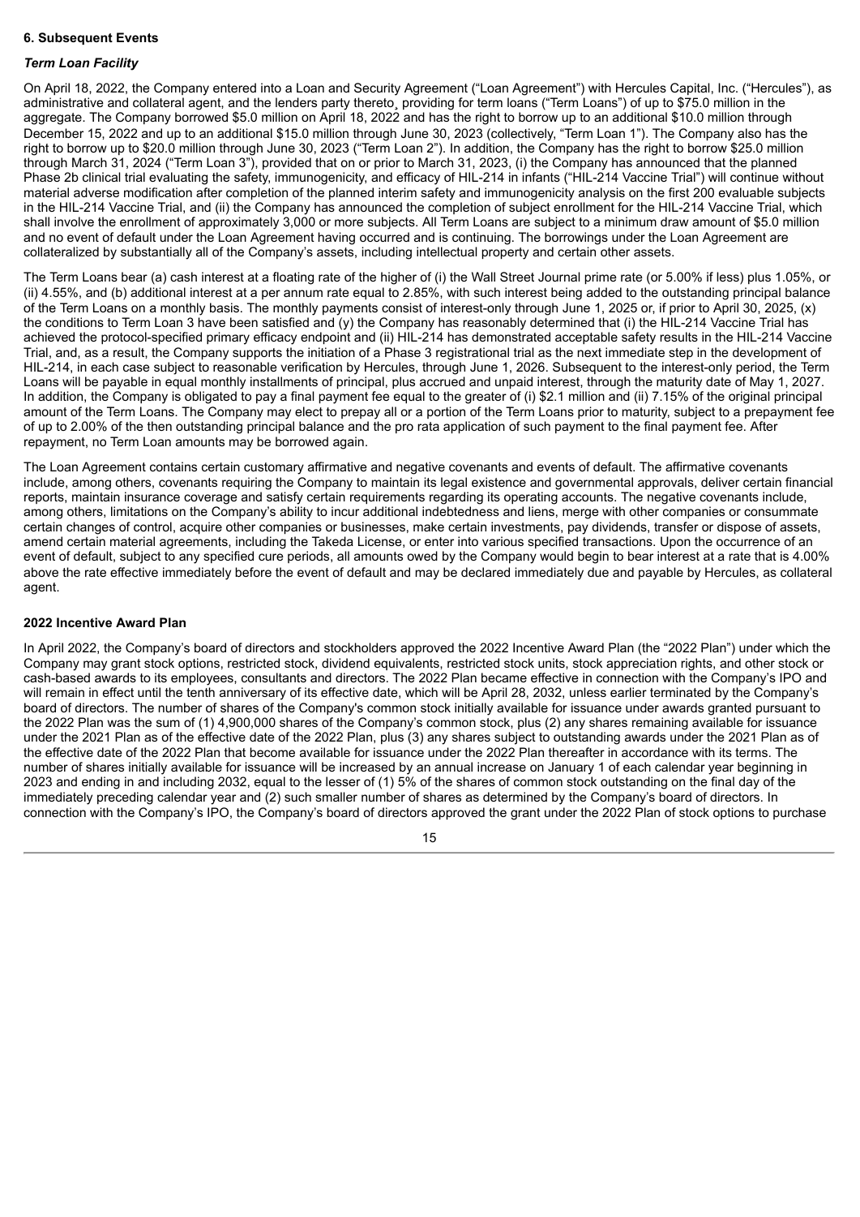**6. Subsequent Events**

***Term Loan Facility***

On April 18, 2022, the Company entered into a Loan and Security Agreement ("Loan Agreement") with Hercules Capital, Inc. ("Hercules"), as administrative and collateral agent, and the lenders party thereto, providing for term loans ("Term Loans") of up to $75.0 million in the aggregate. The Company borrowed $5.0 million on April 18, 2022 and has the right to borrow up to an additional $10.0 million through December 15, 2022 and up to an additional $15.0 million through June 30, 2023 (collectively, "Term Loan 1"). The Company also has the right to borrow up to $20.0 million through June 30, 2023 ("Term Loan 2"). In addition, the Company has the right to borrow $25.0 million through March 31, 2024 ("Term Loan 3"), provided that on or prior to March 31, 2023, (i) the Company has announced that the planned Phase 2b clinical trial evaluating the safety, immunogenicity, and efficacy of HIL-214 in infants ("HIL-214 Vaccine Trial") will continue without material adverse modification after completion of the planned interim safety and immunogenicity analysis on the first 200 evaluable subjects in the HIL-214 Vaccine Trial, and (ii) the Company has announced the completion of subject enrollment for the HIL-214 Vaccine Trial, which shall involve the enrollment of approximately 3,000 or more subjects. All Term Loans are subject to a minimum draw amount of $5.0 million and no event of default under the Loan Agreement having occurred and is continuing. The borrowings under the Loan Agreement are collateralized by substantially all of the Company's assets, including intellectual property and certain other assets.

The Term Loans bear (a) cash interest at a floating rate of the higher of (i) the Wall Street Journal prime rate (or 5.00% if less) plus 1.05%, or (ii) 4.55%, and (b) additional interest at a per annum rate equal to 2.85%, with such interest being added to the outstanding principal balance of the Term Loans on a monthly basis. The monthly payments consist of interest-only through June 1, 2025 or, if prior to April 30, 2025, (x) the conditions to Term Loan 3 have been satisfied and (y) the Company has reasonably determined that (i) the HIL-214 Vaccine Trial has achieved the protocol-specified primary efficacy endpoint and (ii) HIL-214 has demonstrated acceptable safety results in the HIL-214 Vaccine Trial, and, as a result, the Company supports the initiation of a Phase 3 registrational trial as the next immediate step in the development of HIL-214, in each case subject to reasonable verification by Hercules, through June 1, 2026. Subsequent to the interest-only period, the Term Loans will be payable in equal monthly installments of principal, plus accrued and unpaid interest, through the maturity date of May 1, 2027. In addition, the Company is obligated to pay a final payment fee equal to the greater of (i) $2.1 million and (ii) 7.15% of the original principal amount of the Term Loans. The Company may elect to prepay all or a portion of the Term Loans prior to maturity, subject to a prepayment fee of up to 2.00% of the then outstanding principal balance and the pro rata application of such payment to the final payment fee. After repayment, no Term Loan amounts may be borrowed again.

The Loan Agreement contains certain customary affirmative and negative covenants and events of default. The affirmative covenants include, among others, covenants requiring the Company to maintain its legal existence and governmental approvals, deliver certain financial reports, maintain insurance coverage and satisfy certain requirements regarding its operating accounts. The negative covenants include, among others, limitations on the Company's ability to incur additional indebtedness and liens, merge with other companies or consummate certain changes of control, acquire other companies or businesses, make certain investments, pay dividends, transfer or dispose of assets, amend certain material agreements, including the Takeda License, or enter into various specified transactions. Upon the occurrence of an event of default, subject to any specified cure periods, all amounts owed by the Company would begin to bear interest at a rate that is 4.00% above the rate effective immediately before the event of default and may be declared immediately due and payable by Hercules, as collateral agent.

**2022 Incentive Award Plan**

In April 2022, the Company's board of directors and stockholders approved the 2022 Incentive Award Plan (the "2022 Plan") under which the Company may grant stock options, restricted stock, dividend equivalents, restricted stock units, stock appreciation rights, and other stock or cash-based awards to its employees, consultants and directors. The 2022 Plan became effective in connection with the Company's IPO and will remain in effect until the tenth anniversary of its effective date, which will be April 28, 2032, unless earlier terminated by the Company's board of directors. The number of shares of the Company's common stock initially available for issuance under awards granted pursuant to the 2022 Plan was the sum of (1) 4,900,000 shares of the Company's common stock, plus (2) any shares remaining available for issuance under the 2021 Plan as of the effective date of the 2022 Plan, plus (3) any shares subject to outstanding awards under the 2021 Plan as of the effective date of the 2022 Plan that become available for issuance under the 2022 Plan thereafter in accordance with its terms. The number of shares initially available for issuance will be increased by an annual increase on January 1 of each calendar year beginning in 2023 and ending in and including 2032, equal to the lesser of (1) 5% of the shares of common stock outstanding on the final day of the immediately preceding calendar year and (2) such smaller number of shares as determined by the Company's board of directors. In connection with the Company's IPO, the Company's board of directors approved the grant under the 2022 Plan of stock options to purchase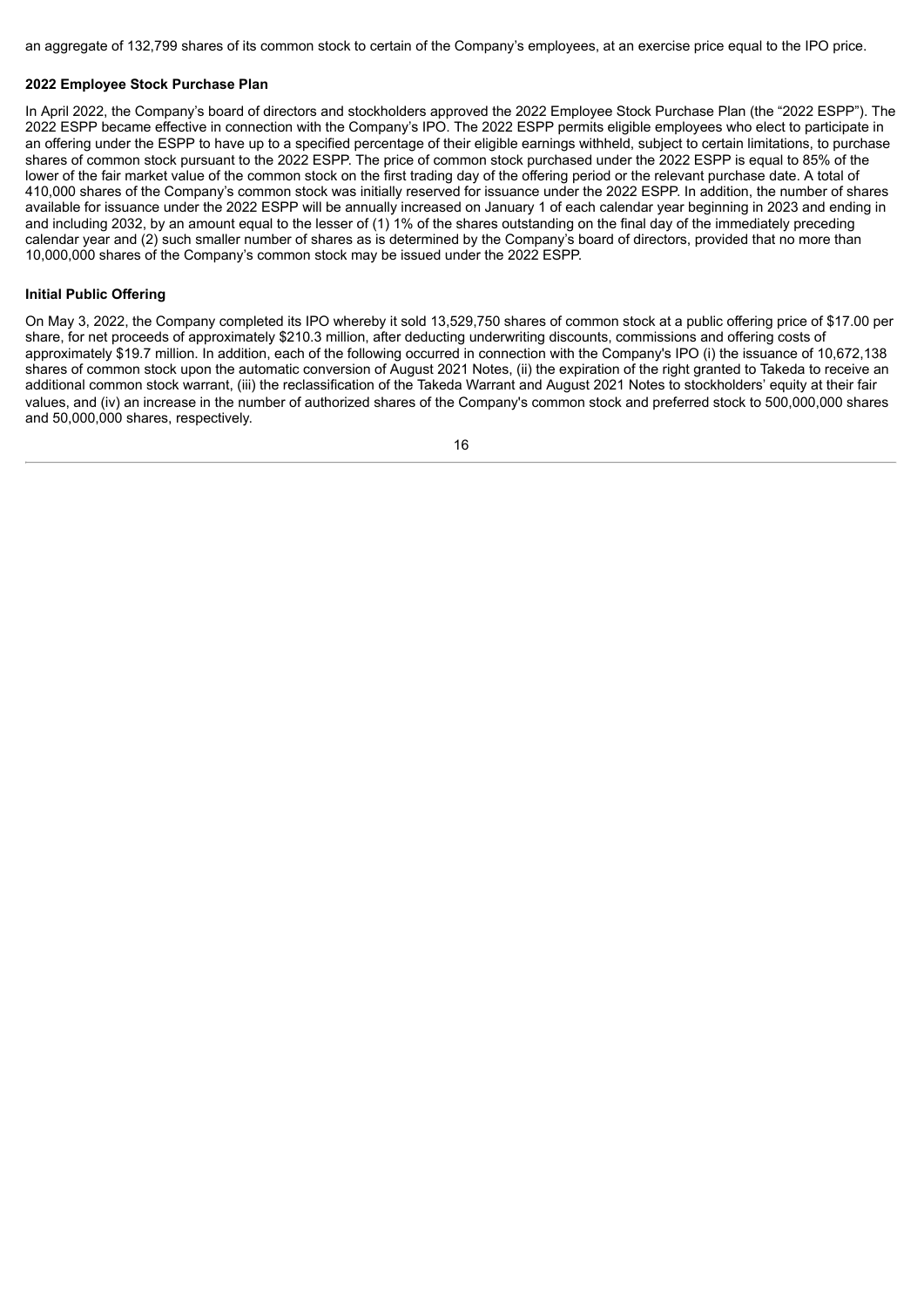an aggregate of 132,799 shares of its common stock to certain of the Company's employees, at an exercise price equal to the IPO price.

**2022 Employee Stock Purchase Plan**

In April 2022, the Company's board of directors and stockholders approved the 2022 Employee Stock Purchase Plan (the "2022 ESPP"). The 2022 ESPP became effective in connection with the Company's IPO. The 2022 ESPP permits eligible employees who elect to participate in an offering under the ESPP to have up to a specified percentage of their eligible earnings withheld, subject to certain limitations, to purchase shares of common stock pursuant to the 2022 ESPP. The price of common stock purchased under the 2022 ESPP is equal to 85% of the lower of the fair market value of the common stock on the first trading day of the offering period or the relevant purchase date. A total of 410,000 shares of the Company's common stock was initially reserved for issuance under the 2022 ESPP. In addition, the number of shares available for issuance under the 2022 ESPP will be annually increased on January 1 of each calendar year beginning in 2023 and ending in and including 2032, by an amount equal to the lesser of (1) 1% of the shares outstanding on the final day of the immediately preceding calendar year and (2) such smaller number of shares as is determined by the Company's board of directors, provided that no more than 10,000,000 shares of the Company's common stock may be issued under the 2022 ESPP.

**Initial Public Offering**

On May 3, 2022, the Company completed its IPO whereby it sold 13,529,750 shares of common stock at a public offering price of $17.00 per share, for net proceeds of approximately $210.3 million, after deducting underwriting discounts, commissions and offering costs of approximately $19.7 million. In addition, each of the following occurred in connection with the Company's IPO (i) the issuance of 10,672,138 shares of common stock upon the automatic conversion of August 2021 Notes, (ii) the expiration of the right granted to Takeda to receive an additional common stock warrant, (iii) the reclassification of the Takeda Warrant and August 2021 Notes to stockholders' equity at their fair values, and (iv) an increase in the number of authorized shares of the Company's common stock and preferred stock to 500,000,000 shares and 50,000,000 shares, respectively.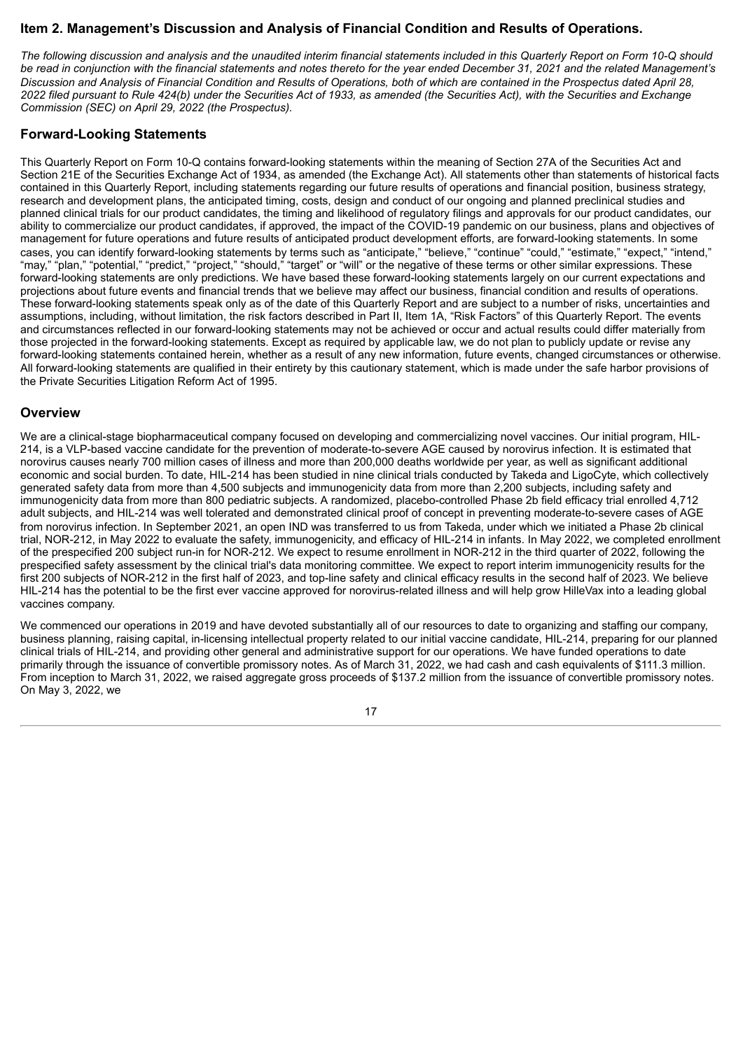## Item 2. Management's Discussion and Analysis of Financial Condition and Results of Operations.

*The following discussion and analysis and the unaudited interim financial statements included in this Quarterly Report on Form 10-Q should be read in conjunction with the financial statements and notes thereto for the year ended December 31, 2021 and the related Management's Discussion and Analysis of Financial Condition and Results of Operations, both of which are contained in the Prospectus dated April 28, 2022 filed pursuant to Rule 424(b) under the Securities Act of 1933, as amended (the Securities Act), with the Securities and Exchange Commission (SEC) on April 29, 2022 (the Prospectus).*

### Forward-Looking Statements

This Quarterly Report on Form 10-Q contains forward-looking statements within the meaning of Section 27A of the Securities Act and Section 21E of the Securities Exchange Act of 1934, as amended (the Exchange Act). All statements other than statements of historical facts contained in this Quarterly Report, including statements regarding our future results of operations and financial position, business strategy, research and development plans, the anticipated timing, costs, design and conduct of our ongoing and planned preclinical studies and planned clinical trials for our product candidates, the timing and likelihood of regulatory filings and approvals for our product candidates, our ability to commercialize our product candidates, if approved, the impact of the COVID-19 pandemic on our business, plans and objectives of management for future operations and future results of anticipated product development efforts, are forward-looking statements. In some cases, you can identify forward-looking statements by terms such as "anticipate," "believe," "continue" "could," "estimate," "expect," "intend," "may," "plan," "potential," "predict," "project," "should," "target" or "will" or the negative of these terms or other similar expressions. These forward-looking statements are only predictions. We have based these forward-looking statements largely on our current expectations and projections about future events and financial trends that we believe may affect our business, financial condition and results of operations. These forward-looking statements speak only as of the date of this Quarterly Report and are subject to a number of risks, uncertainties and assumptions, including, without limitation, the risk factors described in Part II, Item 1A, "Risk Factors" of this Quarterly Report. The events and circumstances reflected in our forward-looking statements may not be achieved or occur and actual results could differ materially from those projected in the forward-looking statements. Except as required by applicable law, we do not plan to publicly update or revise any forward-looking statements contained herein, whether as a result of any new information, future events, changed circumstances or otherwise. All forward-looking statements are qualified in their entirety by this cautionary statement, which is made under the safe harbor provisions of the Private Securities Litigation Reform Act of 1995.

### Overview

We are a clinical-stage biopharmaceutical company focused on developing and commercializing novel vaccines. Our initial program, HIL-214, is a VLP-based vaccine candidate for the prevention of moderate-to-severe AGE caused by norovirus infection. It is estimated that norovirus causes nearly 700 million cases of illness and more than 200,000 deaths worldwide per year, as well as significant additional economic and social burden. To date, HIL-214 has been studied in nine clinical trials conducted by Takeda and LigoCyte, which collectively generated safety data from more than 4,500 subjects and immunogenicity data from more than 2,200 subjects, including safety and immunogenicity data from more than 800 pediatric subjects. A randomized, placebo-controlled Phase 2b field efficacy trial enrolled 4,712 adult subjects, and HIL-214 was well tolerated and demonstrated clinical proof of concept in preventing moderate-to-severe cases of AGE from norovirus infection. In September 2021, an open IND was transferred to us from Takeda, under which we initiated a Phase 2b clinical trial, NOR-212, in May 2022 to evaluate the safety, immunogenicity, and efficacy of HIL-214 in infants. In May 2022, we completed enrollment of the prespecified 200 subject run-in for NOR-212. We expect to resume enrollment in NOR-212 in the third quarter of 2022, following the prespecified safety assessment by the clinical trial's data monitoring committee. We expect to report interim immunogenicity results for the first 200 subjects of NOR-212 in the first half of 2023, and top-line safety and clinical efficacy results in the second half of 2023. We believe HIL-214 has the potential to be the first ever vaccine approved for norovirus-related illness and will help grow HilleVax into a leading global vaccines company.

We commenced our operations in 2019 and have devoted substantially all of our resources to date to organizing and staffing our company, business planning, raising capital, in-licensing intellectual property related to our initial vaccine candidate, HIL-214, preparing for our planned clinical trials of HIL-214, and providing other general and administrative support for our operations. We have funded operations to date primarily through the issuance of convertible promissory notes. As of March 31, 2022, we had cash and cash equivalents of $111.3 million. From inception to March 31, 2022, we raised aggregate gross proceeds of $137.2 million from the issuance of convertible promissory notes. On May 3, 2022, we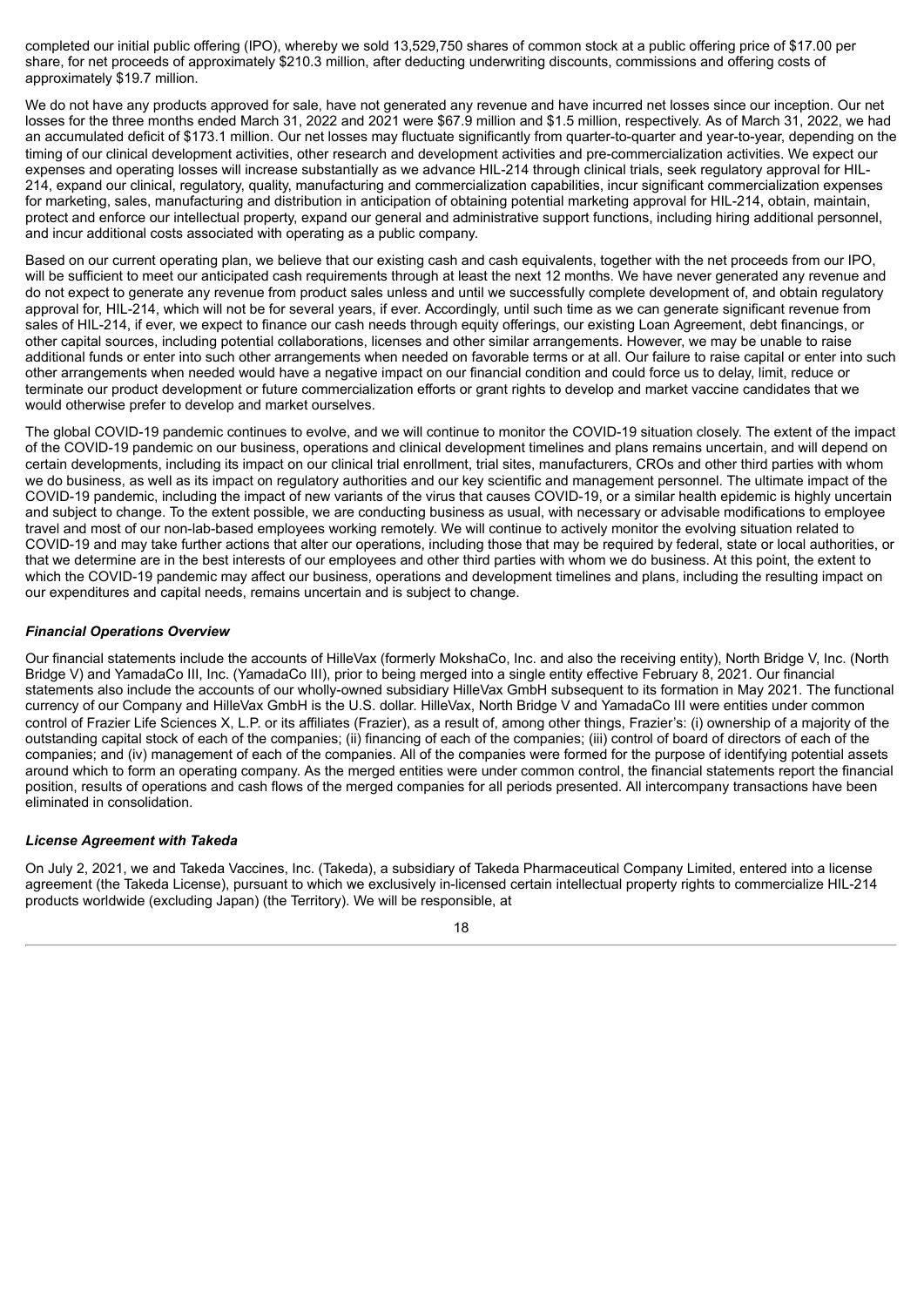completed our initial public offering (IPO), whereby we sold 13,529,750 shares of common stock at a public offering price of $17.00 per share, for net proceeds of approximately $210.3 million, after deducting underwriting discounts, commissions and offering costs of approximately $19.7 million.

We do not have any products approved for sale, have not generated any revenue and have incurred net losses since our inception. Our net losses for the three months ended March 31, 2022 and 2021 were $67.9 million and $1.5 million, respectively. As of March 31, 2022, we had an accumulated deficit of $173.1 million. Our net losses may fluctuate significantly from quarter-to-quarter and year-to-year, depending on the timing of our clinical development activities, other research and development activities and pre-commercialization activities. We expect our expenses and operating losses will increase substantially as we advance HIL-214 through clinical trials, seek regulatory approval for HIL-214, expand our clinical, regulatory, quality, manufacturing and commercialization capabilities, incur significant commercialization expenses for marketing, sales, manufacturing and distribution in anticipation of obtaining potential marketing approval for HIL-214, obtain, maintain, protect and enforce our intellectual property, expand our general and administrative support functions, including hiring additional personnel, and incur additional costs associated with operating as a public company.

Based on our current operating plan, we believe that our existing cash and cash equivalents, together with the net proceeds from our IPO, will be sufficient to meet our anticipated cash requirements through at least the next 12 months. We have never generated any revenue and do not expect to generate any revenue from product sales unless and until we successfully complete development of, and obtain regulatory approval for, HIL-214, which will not be for several years, if ever. Accordingly, until such time as we can generate significant revenue from sales of HIL-214, if ever, we expect to finance our cash needs through equity offerings, our existing Loan Agreement, debt financings, or other capital sources, including potential collaborations, licenses and other similar arrangements. However, we may be unable to raise additional funds or enter into such other arrangements when needed on favorable terms or at all. Our failure to raise capital or enter into such other arrangements when needed would have a negative impact on our financial condition and could force us to delay, limit, reduce or terminate our product development or future commercialization efforts or grant rights to develop and market vaccine candidates that we would otherwise prefer to develop and market ourselves.

The global COVID-19 pandemic continues to evolve, and we will continue to monitor the COVID-19 situation closely. The extent of the impact of the COVID-19 pandemic on our business, operations and clinical development timelines and plans remains uncertain, and will depend on certain developments, including its impact on our clinical trial enrollment, trial sites, manufacturers, CROs and other third parties with whom we do business, as well as its impact on regulatory authorities and our key scientific and management personnel. The ultimate impact of the COVID-19 pandemic, including the impact of new variants of the virus that causes COVID-19, or a similar health epidemic is highly uncertain and subject to change. To the extent possible, we are conducting business as usual, with necessary or advisable modifications to employee travel and most of our non-lab-based employees working remotely. We will continue to actively monitor the evolving situation related to COVID-19 and may take further actions that alter our operations, including those that may be required by federal, state or local authorities, or that we determine are in the best interests of our employees and other third parties with whom we do business. At this point, the extent to which the COVID-19 pandemic may affect our business, operations and development timelines and plans, including the resulting impact on our expenditures and capital needs, remains uncertain and is subject to change.

### *Financial Operations Overview*

Our financial statements include the accounts of HilleVax (formerly MokshaCo, Inc. and also the receiving entity), North Bridge V, Inc. (North Bridge V) and YamadaCo III, Inc. (YamadaCo III), prior to being merged into a single entity effective February 8, 2021. Our financial statements also include the accounts of our wholly-owned subsidiary HilleVax GmbH subsequent to its formation in May 2021. The functional currency of our Company and HilleVax GmbH is the U.S. dollar. HilleVax, North Bridge V and YamadaCo III were entities under common control of Frazier Life Sciences X, L.P. or its affiliates (Frazier), as a result of, among other things, Frazier's: (i) ownership of a majority of the outstanding capital stock of each of the companies; (ii) financing of each of the companies; (iii) control of board of directors of each of the companies; and (iv) management of each of the companies. All of the companies were formed for the purpose of identifying potential assets around which to form an operating company. As the merged entities were under common control, the financial statements report the financial position, results of operations and cash flows of the merged companies for all periods presented. All intercompany transactions have been eliminated in consolidation.

### *License Agreement with Takeda*

On July 2, 2021, we and Takeda Vaccines, Inc. (Takeda), a subsidiary of Takeda Pharmaceutical Company Limited, entered into a license agreement (the Takeda License), pursuant to which we exclusively in-licensed certain intellectual property rights to commercialize HIL-214 products worldwide (excluding Japan) (the Territory). We will be responsible, at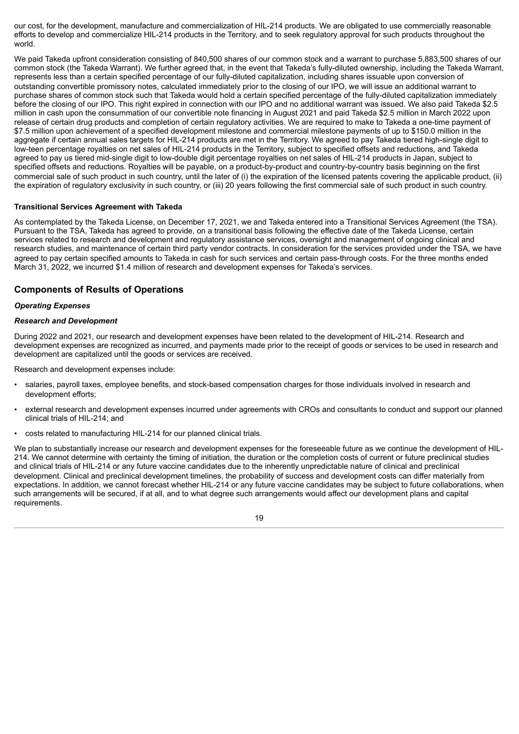our cost, for the development, manufacture and commercialization of HIL-214 products. We are obligated to use commercially reasonable efforts to develop and commercialize HIL-214 products in the Territory, and to seek regulatory approval for such products throughout the world.

We paid Takeda upfront consideration consisting of 840,500 shares of our common stock and a warrant to purchase 5,883,500 shares of our common stock (the Takeda Warrant). We further agreed that, in the event that Takeda's fully-diluted ownership, including the Takeda Warrant, represents less than a certain specified percentage of our fully-diluted capitalization, including shares issuable upon conversion of outstanding convertible promissory notes, calculated immediately prior to the closing of our IPO, we will issue an additional warrant to purchase shares of common stock such that Takeda would hold a certain specified percentage of the fully-diluted capitalization immediately before the closing of our IPO. This right expired in connection with our IPO and no additional warrant was issued. We also paid Takeda $2.5 million in cash upon the consummation of our convertible note financing in August 2021 and paid Takeda $2.5 million in March 2022 upon release of certain drug products and completion of certain regulatory activities. We are required to make to Takeda a one-time payment of $7.5 million upon achievement of a specified development milestone and commercial milestone payments of up to $150.0 million in the aggregate if certain annual sales targets for HIL-214 products are met in the Territory. We agreed to pay Takeda tiered high-single digit to low-teen percentage royalties on net sales of HIL-214 products in the Territory, subject to specified offsets and reductions, and Takeda agreed to pay us tiered mid-single digit to low-double digit percentage royalties on net sales of HIL-214 products in Japan, subject to specified offsets and reductions. Royalties will be payable, on a product-by-product and country-by-country basis beginning on the first commercial sale of such product in such country, until the later of (i) the expiration of the licensed patents covering the applicable product, (ii) the expiration of regulatory exclusivity in such country, or (iii) 20 years following the first commercial sale of such product in such country.

**Transitional Services Agreement with Takeda**

As contemplated by the Takeda License, on December 17, 2021, we and Takeda entered into a Transitional Services Agreement (the TSA). Pursuant to the TSA, Takeda has agreed to provide, on a transitional basis following the effective date of the Takeda License, certain services related to research and development and regulatory assistance services, oversight and management of ongoing clinical and research studies, and maintenance of certain third party vendor contracts. In consideration for the services provided under the TSA, we have agreed to pay certain specified amounts to Takeda in cash for such services and certain pass-through costs. For the three months ended March 31, 2022, we incurred $1.4 million of research and development expenses for Takeda's services.

## Components of Results of Operations

***Operating Expenses***

***Research and Development***

During 2022 and 2021, our research and development expenses have been related to the development of HIL-214. Research and development expenses are recognized as incurred, and payments made prior to the receipt of goods or services to be used in research and development are capitalized until the goods or services are received.

Research and development expenses include:

- salaries, payroll taxes, employee benefits, and stock-based compensation charges for those individuals involved in research and development efforts;
- external research and development expenses incurred under agreements with CROs and consultants to conduct and support our planned clinical trials of HIL-214; and
- costs related to manufacturing HIL-214 for our planned clinical trials.

We plan to substantially increase our research and development expenses for the foreseeable future as we continue the development of HIL-214. We cannot determine with certainty the timing of initiation, the duration or the completion costs of current or future preclinical studies and clinical trials of HIL-214 or any future vaccine candidates due to the inherently unpredictable nature of clinical and preclinical development. Clinical and preclinical development timelines, the probability of success and development costs can differ materially from expectations. In addition, we cannot forecast whether HIL-214 or any future vaccine candidates may be subject to future collaborations, when such arrangements will be secured, if at all, and to what degree such arrangements would affect our development plans and capital requirements.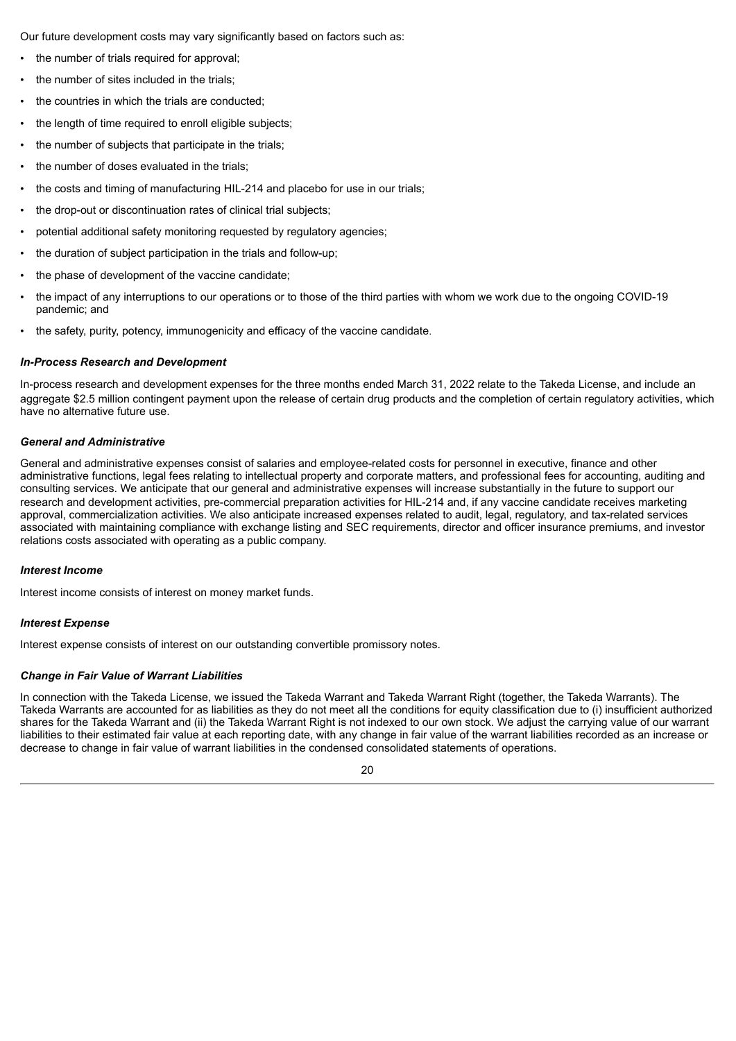Our future development costs may vary significantly based on factors such as:

- the number of trials required for approval;
- the number of sites included in the trials;
- the countries in which the trials are conducted;
- the length of time required to enroll eligible subjects;
- the number of subjects that participate in the trials;
- the number of doses evaluated in the trials;
- the costs and timing of manufacturing HIL-214 and placebo for use in our trials;
- the drop-out or discontinuation rates of clinical trial subjects;
- potential additional safety monitoring requested by regulatory agencies;
- the duration of subject participation in the trials and follow-up;
- the phase of development of the vaccine candidate;
- the impact of any interruptions to our operations or to those of the third parties with whom we work due to the ongoing COVID-19 pandemic; and
- the safety, purity, potency, immunogenicity and efficacy of the vaccine candidate.

***In-Process Research and Development***

In-process research and development expenses for the three months ended March 31, 2022 relate to the Takeda License, and include an aggregate $2.5 million contingent payment upon the release of certain drug products and the completion of certain regulatory activities, which have no alternative future use.

***General and Administrative***

General and administrative expenses consist of salaries and employee-related costs for personnel in executive, finance and other administrative functions, legal fees relating to intellectual property and corporate matters, and professional fees for accounting, auditing and consulting services. We anticipate that our general and administrative expenses will increase substantially in the future to support our research and development activities, pre-commercial preparation activities for HIL-214 and, if any vaccine candidate receives marketing approval, commercialization activities. We also anticipate increased expenses related to audit, legal, regulatory, and tax-related services associated with maintaining compliance with exchange listing and SEC requirements, director and officer insurance premiums, and investor relations costs associated with operating as a public company.

***Interest Income***

Interest income consists of interest on money market funds.

***Interest Expense***

Interest expense consists of interest on our outstanding convertible promissory notes.

***Change in Fair Value of Warrant Liabilities***

In connection with the Takeda License, we issued the Takeda Warrant and Takeda Warrant Right (together, the Takeda Warrants). The Takeda Warrants are accounted for as liabilities as they do not meet all the conditions for equity classification due to (i) insufficient authorized shares for the Takeda Warrant and (ii) the Takeda Warrant Right is not indexed to our own stock. We adjust the carrying value of our warrant liabilities to their estimated fair value at each reporting date, with any change in fair value of the warrant liabilities recorded as an increase or decrease to change in fair value of warrant liabilities in the condensed consolidated statements of operations.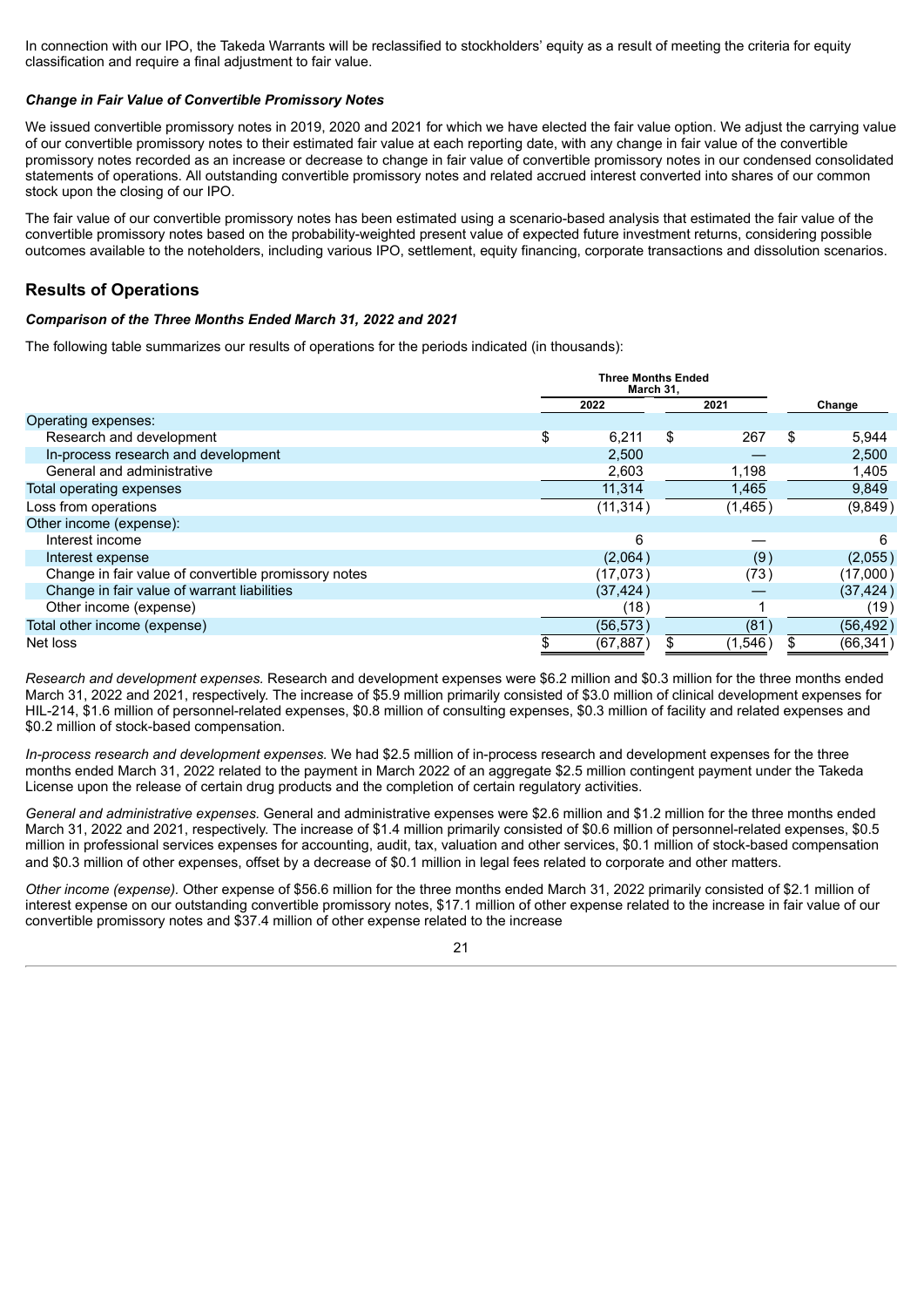In connection with our IPO, the Takeda Warrants will be reclassified to stockholders' equity as a result of meeting the criteria for equity classification and require a final adjustment to fair value.

***Change in Fair Value of Convertible Promissory Notes***

We issued convertible promissory notes in 2019, 2020 and 2021 for which we have elected the fair value option. We adjust the carrying value of our convertible promissory notes to their estimated fair value at each reporting date, with any change in fair value of the convertible promissory notes recorded as an increase or decrease to change in fair value of convertible promissory notes in our condensed consolidated statements of operations. All outstanding convertible promissory notes and related accrued interest converted into shares of our common stock upon the closing of our IPO.

The fair value of our convertible promissory notes has been estimated using a scenario-based analysis that estimated the fair value of the convertible promissory notes based on the probability-weighted present value of expected future investment returns, considering possible outcomes available to the noteholders, including various IPO, settlement, equity financing, corporate transactions and dissolution scenarios.

## Results of Operations

***Comparison of the Three Months Ended March 31, 2022 and 2021***

The following table summarizes our results of operations for the periods indicated (in thousands):

| | Three Months Ended March 31, | | |
|---|---|---|---|
| | 2022 | 2021 | Change |
| Operating expenses: | | | |
| Research and development | $ 6,211 | $ 267 | $ 5,944 |
| In-process research and development | 2,500 | — | 2,500 |
| General and administrative | 2,603 | 1,198 | 1,405 |
| Total operating expenses | 11,314 | 1,465 | 9,849 |
| Loss from operations | (11,314) | (1,465) | (9,849) |
| Other income (expense): | | | |
| Interest income | 6 | — | 6 |
| Interest expense | (2,064) | (9) | (2,055) |
| Change in fair value of convertible promissory notes | (17,073) | (73) | (17,000) |
| Change in fair value of warrant liabilities | (37,424) | — | (37,424) |
| Other income (expense) | (18) | 1 | (19) |
| Total other income (expense) | (56,573) | (81) | (56,492) |
| Net loss | $ (67,887) | $ (1,546) | $ (66,341) |

*Research and development expenses.* Research and development expenses were $6.2 million and $0.3 million for the three months ended March 31, 2022 and 2021, respectively. The increase of $5.9 million primarily consisted of $3.0 million of clinical development expenses for HIL-214, $1.6 million of personnel-related expenses, $0.8 million of consulting expenses, $0.3 million of facility and related expenses and $0.2 million of stock-based compensation.

*In-process research and development expenses.* We had $2.5 million of in-process research and development expenses for the three months ended March 31, 2022 related to the payment in March 2022 of an aggregate $2.5 million contingent payment under the Takeda License upon the release of certain drug products and the completion of certain regulatory activities.

*General and administrative expenses.* General and administrative expenses were $2.6 million and $1.2 million for the three months ended March 31, 2022 and 2021, respectively. The increase of $1.4 million primarily consisted of $0.6 million of personnel-related expenses, $0.5 million in professional services expenses for accounting, audit, tax, valuation and other services, $0.1 million of stock-based compensation and $0.3 million of other expenses, offset by a decrease of $0.1 million in legal fees related to corporate and other matters.

*Other income (expense).* Other expense of $56.6 million for the three months ended March 31, 2022 primarily consisted of $2.1 million of interest expense on our outstanding convertible promissory notes, $17.1 million of other expense related to the increase in fair value of our convertible promissory notes and $37.4 million of other expense related to the increase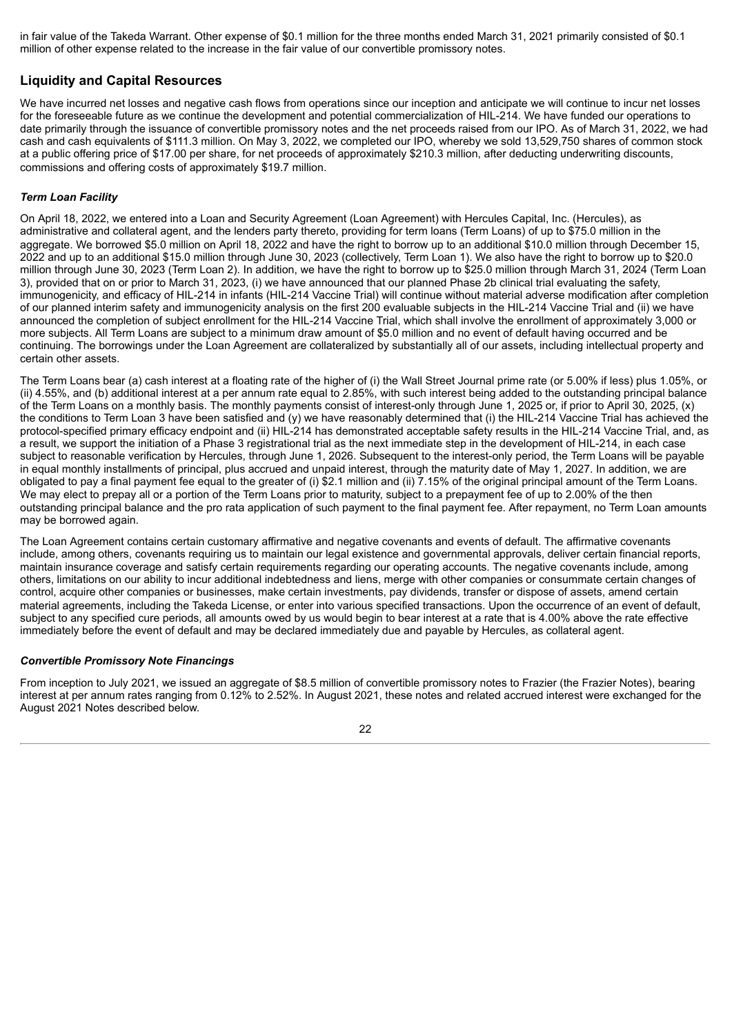in fair value of the Takeda Warrant. Other expense of $0.1 million for the three months ended March 31, 2021 primarily consisted of $0.1 million of other expense related to the increase in the fair value of our convertible promissory notes.

## Liquidity and Capital Resources

We have incurred net losses and negative cash flows from operations since our inception and anticipate we will continue to incur net losses for the foreseeable future as we continue the development and potential commercialization of HIL-214. We have funded our operations to date primarily through the issuance of convertible promissory notes and the net proceeds raised from our IPO. As of March 31, 2022, we had cash and cash equivalents of $111.3 million. On May 3, 2022, we completed our IPO, whereby we sold 13,529,750 shares of common stock at a public offering price of $17.00 per share, for net proceeds of approximately $210.3 million, after deducting underwriting discounts, commissions and offering costs of approximately $19.7 million.

### *Term Loan Facility*

On April 18, 2022, we entered into a Loan and Security Agreement (Loan Agreement) with Hercules Capital, Inc. (Hercules), as administrative and collateral agent, and the lenders party thereto, providing for term loans (Term Loans) of up to $75.0 million in the aggregate. We borrowed $5.0 million on April 18, 2022 and have the right to borrow up to an additional $10.0 million through December 15, 2022 and up to an additional $15.0 million through June 30, 2023 (collectively, Term Loan 1). We also have the right to borrow up to $20.0 million through June 30, 2023 (Term Loan 2). In addition, we have the right to borrow up to $25.0 million through March 31, 2024 (Term Loan 3), provided that on or prior to March 31, 2023, (i) we have announced that our planned Phase 2b clinical trial evaluating the safety, immunogenicity, and efficacy of HIL-214 in infants (HIL-214 Vaccine Trial) will continue without material adverse modification after completion of our planned interim safety and immunogenicity analysis on the first 200 evaluable subjects in the HIL-214 Vaccine Trial and (ii) we have announced the completion of subject enrollment for the HIL-214 Vaccine Trial, which shall involve the enrollment of approximately 3,000 or more subjects. All Term Loans are subject to a minimum draw amount of $5.0 million and no event of default having occurred and be continuing. The borrowings under the Loan Agreement are collateralized by substantially all of our assets, including intellectual property and certain other assets.

The Term Loans bear (a) cash interest at a floating rate of the higher of (i) the Wall Street Journal prime rate (or 5.00% if less) plus 1.05%, or (ii) 4.55%, and (b) additional interest at a per annum rate equal to 2.85%, with such interest being added to the outstanding principal balance of the Term Loans on a monthly basis. The monthly payments consist of interest-only through June 1, 2025 or, if prior to April 30, 2025, (x) the conditions to Term Loan 3 have been satisfied and (y) we have reasonably determined that (i) the HIL-214 Vaccine Trial has achieved the protocol-specified primary efficacy endpoint and (ii) HIL-214 has demonstrated acceptable safety results in the HIL-214 Vaccine Trial, and, as a result, we support the initiation of a Phase 3 registrational trial as the next immediate step in the development of HIL-214, in each case subject to reasonable verification by Hercules, through June 1, 2026. Subsequent to the interest-only period, the Term Loans will be payable in equal monthly installments of principal, plus accrued and unpaid interest, through the maturity date of May 1, 2027. In addition, we are obligated to pay a final payment fee equal to the greater of (i) $2.1 million and (ii) 7.15% of the original principal amount of the Term Loans. We may elect to prepay all or a portion of the Term Loans prior to maturity, subject to a prepayment fee of up to 2.00% of the then outstanding principal balance and the pro rata application of such payment to the final payment fee. After repayment, no Term Loan amounts may be borrowed again.

The Loan Agreement contains certain customary affirmative and negative covenants and events of default. The affirmative covenants include, among others, covenants requiring us to maintain our legal existence and governmental approvals, deliver certain financial reports, maintain insurance coverage and satisfy certain requirements regarding our operating accounts. The negative covenants include, among others, limitations on our ability to incur additional indebtedness and liens, merge with other companies or consummate certain changes of control, acquire other companies or businesses, make certain investments, pay dividends, transfer or dispose of assets, amend certain material agreements, including the Takeda License, or enter into various specified transactions. Upon the occurrence of an event of default, subject to any specified cure periods, all amounts owed by us would begin to bear interest at a rate that is 4.00% above the rate effective immediately before the event of default and may be declared immediately due and payable by Hercules, as collateral agent.

### *Convertible Promissory Note Financings*

From inception to July 2021, we issued an aggregate of $8.5 million of convertible promissory notes to Frazier (the Frazier Notes), bearing interest at per annum rates ranging from 0.12% to 2.52%. In August 2021, these notes and related accrued interest were exchanged for the August 2021 Notes described below.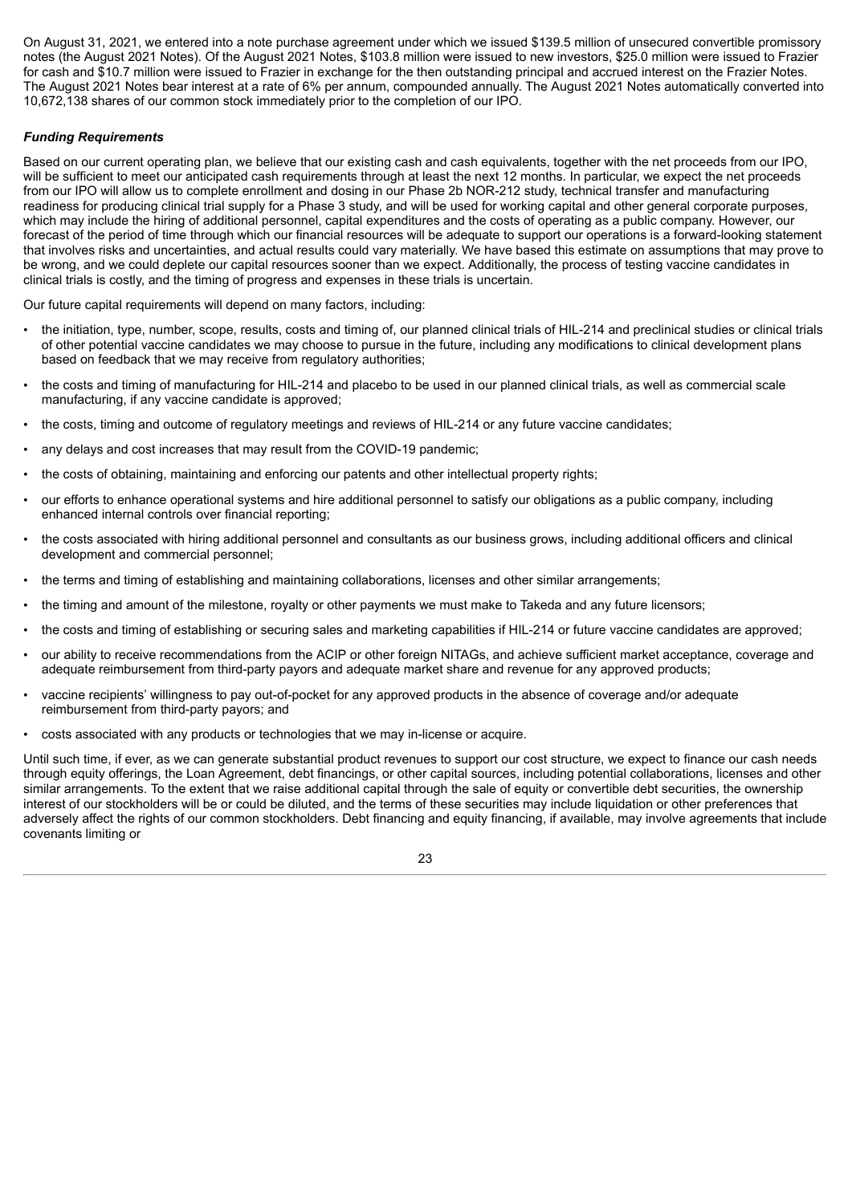On August 31, 2021, we entered into a note purchase agreement under which we issued $139.5 million of unsecured convertible promissory notes (the August 2021 Notes). Of the August 2021 Notes, $103.8 million were issued to new investors, $25.0 million were issued to Frazier for cash and $10.7 million were issued to Frazier in exchange for the then outstanding principal and accrued interest on the Frazier Notes. The August 2021 Notes bear interest at a rate of 6% per annum, compounded annually. The August 2021 Notes automatically converted into 10,672,138 shares of our common stock immediately prior to the completion of our IPO.

***Funding Requirements***

Based on our current operating plan, we believe that our existing cash and cash equivalents, together with the net proceeds from our IPO, will be sufficient to meet our anticipated cash requirements through at least the next 12 months. In particular, we expect the net proceeds from our IPO will allow us to complete enrollment and dosing in our Phase 2b NOR-212 study, technical transfer and manufacturing readiness for producing clinical trial supply for a Phase 3 study, and will be used for working capital and other general corporate purposes, which may include the hiring of additional personnel, capital expenditures and the costs of operating as a public company. However, our forecast of the period of time through which our financial resources will be adequate to support our operations is a forward-looking statement that involves risks and uncertainties, and actual results could vary materially. We have based this estimate on assumptions that may prove to be wrong, and we could deplete our capital resources sooner than we expect. Additionally, the process of testing vaccine candidates in clinical trials is costly, and the timing of progress and expenses in these trials is uncertain.

Our future capital requirements will depend on many factors, including:

- the initiation, type, number, scope, results, costs and timing of, our planned clinical trials of HIL-214 and preclinical studies or clinical trials of other potential vaccine candidates we may choose to pursue in the future, including any modifications to clinical development plans based on feedback that we may receive from regulatory authorities;
- the costs and timing of manufacturing for HIL-214 and placebo to be used in our planned clinical trials, as well as commercial scale manufacturing, if any vaccine candidate is approved;
- the costs, timing and outcome of regulatory meetings and reviews of HIL-214 or any future vaccine candidates;
- any delays and cost increases that may result from the COVID-19 pandemic;
- the costs of obtaining, maintaining and enforcing our patents and other intellectual property rights;
- our efforts to enhance operational systems and hire additional personnel to satisfy our obligations as a public company, including enhanced internal controls over financial reporting;
- the costs associated with hiring additional personnel and consultants as our business grows, including additional officers and clinical development and commercial personnel;
- the terms and timing of establishing and maintaining collaborations, licenses and other similar arrangements;
- the timing and amount of the milestone, royalty or other payments we must make to Takeda and any future licensors;
- the costs and timing of establishing or securing sales and marketing capabilities if HIL-214 or future vaccine candidates are approved;
- our ability to receive recommendations from the ACIP or other foreign NITAGs, and achieve sufficient market acceptance, coverage and adequate reimbursement from third-party payors and adequate market share and revenue for any approved products;
- vaccine recipients' willingness to pay out-of-pocket for any approved products in the absence of coverage and/or adequate reimbursement from third-party payors; and
- costs associated with any products or technologies that we may in-license or acquire.

Until such time, if ever, as we can generate substantial product revenues to support our cost structure, we expect to finance our cash needs through equity offerings, the Loan Agreement, debt financings, or other capital sources, including potential collaborations, licenses and other similar arrangements. To the extent that we raise additional capital through the sale of equity or convertible debt securities, the ownership interest of our stockholders will be or could be diluted, and the terms of these securities may include liquidation or other preferences that adversely affect the rights of our common stockholders. Debt financing and equity financing, if available, may involve agreements that include covenants limiting or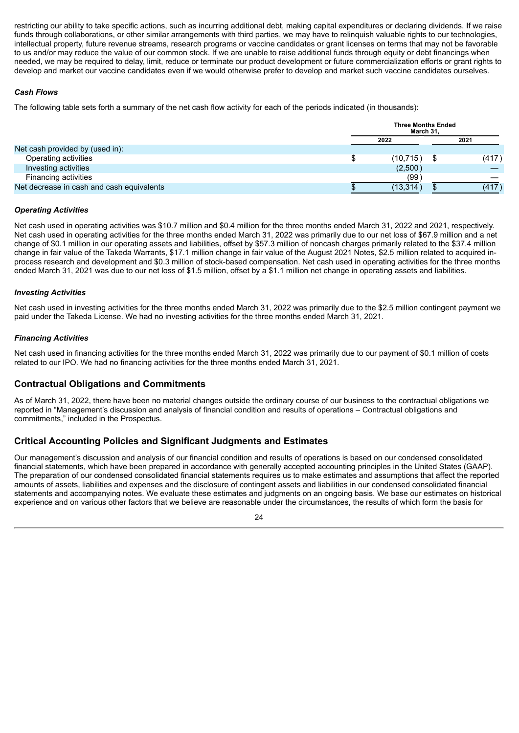restricting our ability to take specific actions, such as incurring additional debt, making capital expenditures or declaring dividends. If we raise funds through collaborations, or other similar arrangements with third parties, we may have to relinquish valuable rights to our technologies, intellectual property, future revenue streams, research programs or vaccine candidates or grant licenses on terms that may not be favorable to us and/or may reduce the value of our common stock. If we are unable to raise additional funds through equity or debt financings when needed, we may be required to delay, limit, reduce or terminate our product development or future commercialization efforts or grant rights to develop and market our vaccine candidates even if we would otherwise prefer to develop and market such vaccine candidates ourselves.

### *Cash Flows*

The following table sets forth a summary of the net cash flow activity for each of the periods indicated (in thousands):

| | Three Months Ended March 31, | |
|---|---|---|
| | 2022 | 2021 |
| Net cash provided by (used in): | | |
| Operating activities | $ (10,715) | $ (417) |
| Investing activities | (2,500) | — |
| Financing activities | (99) | — |
| Net decrease in cash and cash equivalents | $ (13,314) | $ (417) |

### *Operating Activities*

Net cash used in operating activities was $10.7 million and $0.4 million for the three months ended March 31, 2022 and 2021, respectively. Net cash used in operating activities for the three months ended March 31, 2022 was primarily due to our net loss of $67.9 million and a net change of $0.1 million in our operating assets and liabilities, offset by $57.3 million of noncash charges primarily related to the $37.4 million change in fair value of the Takeda Warrants, $17.1 million change in fair value of the August 2021 Notes, $2.5 million related to acquired in-process research and development and $0.3 million of stock-based compensation. Net cash used in operating activities for the three months ended March 31, 2021 was due to our net loss of $1.5 million, offset by a $1.1 million net change in operating assets and liabilities.

### *Investing Activities*

Net cash used in investing activities for the three months ended March 31, 2022 was primarily due to the $2.5 million contingent payment we paid under the Takeda License. We had no investing activities for the three months ended March 31, 2021.

### *Financing Activities*

Net cash used in financing activities for the three months ended March 31, 2022 was primarily due to our payment of $0.1 million of costs related to our IPO. We had no financing activities for the three months ended March 31, 2021.

## Contractual Obligations and Commitments

As of March 31, 2022, there have been no material changes outside the ordinary course of our business to the contractual obligations we reported in "Management's discussion and analysis of financial condition and results of operations – Contractual obligations and commitments," included in the Prospectus.

## Critical Accounting Policies and Significant Judgments and Estimates

Our management's discussion and analysis of our financial condition and results of operations is based on our condensed consolidated financial statements, which have been prepared in accordance with generally accepted accounting principles in the United States (GAAP). The preparation of our condensed consolidated financial statements requires us to make estimates and assumptions that affect the reported amounts of assets, liabilities and expenses and the disclosure of contingent assets and liabilities in our condensed consolidated financial statements and accompanying notes. We evaluate these estimates and judgments on an ongoing basis. We base our estimates on historical experience and on various other factors that we believe are reasonable under the circumstances, the results of which form the basis for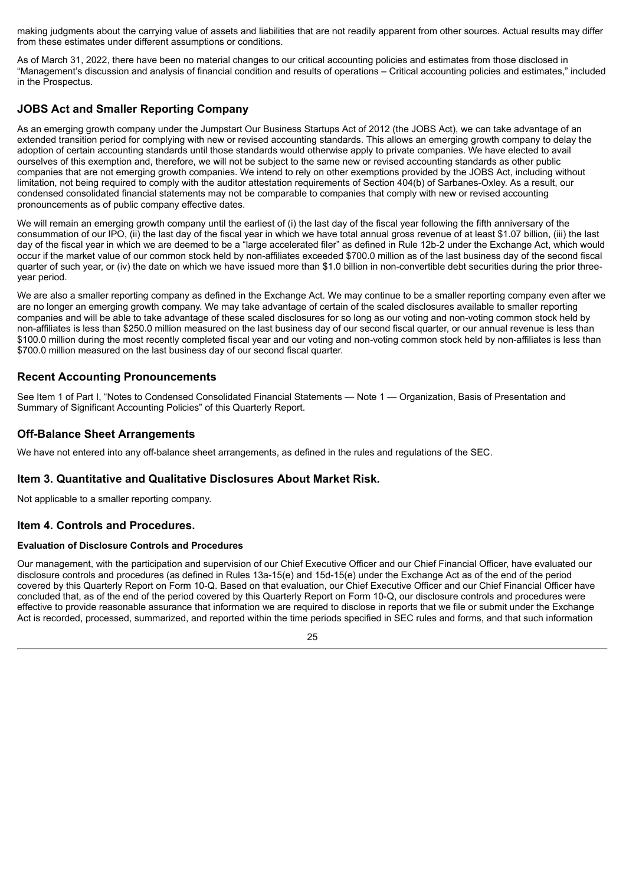making judgments about the carrying value of assets and liabilities that are not readily apparent from other sources. Actual results may differ from these estimates under different assumptions or conditions.

As of March 31, 2022, there have been no material changes to our critical accounting policies and estimates from those disclosed in "Management's discussion and analysis of financial condition and results of operations – Critical accounting policies and estimates," included in the Prospectus.

## JOBS Act and Smaller Reporting Company

As an emerging growth company under the Jumpstart Our Business Startups Act of 2012 (the JOBS Act), we can take advantage of an extended transition period for complying with new or revised accounting standards. This allows an emerging growth company to delay the adoption of certain accounting standards until those standards would otherwise apply to private companies. We have elected to avail ourselves of this exemption and, therefore, we will not be subject to the same new or revised accounting standards as other public companies that are not emerging growth companies. We intend to rely on other exemptions provided by the JOBS Act, including without limitation, not being required to comply with the auditor attestation requirements of Section 404(b) of Sarbanes-Oxley. As a result, our condensed consolidated financial statements may not be comparable to companies that comply with new or revised accounting pronouncements as of public company effective dates.

We will remain an emerging growth company until the earliest of (i) the last day of the fiscal year following the fifth anniversary of the consummation of our IPO, (ii) the last day of the fiscal year in which we have total annual gross revenue of at least $1.07 billion, (iii) the last day of the fiscal year in which we are deemed to be a "large accelerated filer" as defined in Rule 12b-2 under the Exchange Act, which would occur if the market value of our common stock held by non-affiliates exceeded $700.0 million as of the last business day of the second fiscal quarter of such year, or (iv) the date on which we have issued more than $1.0 billion in non-convertible debt securities during the prior three-year period.

We are also a smaller reporting company as defined in the Exchange Act. We may continue to be a smaller reporting company even after we are no longer an emerging growth company. We may take advantage of certain of the scaled disclosures available to smaller reporting companies and will be able to take advantage of these scaled disclosures for so long as our voting and non-voting common stock held by non-affiliates is less than $250.0 million measured on the last business day of our second fiscal quarter, or our annual revenue is less than $100.0 million during the most recently completed fiscal year and our voting and non-voting common stock held by non-affiliates is less than $700.0 million measured on the last business day of our second fiscal quarter.

## Recent Accounting Pronouncements

See Item 1 of Part I, "Notes to Condensed Consolidated Financial Statements — Note 1 — Organization, Basis of Presentation and Summary of Significant Accounting Policies" of this Quarterly Report.

## Off-Balance Sheet Arrangements

We have not entered into any off-balance sheet arrangements, as defined in the rules and regulations of the SEC.

## Item 3. Quantitative and Qualitative Disclosures About Market Risk.

Not applicable to a smaller reporting company.

## Item 4. Controls and Procedures.

#### Evaluation of Disclosure Controls and Procedures

Our management, with the participation and supervision of our Chief Executive Officer and our Chief Financial Officer, have evaluated our disclosure controls and procedures (as defined in Rules 13a-15(e) and 15d-15(e) under the Exchange Act as of the end of the period covered by this Quarterly Report on Form 10-Q. Based on that evaluation, our Chief Executive Officer and our Chief Financial Officer have concluded that, as of the end of the period covered by this Quarterly Report on Form 10-Q, our disclosure controls and procedures were effective to provide reasonable assurance that information we are required to disclose in reports that we file or submit under the Exchange Act is recorded, processed, summarized, and reported within the time periods specified in SEC rules and forms, and that such information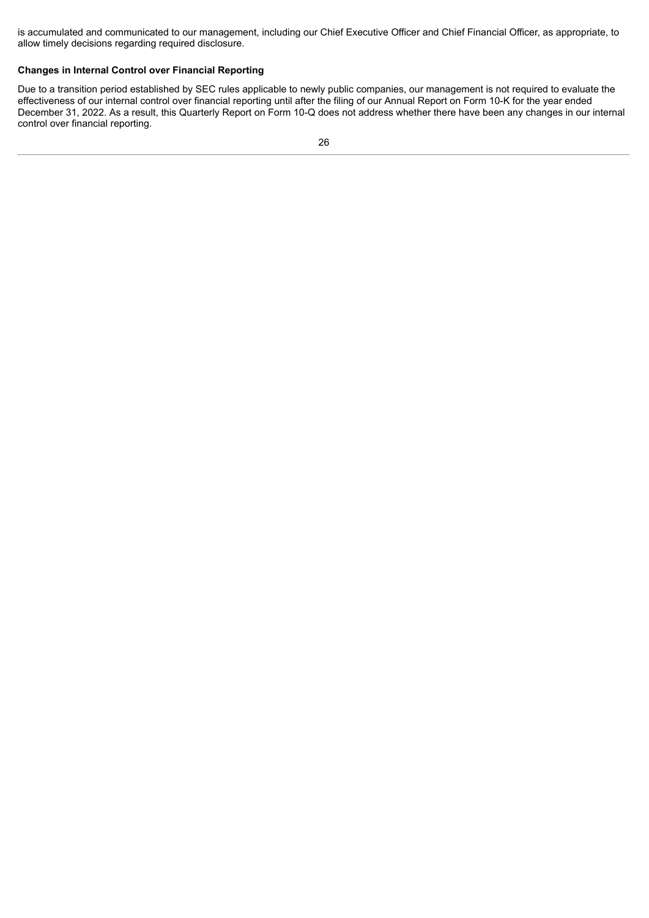is accumulated and communicated to our management, including our Chief Executive Officer and Chief Financial Officer, as appropriate, to allow timely decisions regarding required disclosure.

**Changes in Internal Control over Financial Reporting**

Due to a transition period established by SEC rules applicable to newly public companies, our management is not required to evaluate the effectiveness of our internal control over financial reporting until after the filing of our Annual Report on Form 10-K for the year ended December 31, 2022. As a result, this Quarterly Report on Form 10-Q does not address whether there have been any changes in our internal control over financial reporting.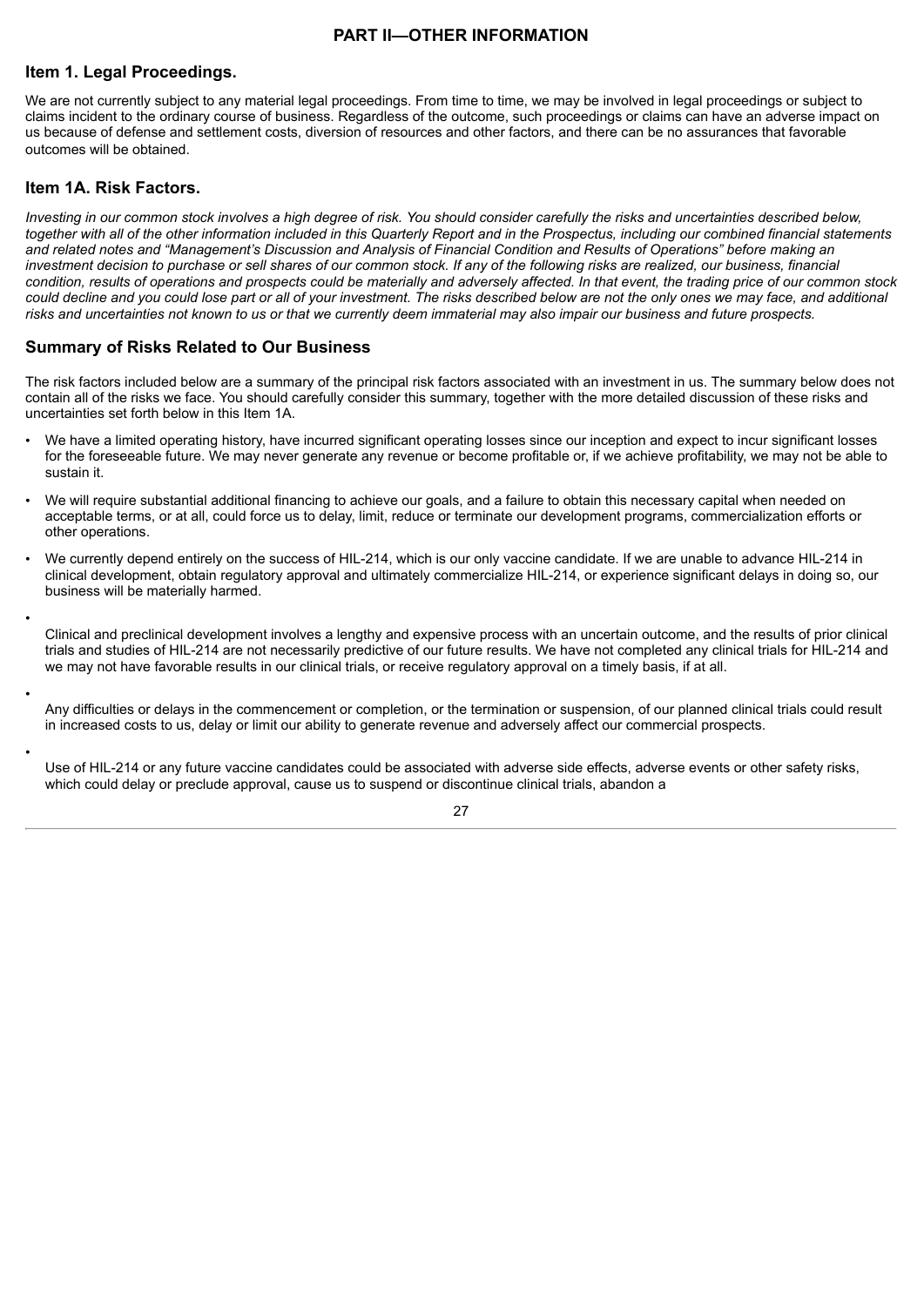# PART II—OTHER INFORMATION

## Item 1. Legal Proceedings.

We are not currently subject to any material legal proceedings. From time to time, we may be involved in legal proceedings or subject to claims incident to the ordinary course of business. Regardless of the outcome, such proceedings or claims can have an adverse impact on us because of defense and settlement costs, diversion of resources and other factors, and there can be no assurances that favorable outcomes will be obtained.

## Item 1A. Risk Factors.

*Investing in our common stock involves a high degree of risk. You should consider carefully the risks and uncertainties described below, together with all of the other information included in this Quarterly Report and in the Prospectus, including our combined financial statements and related notes and "Management's Discussion and Analysis of Financial Condition and Results of Operations" before making an investment decision to purchase or sell shares of our common stock. If any of the following risks are realized, our business, financial condition, results of operations and prospects could be materially and adversely affected. In that event, the trading price of our common stock could decline and you could lose part or all of your investment. The risks described below are not the only ones we may face, and additional risks and uncertainties not known to us or that we currently deem immaterial may also impair our business and future prospects.*

## Summary of Risks Related to Our Business

The risk factors included below are a summary of the principal risk factors associated with an investment in us. The summary below does not contain all of the risks we face. You should carefully consider this summary, together with the more detailed discussion of these risks and uncertainties set forth below in this Item 1A.

- We have a limited operating history, have incurred significant operating losses since our inception and expect to incur significant losses for the foreseeable future. We may never generate any revenue or become profitable or, if we achieve profitability, we may not be able to sustain it.
- We will require substantial additional financing to achieve our goals, and a failure to obtain this necessary capital when needed on acceptable terms, or at all, could force us to delay, limit, reduce or terminate our development programs, commercialization efforts or other operations.
- We currently depend entirely on the success of HIL-214, which is our only vaccine candidate. If we are unable to advance HIL-214 in clinical development, obtain regulatory approval and ultimately commercialize HIL-214, or experience significant delays in doing so, our business will be materially harmed.
- Clinical and preclinical development involves a lengthy and expensive process with an uncertain outcome, and the results of prior clinical trials and studies of HIL-214 are not necessarily predictive of our future results. We have not completed any clinical trials for HIL-214 and we may not have favorable results in our clinical trials, or receive regulatory approval on a timely basis, if at all.
- Any difficulties or delays in the commencement or completion, or the termination or suspension, of our planned clinical trials could result in increased costs to us, delay or limit our ability to generate revenue and adversely affect our commercial prospects.
- Use of HIL-214 or any future vaccine candidates could be associated with adverse side effects, adverse events or other safety risks, which could delay or preclude approval, cause us to suspend or discontinue clinical trials, abandon a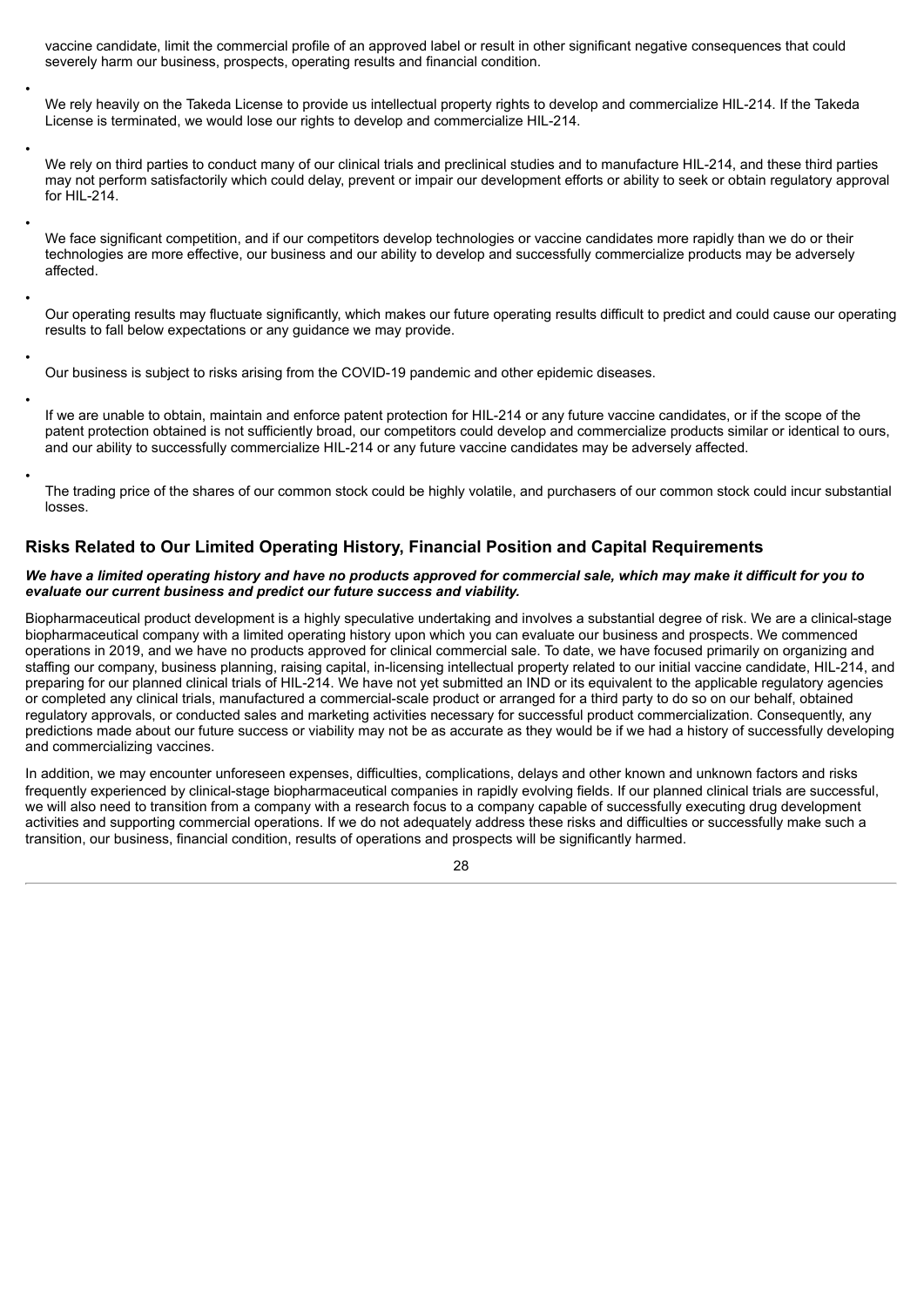vaccine candidate, limit the commercial profile of an approved label or result in other significant negative consequences that could severely harm our business, prospects, operating results and financial condition.

- We rely heavily on the Takeda License to provide us intellectual property rights to develop and commercialize HIL-214. If the Takeda License is terminated, we would lose our rights to develop and commercialize HIL-214.
- We rely on third parties to conduct many of our clinical trials and preclinical studies and to manufacture HIL-214, and these third parties may not perform satisfactorily which could delay, prevent or impair our development efforts or ability to seek or obtain regulatory approval for HIL-214.
- We face significant competition, and if our competitors develop technologies or vaccine candidates more rapidly than we do or their technologies are more effective, our business and our ability to develop and successfully commercialize products may be adversely affected.
- Our operating results may fluctuate significantly, which makes our future operating results difficult to predict and could cause our operating results to fall below expectations or any guidance we may provide.
- Our business is subject to risks arising from the COVID-19 pandemic and other epidemic diseases.
- If we are unable to obtain, maintain and enforce patent protection for HIL-214 or any future vaccine candidates, or if the scope of the patent protection obtained is not sufficiently broad, our competitors could develop and commercialize products similar or identical to ours, and our ability to successfully commercialize HIL-214 or any future vaccine candidates may be adversely affected.
- The trading price of the shares of our common stock could be highly volatile, and purchasers of our common stock could incur substantial losses.

## Risks Related to Our Limited Operating History, Financial Position and Capital Requirements

***We have a limited operating history and have no products approved for commercial sale, which may make it difficult for you to evaluate our current business and predict our future success and viability.***

Biopharmaceutical product development is a highly speculative undertaking and involves a substantial degree of risk. We are a clinical-stage biopharmaceutical company with a limited operating history upon which you can evaluate our business and prospects. We commenced operations in 2019, and we have no products approved for clinical commercial sale. To date, we have focused primarily on organizing and staffing our company, business planning, raising capital, in-licensing intellectual property related to our initial vaccine candidate, HIL-214, and preparing for our planned clinical trials of HIL-214. We have not yet submitted an IND or its equivalent to the applicable regulatory agencies or completed any clinical trials, manufactured a commercial-scale product or arranged for a third party to do so on our behalf, obtained regulatory approvals, or conducted sales and marketing activities necessary for successful product commercialization. Consequently, any predictions made about our future success or viability may not be as accurate as they would be if we had a history of successfully developing and commercializing vaccines.

In addition, we may encounter unforeseen expenses, difficulties, complications, delays and other known and unknown factors and risks frequently experienced by clinical-stage biopharmaceutical companies in rapidly evolving fields. If our planned clinical trials are successful, we will also need to transition from a company with a research focus to a company capable of successfully executing drug development activities and supporting commercial operations. If we do not adequately address these risks and difficulties or successfully make such a transition, our business, financial condition, results of operations and prospects will be significantly harmed.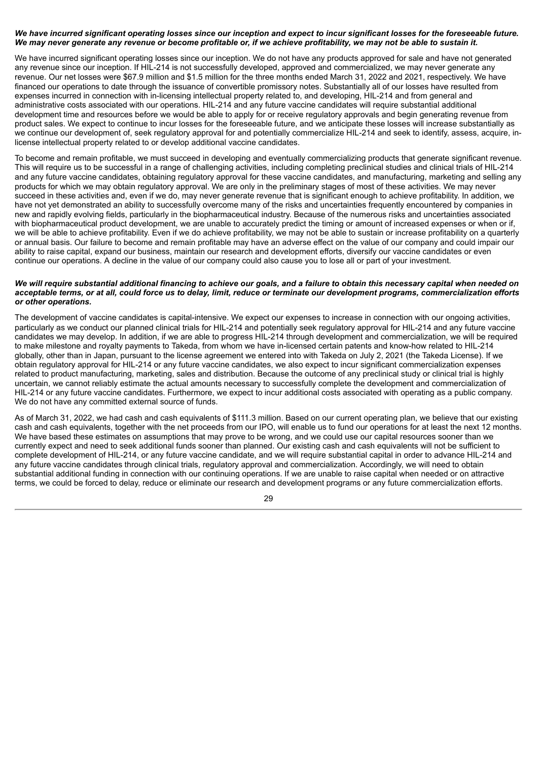***We have incurred significant operating losses since our inception and expect to incur significant losses for the foreseeable future. We may never generate any revenue or become profitable or, if we achieve profitability, we may not be able to sustain it.***

We have incurred significant operating losses since our inception. We do not have any products approved for sale and have not generated any revenue since our inception. If HIL-214 is not successfully developed, approved and commercialized, we may never generate any revenue. Our net losses were $67.9 million and $1.5 million for the three months ended March 31, 2022 and 2021, respectively. We have financed our operations to date through the issuance of convertible promissory notes. Substantially all of our losses have resulted from expenses incurred in connection with in-licensing intellectual property related to, and developing, HIL-214 and from general and administrative costs associated with our operations. HIL-214 and any future vaccine candidates will require substantial additional development time and resources before we would be able to apply for or receive regulatory approvals and begin generating revenue from product sales. We expect to continue to incur losses for the foreseeable future, and we anticipate these losses will increase substantially as we continue our development of, seek regulatory approval for and potentially commercialize HIL-214 and seek to identify, assess, acquire, in-license intellectual property related to or develop additional vaccine candidates.

To become and remain profitable, we must succeed in developing and eventually commercializing products that generate significant revenue. This will require us to be successful in a range of challenging activities, including completing preclinical studies and clinical trials of HIL-214 and any future vaccine candidates, obtaining regulatory approval for these vaccine candidates, and manufacturing, marketing and selling any products for which we may obtain regulatory approval. We are only in the preliminary stages of most of these activities. We may never succeed in these activities and, even if we do, may never generate revenue that is significant enough to achieve profitability. In addition, we have not yet demonstrated an ability to successfully overcome many of the risks and uncertainties frequently encountered by companies in new and rapidly evolving fields, particularly in the biopharmaceutical industry. Because of the numerous risks and uncertainties associated with biopharmaceutical product development, we are unable to accurately predict the timing or amount of increased expenses or when or if, we will be able to achieve profitability. Even if we do achieve profitability, we may not be able to sustain or increase profitability on a quarterly or annual basis. Our failure to become and remain profitable may have an adverse effect on the value of our company and could impair our ability to raise capital, expand our business, maintain our research and development efforts, diversify our vaccine candidates or even continue our operations. A decline in the value of our company could also cause you to lose all or part of your investment.

***We will require substantial additional financing to achieve our goals, and a failure to obtain this necessary capital when needed on acceptable terms, or at all, could force us to delay, limit, reduce or terminate our development programs, commercialization efforts or other operations.***

The development of vaccine candidates is capital-intensive. We expect our expenses to increase in connection with our ongoing activities, particularly as we conduct our planned clinical trials for HIL-214 and potentially seek regulatory approval for HIL-214 and any future vaccine candidates we may develop. In addition, if we are able to progress HIL-214 through development and commercialization, we will be required to make milestone and royalty payments to Takeda, from whom we have in-licensed certain patents and know-how related to HIL-214 globally, other than in Japan, pursuant to the license agreement we entered into with Takeda on July 2, 2021 (the Takeda License). If we obtain regulatory approval for HIL-214 or any future vaccine candidates, we also expect to incur significant commercialization expenses related to product manufacturing, marketing, sales and distribution. Because the outcome of any preclinical study or clinical trial is highly uncertain, we cannot reliably estimate the actual amounts necessary to successfully complete the development and commercialization of HIL-214 or any future vaccine candidates. Furthermore, we expect to incur additional costs associated with operating as a public company. We do not have any committed external source of funds.

As of March 31, 2022, we had cash and cash equivalents of $111.3 million. Based on our current operating plan, we believe that our existing cash and cash equivalents, together with the net proceeds from our IPO, will enable us to fund our operations for at least the next 12 months. We have based these estimates on assumptions that may prove to be wrong, and we could use our capital resources sooner than we currently expect and need to seek additional funds sooner than planned. Our existing cash and cash equivalents will not be sufficient to complete development of HIL-214, or any future vaccine candidate, and we will require substantial capital in order to advance HIL-214 and any future vaccine candidates through clinical trials, regulatory approval and commercialization. Accordingly, we will need to obtain substantial additional funding in connection with our continuing operations. If we are unable to raise capital when needed or on attractive terms, we could be forced to delay, reduce or eliminate our research and development programs or any future commercialization efforts.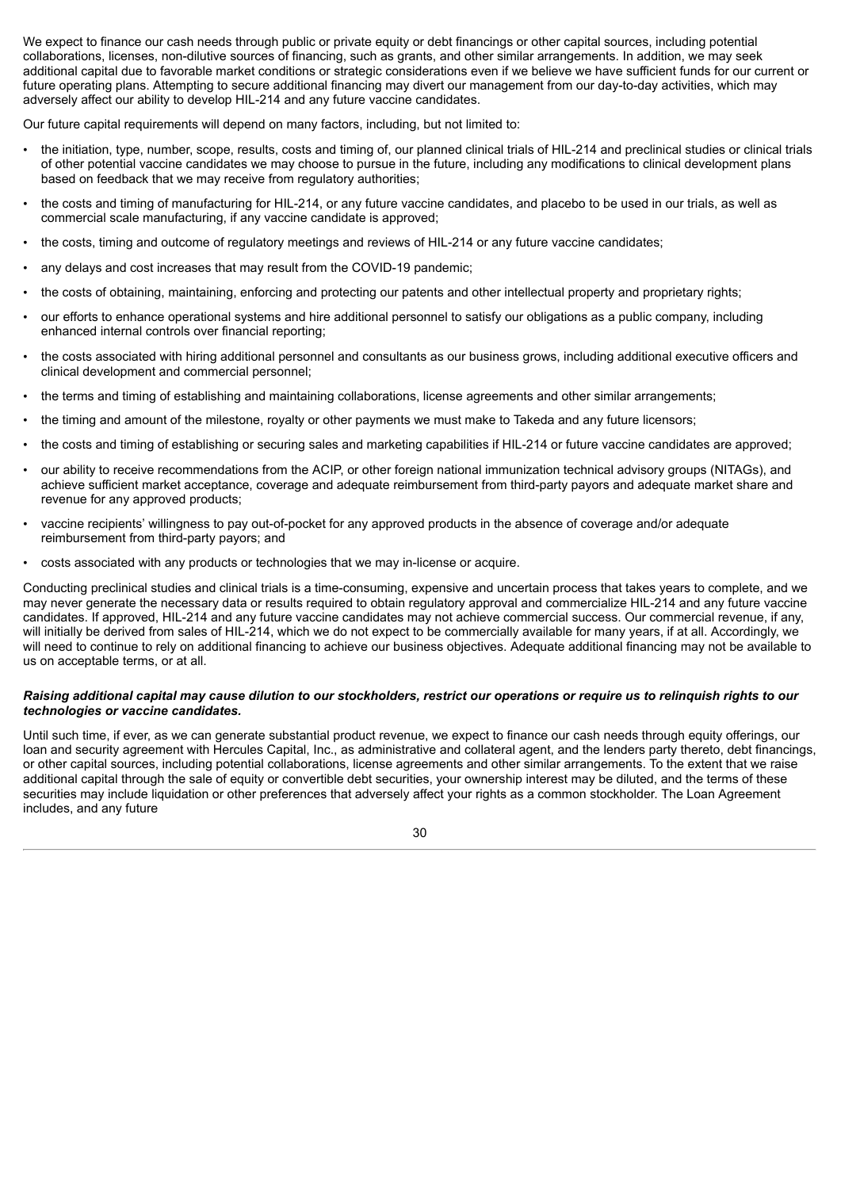We expect to finance our cash needs through public or private equity or debt financings or other capital sources, including potential collaborations, licenses, non-dilutive sources of financing, such as grants, and other similar arrangements. In addition, we may seek additional capital due to favorable market conditions or strategic considerations even if we believe we have sufficient funds for our current or future operating plans. Attempting to secure additional financing may divert our management from our day-to-day activities, which may adversely affect our ability to develop HIL-214 and any future vaccine candidates.

Our future capital requirements will depend on many factors, including, but not limited to:

- the initiation, type, number, scope, results, costs and timing of, our planned clinical trials of HIL-214 and preclinical studies or clinical trials of other potential vaccine candidates we may choose to pursue in the future, including any modifications to clinical development plans based on feedback that we may receive from regulatory authorities;
- the costs and timing of manufacturing for HIL-214, or any future vaccine candidates, and placebo to be used in our trials, as well as commercial scale manufacturing, if any vaccine candidate is approved;
- the costs, timing and outcome of regulatory meetings and reviews of HIL-214 or any future vaccine candidates;
- any delays and cost increases that may result from the COVID-19 pandemic;
- the costs of obtaining, maintaining, enforcing and protecting our patents and other intellectual property and proprietary rights;
- our efforts to enhance operational systems and hire additional personnel to satisfy our obligations as a public company, including enhanced internal controls over financial reporting;
- the costs associated with hiring additional personnel and consultants as our business grows, including additional executive officers and clinical development and commercial personnel;
- the terms and timing of establishing and maintaining collaborations, license agreements and other similar arrangements;
- the timing and amount of the milestone, royalty or other payments we must make to Takeda and any future licensors;
- the costs and timing of establishing or securing sales and marketing capabilities if HIL-214 or future vaccine candidates are approved;
- our ability to receive recommendations from the ACIP, or other foreign national immunization technical advisory groups (NITAGs), and achieve sufficient market acceptance, coverage and adequate reimbursement from third-party payors and adequate market share and revenue for any approved products;
- vaccine recipients' willingness to pay out-of-pocket for any approved products in the absence of coverage and/or adequate reimbursement from third-party payors; and
- costs associated with any products or technologies that we may in-license or acquire.

Conducting preclinical studies and clinical trials is a time-consuming, expensive and uncertain process that takes years to complete, and we may never generate the necessary data or results required to obtain regulatory approval and commercialize HIL-214 and any future vaccine candidates. If approved, HIL-214 and any future vaccine candidates may not achieve commercial success. Our commercial revenue, if any, will initially be derived from sales of HIL-214, which we do not expect to be commercially available for many years, if at all. Accordingly, we will need to continue to rely on additional financing to achieve our business objectives. Adequate additional financing may not be available to us on acceptable terms, or at all.

***Raising additional capital may cause dilution to our stockholders, restrict our operations or require us to relinquish rights to our technologies or vaccine candidates.***

Until such time, if ever, as we can generate substantial product revenue, we expect to finance our cash needs through equity offerings, our loan and security agreement with Hercules Capital, Inc., as administrative and collateral agent, and the lenders party thereto, debt financings, or other capital sources, including potential collaborations, license agreements and other similar arrangements. To the extent that we raise additional capital through the sale of equity or convertible debt securities, your ownership interest may be diluted, and the terms of these securities may include liquidation or other preferences that adversely affect your rights as a common stockholder. The Loan Agreement includes, and any future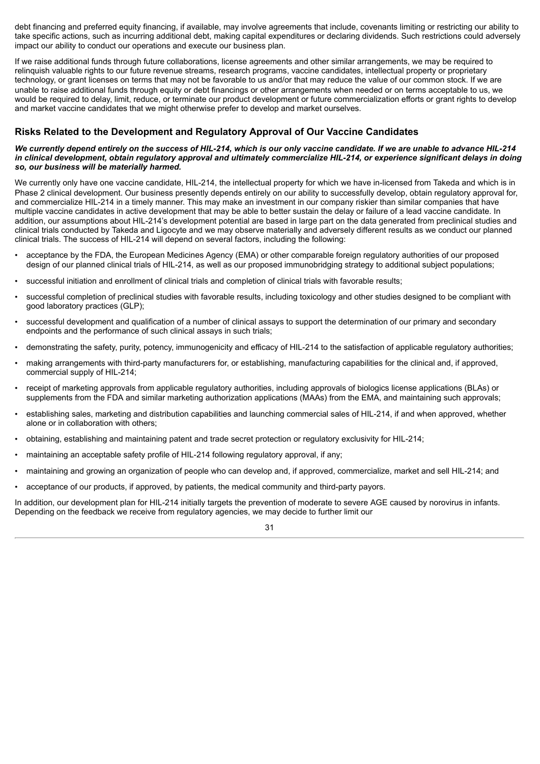debt financing and preferred equity financing, if available, may involve agreements that include, covenants limiting or restricting our ability to take specific actions, such as incurring additional debt, making capital expenditures or declaring dividends. Such restrictions could adversely impact our ability to conduct our operations and execute our business plan.

If we raise additional funds through future collaborations, license agreements and other similar arrangements, we may be required to relinquish valuable rights to our future revenue streams, research programs, vaccine candidates, intellectual property or proprietary technology, or grant licenses on terms that may not be favorable to us and/or that may reduce the value of our common stock. If we are unable to raise additional funds through equity or debt financings or other arrangements when needed or on terms acceptable to us, we would be required to delay, limit, reduce, or terminate our product development or future commercialization efforts or grant rights to develop and market vaccine candidates that we might otherwise prefer to develop and market ourselves.

## Risks Related to the Development and Regulatory Approval of Our Vaccine Candidates

***We currently depend entirely on the success of HIL-214, which is our only vaccine candidate. If we are unable to advance HIL-214 in clinical development, obtain regulatory approval and ultimately commercialize HIL-214, or experience significant delays in doing so, our business will be materially harmed.***

We currently only have one vaccine candidate, HIL-214, the intellectual property for which we have in-licensed from Takeda and which is in Phase 2 clinical development. Our business presently depends entirely on our ability to successfully develop, obtain regulatory approval for, and commercialize HIL-214 in a timely manner. This may make an investment in our company riskier than similar companies that have multiple vaccine candidates in active development that may be able to better sustain the delay or failure of a lead vaccine candidate. In addition, our assumptions about HIL-214's development potential are based in large part on the data generated from preclinical studies and clinical trials conducted by Takeda and Ligocyte and we may observe materially and adversely different results as we conduct our planned clinical trials. The success of HIL-214 will depend on several factors, including the following:

- acceptance by the FDA, the European Medicines Agency (EMA) or other comparable foreign regulatory authorities of our proposed design of our planned clinical trials of HIL-214, as well as our proposed immunobridging strategy to additional subject populations;
- successful initiation and enrollment of clinical trials and completion of clinical trials with favorable results;
- successful completion of preclinical studies with favorable results, including toxicology and other studies designed to be compliant with good laboratory practices (GLP);
- successful development and qualification of a number of clinical assays to support the determination of our primary and secondary endpoints and the performance of such clinical assays in such trials;
- demonstrating the safety, purity, potency, immunogenicity and efficacy of HIL-214 to the satisfaction of applicable regulatory authorities;
- making arrangements with third-party manufacturers for, or establishing, manufacturing capabilities for the clinical and, if approved, commercial supply of HIL-214;
- receipt of marketing approvals from applicable regulatory authorities, including approvals of biologics license applications (BLAs) or supplements from the FDA and similar marketing authorization applications (MAAs) from the EMA, and maintaining such approvals;
- establishing sales, marketing and distribution capabilities and launching commercial sales of HIL-214, if and when approved, whether alone or in collaboration with others;
- obtaining, establishing and maintaining patent and trade secret protection or regulatory exclusivity for HIL-214;
- maintaining an acceptable safety profile of HIL-214 following regulatory approval, if any;
- maintaining and growing an organization of people who can develop and, if approved, commercialize, market and sell HIL-214; and
- acceptance of our products, if approved, by patients, the medical community and third-party payors.

In addition, our development plan for HIL-214 initially targets the prevention of moderate to severe AGE caused by norovirus in infants. Depending on the feedback we receive from regulatory agencies, we may decide to further limit our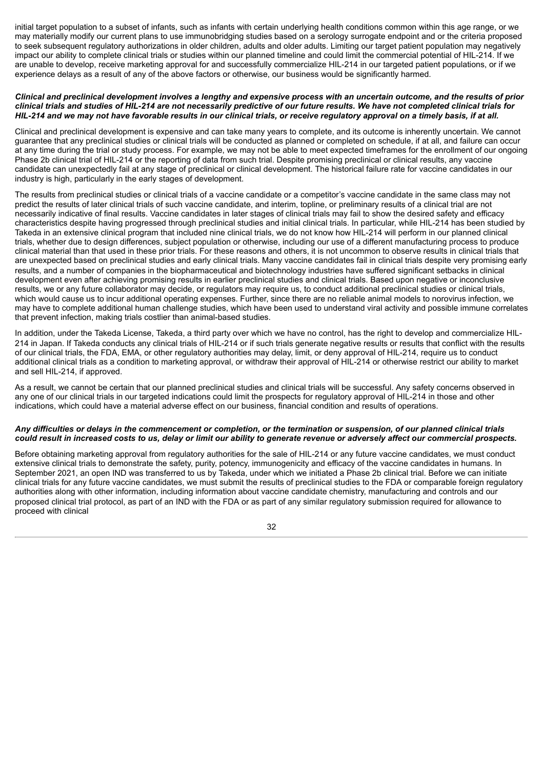initial target population to a subset of infants, such as infants with certain underlying health conditions common within this age range, or we may materially modify our current plans to use immunobridging studies based on a serology surrogate endpoint and or the criteria proposed to seek subsequent regulatory authorizations in older children, adults and older adults. Limiting our target patient population may negatively impact our ability to complete clinical trials or studies within our planned timeline and could limit the commercial potential of HIL-214. If we are unable to develop, receive marketing approval for and successfully commercialize HIL-214 in our targeted patient populations, or if we experience delays as a result of any of the above factors or otherwise, our business would be significantly harmed.

***Clinical and preclinical development involves a lengthy and expensive process with an uncertain outcome, and the results of prior clinical trials and studies of HIL-214 are not necessarily predictive of our future results. We have not completed clinical trials for HIL-214 and we may not have favorable results in our clinical trials, or receive regulatory approval on a timely basis, if at all.***

Clinical and preclinical development is expensive and can take many years to complete, and its outcome is inherently uncertain. We cannot guarantee that any preclinical studies or clinical trials will be conducted as planned or completed on schedule, if at all, and failure can occur at any time during the trial or study process. For example, we may not be able to meet expected timeframes for the enrollment of our ongoing Phase 2b clinical trial of HIL-214 or the reporting of data from such trial. Despite promising preclinical or clinical results, any vaccine candidate can unexpectedly fail at any stage of preclinical or clinical development. The historical failure rate for vaccine candidates in our industry is high, particularly in the early stages of development.

The results from preclinical studies or clinical trials of a vaccine candidate or a competitor's vaccine candidate in the same class may not predict the results of later clinical trials of such vaccine candidate, and interim, topline, or preliminary results of a clinical trial are not necessarily indicative of final results. Vaccine candidates in later stages of clinical trials may fail to show the desired safety and efficacy characteristics despite having progressed through preclinical studies and initial clinical trials. In particular, while HIL-214 has been studied by Takeda in an extensive clinical program that included nine clinical trials, we do not know how HIL-214 will perform in our planned clinical trials, whether due to design differences, subject population or otherwise, including our use of a different manufacturing process to produce clinical material than that used in these prior trials. For these reasons and others, it is not uncommon to observe results in clinical trials that are unexpected based on preclinical studies and early clinical trials. Many vaccine candidates fail in clinical trials despite very promising early results, and a number of companies in the biopharmaceutical and biotechnology industries have suffered significant setbacks in clinical development even after achieving promising results in earlier preclinical studies and clinical trials. Based upon negative or inconclusive results, we or any future collaborator may decide, or regulators may require us, to conduct additional preclinical studies or clinical trials, which would cause us to incur additional operating expenses. Further, since there are no reliable animal models to norovirus infection, we may have to complete additional human challenge studies, which have been used to understand viral activity and possible immune correlates that prevent infection, making trials costlier than animal-based studies.

In addition, under the Takeda License, Takeda, a third party over which we have no control, has the right to develop and commercialize HIL-214 in Japan. If Takeda conducts any clinical trials of HIL-214 or if such trials generate negative results or results that conflict with the results of our clinical trials, the FDA, EMA, or other regulatory authorities may delay, limit, or deny approval of HIL-214, require us to conduct additional clinical trials as a condition to marketing approval, or withdraw their approval of HIL-214 or otherwise restrict our ability to market and sell HIL-214, if approved.

As a result, we cannot be certain that our planned preclinical studies and clinical trials will be successful. Any safety concerns observed in any one of our clinical trials in our targeted indications could limit the prospects for regulatory approval of HIL-214 in those and other indications, which could have a material adverse effect on our business, financial condition and results of operations.

***Any difficulties or delays in the commencement or completion, or the termination or suspension, of our planned clinical trials could result in increased costs to us, delay or limit our ability to generate revenue or adversely affect our commercial prospects.***

Before obtaining marketing approval from regulatory authorities for the sale of HIL-214 or any future vaccine candidates, we must conduct extensive clinical trials to demonstrate the safety, purity, potency, immunogenicity and efficacy of the vaccine candidates in humans. In September 2021, an open IND was transferred to us by Takeda, under which we initiated a Phase 2b clinical trial. Before we can initiate clinical trials for any future vaccine candidates, we must submit the results of preclinical studies to the FDA or comparable foreign regulatory authorities along with other information, including information about vaccine candidate chemistry, manufacturing and controls and our proposed clinical trial protocol, as part of an IND with the FDA or as part of any similar regulatory submission required for allowance to proceed with clinical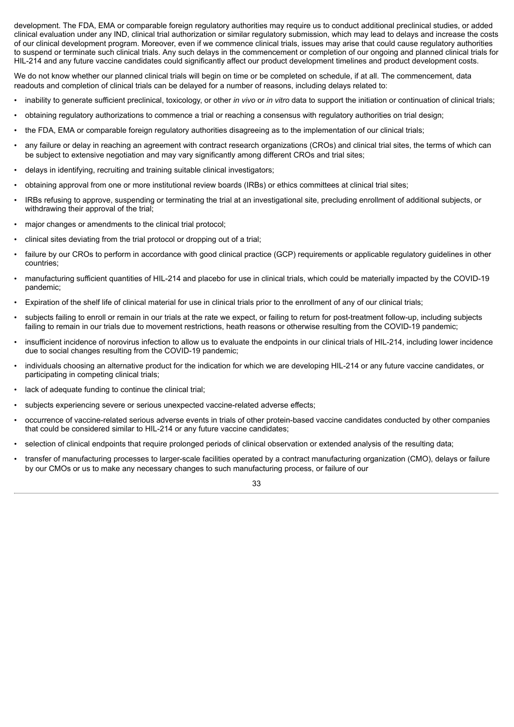development. The FDA, EMA or comparable foreign regulatory authorities may require us to conduct additional preclinical studies, or added clinical evaluation under any IND, clinical trial authorization or similar regulatory submission, which may lead to delays and increase the costs of our clinical development program. Moreover, even if we commence clinical trials, issues may arise that could cause regulatory authorities to suspend or terminate such clinical trials. Any such delays in the commencement or completion of our ongoing and planned clinical trials for HIL-214 and any future vaccine candidates could significantly affect our product development timelines and product development costs.

We do not know whether our planned clinical trials will begin on time or be completed on schedule, if at all. The commencement, data readouts and completion of clinical trials can be delayed for a number of reasons, including delays related to:

- inability to generate sufficient preclinical, toxicology, or other *in vivo* or *in vitro* data to support the initiation or continuation of clinical trials;
- obtaining regulatory authorizations to commence a trial or reaching a consensus with regulatory authorities on trial design;
- the FDA, EMA or comparable foreign regulatory authorities disagreeing as to the implementation of our clinical trials;
- any failure or delay in reaching an agreement with contract research organizations (CROs) and clinical trial sites, the terms of which can be subject to extensive negotiation and may vary significantly among different CROs and trial sites;
- delays in identifying, recruiting and training suitable clinical investigators;
- obtaining approval from one or more institutional review boards (IRBs) or ethics committees at clinical trial sites;
- IRBs refusing to approve, suspending or terminating the trial at an investigational site, precluding enrollment of additional subjects, or withdrawing their approval of the trial;
- major changes or amendments to the clinical trial protocol;
- clinical sites deviating from the trial protocol or dropping out of a trial;
- failure by our CROs to perform in accordance with good clinical practice (GCP) requirements or applicable regulatory guidelines in other countries;
- manufacturing sufficient quantities of HIL-214 and placebo for use in clinical trials, which could be materially impacted by the COVID-19 pandemic;
- Expiration of the shelf life of clinical material for use in clinical trials prior to the enrollment of any of our clinical trials;
- subjects failing to enroll or remain in our trials at the rate we expect, or failing to return for post-treatment follow-up, including subjects failing to remain in our trials due to movement restrictions, heath reasons or otherwise resulting from the COVID-19 pandemic;
- insufficient incidence of norovirus infection to allow us to evaluate the endpoints in our clinical trials of HIL-214, including lower incidence due to social changes resulting from the COVID-19 pandemic;
- individuals choosing an alternative product for the indication for which we are developing HIL-214 or any future vaccine candidates, or participating in competing clinical trials;
- lack of adequate funding to continue the clinical trial;
- subjects experiencing severe or serious unexpected vaccine-related adverse effects;
- occurrence of vaccine-related serious adverse events in trials of other protein-based vaccine candidates conducted by other companies that could be considered similar to HIL-214 or any future vaccine candidates;
- selection of clinical endpoints that require prolonged periods of clinical observation or extended analysis of the resulting data;
- transfer of manufacturing processes to larger-scale facilities operated by a contract manufacturing organization (CMO), delays or failure by our CMOs or us to make any necessary changes to such manufacturing process, or failure of our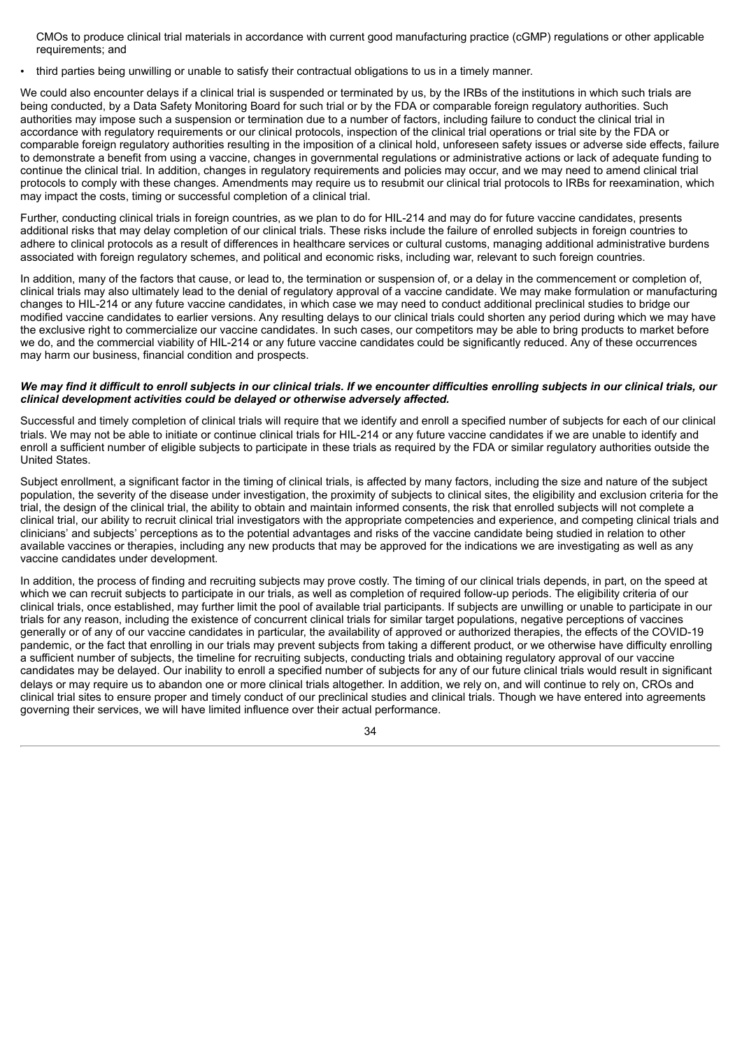CMOs to produce clinical trial materials in accordance with current good manufacturing practice (cGMP) regulations or other applicable requirements; and

- third parties being unwilling or unable to satisfy their contractual obligations to us in a timely manner.

We could also encounter delays if a clinical trial is suspended or terminated by us, by the IRBs of the institutions in which such trials are being conducted, by a Data Safety Monitoring Board for such trial or by the FDA or comparable foreign regulatory authorities. Such authorities may impose such a suspension or termination due to a number of factors, including failure to conduct the clinical trial in accordance with regulatory requirements or our clinical protocols, inspection of the clinical trial operations or trial site by the FDA or comparable foreign regulatory authorities resulting in the imposition of a clinical hold, unforeseen safety issues or adverse side effects, failure to demonstrate a benefit from using a vaccine, changes in governmental regulations or administrative actions or lack of adequate funding to continue the clinical trial. In addition, changes in regulatory requirements and policies may occur, and we may need to amend clinical trial protocols to comply with these changes. Amendments may require us to resubmit our clinical trial protocols to IRBs for reexamination, which may impact the costs, timing or successful completion of a clinical trial.

Further, conducting clinical trials in foreign countries, as we plan to do for HIL-214 and may do for future vaccine candidates, presents additional risks that may delay completion of our clinical trials. These risks include the failure of enrolled subjects in foreign countries to adhere to clinical protocols as a result of differences in healthcare services or cultural customs, managing additional administrative burdens associated with foreign regulatory schemes, and political and economic risks, including war, relevant to such foreign countries.

In addition, many of the factors that cause, or lead to, the termination or suspension of, or a delay in the commencement or completion of, clinical trials may also ultimately lead to the denial of regulatory approval of a vaccine candidate. We may make formulation or manufacturing changes to HIL-214 or any future vaccine candidates, in which case we may need to conduct additional preclinical studies to bridge our modified vaccine candidates to earlier versions. Any resulting delays to our clinical trials could shorten any period during which we may have the exclusive right to commercialize our vaccine candidates. In such cases, our competitors may be able to bring products to market before we do, and the commercial viability of HIL-214 or any future vaccine candidates could be significantly reduced. Any of these occurrences may harm our business, financial condition and prospects.

***We may find it difficult to enroll subjects in our clinical trials. If we encounter difficulties enrolling subjects in our clinical trials, our clinical development activities could be delayed or otherwise adversely affected.***

Successful and timely completion of clinical trials will require that we identify and enroll a specified number of subjects for each of our clinical trials. We may not be able to initiate or continue clinical trials for HIL-214 or any future vaccine candidates if we are unable to identify and enroll a sufficient number of eligible subjects to participate in these trials as required by the FDA or similar regulatory authorities outside the United States.

Subject enrollment, a significant factor in the timing of clinical trials, is affected by many factors, including the size and nature of the subject population, the severity of the disease under investigation, the proximity of subjects to clinical sites, the eligibility and exclusion criteria for the trial, the design of the clinical trial, the ability to obtain and maintain informed consents, the risk that enrolled subjects will not complete a clinical trial, our ability to recruit clinical trial investigators with the appropriate competencies and experience, and competing clinical trials and clinicians' and subjects' perceptions as to the potential advantages and risks of the vaccine candidate being studied in relation to other available vaccines or therapies, including any new products that may be approved for the indications we are investigating as well as any vaccine candidates under development.

In addition, the process of finding and recruiting subjects may prove costly. The timing of our clinical trials depends, in part, on the speed at which we can recruit subjects to participate in our trials, as well as completion of required follow-up periods. The eligibility criteria of our clinical trials, once established, may further limit the pool of available trial participants. If subjects are unwilling or unable to participate in our trials for any reason, including the existence of concurrent clinical trials for similar target populations, negative perceptions of vaccines generally or of any of our vaccine candidates in particular, the availability of approved or authorized therapies, the effects of the COVID-19 pandemic, or the fact that enrolling in our trials may prevent subjects from taking a different product, or we otherwise have difficulty enrolling a sufficient number of subjects, the timeline for recruiting subjects, conducting trials and obtaining regulatory approval of our vaccine candidates may be delayed. Our inability to enroll a specified number of subjects for any of our future clinical trials would result in significant delays or may require us to abandon one or more clinical trials altogether. In addition, we rely on, and will continue to rely on, CROs and clinical trial sites to ensure proper and timely conduct of our preclinical studies and clinical trials. Though we have entered into agreements governing their services, we will have limited influence over their actual performance.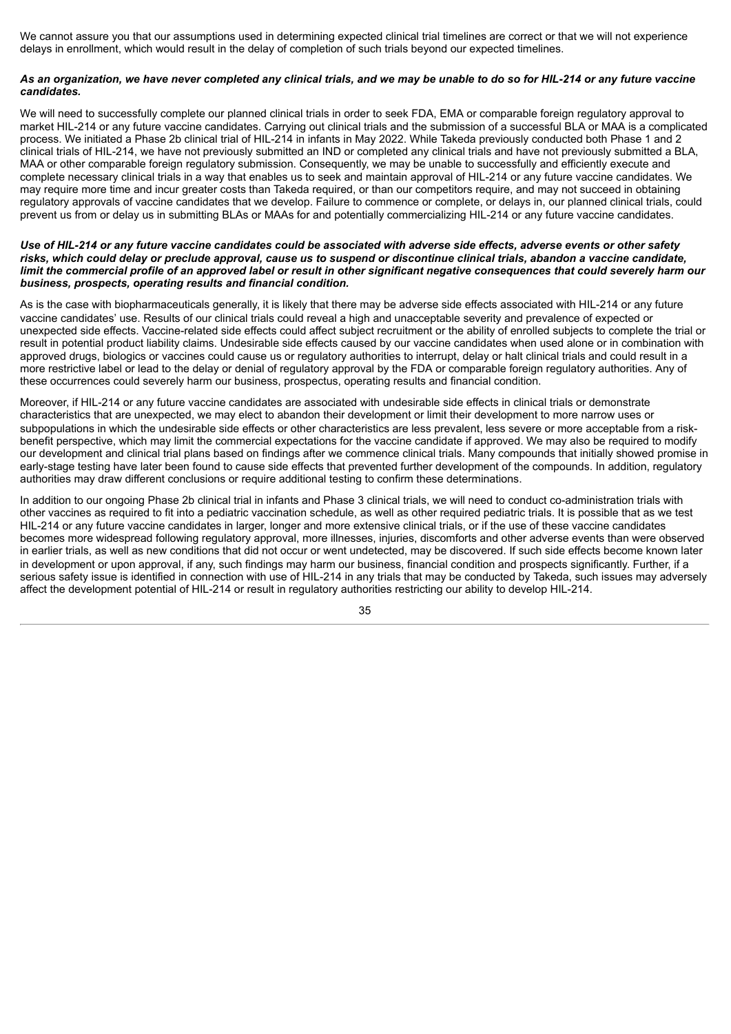We cannot assure you that our assumptions used in determining expected clinical trial timelines are correct or that we will not experience delays in enrollment, which would result in the delay of completion of such trials beyond our expected timelines.

***As an organization, we have never completed any clinical trials, and we may be unable to do so for HIL-214 or any future vaccine candidates.***

We will need to successfully complete our planned clinical trials in order to seek FDA, EMA or comparable foreign regulatory approval to market HIL-214 or any future vaccine candidates. Carrying out clinical trials and the submission of a successful BLA or MAA is a complicated process. We initiated a Phase 2b clinical trial of HIL-214 in infants in May 2022. While Takeda previously conducted both Phase 1 and 2 clinical trials of HIL-214, we have not previously submitted an IND or completed any clinical trials and have not previously submitted a BLA, MAA or other comparable foreign regulatory submission. Consequently, we may be unable to successfully and efficiently execute and complete necessary clinical trials in a way that enables us to seek and maintain approval of HIL-214 or any future vaccine candidates. We may require more time and incur greater costs than Takeda required, or than our competitors require, and may not succeed in obtaining regulatory approvals of vaccine candidates that we develop. Failure to commence or complete, or delays in, our planned clinical trials, could prevent us from or delay us in submitting BLAs or MAAs for and potentially commercializing HIL-214 or any future vaccine candidates.

***Use of HIL-214 or any future vaccine candidates could be associated with adverse side effects, adverse events or other safety risks, which could delay or preclude approval, cause us to suspend or discontinue clinical trials, abandon a vaccine candidate, limit the commercial profile of an approved label or result in other significant negative consequences that could severely harm our business, prospects, operating results and financial condition.***

As is the case with biopharmaceuticals generally, it is likely that there may be adverse side effects associated with HIL-214 or any future vaccine candidates' use. Results of our clinical trials could reveal a high and unacceptable severity and prevalence of expected or unexpected side effects. Vaccine-related side effects could affect subject recruitment or the ability of enrolled subjects to complete the trial or result in potential product liability claims. Undesirable side effects caused by our vaccine candidates when used alone or in combination with approved drugs, biologics or vaccines could cause us or regulatory authorities to interrupt, delay or halt clinical trials and could result in a more restrictive label or lead to the delay or denial of regulatory approval by the FDA or comparable foreign regulatory authorities. Any of these occurrences could severely harm our business, prospectus, operating results and financial condition.

Moreover, if HIL-214 or any future vaccine candidates are associated with undesirable side effects in clinical trials or demonstrate characteristics that are unexpected, we may elect to abandon their development or limit their development to more narrow uses or subpopulations in which the undesirable side effects or other characteristics are less prevalent, less severe or more acceptable from a risk-benefit perspective, which may limit the commercial expectations for the vaccine candidate if approved. We may also be required to modify our development and clinical trial plans based on findings after we commence clinical trials. Many compounds that initially showed promise in early-stage testing have later been found to cause side effects that prevented further development of the compounds. In addition, regulatory authorities may draw different conclusions or require additional testing to confirm these determinations.

In addition to our ongoing Phase 2b clinical trial in infants and Phase 3 clinical trials, we will need to conduct co-administration trials with other vaccines as required to fit into a pediatric vaccination schedule, as well as other required pediatric trials. It is possible that as we test HIL-214 or any future vaccine candidates in larger, longer and more extensive clinical trials, or if the use of these vaccine candidates becomes more widespread following regulatory approval, more illnesses, injuries, discomforts and other adverse events than were observed in earlier trials, as well as new conditions that did not occur or went undetected, may be discovered. If such side effects become known later in development or upon approval, if any, such findings may harm our business, financial condition and prospects significantly. Further, if a serious safety issue is identified in connection with use of HIL-214 in any trials that may be conducted by Takeda, such issues may adversely affect the development potential of HIL-214 or result in regulatory authorities restricting our ability to develop HIL-214.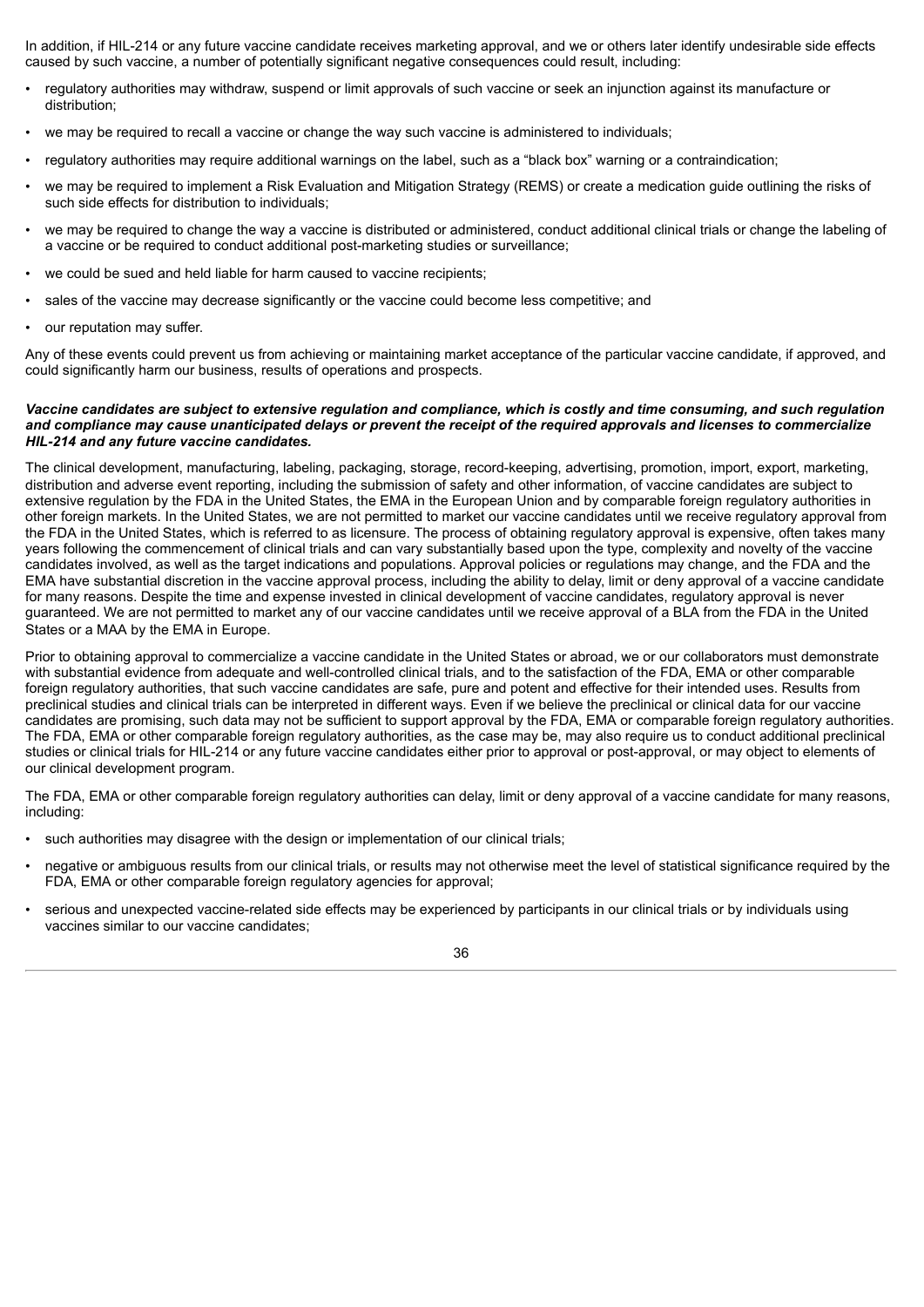In addition, if HIL-214 or any future vaccine candidate receives marketing approval, and we or others later identify undesirable side effects caused by such vaccine, a number of potentially significant negative consequences could result, including:

- regulatory authorities may withdraw, suspend or limit approvals of such vaccine or seek an injunction against its manufacture or distribution;
- we may be required to recall a vaccine or change the way such vaccine is administered to individuals;
- regulatory authorities may require additional warnings on the label, such as a "black box" warning or a contraindication;
- we may be required to implement a Risk Evaluation and Mitigation Strategy (REMS) or create a medication guide outlining the risks of such side effects for distribution to individuals;
- we may be required to change the way a vaccine is distributed or administered, conduct additional clinical trials or change the labeling of a vaccine or be required to conduct additional post-marketing studies or surveillance;
- we could be sued and held liable for harm caused to vaccine recipients;
- sales of the vaccine may decrease significantly or the vaccine could become less competitive; and
- our reputation may suffer.

Any of these events could prevent us from achieving or maintaining market acceptance of the particular vaccine candidate, if approved, and could significantly harm our business, results of operations and prospects.

***Vaccine candidates are subject to extensive regulation and compliance, which is costly and time consuming, and such regulation and compliance may cause unanticipated delays or prevent the receipt of the required approvals and licenses to commercialize HIL-214 and any future vaccine candidates.***

The clinical development, manufacturing, labeling, packaging, storage, record-keeping, advertising, promotion, import, export, marketing, distribution and adverse event reporting, including the submission of safety and other information, of vaccine candidates are subject to extensive regulation by the FDA in the United States, the EMA in the European Union and by comparable foreign regulatory authorities in other foreign markets. In the United States, we are not permitted to market our vaccine candidates until we receive regulatory approval from the FDA in the United States, which is referred to as licensure. The process of obtaining regulatory approval is expensive, often takes many years following the commencement of clinical trials and can vary substantially based upon the type, complexity and novelty of the vaccine candidates involved, as well as the target indications and populations. Approval policies or regulations may change, and the FDA and the EMA have substantial discretion in the vaccine approval process, including the ability to delay, limit or deny approval of a vaccine candidate for many reasons. Despite the time and expense invested in clinical development of vaccine candidates, regulatory approval is never guaranteed. We are not permitted to market any of our vaccine candidates until we receive approval of a BLA from the FDA in the United States or a MAA by the EMA in Europe.

Prior to obtaining approval to commercialize a vaccine candidate in the United States or abroad, we or our collaborators must demonstrate with substantial evidence from adequate and well-controlled clinical trials, and to the satisfaction of the FDA, EMA or other comparable foreign regulatory authorities, that such vaccine candidates are safe, pure and potent and effective for their intended uses. Results from preclinical studies and clinical trials can be interpreted in different ways. Even if we believe the preclinical or clinical data for our vaccine candidates are promising, such data may not be sufficient to support approval by the FDA, EMA or comparable foreign regulatory authorities. The FDA, EMA or other comparable foreign regulatory authorities, as the case may be, may also require us to conduct additional preclinical studies or clinical trials for HIL-214 or any future vaccine candidates either prior to approval or post-approval, or may object to elements of our clinical development program.

The FDA, EMA or other comparable foreign regulatory authorities can delay, limit or deny approval of a vaccine candidate for many reasons, including:

- such authorities may disagree with the design or implementation of our clinical trials;
- negative or ambiguous results from our clinical trials, or results may not otherwise meet the level of statistical significance required by the FDA, EMA or other comparable foreign regulatory agencies for approval;
- serious and unexpected vaccine-related side effects may be experienced by participants in our clinical trials or by individuals using vaccines similar to our vaccine candidates;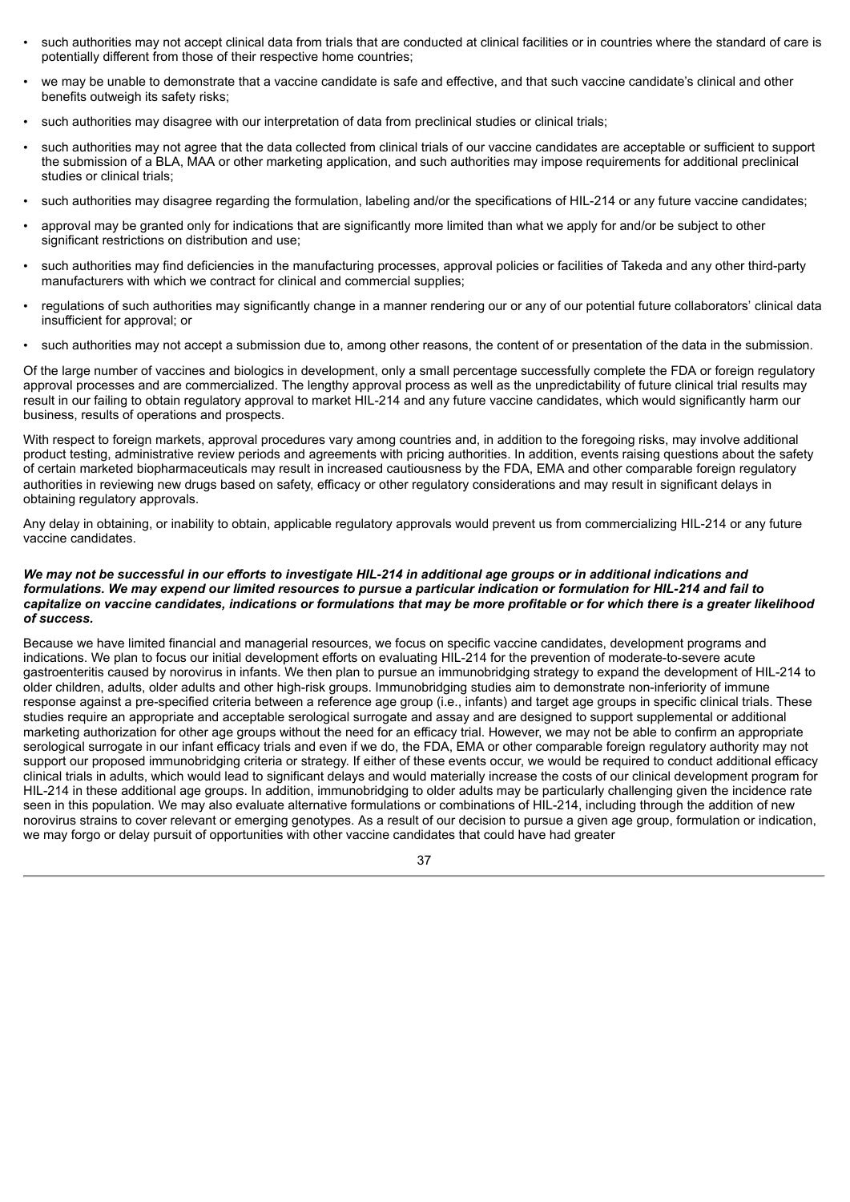- such authorities may not accept clinical data from trials that are conducted at clinical facilities or in countries where the standard of care is potentially different from those of their respective home countries;
- we may be unable to demonstrate that a vaccine candidate is safe and effective, and that such vaccine candidate's clinical and other benefits outweigh its safety risks;
- such authorities may disagree with our interpretation of data from preclinical studies or clinical trials;
- such authorities may not agree that the data collected from clinical trials of our vaccine candidates are acceptable or sufficient to support the submission of a BLA, MAA or other marketing application, and such authorities may impose requirements for additional preclinical studies or clinical trials;
- such authorities may disagree regarding the formulation, labeling and/or the specifications of HIL-214 or any future vaccine candidates;
- approval may be granted only for indications that are significantly more limited than what we apply for and/or be subject to other significant restrictions on distribution and use;
- such authorities may find deficiencies in the manufacturing processes, approval policies or facilities of Takeda and any other third-party manufacturers with which we contract for clinical and commercial supplies;
- regulations of such authorities may significantly change in a manner rendering our or any of our potential future collaborators' clinical data insufficient for approval; or
- such authorities may not accept a submission due to, among other reasons, the content of or presentation of the data in the submission.

Of the large number of vaccines and biologics in development, only a small percentage successfully complete the FDA or foreign regulatory approval processes and are commercialized. The lengthy approval process as well as the unpredictability of future clinical trial results may result in our failing to obtain regulatory approval to market HIL-214 and any future vaccine candidates, which would significantly harm our business, results of operations and prospects.

With respect to foreign markets, approval procedures vary among countries and, in addition to the foregoing risks, may involve additional product testing, administrative review periods and agreements with pricing authorities. In addition, events raising questions about the safety of certain marketed biopharmaceuticals may result in increased cautiousness by the FDA, EMA and other comparable foreign regulatory authorities in reviewing new drugs based on safety, efficacy or other regulatory considerations and may result in significant delays in obtaining regulatory approvals.

Any delay in obtaining, or inability to obtain, applicable regulatory approvals would prevent us from commercializing HIL-214 or any future vaccine candidates.

***We may not be successful in our efforts to investigate HIL-214 in additional age groups or in additional indications and formulations. We may expend our limited resources to pursue a particular indication or formulation for HIL-214 and fail to capitalize on vaccine candidates, indications or formulations that may be more profitable or for which there is a greater likelihood of success.***

Because we have limited financial and managerial resources, we focus on specific vaccine candidates, development programs and indications. We plan to focus our initial development efforts on evaluating HIL-214 for the prevention of moderate-to-severe acute gastroenteritis caused by norovirus in infants. We then plan to pursue an immunobridging strategy to expand the development of HIL-214 to older children, adults, older adults and other high-risk groups. Immunobridging studies aim to demonstrate non-inferiority of immune response against a pre-specified criteria between a reference age group (i.e., infants) and target age groups in specific clinical trials. These studies require an appropriate and acceptable serological surrogate and assay and are designed to support supplemental or additional marketing authorization for other age groups without the need for an efficacy trial. However, we may not be able to confirm an appropriate serological surrogate in our infant efficacy trials and even if we do, the FDA, EMA or other comparable foreign regulatory authority may not support our proposed immunobridging criteria or strategy. If either of these events occur, we would be required to conduct additional efficacy clinical trials in adults, which would lead to significant delays and would materially increase the costs of our clinical development program for HIL-214 in these additional age groups. In addition, immunobridging to older adults may be particularly challenging given the incidence rate seen in this population. We may also evaluate alternative formulations or combinations of HIL-214, including through the addition of new norovirus strains to cover relevant or emerging genotypes. As a result of our decision to pursue a given age group, formulation or indication, we may forgo or delay pursuit of opportunities with other vaccine candidates that could have had greater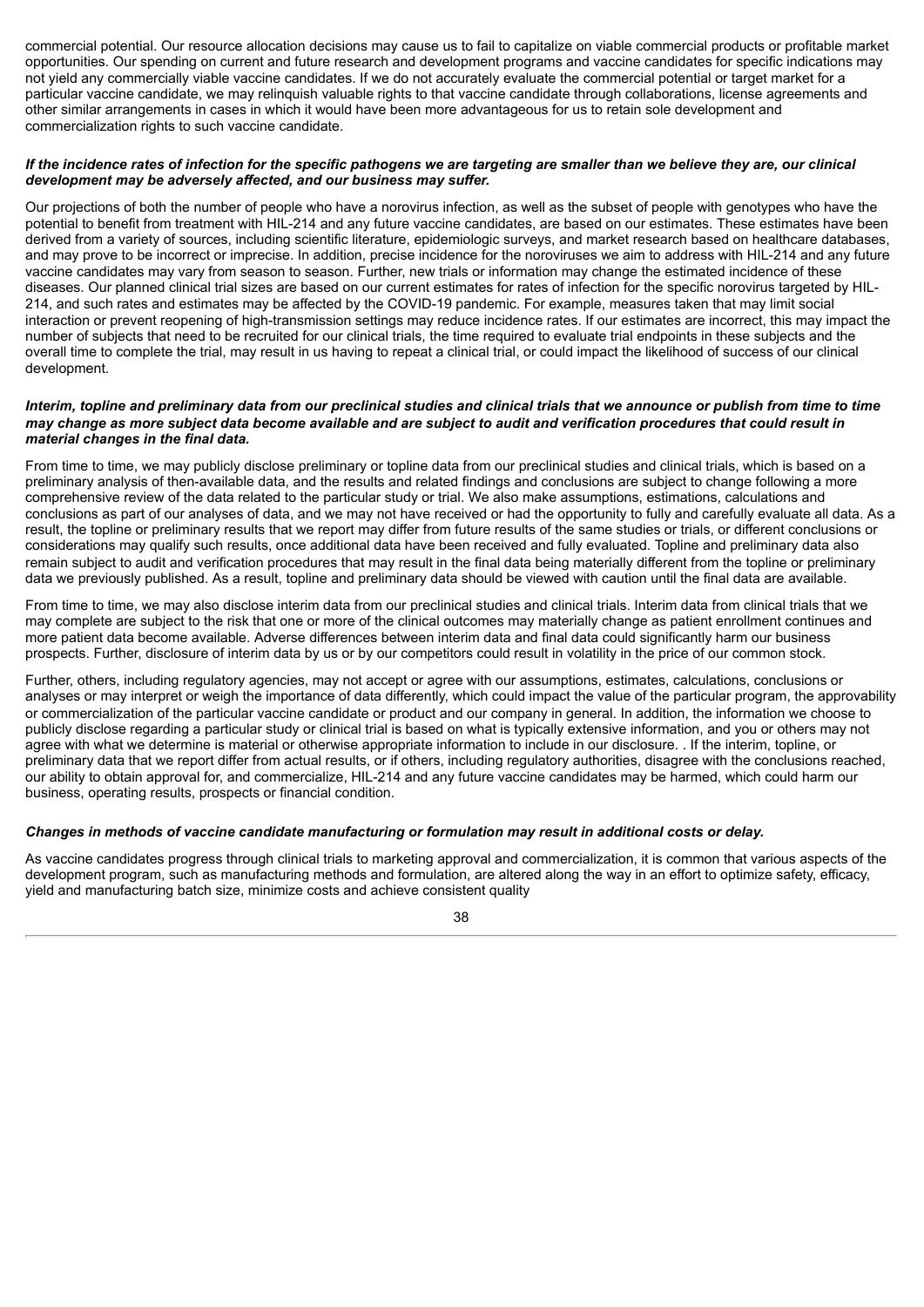commercial potential. Our resource allocation decisions may cause us to fail to capitalize on viable commercial products or profitable market opportunities. Our spending on current and future research and development programs and vaccine candidates for specific indications may not yield any commercially viable vaccine candidates. If we do not accurately evaluate the commercial potential or target market for a particular vaccine candidate, we may relinquish valuable rights to that vaccine candidate through collaborations, license agreements and other similar arrangements in cases in which it would have been more advantageous for us to retain sole development and commercialization rights to such vaccine candidate.

***If the incidence rates of infection for the specific pathogens we are targeting are smaller than we believe they are, our clinical development may be adversely affected, and our business may suffer.***

Our projections of both the number of people who have a norovirus infection, as well as the subset of people with genotypes who have the potential to benefit from treatment with HIL-214 and any future vaccine candidates, are based on our estimates. These estimates have been derived from a variety of sources, including scientific literature, epidemiologic surveys, and market research based on healthcare databases, and may prove to be incorrect or imprecise. In addition, precise incidence for the noroviruses we aim to address with HIL-214 and any future vaccine candidates may vary from season to season. Further, new trials or information may change the estimated incidence of these diseases. Our planned clinical trial sizes are based on our current estimates for rates of infection for the specific norovirus targeted by HIL-214, and such rates and estimates may be affected by the COVID-19 pandemic. For example, measures taken that may limit social interaction or prevent reopening of high-transmission settings may reduce incidence rates. If our estimates are incorrect, this may impact the number of subjects that need to be recruited for our clinical trials, the time required to evaluate trial endpoints in these subjects and the overall time to complete the trial, may result in us having to repeat a clinical trial, or could impact the likelihood of success of our clinical development.

***Interim, topline and preliminary data from our preclinical studies and clinical trials that we announce or publish from time to time may change as more subject data become available and are subject to audit and verification procedures that could result in material changes in the final data.***

From time to time, we may publicly disclose preliminary or topline data from our preclinical studies and clinical trials, which is based on a preliminary analysis of then-available data, and the results and related findings and conclusions are subject to change following a more comprehensive review of the data related to the particular study or trial. We also make assumptions, estimations, calculations and conclusions as part of our analyses of data, and we may not have received or had the opportunity to fully and carefully evaluate all data. As a result, the topline or preliminary results that we report may differ from future results of the same studies or trials, or different conclusions or considerations may qualify such results, once additional data have been received and fully evaluated. Topline and preliminary data also remain subject to audit and verification procedures that may result in the final data being materially different from the topline or preliminary data we previously published. As a result, topline and preliminary data should be viewed with caution until the final data are available.

From time to time, we may also disclose interim data from our preclinical studies and clinical trials. Interim data from clinical trials that we may complete are subject to the risk that one or more of the clinical outcomes may materially change as patient enrollment continues and more patient data become available. Adverse differences between interim data and final data could significantly harm our business prospects. Further, disclosure of interim data by us or by our competitors could result in volatility in the price of our common stock.

Further, others, including regulatory agencies, may not accept or agree with our assumptions, estimates, calculations, conclusions or analyses or may interpret or weigh the importance of data differently, which could impact the value of the particular program, the approvability or commercialization of the particular vaccine candidate or product and our company in general. In addition, the information we choose to publicly disclose regarding a particular study or clinical trial is based on what is typically extensive information, and you or others may not agree with what we determine is material or otherwise appropriate information to include in our disclosure. . If the interim, topline, or preliminary data that we report differ from actual results, or if others, including regulatory authorities, disagree with the conclusions reached, our ability to obtain approval for, and commercialize, HIL-214 and any future vaccine candidates may be harmed, which could harm our business, operating results, prospects or financial condition.

***Changes in methods of vaccine candidate manufacturing or formulation may result in additional costs or delay.***

As vaccine candidates progress through clinical trials to marketing approval and commercialization, it is common that various aspects of the development program, such as manufacturing methods and formulation, are altered along the way in an effort to optimize safety, efficacy, yield and manufacturing batch size, minimize costs and achieve consistent quality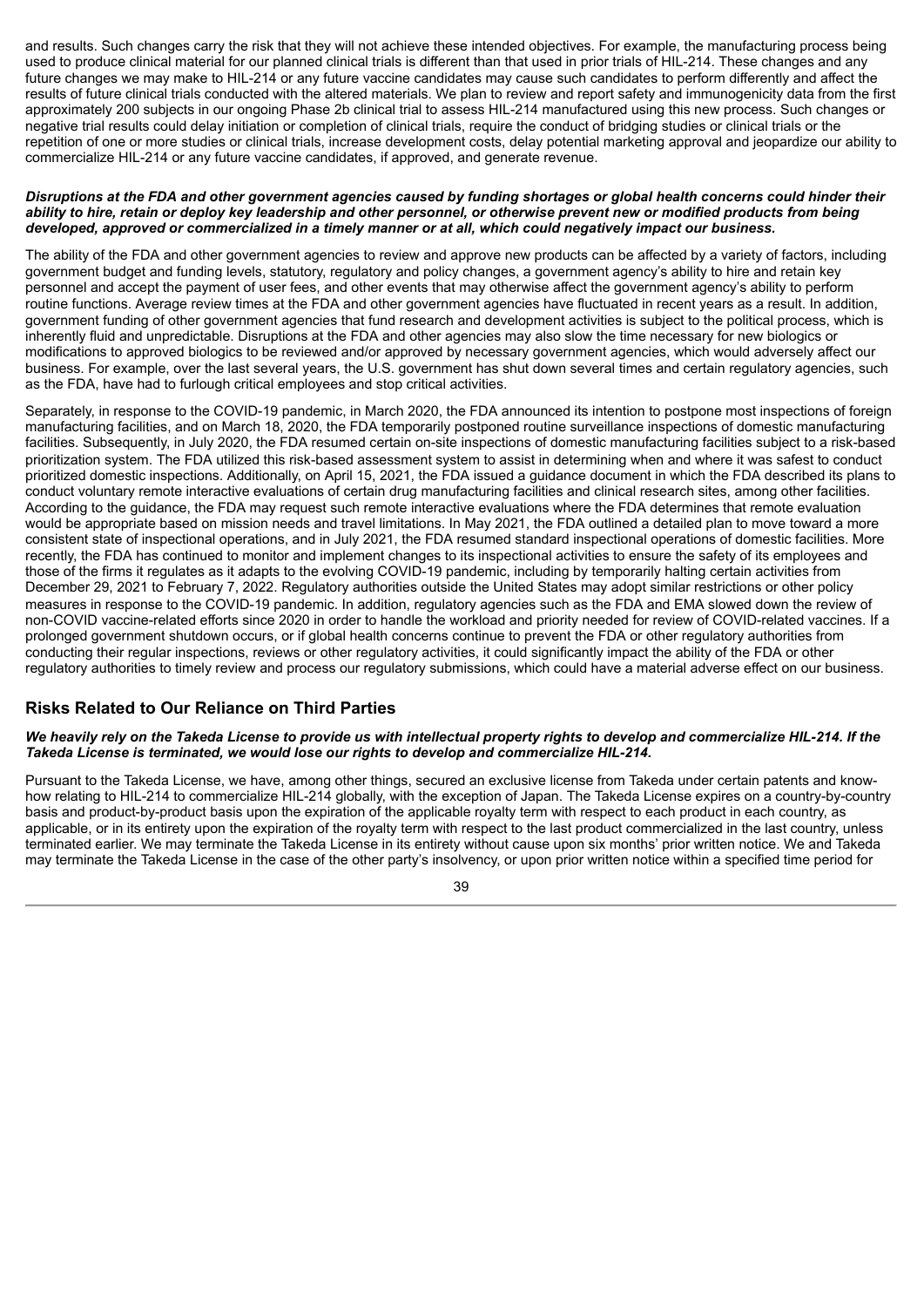and results. Such changes carry the risk that they will not achieve these intended objectives. For example, the manufacturing process being used to produce clinical material for our planned clinical trials is different than that used in prior trials of HIL-214. These changes and any future changes we may make to HIL-214 or any future vaccine candidates may cause such candidates to perform differently and affect the results of future clinical trials conducted with the altered materials. We plan to review and report safety and immunogenicity data from the first approximately 200 subjects in our ongoing Phase 2b clinical trial to assess HIL-214 manufactured using this new process. Such changes or negative trial results could delay initiation or completion of clinical trials, require the conduct of bridging studies or clinical trials or the repetition of one or more studies or clinical trials, increase development costs, delay potential marketing approval and jeopardize our ability to commercialize HIL-214 or any future vaccine candidates, if approved, and generate revenue.

***Disruptions at the FDA and other government agencies caused by funding shortages or global health concerns could hinder their ability to hire, retain or deploy key leadership and other personnel, or otherwise prevent new or modified products from being developed, approved or commercialized in a timely manner or at all, which could negatively impact our business.***

The ability of the FDA and other government agencies to review and approve new products can be affected by a variety of factors, including government budget and funding levels, statutory, regulatory and policy changes, a government agency's ability to hire and retain key personnel and accept the payment of user fees, and other events that may otherwise affect the government agency's ability to perform routine functions. Average review times at the FDA and other government agencies have fluctuated in recent years as a result. In addition, government funding of other government agencies that fund research and development activities is subject to the political process, which is inherently fluid and unpredictable. Disruptions at the FDA and other agencies may also slow the time necessary for new biologics or modifications to approved biologics to be reviewed and/or approved by necessary government agencies, which would adversely affect our business. For example, over the last several years, the U.S. government has shut down several times and certain regulatory agencies, such as the FDA, have had to furlough critical employees and stop critical activities.

Separately, in response to the COVID-19 pandemic, in March 2020, the FDA announced its intention to postpone most inspections of foreign manufacturing facilities, and on March 18, 2020, the FDA temporarily postponed routine surveillance inspections of domestic manufacturing facilities. Subsequently, in July 2020, the FDA resumed certain on-site inspections of domestic manufacturing facilities subject to a risk-based prioritization system. The FDA utilized this risk-based assessment system to assist in determining when and where it was safest to conduct prioritized domestic inspections. Additionally, on April 15, 2021, the FDA issued a guidance document in which the FDA described its plans to conduct voluntary remote interactive evaluations of certain drug manufacturing facilities and clinical research sites, among other facilities. According to the guidance, the FDA may request such remote interactive evaluations where the FDA determines that remote evaluation would be appropriate based on mission needs and travel limitations. In May 2021, the FDA outlined a detailed plan to move toward a more consistent state of inspectional operations, and in July 2021, the FDA resumed standard inspectional operations of domestic facilities. More recently, the FDA has continued to monitor and implement changes to its inspectional activities to ensure the safety of its employees and those of the firms it regulates as it adapts to the evolving COVID-19 pandemic, including by temporarily halting certain activities from December 29, 2021 to February 7, 2022. Regulatory authorities outside the United States may adopt similar restrictions or other policy measures in response to the COVID-19 pandemic. In addition, regulatory agencies such as the FDA and EMA slowed down the review of non-COVID vaccine-related efforts since 2020 in order to handle the workload and priority needed for review of COVID-related vaccines. If a prolonged government shutdown occurs, or if global health concerns continue to prevent the FDA or other regulatory authorities from conducting their regular inspections, reviews or other regulatory activities, it could significantly impact the ability of the FDA or other regulatory authorities to timely review and process our regulatory submissions, which could have a material adverse effect on our business.

## Risks Related to Our Reliance on Third Parties

***We heavily rely on the Takeda License to provide us with intellectual property rights to develop and commercialize HIL-214. If the Takeda License is terminated, we would lose our rights to develop and commercialize HIL-214.***

Pursuant to the Takeda License, we have, among other things, secured an exclusive license from Takeda under certain patents and know-how relating to HIL-214 to commercialize HIL-214 globally, with the exception of Japan. The Takeda License expires on a country-by-country basis and product-by-product basis upon the expiration of the applicable royalty term with respect to each product in each country, as applicable, or in its entirety upon the expiration of the royalty term with respect to the last product commercialized in the last country, unless terminated earlier. We may terminate the Takeda License in its entirety without cause upon six months' prior written notice. We and Takeda may terminate the Takeda License in the case of the other party's insolvency, or upon prior written notice within a specified time period for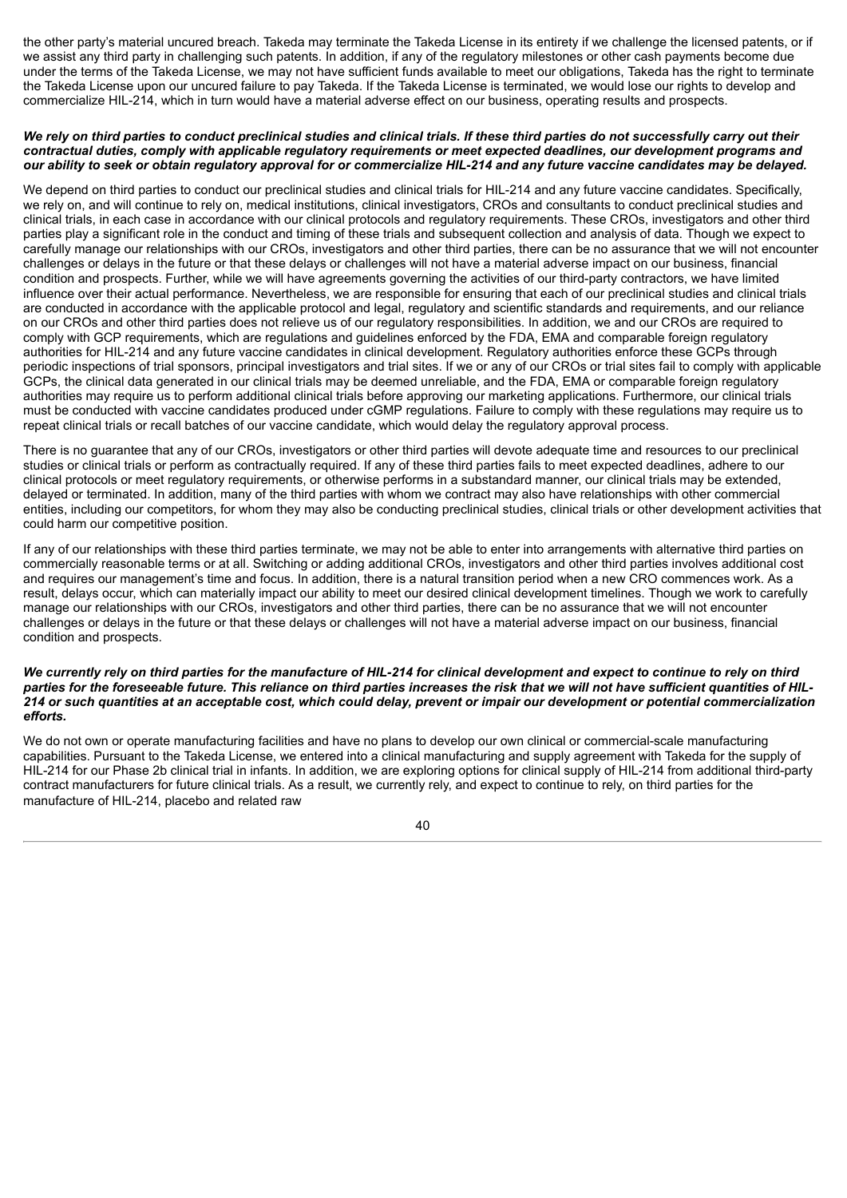the other party's material uncured breach. Takeda may terminate the Takeda License in its entirety if we challenge the licensed patents, or if we assist any third party in challenging such patents. In addition, if any of the regulatory milestones or other cash payments become due under the terms of the Takeda License, we may not have sufficient funds available to meet our obligations, Takeda has the right to terminate the Takeda License upon our uncured failure to pay Takeda. If the Takeda License is terminated, we would lose our rights to develop and commercialize HIL-214, which in turn would have a material adverse effect on our business, operating results and prospects.

***We rely on third parties to conduct preclinical studies and clinical trials. If these third parties do not successfully carry out their contractual duties, comply with applicable regulatory requirements or meet expected deadlines, our development programs and our ability to seek or obtain regulatory approval for or commercialize HIL-214 and any future vaccine candidates may be delayed.***

We depend on third parties to conduct our preclinical studies and clinical trials for HIL-214 and any future vaccine candidates. Specifically, we rely on, and will continue to rely on, medical institutions, clinical investigators, CROs and consultants to conduct preclinical studies and clinical trials, in each case in accordance with our clinical protocols and regulatory requirements. These CROs, investigators and other third parties play a significant role in the conduct and timing of these trials and subsequent collection and analysis of data. Though we expect to carefully manage our relationships with our CROs, investigators and other third parties, there can be no assurance that we will not encounter challenges or delays in the future or that these delays or challenges will not have a material adverse impact on our business, financial condition and prospects. Further, while we will have agreements governing the activities of our third-party contractors, we have limited influence over their actual performance. Nevertheless, we are responsible for ensuring that each of our preclinical studies and clinical trials are conducted in accordance with the applicable protocol and legal, regulatory and scientific standards and requirements, and our reliance on our CROs and other third parties does not relieve us of our regulatory responsibilities. In addition, we and our CROs are required to comply with GCP requirements, which are regulations and guidelines enforced by the FDA, EMA and comparable foreign regulatory authorities for HIL-214 and any future vaccine candidates in clinical development. Regulatory authorities enforce these GCPs through periodic inspections of trial sponsors, principal investigators and trial sites. If we or any of our CROs or trial sites fail to comply with applicable GCPs, the clinical data generated in our clinical trials may be deemed unreliable, and the FDA, EMA or comparable foreign regulatory authorities may require us to perform additional clinical trials before approving our marketing applications. Furthermore, our clinical trials must be conducted with vaccine candidates produced under cGMP regulations. Failure to comply with these regulations may require us to repeat clinical trials or recall batches of our vaccine candidate, which would delay the regulatory approval process.

There is no guarantee that any of our CROs, investigators or other third parties will devote adequate time and resources to our preclinical studies or clinical trials or perform as contractually required. If any of these third parties fails to meet expected deadlines, adhere to our clinical protocols or meet regulatory requirements, or otherwise performs in a substandard manner, our clinical trials may be extended, delayed or terminated. In addition, many of the third parties with whom we contract may also have relationships with other commercial entities, including our competitors, for whom they may also be conducting preclinical studies, clinical trials or other development activities that could harm our competitive position.

If any of our relationships with these third parties terminate, we may not be able to enter into arrangements with alternative third parties on commercially reasonable terms or at all. Switching or adding additional CROs, investigators and other third parties involves additional cost and requires our management's time and focus. In addition, there is a natural transition period when a new CRO commences work. As a result, delays occur, which can materially impact our ability to meet our desired clinical development timelines. Though we work to carefully manage our relationships with our CROs, investigators and other third parties, there can be no assurance that we will not encounter challenges or delays in the future or that these delays or challenges will not have a material adverse impact on our business, financial condition and prospects.

***We currently rely on third parties for the manufacture of HIL-214 for clinical development and expect to continue to rely on third parties for the foreseeable future. This reliance on third parties increases the risk that we will not have sufficient quantities of HIL-214 or such quantities at an acceptable cost, which could delay, prevent or impair our development or potential commercialization efforts.***

We do not own or operate manufacturing facilities and have no plans to develop our own clinical or commercial-scale manufacturing capabilities. Pursuant to the Takeda License, we entered into a clinical manufacturing and supply agreement with Takeda for the supply of HIL-214 for our Phase 2b clinical trial in infants. In addition, we are exploring options for clinical supply of HIL-214 from additional third-party contract manufacturers for future clinical trials. As a result, we currently rely, and expect to continue to rely, on third parties for the manufacture of HIL-214, placebo and related raw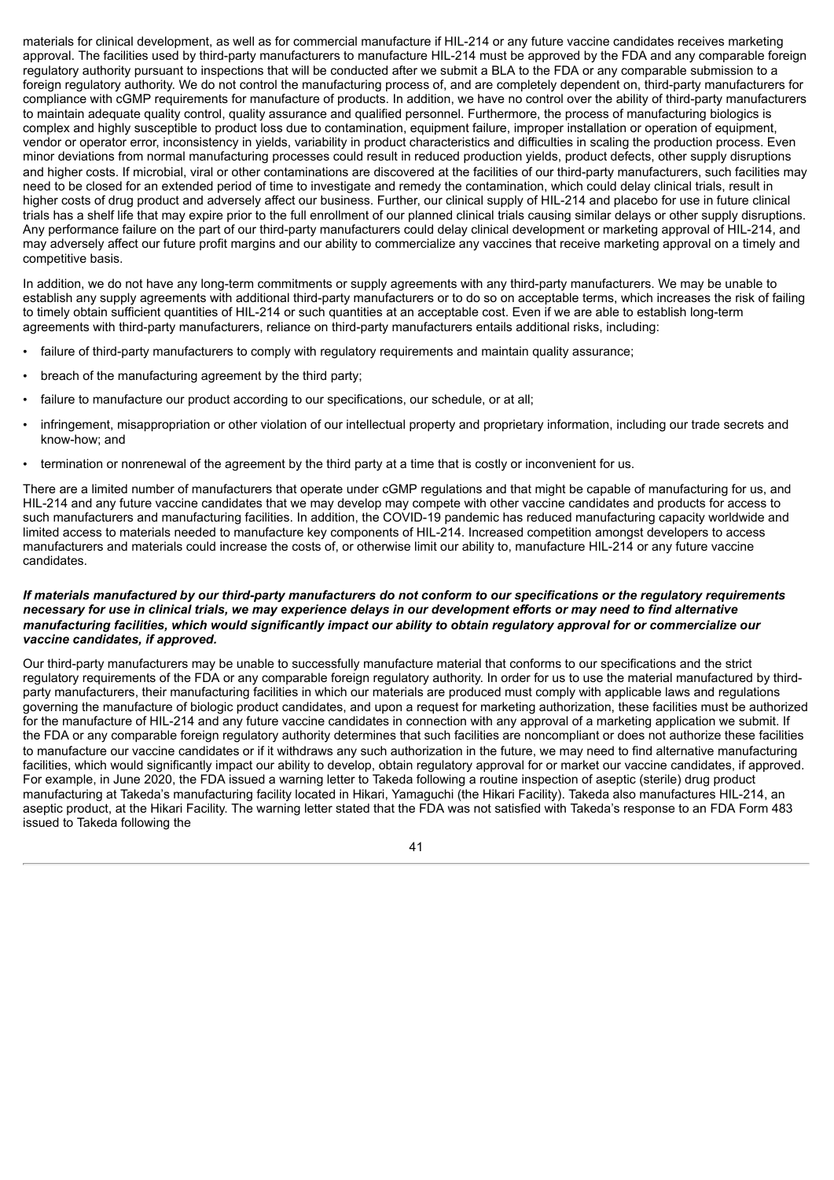materials for clinical development, as well as for commercial manufacture if HIL-214 or any future vaccine candidates receives marketing approval. The facilities used by third-party manufacturers to manufacture HIL-214 must be approved by the FDA and any comparable foreign regulatory authority pursuant to inspections that will be conducted after we submit a BLA to the FDA or any comparable submission to a foreign regulatory authority. We do not control the manufacturing process of, and are completely dependent on, third-party manufacturers for compliance with cGMP requirements for manufacture of products. In addition, we have no control over the ability of third-party manufacturers to maintain adequate quality control, quality assurance and qualified personnel. Furthermore, the process of manufacturing biologics is complex and highly susceptible to product loss due to contamination, equipment failure, improper installation or operation of equipment, vendor or operator error, inconsistency in yields, variability in product characteristics and difficulties in scaling the production process. Even minor deviations from normal manufacturing processes could result in reduced production yields, product defects, other supply disruptions and higher costs. If microbial, viral or other contaminations are discovered at the facilities of our third-party manufacturers, such facilities may need to be closed for an extended period of time to investigate and remedy the contamination, which could delay clinical trials, result in higher costs of drug product and adversely affect our business. Further, our clinical supply of HIL-214 and placebo for use in future clinical trials has a shelf life that may expire prior to the full enrollment of our planned clinical trials causing similar delays or other supply disruptions. Any performance failure on the part of our third-party manufacturers could delay clinical development or marketing approval of HIL-214, and may adversely affect our future profit margins and our ability to commercialize any vaccines that receive marketing approval on a timely and competitive basis.

In addition, we do not have any long-term commitments or supply agreements with any third-party manufacturers. We may be unable to establish any supply agreements with additional third-party manufacturers or to do so on acceptable terms, which increases the risk of failing to timely obtain sufficient quantities of HIL-214 or such quantities at an acceptable cost. Even if we are able to establish long-term agreements with third-party manufacturers, reliance on third-party manufacturers entails additional risks, including:

- failure of third-party manufacturers to comply with regulatory requirements and maintain quality assurance;
- breach of the manufacturing agreement by the third party;
- failure to manufacture our product according to our specifications, our schedule, or at all;
- infringement, misappropriation or other violation of our intellectual property and proprietary information, including our trade secrets and know-how; and
- termination or nonrenewal of the agreement by the third party at a time that is costly or inconvenient for us.

There are a limited number of manufacturers that operate under cGMP regulations and that might be capable of manufacturing for us, and HIL-214 and any future vaccine candidates that we may develop may compete with other vaccine candidates and products for access to such manufacturers and manufacturing facilities. In addition, the COVID-19 pandemic has reduced manufacturing capacity worldwide and limited access to materials needed to manufacture key components of HIL-214. Increased competition amongst developers to access manufacturers and materials could increase the costs of, or otherwise limit our ability to, manufacture HIL-214 or any future vaccine candidates.

***If materials manufactured by our third-party manufacturers do not conform to our specifications or the regulatory requirements necessary for use in clinical trials, we may experience delays in our development efforts or may need to find alternative manufacturing facilities, which would significantly impact our ability to obtain regulatory approval for or commercialize our vaccine candidates, if approved.***

Our third-party manufacturers may be unable to successfully manufacture material that conforms to our specifications and the strict regulatory requirements of the FDA or any comparable foreign regulatory authority. In order for us to use the material manufactured by third-party manufacturers, their manufacturing facilities in which our materials are produced must comply with applicable laws and regulations governing the manufacture of biologic product candidates, and upon a request for marketing authorization, these facilities must be authorized for the manufacture of HIL-214 and any future vaccine candidates in connection with any approval of a marketing application we submit. If the FDA or any comparable foreign regulatory authority determines that such facilities are noncompliant or does not authorize these facilities to manufacture our vaccine candidates or if it withdraws any such authorization in the future, we may need to find alternative manufacturing facilities, which would significantly impact our ability to develop, obtain regulatory approval for or market our vaccine candidates, if approved. For example, in June 2020, the FDA issued a warning letter to Takeda following a routine inspection of aseptic (sterile) drug product manufacturing at Takeda's manufacturing facility located in Hikari, Yamaguchi (the Hikari Facility). Takeda also manufactures HIL-214, an aseptic product, at the Hikari Facility. The warning letter stated that the FDA was not satisfied with Takeda's response to an FDA Form 483 issued to Takeda following the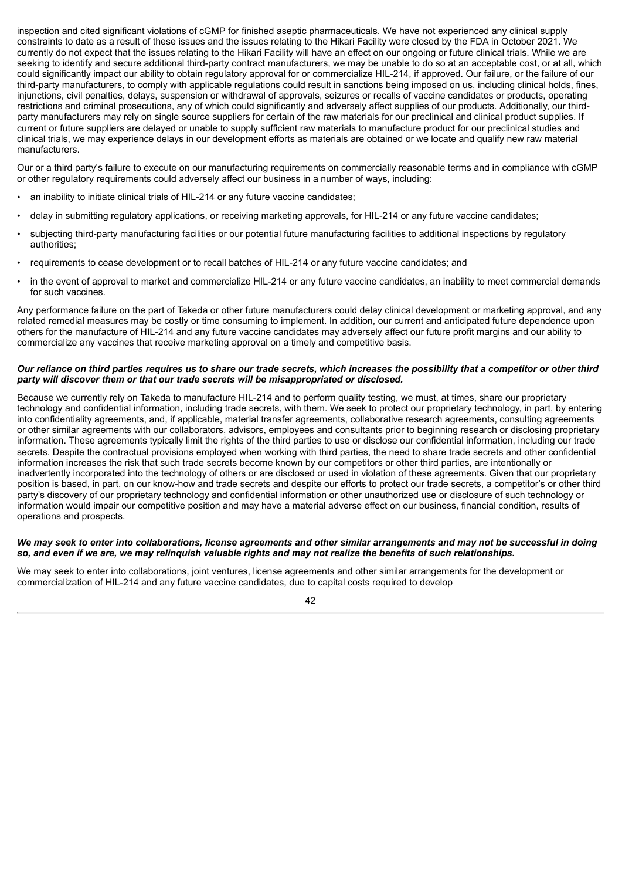inspection and cited significant violations of cGMP for finished aseptic pharmaceuticals. We have not experienced any clinical supply constraints to date as a result of these issues and the issues relating to the Hikari Facility were closed by the FDA in October 2021. We currently do not expect that the issues relating to the Hikari Facility will have an effect on our ongoing or future clinical trials. While we are seeking to identify and secure additional third-party contract manufacturers, we may be unable to do so at an acceptable cost, or at all, which could significantly impact our ability to obtain regulatory approval for or commercialize HIL-214, if approved. Our failure, or the failure of our third-party manufacturers, to comply with applicable regulations could result in sanctions being imposed on us, including clinical holds, fines, injunctions, civil penalties, delays, suspension or withdrawal of approvals, seizures or recalls of vaccine candidates or products, operating restrictions and criminal prosecutions, any of which could significantly and adversely affect supplies of our products. Additionally, our third-party manufacturers may rely on single source suppliers for certain of the raw materials for our preclinical and clinical product supplies. If current or future suppliers are delayed or unable to supply sufficient raw materials to manufacture product for our preclinical studies and clinical trials, we may experience delays in our development efforts as materials are obtained or we locate and qualify new raw material manufacturers.

Our or a third party's failure to execute on our manufacturing requirements on commercially reasonable terms and in compliance with cGMP or other regulatory requirements could adversely affect our business in a number of ways, including:

- an inability to initiate clinical trials of HIL-214 or any future vaccine candidates;
- delay in submitting regulatory applications, or receiving marketing approvals, for HIL-214 or any future vaccine candidates;
- subjecting third-party manufacturing facilities or our potential future manufacturing facilities to additional inspections by regulatory authorities;
- requirements to cease development or to recall batches of HIL-214 or any future vaccine candidates; and
- in the event of approval to market and commercialize HIL-214 or any future vaccine candidates, an inability to meet commercial demands for such vaccines.

Any performance failure on the part of Takeda or other future manufacturers could delay clinical development or marketing approval, and any related remedial measures may be costly or time consuming to implement. In addition, our current and anticipated future dependence upon others for the manufacture of HIL-214 and any future vaccine candidates may adversely affect our future profit margins and our ability to commercialize any vaccines that receive marketing approval on a timely and competitive basis.

***Our reliance on third parties requires us to share our trade secrets, which increases the possibility that a competitor or other third party will discover them or that our trade secrets will be misappropriated or disclosed.***

Because we currently rely on Takeda to manufacture HIL-214 and to perform quality testing, we must, at times, share our proprietary technology and confidential information, including trade secrets, with them. We seek to protect our proprietary technology, in part, by entering into confidentiality agreements, and, if applicable, material transfer agreements, collaborative research agreements, consulting agreements or other similar agreements with our collaborators, advisors, employees and consultants prior to beginning research or disclosing proprietary information. These agreements typically limit the rights of the third parties to use or disclose our confidential information, including our trade secrets. Despite the contractual provisions employed when working with third parties, the need to share trade secrets and other confidential information increases the risk that such trade secrets become known by our competitors or other third parties, are intentionally or inadvertently incorporated into the technology of others or are disclosed or used in violation of these agreements. Given that our proprietary position is based, in part, on our know-how and trade secrets and despite our efforts to protect our trade secrets, a competitor's or other third party's discovery of our proprietary technology and confidential information or other unauthorized use or disclosure of such technology or information would impair our competitive position and may have a material adverse effect on our business, financial condition, results of operations and prospects.

***We may seek to enter into collaborations, license agreements and other similar arrangements and may not be successful in doing so, and even if we are, we may relinquish valuable rights and may not realize the benefits of such relationships.***

We may seek to enter into collaborations, joint ventures, license agreements and other similar arrangements for the development or commercialization of HIL-214 and any future vaccine candidates, due to capital costs required to develop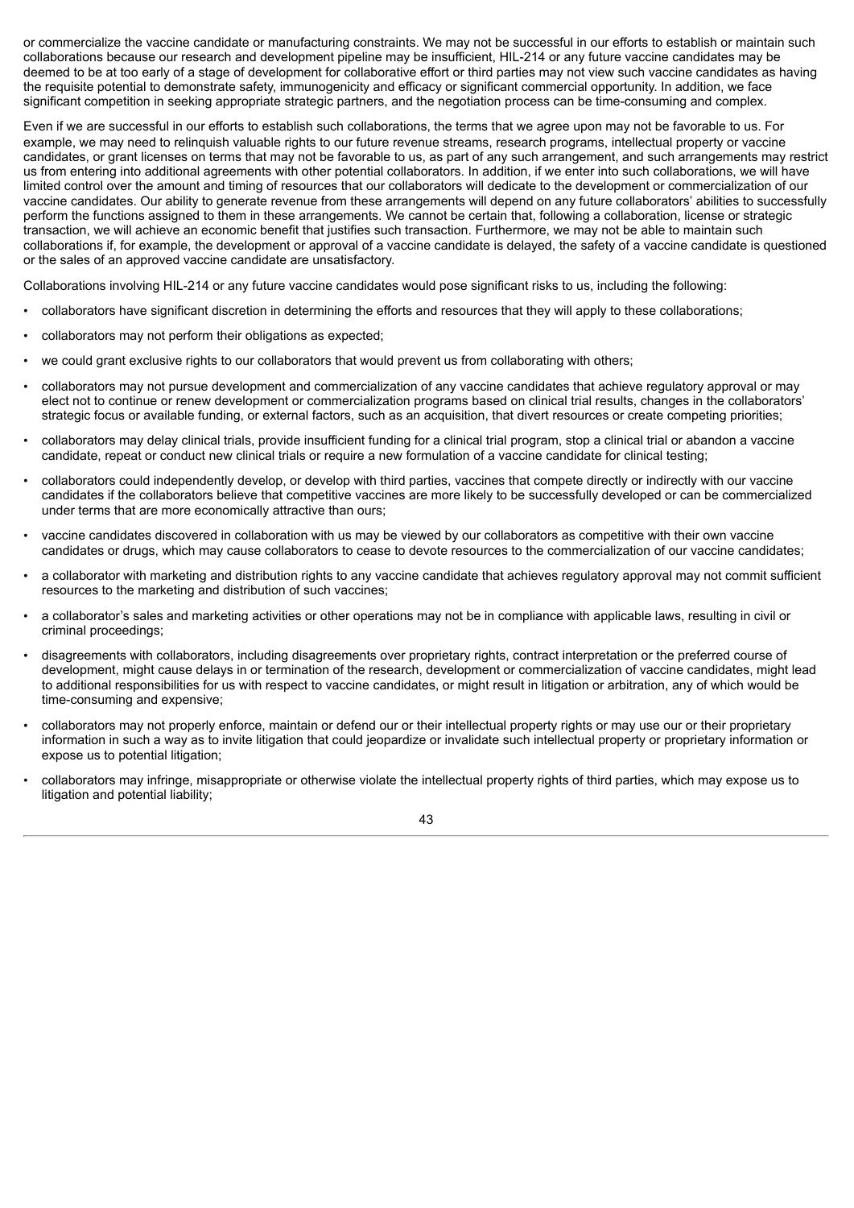or commercialize the vaccine candidate or manufacturing constraints. We may not be successful in our efforts to establish or maintain such collaborations because our research and development pipeline may be insufficient, HIL-214 or any future vaccine candidates may be deemed to be at too early of a stage of development for collaborative effort or third parties may not view such vaccine candidates as having the requisite potential to demonstrate safety, immunogenicity and efficacy or significant commercial opportunity. In addition, we face significant competition in seeking appropriate strategic partners, and the negotiation process can be time-consuming and complex.

Even if we are successful in our efforts to establish such collaborations, the terms that we agree upon may not be favorable to us. For example, we may need to relinquish valuable rights to our future revenue streams, research programs, intellectual property or vaccine candidates, or grant licenses on terms that may not be favorable to us, as part of any such arrangement, and such arrangements may restrict us from entering into additional agreements with other potential collaborators. In addition, if we enter into such collaborations, we will have limited control over the amount and timing of resources that our collaborators will dedicate to the development or commercialization of our vaccine candidates. Our ability to generate revenue from these arrangements will depend on any future collaborators' abilities to successfully perform the functions assigned to them in these arrangements. We cannot be certain that, following a collaboration, license or strategic transaction, we will achieve an economic benefit that justifies such transaction. Furthermore, we may not be able to maintain such collaborations if, for example, the development or approval of a vaccine candidate is delayed, the safety of a vaccine candidate is questioned or the sales of an approved vaccine candidate are unsatisfactory.

Collaborations involving HIL-214 or any future vaccine candidates would pose significant risks to us, including the following:

- collaborators have significant discretion in determining the efforts and resources that they will apply to these collaborations;
- collaborators may not perform their obligations as expected;
- we could grant exclusive rights to our collaborators that would prevent us from collaborating with others;
- collaborators may not pursue development and commercialization of any vaccine candidates that achieve regulatory approval or may elect not to continue or renew development or commercialization programs based on clinical trial results, changes in the collaborators' strategic focus or available funding, or external factors, such as an acquisition, that divert resources or create competing priorities;
- collaborators may delay clinical trials, provide insufficient funding for a clinical trial program, stop a clinical trial or abandon a vaccine candidate, repeat or conduct new clinical trials or require a new formulation of a vaccine candidate for clinical testing;
- collaborators could independently develop, or develop with third parties, vaccines that compete directly or indirectly with our vaccine candidates if the collaborators believe that competitive vaccines are more likely to be successfully developed or can be commercialized under terms that are more economically attractive than ours;
- vaccine candidates discovered in collaboration with us may be viewed by our collaborators as competitive with their own vaccine candidates or drugs, which may cause collaborators to cease to devote resources to the commercialization of our vaccine candidates;
- a collaborator with marketing and distribution rights to any vaccine candidate that achieves regulatory approval may not commit sufficient resources to the marketing and distribution of such vaccines;
- a collaborator's sales and marketing activities or other operations may not be in compliance with applicable laws, resulting in civil or criminal proceedings;
- disagreements with collaborators, including disagreements over proprietary rights, contract interpretation or the preferred course of development, might cause delays in or termination of the research, development or commercialization of vaccine candidates, might lead to additional responsibilities for us with respect to vaccine candidates, or might result in litigation or arbitration, any of which would be time-consuming and expensive;
- collaborators may not properly enforce, maintain or defend our or their intellectual property rights or may use our or their proprietary information in such a way as to invite litigation that could jeopardize or invalidate such intellectual property or proprietary information or expose us to potential litigation;
- collaborators may infringe, misappropriate or otherwise violate the intellectual property rights of third parties, which may expose us to litigation and potential liability;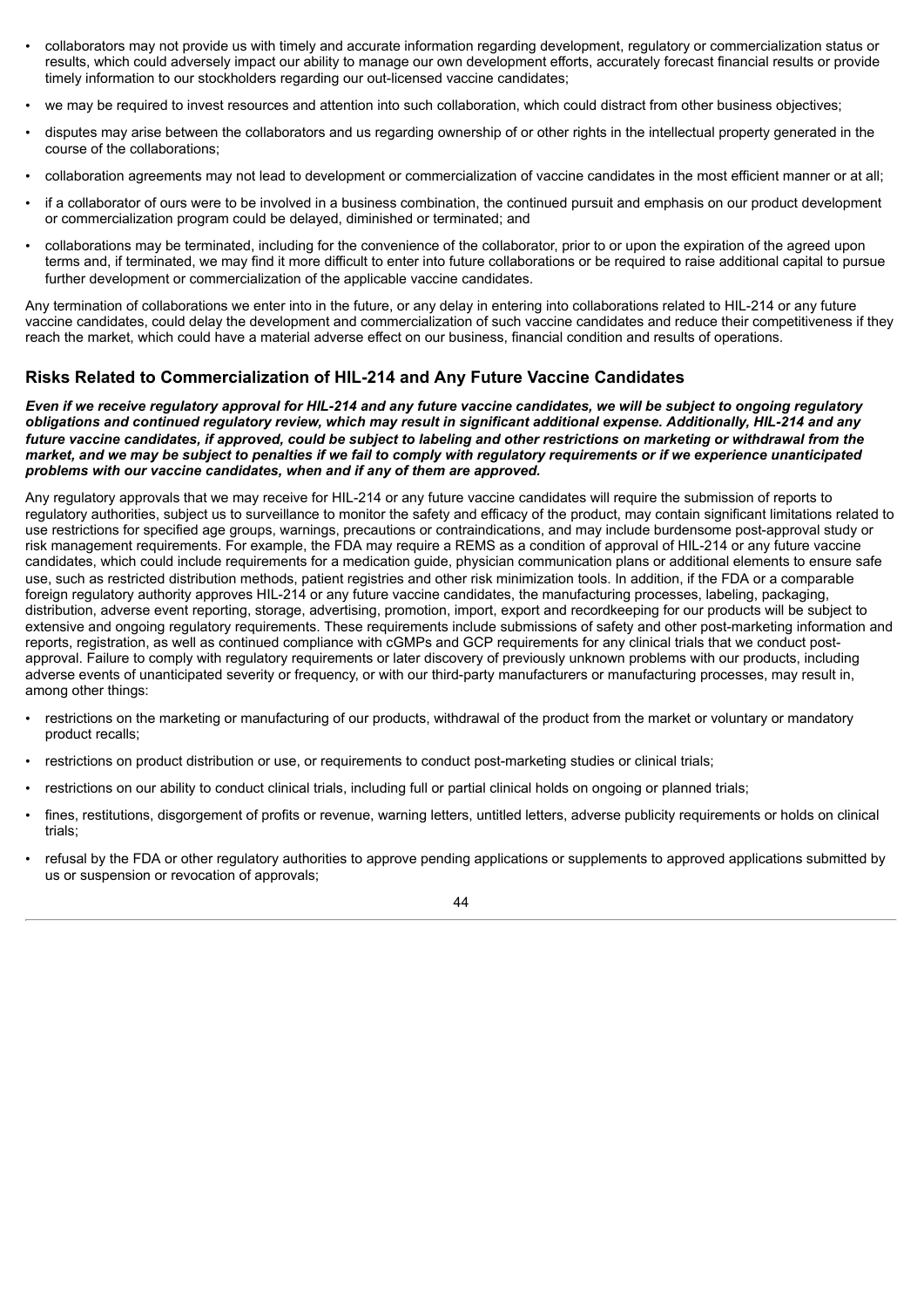- collaborators may not provide us with timely and accurate information regarding development, regulatory or commercialization status or results, which could adversely impact our ability to manage our own development efforts, accurately forecast financial results or provide timely information to our stockholders regarding our out-licensed vaccine candidates;
- we may be required to invest resources and attention into such collaboration, which could distract from other business objectives;
- disputes may arise between the collaborators and us regarding ownership of or other rights in the intellectual property generated in the course of the collaborations;
- collaboration agreements may not lead to development or commercialization of vaccine candidates in the most efficient manner or at all;
- if a collaborator of ours were to be involved in a business combination, the continued pursuit and emphasis on our product development or commercialization program could be delayed, diminished or terminated; and
- collaborations may be terminated, including for the convenience of the collaborator, prior to or upon the expiration of the agreed upon terms and, if terminated, we may find it more difficult to enter into future collaborations or be required to raise additional capital to pursue further development or commercialization of the applicable vaccine candidates.

Any termination of collaborations we enter into in the future, or any delay in entering into collaborations related to HIL-214 or any future vaccine candidates, could delay the development and commercialization of such vaccine candidates and reduce their competitiveness if they reach the market, which could have a material adverse effect on our business, financial condition and results of operations.

## Risks Related to Commercialization of HIL-214 and Any Future Vaccine Candidates

***Even if we receive regulatory approval for HIL-214 and any future vaccine candidates, we will be subject to ongoing regulatory obligations and continued regulatory review, which may result in significant additional expense. Additionally, HIL-214 and any future vaccine candidates, if approved, could be subject to labeling and other restrictions on marketing or withdrawal from the market, and we may be subject to penalties if we fail to comply with regulatory requirements or if we experience unanticipated problems with our vaccine candidates, when and if any of them are approved.***

Any regulatory approvals that we may receive for HIL-214 or any future vaccine candidates will require the submission of reports to regulatory authorities, subject us to surveillance to monitor the safety and efficacy of the product, may contain significant limitations related to use restrictions for specified age groups, warnings, precautions or contraindications, and may include burdensome post-approval study or risk management requirements. For example, the FDA may require a REMS as a condition of approval of HIL-214 or any future vaccine candidates, which could include requirements for a medication guide, physician communication plans or additional elements to ensure safe use, such as restricted distribution methods, patient registries and other risk minimization tools. In addition, if the FDA or a comparable foreign regulatory authority approves HIL-214 or any future vaccine candidates, the manufacturing processes, labeling, packaging, distribution, adverse event reporting, storage, advertising, promotion, import, export and recordkeeping for our products will be subject to extensive and ongoing regulatory requirements. These requirements include submissions of safety and other post-marketing information and reports, registration, as well as continued compliance with cGMPs and GCP requirements for any clinical trials that we conduct post-approval. Failure to comply with regulatory requirements or later discovery of previously unknown problems with our products, including adverse events of unanticipated severity or frequency, or with our third-party manufacturers or manufacturing processes, may result in, among other things:

- restrictions on the marketing or manufacturing of our products, withdrawal of the product from the market or voluntary or mandatory product recalls;
- restrictions on product distribution or use, or requirements to conduct post-marketing studies or clinical trials;
- restrictions on our ability to conduct clinical trials, including full or partial clinical holds on ongoing or planned trials;
- fines, restitutions, disgorgement of profits or revenue, warning letters, untitled letters, adverse publicity requirements or holds on clinical trials;
- refusal by the FDA or other regulatory authorities to approve pending applications or supplements to approved applications submitted by us or suspension or revocation of approvals;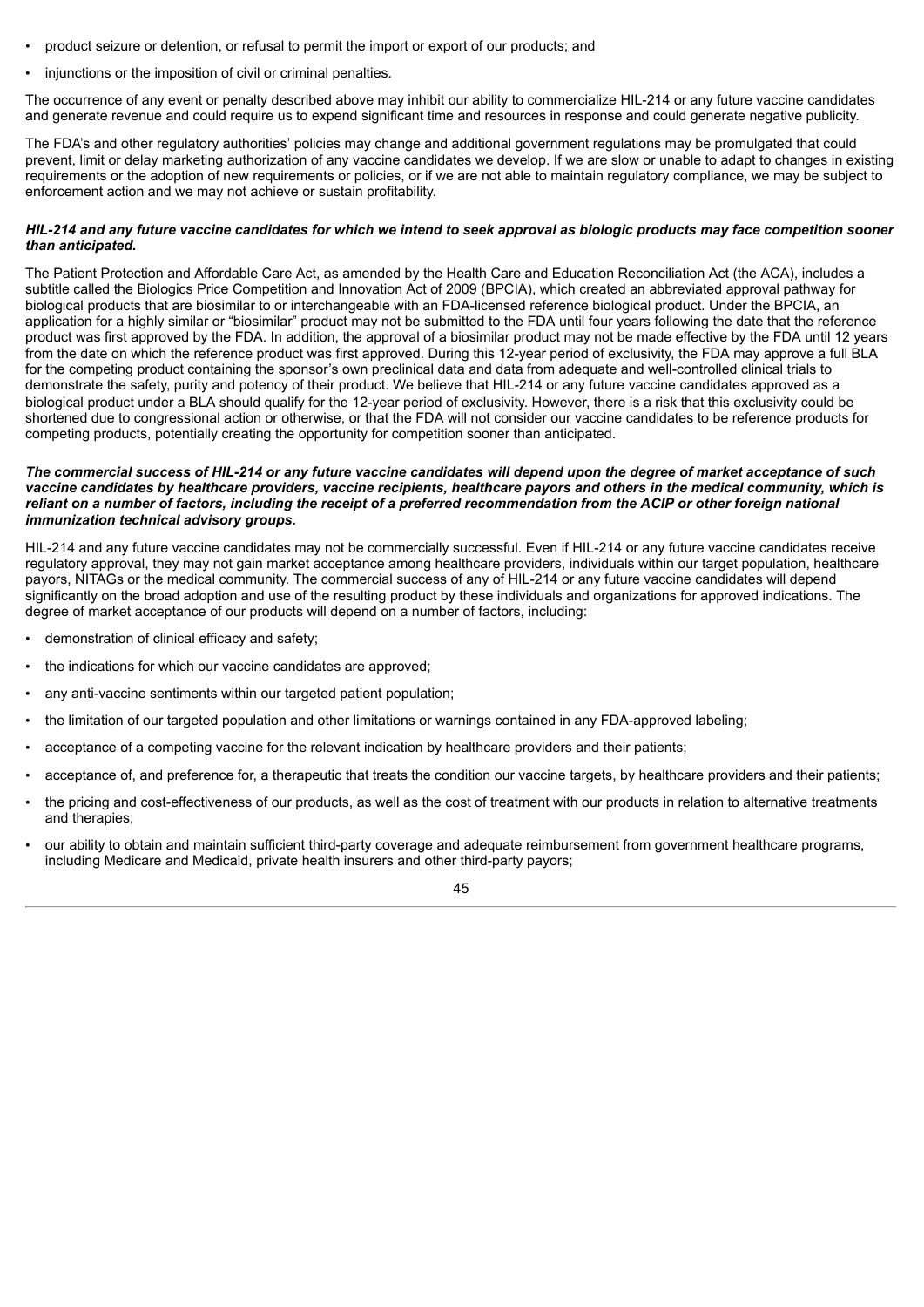- product seizure or detention, or refusal to permit the import or export of our products; and
- injunctions or the imposition of civil or criminal penalties.

The occurrence of any event or penalty described above may inhibit our ability to commercialize HIL-214 or any future vaccine candidates and generate revenue and could require us to expend significant time and resources in response and could generate negative publicity.

The FDA's and other regulatory authorities' policies may change and additional government regulations may be promulgated that could prevent, limit or delay marketing authorization of any vaccine candidates we develop. If we are slow or unable to adapt to changes in existing requirements or the adoption of new requirements or policies, or if we are not able to maintain regulatory compliance, we may be subject to enforcement action and we may not achieve or sustain profitability.

***HIL-214 and any future vaccine candidates for which we intend to seek approval as biologic products may face competition sooner than anticipated.***

The Patient Protection and Affordable Care Act, as amended by the Health Care and Education Reconciliation Act (the ACA), includes a subtitle called the Biologics Price Competition and Innovation Act of 2009 (BPCIA), which created an abbreviated approval pathway for biological products that are biosimilar to or interchangeable with an FDA-licensed reference biological product. Under the BPCIA, an application for a highly similar or "biosimilar" product may not be submitted to the FDA until four years following the date that the reference product was first approved by the FDA. In addition, the approval of a biosimilar product may not be made effective by the FDA until 12 years from the date on which the reference product was first approved. During this 12-year period of exclusivity, the FDA may approve a full BLA for the competing product containing the sponsor's own preclinical data and data from adequate and well-controlled clinical trials to demonstrate the safety, purity and potency of their product. We believe that HIL-214 or any future vaccine candidates approved as a biological product under a BLA should qualify for the 12-year period of exclusivity. However, there is a risk that this exclusivity could be shortened due to congressional action or otherwise, or that the FDA will not consider our vaccine candidates to be reference products for competing products, potentially creating the opportunity for competition sooner than anticipated.

***The commercial success of HIL-214 or any future vaccine candidates will depend upon the degree of market acceptance of such vaccine candidates by healthcare providers, vaccine recipients, healthcare payors and others in the medical community, which is reliant on a number of factors, including the receipt of a preferred recommendation from the ACIP or other foreign national immunization technical advisory groups.***

HIL-214 and any future vaccine candidates may not be commercially successful. Even if HIL-214 or any future vaccine candidates receive regulatory approval, they may not gain market acceptance among healthcare providers, individuals within our target population, healthcare payors, NITAGs or the medical community. The commercial success of any of HIL-214 or any future vaccine candidates will depend significantly on the broad adoption and use of the resulting product by these individuals and organizations for approved indications. The degree of market acceptance of our products will depend on a number of factors, including:

- demonstration of clinical efficacy and safety;
- the indications for which our vaccine candidates are approved;
- any anti-vaccine sentiments within our targeted patient population;
- the limitation of our targeted population and other limitations or warnings contained in any FDA-approved labeling;
- acceptance of a competing vaccine for the relevant indication by healthcare providers and their patients;
- acceptance of, and preference for, a therapeutic that treats the condition our vaccine targets, by healthcare providers and their patients;
- the pricing and cost-effectiveness of our products, as well as the cost of treatment with our products in relation to alternative treatments and therapies;
- our ability to obtain and maintain sufficient third-party coverage and adequate reimbursement from government healthcare programs, including Medicare and Medicaid, private health insurers and other third-party payors;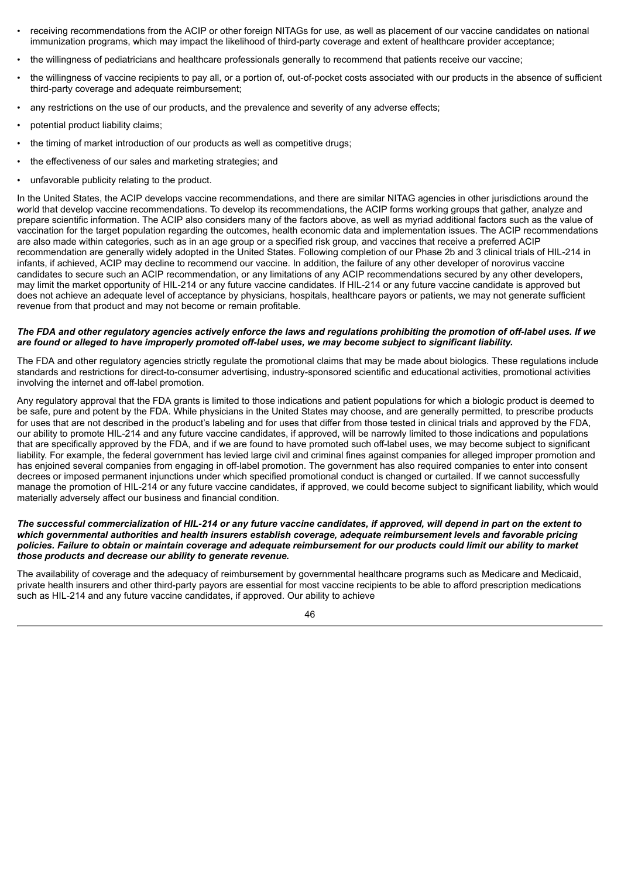- receiving recommendations from the ACIP or other foreign NITAGs for use, as well as placement of our vaccine candidates on national immunization programs, which may impact the likelihood of third-party coverage and extent of healthcare provider acceptance;
- the willingness of pediatricians and healthcare professionals generally to recommend that patients receive our vaccine;
- the willingness of vaccine recipients to pay all, or a portion of, out-of-pocket costs associated with our products in the absence of sufficient third-party coverage and adequate reimbursement;
- any restrictions on the use of our products, and the prevalence and severity of any adverse effects;
- potential product liability claims;
- the timing of market introduction of our products as well as competitive drugs;
- the effectiveness of our sales and marketing strategies; and
- unfavorable publicity relating to the product.

In the United States, the ACIP develops vaccine recommendations, and there are similar NITAG agencies in other jurisdictions around the world that develop vaccine recommendations. To develop its recommendations, the ACIP forms working groups that gather, analyze and prepare scientific information. The ACIP also considers many of the factors above, as well as myriad additional factors such as the value of vaccination for the target population regarding the outcomes, health economic data and implementation issues. The ACIP recommendations are also made within categories, such as in an age group or a specified risk group, and vaccines that receive a preferred ACIP recommendation are generally widely adopted in the United States. Following completion of our Phase 2b and 3 clinical trials of HIL-214 in infants, if achieved, ACIP may decline to recommend our vaccine. In addition, the failure of any other developer of norovirus vaccine candidates to secure such an ACIP recommendation, or any limitations of any ACIP recommendations secured by any other developers, may limit the market opportunity of HIL-214 or any future vaccine candidates. If HIL-214 or any future vaccine candidate is approved but does not achieve an adequate level of acceptance by physicians, hospitals, healthcare payors or patients, we may not generate sufficient revenue from that product and may not become or remain profitable.

***The FDA and other regulatory agencies actively enforce the laws and regulations prohibiting the promotion of off-label uses. If we are found or alleged to have improperly promoted off-label uses, we may become subject to significant liability.***

The FDA and other regulatory agencies strictly regulate the promotional claims that may be made about biologics. These regulations include standards and restrictions for direct-to-consumer advertising, industry-sponsored scientific and educational activities, promotional activities involving the internet and off-label promotion.

Any regulatory approval that the FDA grants is limited to those indications and patient populations for which a biologic product is deemed to be safe, pure and potent by the FDA. While physicians in the United States may choose, and are generally permitted, to prescribe products for uses that are not described in the product's labeling and for uses that differ from those tested in clinical trials and approved by the FDA, our ability to promote HIL-214 and any future vaccine candidates, if approved, will be narrowly limited to those indications and populations that are specifically approved by the FDA, and if we are found to have promoted such off-label uses, we may become subject to significant liability. For example, the federal government has levied large civil and criminal fines against companies for alleged improper promotion and has enjoined several companies from engaging in off-label promotion. The government has also required companies to enter into consent decrees or imposed permanent injunctions under which specified promotional conduct is changed or curtailed. If we cannot successfully manage the promotion of HIL-214 or any future vaccine candidates, if approved, we could become subject to significant liability, which would materially adversely affect our business and financial condition.

***The successful commercialization of HIL-214 or any future vaccine candidates, if approved, will depend in part on the extent to which governmental authorities and health insurers establish coverage, adequate reimbursement levels and favorable pricing policies. Failure to obtain or maintain coverage and adequate reimbursement for our products could limit our ability to market those products and decrease our ability to generate revenue.***

The availability of coverage and the adequacy of reimbursement by governmental healthcare programs such as Medicare and Medicaid, private health insurers and other third-party payors are essential for most vaccine recipients to be able to afford prescription medications such as HIL-214 and any future vaccine candidates, if approved. Our ability to achieve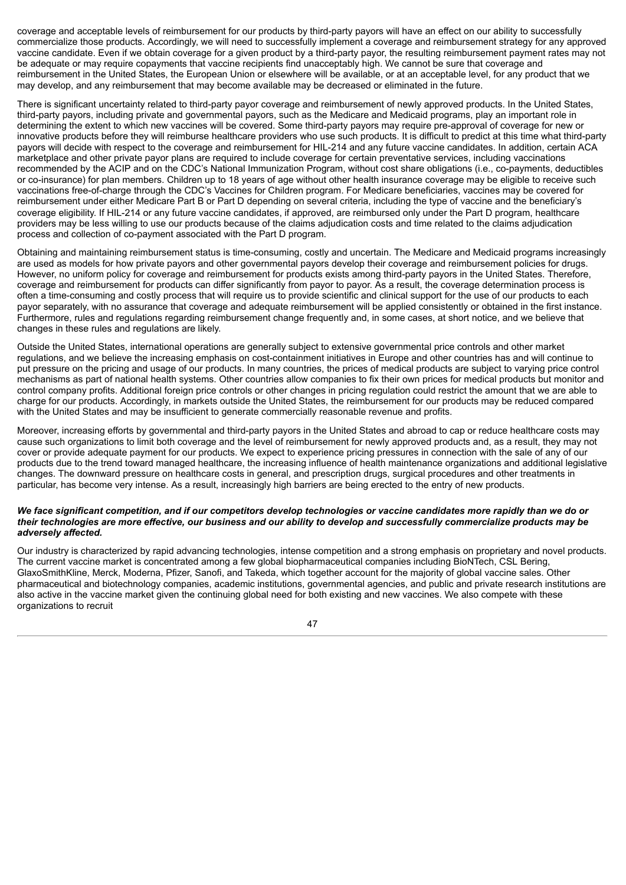coverage and acceptable levels of reimbursement for our products by third-party payors will have an effect on our ability to successfully commercialize those products. Accordingly, we will need to successfully implement a coverage and reimbursement strategy for any approved vaccine candidate. Even if we obtain coverage for a given product by a third-party payor, the resulting reimbursement payment rates may not be adequate or may require copayments that vaccine recipients find unacceptably high. We cannot be sure that coverage and reimbursement in the United States, the European Union or elsewhere will be available, or at an acceptable level, for any product that we may develop, and any reimbursement that may become available may be decreased or eliminated in the future.

There is significant uncertainty related to third-party payor coverage and reimbursement of newly approved products. In the United States, third-party payors, including private and governmental payors, such as the Medicare and Medicaid programs, play an important role in determining the extent to which new vaccines will be covered. Some third-party payors may require pre-approval of coverage for new or innovative products before they will reimburse healthcare providers who use such products. It is difficult to predict at this time what third-party payors will decide with respect to the coverage and reimbursement for HIL-214 and any future vaccine candidates. In addition, certain ACA marketplace and other private payor plans are required to include coverage for certain preventative services, including vaccinations recommended by the ACIP and on the CDC's National Immunization Program, without cost share obligations (i.e., co-payments, deductibles or co-insurance) for plan members. Children up to 18 years of age without other health insurance coverage may be eligible to receive such vaccinations free-of-charge through the CDC's Vaccines for Children program. For Medicare beneficiaries, vaccines may be covered for reimbursement under either Medicare Part B or Part D depending on several criteria, including the type of vaccine and the beneficiary's coverage eligibility. If HIL-214 or any future vaccine candidates, if approved, are reimbursed only under the Part D program, healthcare providers may be less willing to use our products because of the claims adjudication costs and time related to the claims adjudication process and collection of co-payment associated with the Part D program.

Obtaining and maintaining reimbursement status is time-consuming, costly and uncertain. The Medicare and Medicaid programs increasingly are used as models for how private payors and other governmental payors develop their coverage and reimbursement policies for drugs. However, no uniform policy for coverage and reimbursement for products exists among third-party payors in the United States. Therefore, coverage and reimbursement for products can differ significantly from payor to payor. As a result, the coverage determination process is often a time-consuming and costly process that will require us to provide scientific and clinical support for the use of our products to each payor separately, with no assurance that coverage and adequate reimbursement will be applied consistently or obtained in the first instance. Furthermore, rules and regulations regarding reimbursement change frequently and, in some cases, at short notice, and we believe that changes in these rules and regulations are likely.

Outside the United States, international operations are generally subject to extensive governmental price controls and other market regulations, and we believe the increasing emphasis on cost-containment initiatives in Europe and other countries has and will continue to put pressure on the pricing and usage of our products. In many countries, the prices of medical products are subject to varying price control mechanisms as part of national health systems. Other countries allow companies to fix their own prices for medical products but monitor and control company profits. Additional foreign price controls or other changes in pricing regulation could restrict the amount that we are able to charge for our products. Accordingly, in markets outside the United States, the reimbursement for our products may be reduced compared with the United States and may be insufficient to generate commercially reasonable revenue and profits.

Moreover, increasing efforts by governmental and third-party payors in the United States and abroad to cap or reduce healthcare costs may cause such organizations to limit both coverage and the level of reimbursement for newly approved products and, as a result, they may not cover or provide adequate payment for our products. We expect to experience pricing pressures in connection with the sale of any of our products due to the trend toward managed healthcare, the increasing influence of health maintenance organizations and additional legislative changes. The downward pressure on healthcare costs in general, and prescription drugs, surgical procedures and other treatments in particular, has become very intense. As a result, increasingly high barriers are being erected to the entry of new products.

***We face significant competition, and if our competitors develop technologies or vaccine candidates more rapidly than we do or their technologies are more effective, our business and our ability to develop and successfully commercialize products may be adversely affected.***

Our industry is characterized by rapid advancing technologies, intense competition and a strong emphasis on proprietary and novel products. The current vaccine market is concentrated among a few global biopharmaceutical companies including BioNTech, CSL Bering, GlaxoSmithKline, Merck, Moderna, Pfizer, Sanofi, and Takeda, which together account for the majority of global vaccine sales. Other pharmaceutical and biotechnology companies, academic institutions, governmental agencies, and public and private research institutions are also active in the vaccine market given the continuing global need for both existing and new vaccines. We also compete with these organizations to recruit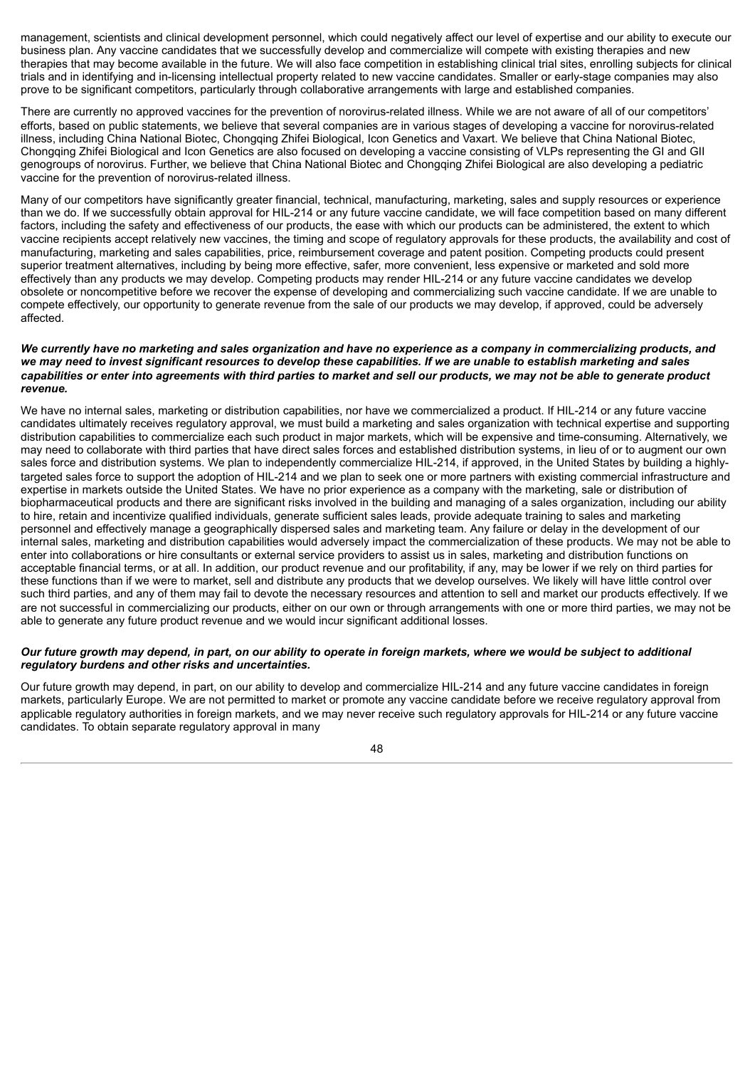management, scientists and clinical development personnel, which could negatively affect our level of expertise and our ability to execute our business plan. Any vaccine candidates that we successfully develop and commercialize will compete with existing therapies and new therapies that may become available in the future. We will also face competition in establishing clinical trial sites, enrolling subjects for clinical trials and in identifying and in-licensing intellectual property related to new vaccine candidates. Smaller or early-stage companies may also prove to be significant competitors, particularly through collaborative arrangements with large and established companies.

There are currently no approved vaccines for the prevention of norovirus-related illness. While we are not aware of all of our competitors' efforts, based on public statements, we believe that several companies are in various stages of developing a vaccine for norovirus-related illness, including China National Biotec, Chongqing Zhifei Biological, Icon Genetics and Vaxart. We believe that China National Biotec, Chongqing Zhifei Biological and Icon Genetics are also focused on developing a vaccine consisting of VLPs representing the GI and GII genogroups of norovirus. Further, we believe that China National Biotec and Chongqing Zhifei Biological are also developing a pediatric vaccine for the prevention of norovirus-related illness.

Many of our competitors have significantly greater financial, technical, manufacturing, marketing, sales and supply resources or experience than we do. If we successfully obtain approval for HIL-214 or any future vaccine candidate, we will face competition based on many different factors, including the safety and effectiveness of our products, the ease with which our products can be administered, the extent to which vaccine recipients accept relatively new vaccines, the timing and scope of regulatory approvals for these products, the availability and cost of manufacturing, marketing and sales capabilities, price, reimbursement coverage and patent position. Competing products could present superior treatment alternatives, including by being more effective, safer, more convenient, less expensive or marketed and sold more effectively than any products we may develop. Competing products may render HIL-214 or any future vaccine candidates we develop obsolete or noncompetitive before we recover the expense of developing and commercializing such vaccine candidate. If we are unable to compete effectively, our opportunity to generate revenue from the sale of our products we may develop, if approved, could be adversely affected.

***We currently have no marketing and sales organization and have no experience as a company in commercializing products, and we may need to invest significant resources to develop these capabilities. If we are unable to establish marketing and sales capabilities or enter into agreements with third parties to market and sell our products, we may not be able to generate product revenue.***

We have no internal sales, marketing or distribution capabilities, nor have we commercialized a product. If HIL-214 or any future vaccine candidates ultimately receives regulatory approval, we must build a marketing and sales organization with technical expertise and supporting distribution capabilities to commercialize each such product in major markets, which will be expensive and time-consuming. Alternatively, we may need to collaborate with third parties that have direct sales forces and established distribution systems, in lieu of or to augment our own sales force and distribution systems. We plan to independently commercialize HIL-214, if approved, in the United States by building a highly-targeted sales force to support the adoption of HIL-214 and we plan to seek one or more partners with existing commercial infrastructure and expertise in markets outside the United States. We have no prior experience as a company with the marketing, sale or distribution of biopharmaceutical products and there are significant risks involved in the building and managing of a sales organization, including our ability to hire, retain and incentivize qualified individuals, generate sufficient sales leads, provide adequate training to sales and marketing personnel and effectively manage a geographically dispersed sales and marketing team. Any failure or delay in the development of our internal sales, marketing and distribution capabilities would adversely impact the commercialization of these products. We may not be able to enter into collaborations or hire consultants or external service providers to assist us in sales, marketing and distribution functions on acceptable financial terms, or at all. In addition, our product revenue and our profitability, if any, may be lower if we rely on third parties for these functions than if we were to market, sell and distribute any products that we develop ourselves. We likely will have little control over such third parties, and any of them may fail to devote the necessary resources and attention to sell and market our products effectively. If we are not successful in commercializing our products, either on our own or through arrangements with one or more third parties, we may not be able to generate any future product revenue and we would incur significant additional losses.

***Our future growth may depend, in part, on our ability to operate in foreign markets, where we would be subject to additional regulatory burdens and other risks and uncertainties.***

Our future growth may depend, in part, on our ability to develop and commercialize HIL-214 and any future vaccine candidates in foreign markets, particularly Europe. We are not permitted to market or promote any vaccine candidate before we receive regulatory approval from applicable regulatory authorities in foreign markets, and we may never receive such regulatory approvals for HIL-214 or any future vaccine candidates. To obtain separate regulatory approval in many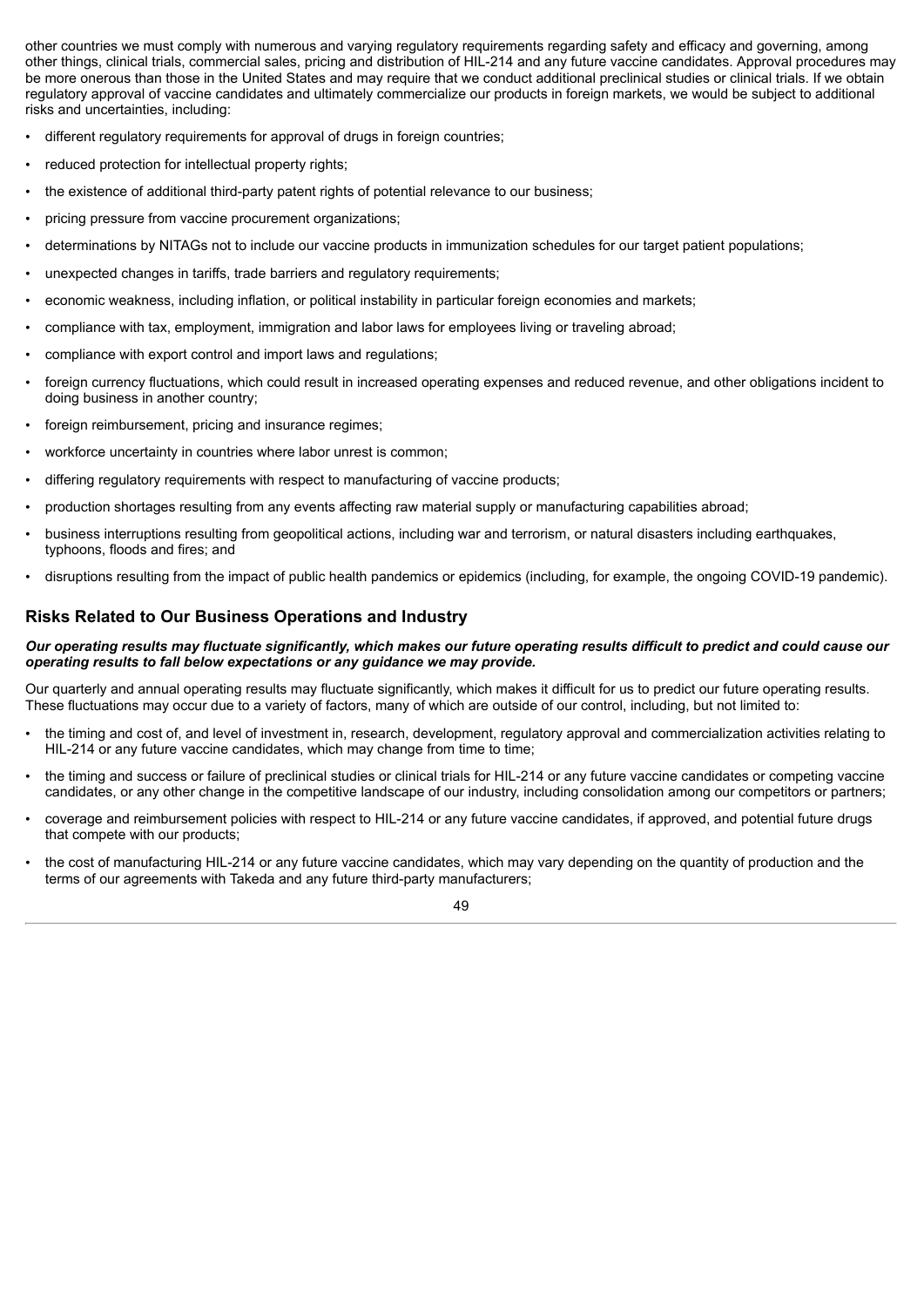other countries we must comply with numerous and varying regulatory requirements regarding safety and efficacy and governing, among other things, clinical trials, commercial sales, pricing and distribution of HIL-214 and any future vaccine candidates. Approval procedures may be more onerous than those in the United States and may require that we conduct additional preclinical studies or clinical trials. If we obtain regulatory approval of vaccine candidates and ultimately commercialize our products in foreign markets, we would be subject to additional risks and uncertainties, including:

- different regulatory requirements for approval of drugs in foreign countries;
- reduced protection for intellectual property rights;
- the existence of additional third-party patent rights of potential relevance to our business;
- pricing pressure from vaccine procurement organizations;
- determinations by NITAGs not to include our vaccine products in immunization schedules for our target patient populations;
- unexpected changes in tariffs, trade barriers and regulatory requirements;
- economic weakness, including inflation, or political instability in particular foreign economies and markets;
- compliance with tax, employment, immigration and labor laws for employees living or traveling abroad;
- compliance with export control and import laws and regulations;
- foreign currency fluctuations, which could result in increased operating expenses and reduced revenue, and other obligations incident to doing business in another country;
- foreign reimbursement, pricing and insurance regimes;
- workforce uncertainty in countries where labor unrest is common;
- differing regulatory requirements with respect to manufacturing of vaccine products;
- production shortages resulting from any events affecting raw material supply or manufacturing capabilities abroad;
- business interruptions resulting from geopolitical actions, including war and terrorism, or natural disasters including earthquakes, typhoons, floods and fires; and
- disruptions resulting from the impact of public health pandemics or epidemics (including, for example, the ongoing COVID-19 pandemic).

## Risks Related to Our Business Operations and Industry

***Our operating results may fluctuate significantly, which makes our future operating results difficult to predict and could cause our operating results to fall below expectations or any guidance we may provide.***

Our quarterly and annual operating results may fluctuate significantly, which makes it difficult for us to predict our future operating results. These fluctuations may occur due to a variety of factors, many of which are outside of our control, including, but not limited to:

- the timing and cost of, and level of investment in, research, development, regulatory approval and commercialization activities relating to HIL-214 or any future vaccine candidates, which may change from time to time;
- the timing and success or failure of preclinical studies or clinical trials for HIL-214 or any future vaccine candidates or competing vaccine candidates, or any other change in the competitive landscape of our industry, including consolidation among our competitors or partners;
- coverage and reimbursement policies with respect to HIL-214 or any future vaccine candidates, if approved, and potential future drugs that compete with our products;
- the cost of manufacturing HIL-214 or any future vaccine candidates, which may vary depending on the quantity of production and the terms of our agreements with Takeda and any future third-party manufacturers;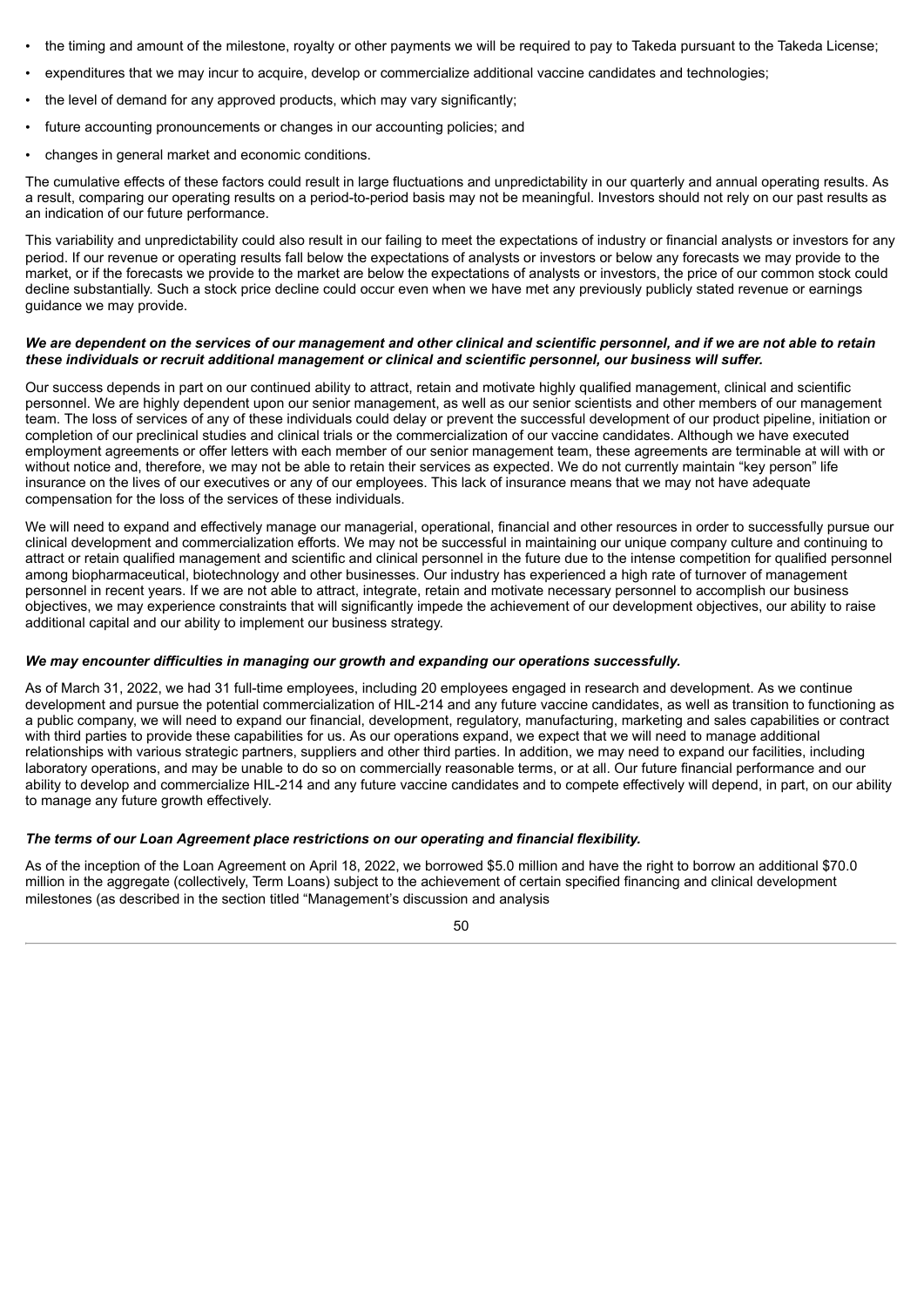- the timing and amount of the milestone, royalty or other payments we will be required to pay to Takeda pursuant to the Takeda License;
- expenditures that we may incur to acquire, develop or commercialize additional vaccine candidates and technologies;
- the level of demand for any approved products, which may vary significantly;
- future accounting pronouncements or changes in our accounting policies; and
- changes in general market and economic conditions.

The cumulative effects of these factors could result in large fluctuations and unpredictability in our quarterly and annual operating results. As a result, comparing our operating results on a period-to-period basis may not be meaningful. Investors should not rely on our past results as an indication of our future performance.

This variability and unpredictability could also result in our failing to meet the expectations of industry or financial analysts or investors for any period. If our revenue or operating results fall below the expectations of analysts or investors or below any forecasts we may provide to the market, or if the forecasts we provide to the market are below the expectations of analysts or investors, the price of our common stock could decline substantially. Such a stock price decline could occur even when we have met any previously publicly stated revenue or earnings guidance we may provide.

***We are dependent on the services of our management and other clinical and scientific personnel, and if we are not able to retain these individuals or recruit additional management or clinical and scientific personnel, our business will suffer.***

Our success depends in part on our continued ability to attract, retain and motivate highly qualified management, clinical and scientific personnel. We are highly dependent upon our senior management, as well as our senior scientists and other members of our management team. The loss of services of any of these individuals could delay or prevent the successful development of our product pipeline, initiation or completion of our preclinical studies and clinical trials or the commercialization of our vaccine candidates. Although we have executed employment agreements or offer letters with each member of our senior management team, these agreements are terminable at will with or without notice and, therefore, we may not be able to retain their services as expected. We do not currently maintain "key person" life insurance on the lives of our executives or any of our employees. This lack of insurance means that we may not have adequate compensation for the loss of the services of these individuals.

We will need to expand and effectively manage our managerial, operational, financial and other resources in order to successfully pursue our clinical development and commercialization efforts. We may not be successful in maintaining our unique company culture and continuing to attract or retain qualified management and scientific and clinical personnel in the future due to the intense competition for qualified personnel among biopharmaceutical, biotechnology and other businesses. Our industry has experienced a high rate of turnover of management personnel in recent years. If we are not able to attract, integrate, retain and motivate necessary personnel to accomplish our business objectives, we may experience constraints that will significantly impede the achievement of our development objectives, our ability to raise additional capital and our ability to implement our business strategy.

***We may encounter difficulties in managing our growth and expanding our operations successfully.***

As of March 31, 2022, we had 31 full-time employees, including 20 employees engaged in research and development. As we continue development and pursue the potential commercialization of HIL-214 and any future vaccine candidates, as well as transition to functioning as a public company, we will need to expand our financial, development, regulatory, manufacturing, marketing and sales capabilities or contract with third parties to provide these capabilities for us. As our operations expand, we expect that we will need to manage additional relationships with various strategic partners, suppliers and other third parties. In addition, we may need to expand our facilities, including laboratory operations, and may be unable to do so on commercially reasonable terms, or at all. Our future financial performance and our ability to develop and commercialize HIL-214 and any future vaccine candidates and to compete effectively will depend, in part, on our ability to manage any future growth effectively.

***The terms of our Loan Agreement place restrictions on our operating and financial flexibility.***

As of the inception of the Loan Agreement on April 18, 2022, we borrowed $5.0 million and have the right to borrow an additional $70.0 million in the aggregate (collectively, Term Loans) subject to the achievement of certain specified financing and clinical development milestones (as described in the section titled "Management's discussion and analysis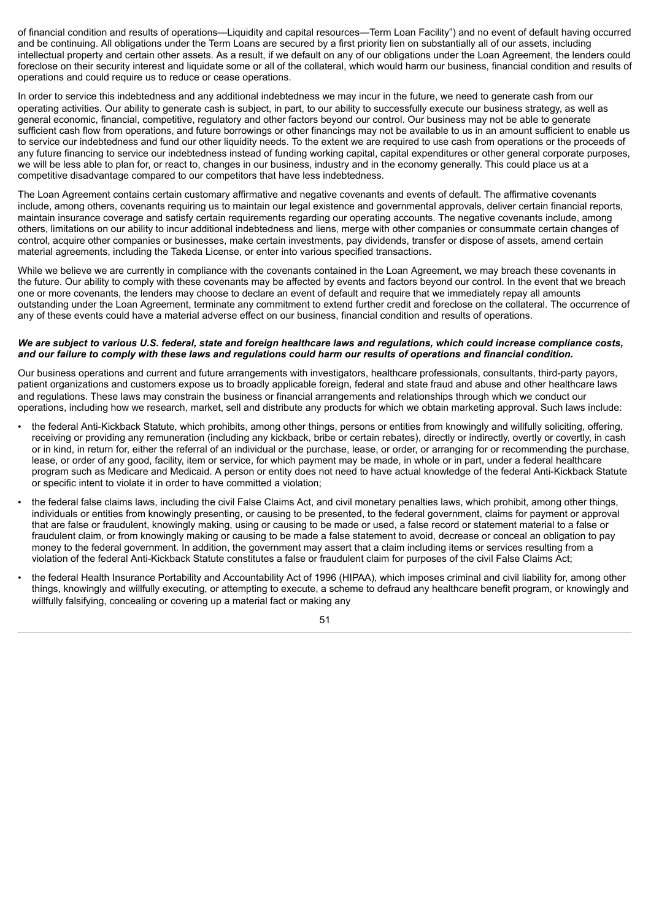of financial condition and results of operations—Liquidity and capital resources—Term Loan Facility") and no event of default having occurred and be continuing. All obligations under the Term Loans are secured by a first priority lien on substantially all of our assets, including intellectual property and certain other assets. As a result, if we default on any of our obligations under the Loan Agreement, the lenders could foreclose on their security interest and liquidate some or all of the collateral, which would harm our business, financial condition and results of operations and could require us to reduce or cease operations.

In order to service this indebtedness and any additional indebtedness we may incur in the future, we need to generate cash from our operating activities. Our ability to generate cash is subject, in part, to our ability to successfully execute our business strategy, as well as general economic, financial, competitive, regulatory and other factors beyond our control. Our business may not be able to generate sufficient cash flow from operations, and future borrowings or other financings may not be available to us in an amount sufficient to enable us to service our indebtedness and fund our other liquidity needs. To the extent we are required to use cash from operations or the proceeds of any future financing to service our indebtedness instead of funding working capital, capital expenditures or other general corporate purposes, we will be less able to plan for, or react to, changes in our business, industry and in the economy generally. This could place us at a competitive disadvantage compared to our competitors that have less indebtedness.

The Loan Agreement contains certain customary affirmative and negative covenants and events of default. The affirmative covenants include, among others, covenants requiring us to maintain our legal existence and governmental approvals, deliver certain financial reports, maintain insurance coverage and satisfy certain requirements regarding our operating accounts. The negative covenants include, among others, limitations on our ability to incur additional indebtedness and liens, merge with other companies or consummate certain changes of control, acquire other companies or businesses, make certain investments, pay dividends, transfer or dispose of assets, amend certain material agreements, including the Takeda License, or enter into various specified transactions.

While we believe we are currently in compliance with the covenants contained in the Loan Agreement, we may breach these covenants in the future. Our ability to comply with these covenants may be affected by events and factors beyond our control. In the event that we breach one or more covenants, the lenders may choose to declare an event of default and require that we immediately repay all amounts outstanding under the Loan Agreement, terminate any commitment to extend further credit and foreclose on the collateral. The occurrence of any of these events could have a material adverse effect on our business, financial condition and results of operations.

***We are subject to various U.S. federal, state and foreign healthcare laws and regulations, which could increase compliance costs, and our failure to comply with these laws and regulations could harm our results of operations and financial condition.***

Our business operations and current and future arrangements with investigators, healthcare professionals, consultants, third-party payors, patient organizations and customers expose us to broadly applicable foreign, federal and state fraud and abuse and other healthcare laws and regulations. These laws may constrain the business or financial arrangements and relationships through which we conduct our operations, including how we research, market, sell and distribute any products for which we obtain marketing approval. Such laws include:

- the federal Anti-Kickback Statute, which prohibits, among other things, persons or entities from knowingly and willfully soliciting, offering, receiving or providing any remuneration (including any kickback, bribe or certain rebates), directly or indirectly, overtly or covertly, in cash or in kind, in return for, either the referral of an individual or the purchase, lease, or order, or arranging for or recommending the purchase, lease, or order of any good, facility, item or service, for which payment may be made, in whole or in part, under a federal healthcare program such as Medicare and Medicaid. A person or entity does not need to have actual knowledge of the federal Anti-Kickback Statute or specific intent to violate it in order to have committed a violation;
- the federal false claims laws, including the civil False Claims Act, and civil monetary penalties laws, which prohibit, among other things, individuals or entities from knowingly presenting, or causing to be presented, to the federal government, claims for payment or approval that are false or fraudulent, knowingly making, using or causing to be made or used, a false record or statement material to a false or fraudulent claim, or from knowingly making or causing to be made a false statement to avoid, decrease or conceal an obligation to pay money to the federal government. In addition, the government may assert that a claim including items or services resulting from a violation of the federal Anti-Kickback Statute constitutes a false or fraudulent claim for purposes of the civil False Claims Act;
- the federal Health Insurance Portability and Accountability Act of 1996 (HIPAA), which imposes criminal and civil liability for, among other things, knowingly and willfully executing, or attempting to execute, a scheme to defraud any healthcare benefit program, or knowingly and willfully falsifying, concealing or covering up a material fact or making any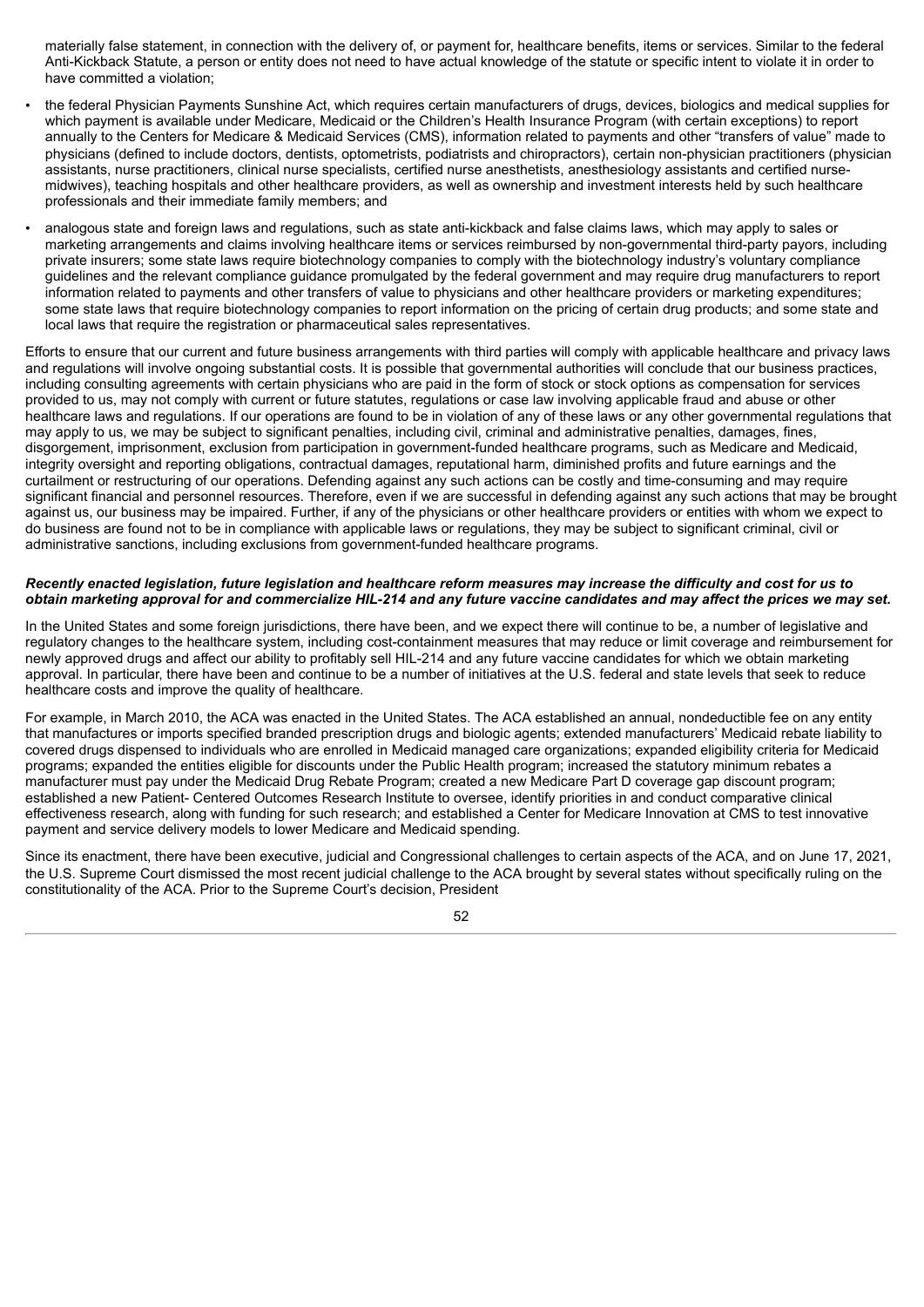materially false statement, in connection with the delivery of, or payment for, healthcare benefits, items or services. Similar to the federal Anti-Kickback Statute, a person or entity does not need to have actual knowledge of the statute or specific intent to violate it in order to have committed a violation;

- the federal Physician Payments Sunshine Act, which requires certain manufacturers of drugs, devices, biologics and medical supplies for which payment is available under Medicare, Medicaid or the Children's Health Insurance Program (with certain exceptions) to report annually to the Centers for Medicare & Medicaid Services (CMS), information related to payments and other "transfers of value" made to physicians (defined to include doctors, dentists, optometrists, podiatrists and chiropractors), certain non-physician practitioners (physician assistants, nurse practitioners, clinical nurse specialists, certified nurse anesthetists, anesthesiology assistants and certified nurse-midwives), teaching hospitals and other healthcare providers, as well as ownership and investment interests held by such healthcare professionals and their immediate family members; and
- analogous state and foreign laws and regulations, such as state anti-kickback and false claims laws, which may apply to sales or marketing arrangements and claims involving healthcare items or services reimbursed by non-governmental third-party payors, including private insurers; some state laws require biotechnology companies to comply with the biotechnology industry's voluntary compliance guidelines and the relevant compliance guidance promulgated by the federal government and may require drug manufacturers to report information related to payments and other transfers of value to physicians and other healthcare providers or marketing expenditures; some state laws that require biotechnology companies to report information on the pricing of certain drug products; and some state and local laws that require the registration or pharmaceutical sales representatives.

Efforts to ensure that our current and future business arrangements with third parties will comply with applicable healthcare and privacy laws and regulations will involve ongoing substantial costs. It is possible that governmental authorities will conclude that our business practices, including consulting agreements with certain physicians who are paid in the form of stock or stock options as compensation for services provided to us, may not comply with current or future statutes, regulations or case law involving applicable fraud and abuse or other healthcare laws and regulations. If our operations are found to be in violation of any of these laws or any other governmental regulations that may apply to us, we may be subject to significant penalties, including civil, criminal and administrative penalties, damages, fines, disgorgement, imprisonment, exclusion from participation in government-funded healthcare programs, such as Medicare and Medicaid, integrity oversight and reporting obligations, contractual damages, reputational harm, diminished profits and future earnings and the curtailment or restructuring of our operations. Defending against any such actions can be costly and time-consuming and may require significant financial and personnel resources. Therefore, even if we are successful in defending against any such actions that may be brought against us, our business may be impaired. Further, if any of the physicians or other healthcare providers or entities with whom we expect to do business are found not to be in compliance with applicable laws or regulations, they may be subject to significant criminal, civil or administrative sanctions, including exclusions from government-funded healthcare programs.

***Recently enacted legislation, future legislation and healthcare reform measures may increase the difficulty and cost for us to obtain marketing approval for and commercialize HIL-214 and any future vaccine candidates and may affect the prices we may set.***

In the United States and some foreign jurisdictions, there have been, and we expect there will continue to be, a number of legislative and regulatory changes to the healthcare system, including cost-containment measures that may reduce or limit coverage and reimbursement for newly approved drugs and affect our ability to profitably sell HIL-214 and any future vaccine candidates for which we obtain marketing approval. In particular, there have been and continue to be a number of initiatives at the U.S. federal and state levels that seek to reduce healthcare costs and improve the quality of healthcare.

For example, in March 2010, the ACA was enacted in the United States. The ACA established an annual, nondeductible fee on any entity that manufactures or imports specified branded prescription drugs and biologic agents; extended manufacturers' Medicaid rebate liability to covered drugs dispensed to individuals who are enrolled in Medicaid managed care organizations; expanded eligibility criteria for Medicaid programs; expanded the entities eligible for discounts under the Public Health program; increased the statutory minimum rebates a manufacturer must pay under the Medicaid Drug Rebate Program; created a new Medicare Part D coverage gap discount program; established a new Patient- Centered Outcomes Research Institute to oversee, identify priorities in and conduct comparative clinical effectiveness research, along with funding for such research; and established a Center for Medicare Innovation at CMS to test innovative payment and service delivery models to lower Medicare and Medicaid spending.

Since its enactment, there have been executive, judicial and Congressional challenges to certain aspects of the ACA, and on June 17, 2021, the U.S. Supreme Court dismissed the most recent judicial challenge to the ACA brought by several states without specifically ruling on the constitutionality of the ACA. Prior to the Supreme Court's decision, President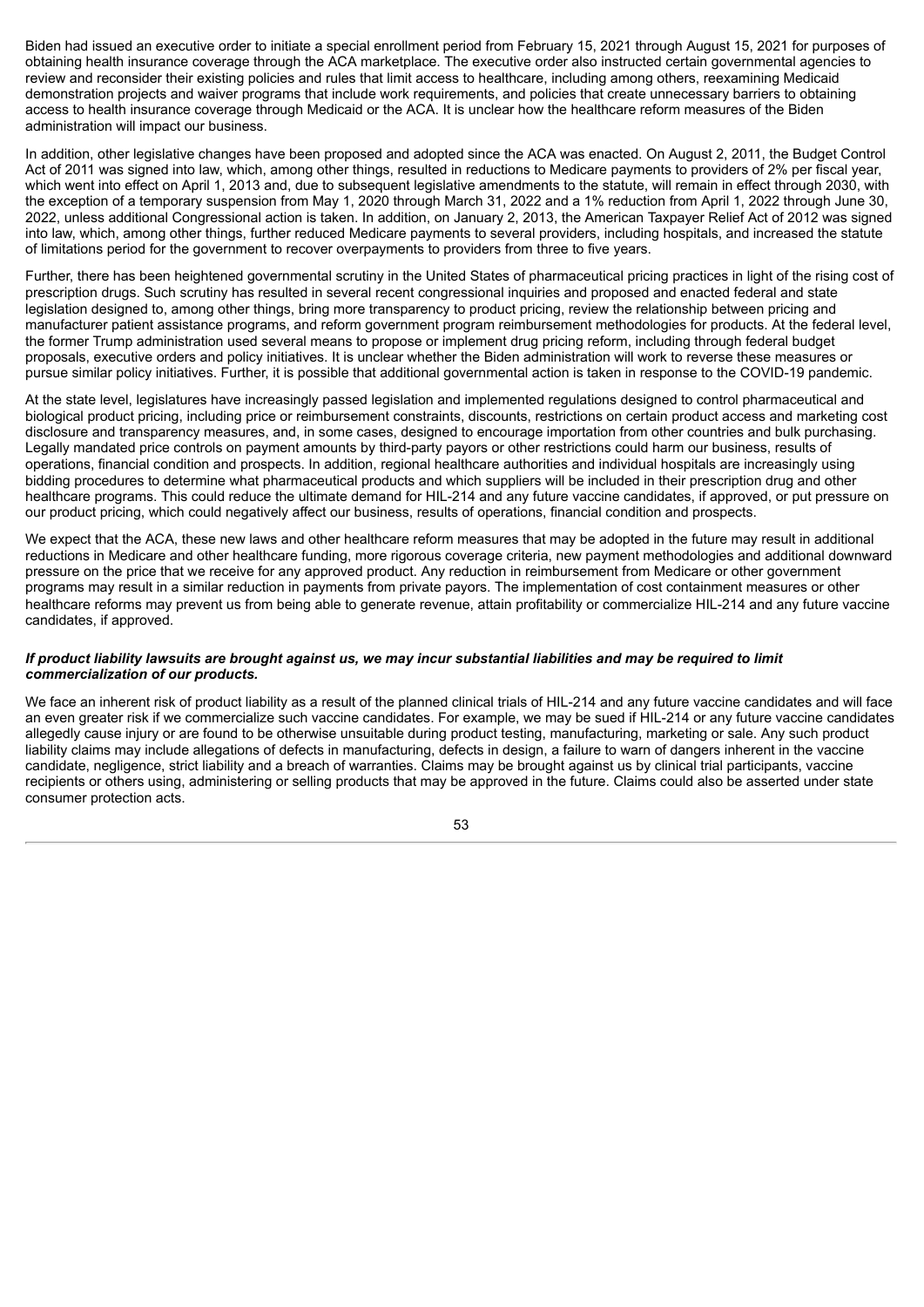Biden had issued an executive order to initiate a special enrollment period from February 15, 2021 through August 15, 2021 for purposes of obtaining health insurance coverage through the ACA marketplace. The executive order also instructed certain governmental agencies to review and reconsider their existing policies and rules that limit access to healthcare, including among others, reexamining Medicaid demonstration projects and waiver programs that include work requirements, and policies that create unnecessary barriers to obtaining access to health insurance coverage through Medicaid or the ACA. It is unclear how the healthcare reform measures of the Biden administration will impact our business.

In addition, other legislative changes have been proposed and adopted since the ACA was enacted. On August 2, 2011, the Budget Control Act of 2011 was signed into law, which, among other things, resulted in reductions to Medicare payments to providers of 2% per fiscal year, which went into effect on April 1, 2013 and, due to subsequent legislative amendments to the statute, will remain in effect through 2030, with the exception of a temporary suspension from May 1, 2020 through March 31, 2022 and a 1% reduction from April 1, 2022 through June 30, 2022, unless additional Congressional action is taken. In addition, on January 2, 2013, the American Taxpayer Relief Act of 2012 was signed into law, which, among other things, further reduced Medicare payments to several providers, including hospitals, and increased the statute of limitations period for the government to recover overpayments to providers from three to five years.

Further, there has been heightened governmental scrutiny in the United States of pharmaceutical pricing practices in light of the rising cost of prescription drugs. Such scrutiny has resulted in several recent congressional inquiries and proposed and enacted federal and state legislation designed to, among other things, bring more transparency to product pricing, review the relationship between pricing and manufacturer patient assistance programs, and reform government program reimbursement methodologies for products. At the federal level, the former Trump administration used several means to propose or implement drug pricing reform, including through federal budget proposals, executive orders and policy initiatives. It is unclear whether the Biden administration will work to reverse these measures or pursue similar policy initiatives. Further, it is possible that additional governmental action is taken in response to the COVID-19 pandemic.

At the state level, legislatures have increasingly passed legislation and implemented regulations designed to control pharmaceutical and biological product pricing, including price or reimbursement constraints, discounts, restrictions on certain product access and marketing cost disclosure and transparency measures, and, in some cases, designed to encourage importation from other countries and bulk purchasing. Legally mandated price controls on payment amounts by third-party payors or other restrictions could harm our business, results of operations, financial condition and prospects. In addition, regional healthcare authorities and individual hospitals are increasingly using bidding procedures to determine what pharmaceutical products and which suppliers will be included in their prescription drug and other healthcare programs. This could reduce the ultimate demand for HIL-214 and any future vaccine candidates, if approved, or put pressure on our product pricing, which could negatively affect our business, results of operations, financial condition and prospects.

We expect that the ACA, these new laws and other healthcare reform measures that may be adopted in the future may result in additional reductions in Medicare and other healthcare funding, more rigorous coverage criteria, new payment methodologies and additional downward pressure on the price that we receive for any approved product. Any reduction in reimbursement from Medicare or other government programs may result in a similar reduction in payments from private payors. The implementation of cost containment measures or other healthcare reforms may prevent us from being able to generate revenue, attain profitability or commercialize HIL-214 and any future vaccine candidates, if approved.

***If product liability lawsuits are brought against us, we may incur substantial liabilities and may be required to limit commercialization of our products.***

We face an inherent risk of product liability as a result of the planned clinical trials of HIL-214 and any future vaccine candidates and will face an even greater risk if we commercialize such vaccine candidates. For example, we may be sued if HIL-214 or any future vaccine candidates allegedly cause injury or are found to be otherwise unsuitable during product testing, manufacturing, marketing or sale. Any such product liability claims may include allegations of defects in manufacturing, defects in design, a failure to warn of dangers inherent in the vaccine candidate, negligence, strict liability and a breach of warranties. Claims may be brought against us by clinical trial participants, vaccine recipients or others using, administering or selling products that may be approved in the future. Claims could also be asserted under state consumer protection acts.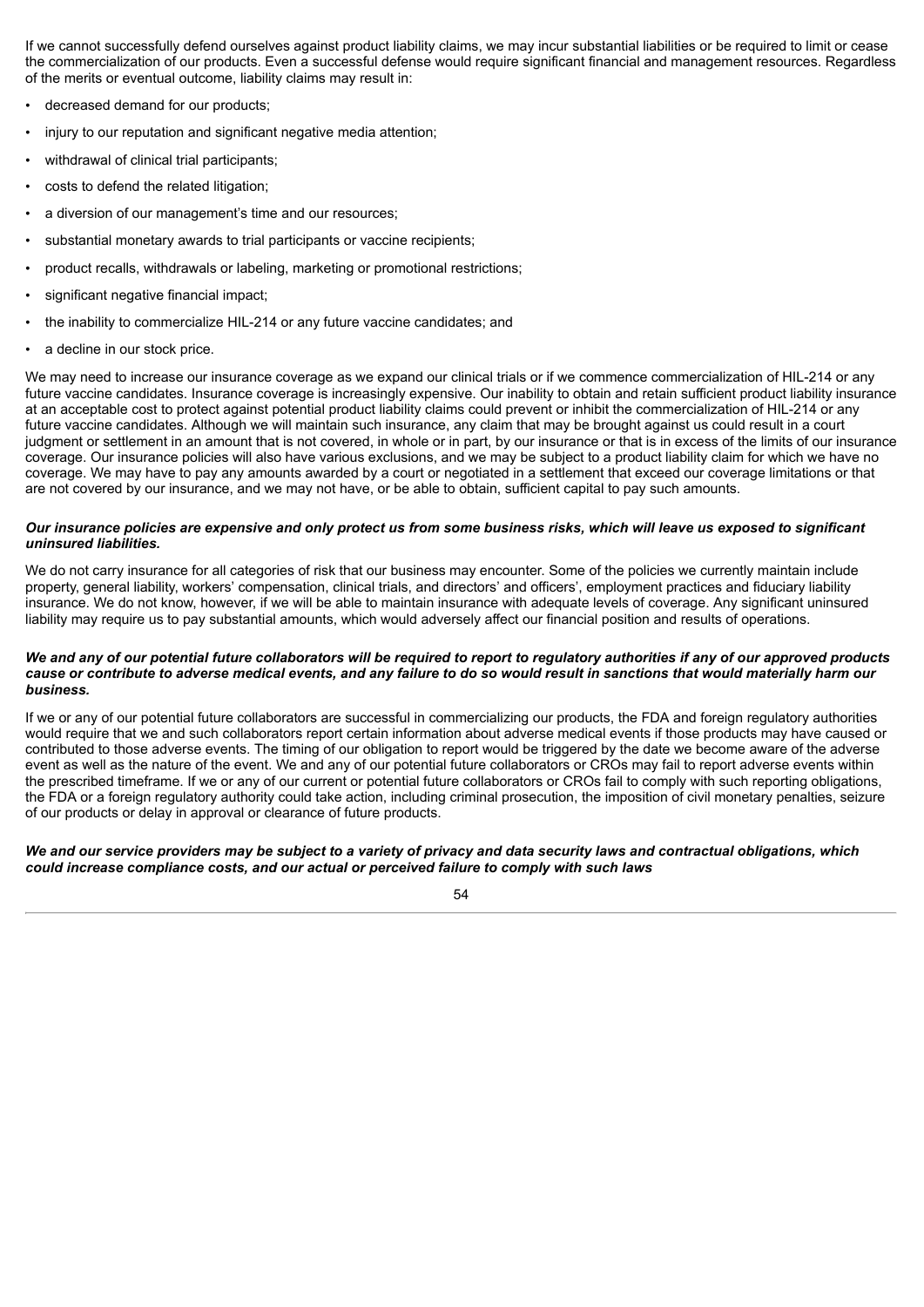If we cannot successfully defend ourselves against product liability claims, we may incur substantial liabilities or be required to limit or cease the commercialization of our products. Even a successful defense would require significant financial and management resources. Regardless of the merits or eventual outcome, liability claims may result in:

- decreased demand for our products;
- injury to our reputation and significant negative media attention;
- withdrawal of clinical trial participants;
- costs to defend the related litigation;
- a diversion of our management's time and our resources;
- substantial monetary awards to trial participants or vaccine recipients;
- product recalls, withdrawals or labeling, marketing or promotional restrictions;
- significant negative financial impact;
- the inability to commercialize HIL-214 or any future vaccine candidates; and
- a decline in our stock price.

We may need to increase our insurance coverage as we expand our clinical trials or if we commence commercialization of HIL-214 or any future vaccine candidates. Insurance coverage is increasingly expensive. Our inability to obtain and retain sufficient product liability insurance at an acceptable cost to protect against potential product liability claims could prevent or inhibit the commercialization of HIL-214 or any future vaccine candidates. Although we will maintain such insurance, any claim that may be brought against us could result in a court judgment or settlement in an amount that is not covered, in whole or in part, by our insurance or that is in excess of the limits of our insurance coverage. Our insurance policies will also have various exclusions, and we may be subject to a product liability claim for which we have no coverage. We may have to pay any amounts awarded by a court or negotiated in a settlement that exceed our coverage limitations or that are not covered by our insurance, and we may not have, or be able to obtain, sufficient capital to pay such amounts.

***Our insurance policies are expensive and only protect us from some business risks, which will leave us exposed to significant uninsured liabilities.***

We do not carry insurance for all categories of risk that our business may encounter. Some of the policies we currently maintain include property, general liability, workers' compensation, clinical trials, and directors' and officers', employment practices and fiduciary liability insurance. We do not know, however, if we will be able to maintain insurance with adequate levels of coverage. Any significant uninsured liability may require us to pay substantial amounts, which would adversely affect our financial position and results of operations.

***We and any of our potential future collaborators will be required to report to regulatory authorities if any of our approved products cause or contribute to adverse medical events, and any failure to do so would result in sanctions that would materially harm our business.***

If we or any of our potential future collaborators are successful in commercializing our products, the FDA and foreign regulatory authorities would require that we and such collaborators report certain information about adverse medical events if those products may have caused or contributed to those adverse events. The timing of our obligation to report would be triggered by the date we become aware of the adverse event as well as the nature of the event. We and any of our potential future collaborators or CROs may fail to report adverse events within the prescribed timeframe. If we or any of our current or potential future collaborators or CROs fail to comply with such reporting obligations, the FDA or a foreign regulatory authority could take action, including criminal prosecution, the imposition of civil monetary penalties, seizure of our products or delay in approval or clearance of future products.

***We and our service providers may be subject to a variety of privacy and data security laws and contractual obligations, which could increase compliance costs, and our actual or perceived failure to comply with such laws***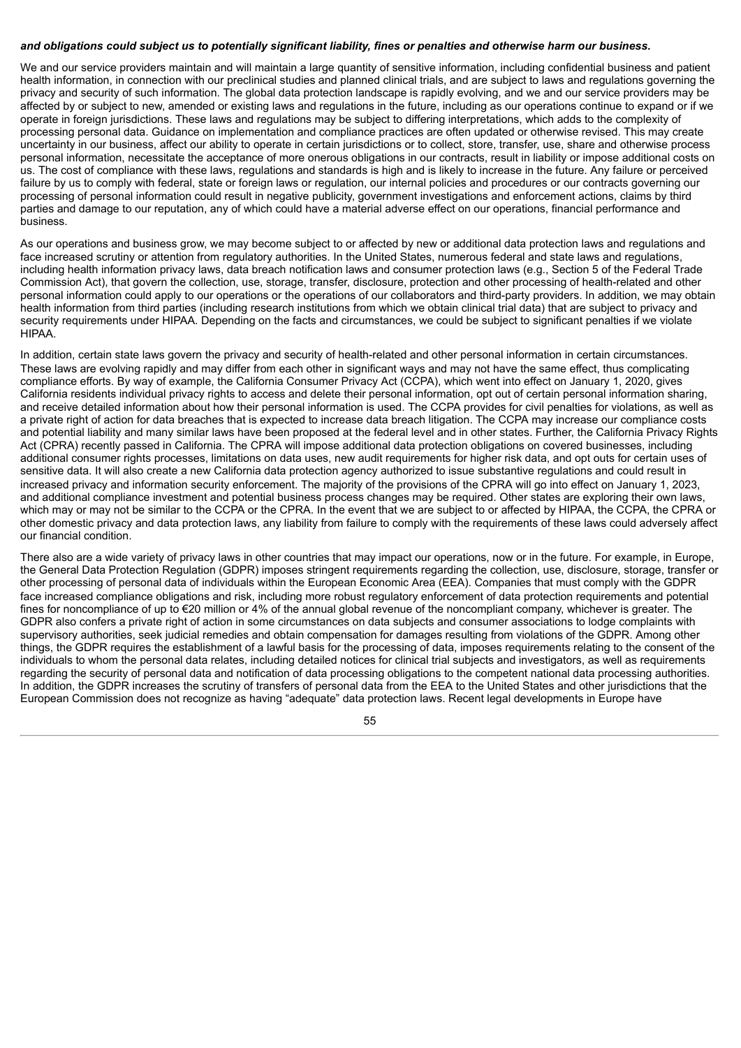***and obligations could subject us to potentially significant liability, fines or penalties and otherwise harm our business.***

We and our service providers maintain and will maintain a large quantity of sensitive information, including confidential business and patient health information, in connection with our preclinical studies and planned clinical trials, and are subject to laws and regulations governing the privacy and security of such information. The global data protection landscape is rapidly evolving, and we and our service providers may be affected by or subject to new, amended or existing laws and regulations in the future, including as our operations continue to expand or if we operate in foreign jurisdictions. These laws and regulations may be subject to differing interpretations, which adds to the complexity of processing personal data. Guidance on implementation and compliance practices are often updated or otherwise revised. This may create uncertainty in our business, affect our ability to operate in certain jurisdictions or to collect, store, transfer, use, share and otherwise process personal information, necessitate the acceptance of more onerous obligations in our contracts, result in liability or impose additional costs on us. The cost of compliance with these laws, regulations and standards is high and is likely to increase in the future. Any failure or perceived failure by us to comply with federal, state or foreign laws or regulation, our internal policies and procedures or our contracts governing our processing of personal information could result in negative publicity, government investigations and enforcement actions, claims by third parties and damage to our reputation, any of which could have a material adverse effect on our operations, financial performance and business.

As our operations and business grow, we may become subject to or affected by new or additional data protection laws and regulations and face increased scrutiny or attention from regulatory authorities. In the United States, numerous federal and state laws and regulations, including health information privacy laws, data breach notification laws and consumer protection laws (e.g., Section 5 of the Federal Trade Commission Act), that govern the collection, use, storage, transfer, disclosure, protection and other processing of health-related and other personal information could apply to our operations or the operations of our collaborators and third-party providers. In addition, we may obtain health information from third parties (including research institutions from which we obtain clinical trial data) that are subject to privacy and security requirements under HIPAA. Depending on the facts and circumstances, we could be subject to significant penalties if we violate HIPAA.

In addition, certain state laws govern the privacy and security of health-related and other personal information in certain circumstances. These laws are evolving rapidly and may differ from each other in significant ways and may not have the same effect, thus complicating compliance efforts. By way of example, the California Consumer Privacy Act (CCPA), which went into effect on January 1, 2020, gives California residents individual privacy rights to access and delete their personal information, opt out of certain personal information sharing, and receive detailed information about how their personal information is used. The CCPA provides for civil penalties for violations, as well as a private right of action for data breaches that is expected to increase data breach litigation. The CCPA may increase our compliance costs and potential liability and many similar laws have been proposed at the federal level and in other states. Further, the California Privacy Rights Act (CPRA) recently passed in California. The CPRA will impose additional data protection obligations on covered businesses, including additional consumer rights processes, limitations on data uses, new audit requirements for higher risk data, and opt outs for certain uses of sensitive data. It will also create a new California data protection agency authorized to issue substantive regulations and could result in increased privacy and information security enforcement. The majority of the provisions of the CPRA will go into effect on January 1, 2023, and additional compliance investment and potential business process changes may be required. Other states are exploring their own laws, which may or may not be similar to the CCPA or the CPRA. In the event that we are subject to or affected by HIPAA, the CCPA, the CPRA or other domestic privacy and data protection laws, any liability from failure to comply with the requirements of these laws could adversely affect our financial condition.

There also are a wide variety of privacy laws in other countries that may impact our operations, now or in the future. For example, in Europe, the General Data Protection Regulation (GDPR) imposes stringent requirements regarding the collection, use, disclosure, storage, transfer or other processing of personal data of individuals within the European Economic Area (EEA). Companies that must comply with the GDPR face increased compliance obligations and risk, including more robust regulatory enforcement of data protection requirements and potential fines for noncompliance of up to €20 million or 4% of the annual global revenue of the noncompliant company, whichever is greater. The GDPR also confers a private right of action in some circumstances on data subjects and consumer associations to lodge complaints with supervisory authorities, seek judicial remedies and obtain compensation for damages resulting from violations of the GDPR. Among other things, the GDPR requires the establishment of a lawful basis for the processing of data, imposes requirements relating to the consent of the individuals to whom the personal data relates, including detailed notices for clinical trial subjects and investigators, as well as requirements regarding the security of personal data and notification of data processing obligations to the competent national data processing authorities. In addition, the GDPR increases the scrutiny of transfers of personal data from the EEA to the United States and other jurisdictions that the European Commission does not recognize as having "adequate" data protection laws. Recent legal developments in Europe have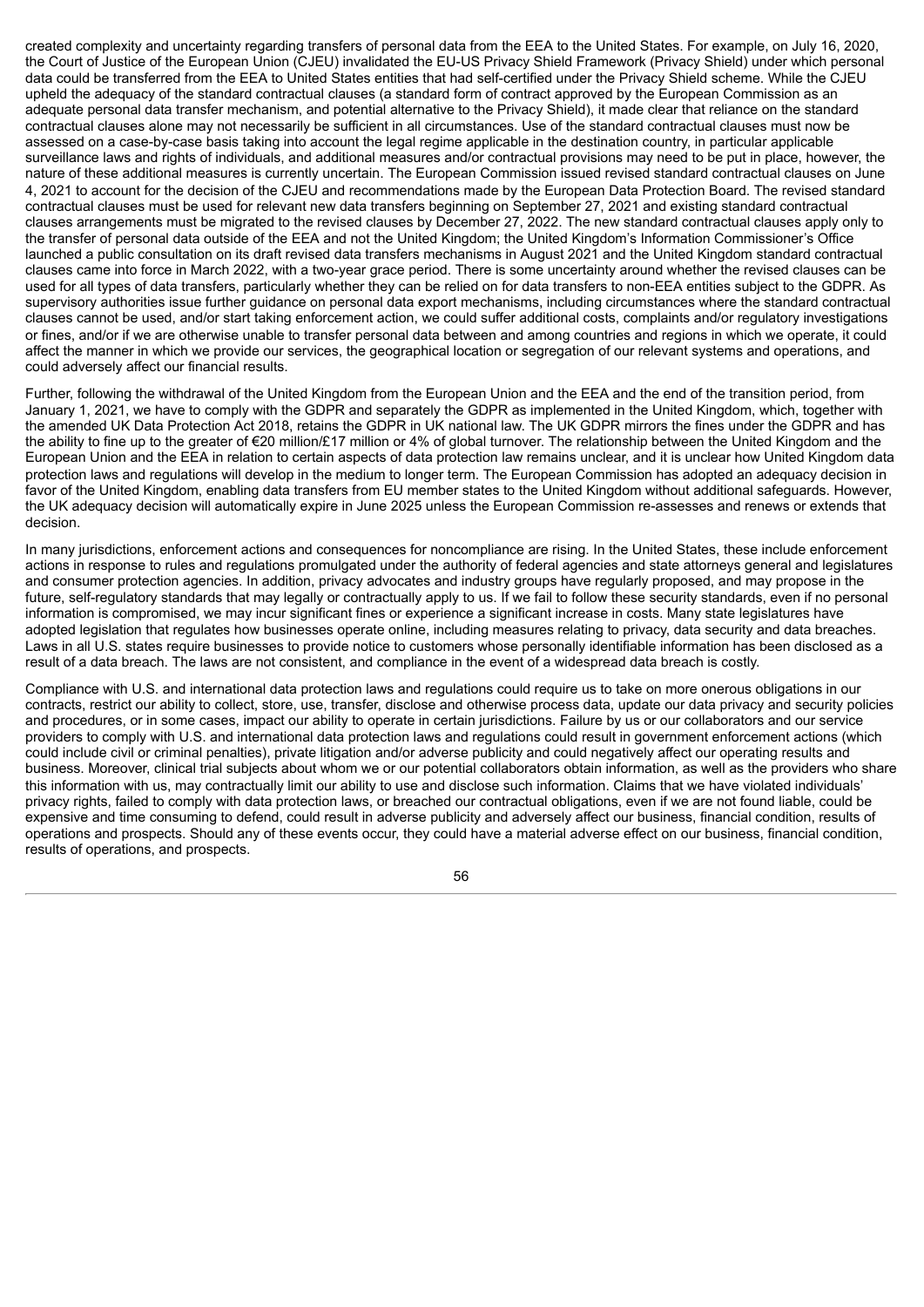created complexity and uncertainty regarding transfers of personal data from the EEA to the United States. For example, on July 16, 2020, the Court of Justice of the European Union (CJEU) invalidated the EU-US Privacy Shield Framework (Privacy Shield) under which personal data could be transferred from the EEA to United States entities that had self-certified under the Privacy Shield scheme. While the CJEU upheld the adequacy of the standard contractual clauses (a standard form of contract approved by the European Commission as an adequate personal data transfer mechanism, and potential alternative to the Privacy Shield), it made clear that reliance on the standard contractual clauses alone may not necessarily be sufficient in all circumstances. Use of the standard contractual clauses must now be assessed on a case-by-case basis taking into account the legal regime applicable in the destination country, in particular applicable surveillance laws and rights of individuals, and additional measures and/or contractual provisions may need to be put in place, however, the nature of these additional measures is currently uncertain. The European Commission issued revised standard contractual clauses on June 4, 2021 to account for the decision of the CJEU and recommendations made by the European Data Protection Board. The revised standard contractual clauses must be used for relevant new data transfers beginning on September 27, 2021 and existing standard contractual clauses arrangements must be migrated to the revised clauses by December 27, 2022. The new standard contractual clauses apply only to the transfer of personal data outside of the EEA and not the United Kingdom; the United Kingdom's Information Commissioner's Office launched a public consultation on its draft revised data transfers mechanisms in August 2021 and the United Kingdom standard contractual clauses came into force in March 2022, with a two-year grace period. There is some uncertainty around whether the revised clauses can be used for all types of data transfers, particularly whether they can be relied on for data transfers to non-EEA entities subject to the GDPR. As supervisory authorities issue further guidance on personal data export mechanisms, including circumstances where the standard contractual clauses cannot be used, and/or start taking enforcement action, we could suffer additional costs, complaints and/or regulatory investigations or fines, and/or if we are otherwise unable to transfer personal data between and among countries and regions in which we operate, it could affect the manner in which we provide our services, the geographical location or segregation of our relevant systems and operations, and could adversely affect our financial results.

Further, following the withdrawal of the United Kingdom from the European Union and the EEA and the end of the transition period, from January 1, 2021, we have to comply with the GDPR and separately the GDPR as implemented in the United Kingdom, which, together with the amended UK Data Protection Act 2018, retains the GDPR in UK national law. The UK GDPR mirrors the fines under the GDPR and has the ability to fine up to the greater of €20 million/£17 million or 4% of global turnover. The relationship between the United Kingdom and the European Union and the EEA in relation to certain aspects of data protection law remains unclear, and it is unclear how United Kingdom data protection laws and regulations will develop in the medium to longer term. The European Commission has adopted an adequacy decision in favor of the United Kingdom, enabling data transfers from EU member states to the United Kingdom without additional safeguards. However, the UK adequacy decision will automatically expire in June 2025 unless the European Commission re-assesses and renews or extends that decision.

In many jurisdictions, enforcement actions and consequences for noncompliance are rising. In the United States, these include enforcement actions in response to rules and regulations promulgated under the authority of federal agencies and state attorneys general and legislatures and consumer protection agencies. In addition, privacy advocates and industry groups have regularly proposed, and may propose in the future, self-regulatory standards that may legally or contractually apply to us. If we fail to follow these security standards, even if no personal information is compromised, we may incur significant fines or experience a significant increase in costs. Many state legislatures have adopted legislation that regulates how businesses operate online, including measures relating to privacy, data security and data breaches. Laws in all U.S. states require businesses to provide notice to customers whose personally identifiable information has been disclosed as a result of a data breach. The laws are not consistent, and compliance in the event of a widespread data breach is costly.

Compliance with U.S. and international data protection laws and regulations could require us to take on more onerous obligations in our contracts, restrict our ability to collect, store, use, transfer, disclose and otherwise process data, update our data privacy and security policies and procedures, or in some cases, impact our ability to operate in certain jurisdictions. Failure by us or our collaborators and our service providers to comply with U.S. and international data protection laws and regulations could result in government enforcement actions (which could include civil or criminal penalties), private litigation and/or adverse publicity and could negatively affect our operating results and business. Moreover, clinical trial subjects about whom we or our potential collaborators obtain information, as well as the providers who share this information with us, may contractually limit our ability to use and disclose such information. Claims that we have violated individuals' privacy rights, failed to comply with data protection laws, or breached our contractual obligations, even if we are not found liable, could be expensive and time consuming to defend, could result in adverse publicity and adversely affect our business, financial condition, results of operations and prospects. Should any of these events occur, they could have a material adverse effect on our business, financial condition, results of operations, and prospects.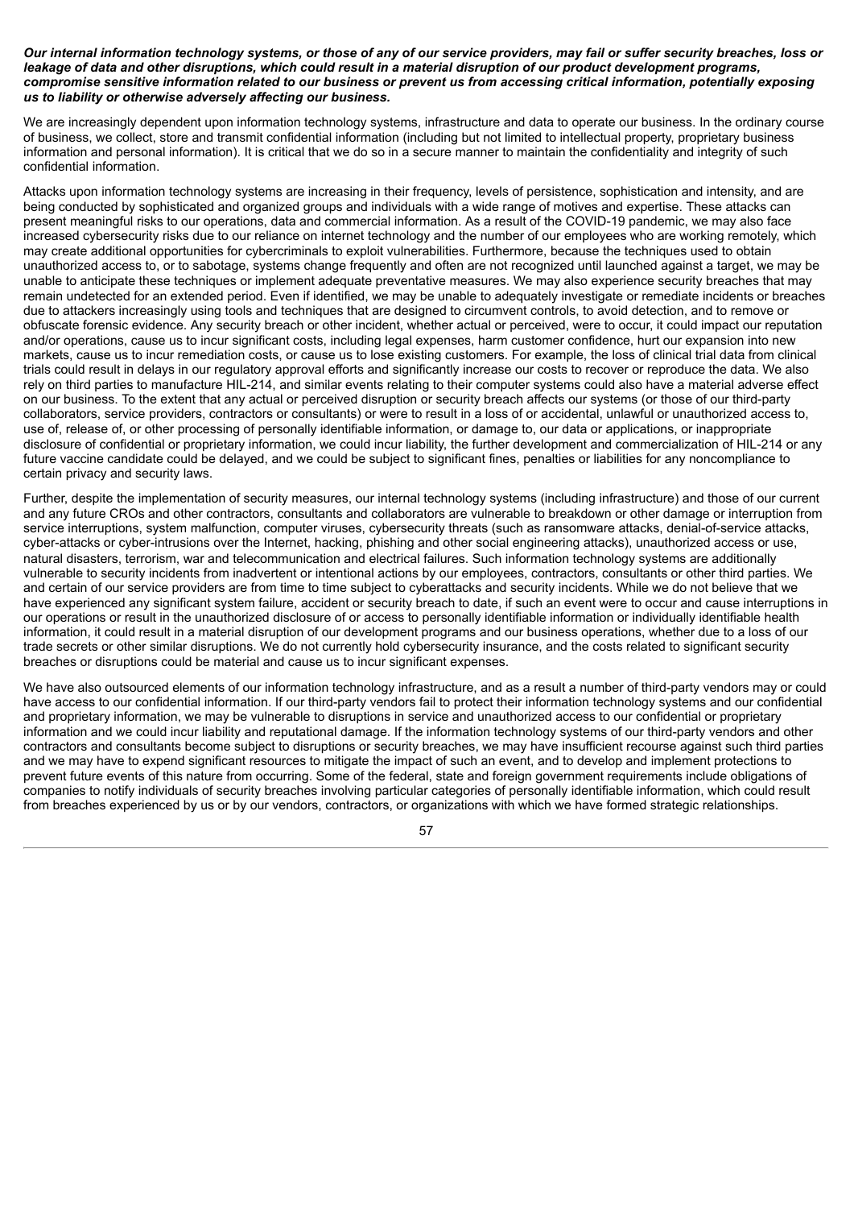***Our internal information technology systems, or those of any of our service providers, may fail or suffer security breaches, loss or leakage of data and other disruptions, which could result in a material disruption of our product development programs, compromise sensitive information related to our business or prevent us from accessing critical information, potentially exposing us to liability or otherwise adversely affecting our business.***

We are increasingly dependent upon information technology systems, infrastructure and data to operate our business. In the ordinary course of business, we collect, store and transmit confidential information (including but not limited to intellectual property, proprietary business information and personal information). It is critical that we do so in a secure manner to maintain the confidentiality and integrity of such confidential information.

Attacks upon information technology systems are increasing in their frequency, levels of persistence, sophistication and intensity, and are being conducted by sophisticated and organized groups and individuals with a wide range of motives and expertise. These attacks can present meaningful risks to our operations, data and commercial information. As a result of the COVID-19 pandemic, we may also face increased cybersecurity risks due to our reliance on internet technology and the number of our employees who are working remotely, which may create additional opportunities for cybercriminals to exploit vulnerabilities. Furthermore, because the techniques used to obtain unauthorized access to, or to sabotage, systems change frequently and often are not recognized until launched against a target, we may be unable to anticipate these techniques or implement adequate preventative measures. We may also experience security breaches that may remain undetected for an extended period. Even if identified, we may be unable to adequately investigate or remediate incidents or breaches due to attackers increasingly using tools and techniques that are designed to circumvent controls, to avoid detection, and to remove or obfuscate forensic evidence. Any security breach or other incident, whether actual or perceived, were to occur, it could impact our reputation and/or operations, cause us to incur significant costs, including legal expenses, harm customer confidence, hurt our expansion into new markets, cause us to incur remediation costs, or cause us to lose existing customers. For example, the loss of clinical trial data from clinical trials could result in delays in our regulatory approval efforts and significantly increase our costs to recover or reproduce the data. We also rely on third parties to manufacture HIL-214, and similar events relating to their computer systems could also have a material adverse effect on our business. To the extent that any actual or perceived disruption or security breach affects our systems (or those of our third-party collaborators, service providers, contractors or consultants) or were to result in a loss of or accidental, unlawful or unauthorized access to, use of, release of, or other processing of personally identifiable information, or damage to, our data or applications, or inappropriate disclosure of confidential or proprietary information, we could incur liability, the further development and commercialization of HIL-214 or any future vaccine candidate could be delayed, and we could be subject to significant fines, penalties or liabilities for any noncompliance to certain privacy and security laws.

Further, despite the implementation of security measures, our internal technology systems (including infrastructure) and those of our current and any future CROs and other contractors, consultants and collaborators are vulnerable to breakdown or other damage or interruption from service interruptions, system malfunction, computer viruses, cybersecurity threats (such as ransomware attacks, denial-of-service attacks, cyber-attacks or cyber-intrusions over the Internet, hacking, phishing and other social engineering attacks), unauthorized access or use, natural disasters, terrorism, war and telecommunication and electrical failures. Such information technology systems are additionally vulnerable to security incidents from inadvertent or intentional actions by our employees, contractors, consultants or other third parties. We and certain of our service providers are from time to time subject to cyberattacks and security incidents. While we do not believe that we have experienced any significant system failure, accident or security breach to date, if such an event were to occur and cause interruptions in our operations or result in the unauthorized disclosure of or access to personally identifiable information or individually identifiable health information, it could result in a material disruption of our development programs and our business operations, whether due to a loss of our trade secrets or other similar disruptions. We do not currently hold cybersecurity insurance, and the costs related to significant security breaches or disruptions could be material and cause us to incur significant expenses.

We have also outsourced elements of our information technology infrastructure, and as a result a number of third-party vendors may or could have access to our confidential information. If our third-party vendors fail to protect their information technology systems and our confidential and proprietary information, we may be vulnerable to disruptions in service and unauthorized access to our confidential or proprietary information and we could incur liability and reputational damage. If the information technology systems of our third-party vendors and other contractors and consultants become subject to disruptions or security breaches, we may have insufficient recourse against such third parties and we may have to expend significant resources to mitigate the impact of such an event, and to develop and implement protections to prevent future events of this nature from occurring. Some of the federal, state and foreign government requirements include obligations of companies to notify individuals of security breaches involving particular categories of personally identifiable information, which could result from breaches experienced by us or by our vendors, contractors, or organizations with which we have formed strategic relationships.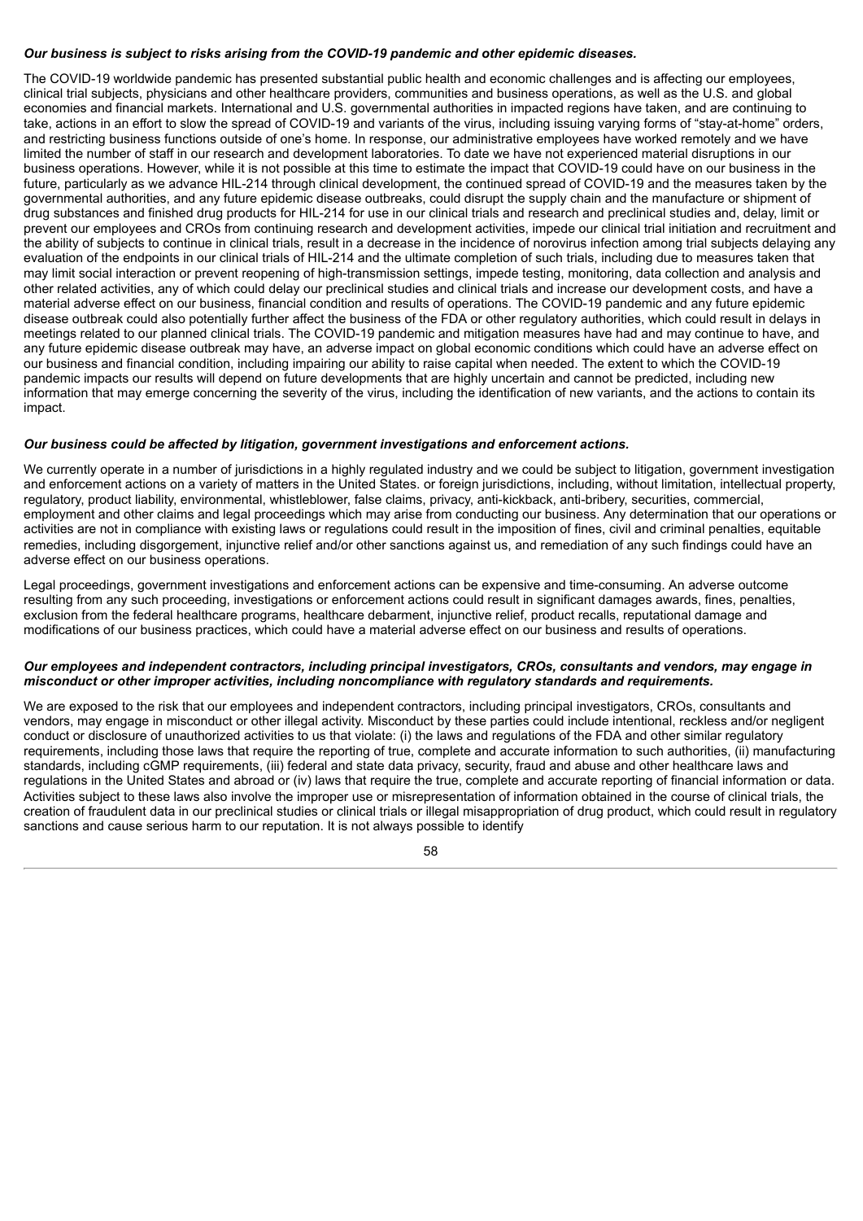***Our business is subject to risks arising from the COVID-19 pandemic and other epidemic diseases.***

The COVID-19 worldwide pandemic has presented substantial public health and economic challenges and is affecting our employees, clinical trial subjects, physicians and other healthcare providers, communities and business operations, as well as the U.S. and global economies and financial markets. International and U.S. governmental authorities in impacted regions have taken, and are continuing to take, actions in an effort to slow the spread of COVID-19 and variants of the virus, including issuing varying forms of "stay-at-home" orders, and restricting business functions outside of one's home. In response, our administrative employees have worked remotely and we have limited the number of staff in our research and development laboratories. To date we have not experienced material disruptions in our business operations. However, while it is not possible at this time to estimate the impact that COVID-19 could have on our business in the future, particularly as we advance HIL-214 through clinical development, the continued spread of COVID-19 and the measures taken by the governmental authorities, and any future epidemic disease outbreaks, could disrupt the supply chain and the manufacture or shipment of drug substances and finished drug products for HIL-214 for use in our clinical trials and research and preclinical studies and, delay, limit or prevent our employees and CROs from continuing research and development activities, impede our clinical trial initiation and recruitment and the ability of subjects to continue in clinical trials, result in a decrease in the incidence of norovirus infection among trial subjects delaying any evaluation of the endpoints in our clinical trials of HIL-214 and the ultimate completion of such trials, including due to measures taken that may limit social interaction or prevent reopening of high-transmission settings, impede testing, monitoring, data collection and analysis and other related activities, any of which could delay our preclinical studies and clinical trials and increase our development costs, and have a material adverse effect on our business, financial condition and results of operations. The COVID-19 pandemic and any future epidemic disease outbreak could also potentially further affect the business of the FDA or other regulatory authorities, which could result in delays in meetings related to our planned clinical trials. The COVID-19 pandemic and mitigation measures have had and may continue to have, and any future epidemic disease outbreak may have, an adverse impact on global economic conditions which could have an adverse effect on our business and financial condition, including impairing our ability to raise capital when needed. The extent to which the COVID-19 pandemic impacts our results will depend on future developments that are highly uncertain and cannot be predicted, including new information that may emerge concerning the severity of the virus, including the identification of new variants, and the actions to contain its impact.

***Our business could be affected by litigation, government investigations and enforcement actions.***

We currently operate in a number of jurisdictions in a highly regulated industry and we could be subject to litigation, government investigation and enforcement actions on a variety of matters in the United States. or foreign jurisdictions, including, without limitation, intellectual property, regulatory, product liability, environmental, whistleblower, false claims, privacy, anti-kickback, anti-bribery, securities, commercial, employment and other claims and legal proceedings which may arise from conducting our business. Any determination that our operations or activities are not in compliance with existing laws or regulations could result in the imposition of fines, civil and criminal penalties, equitable remedies, including disgorgement, injunctive relief and/or other sanctions against us, and remediation of any such findings could have an adverse effect on our business operations.

Legal proceedings, government investigations and enforcement actions can be expensive and time-consuming. An adverse outcome resulting from any such proceeding, investigations or enforcement actions could result in significant damages awards, fines, penalties, exclusion from the federal healthcare programs, healthcare debarment, injunctive relief, product recalls, reputational damage and modifications of our business practices, which could have a material adverse effect on our business and results of operations.

***Our employees and independent contractors, including principal investigators, CROs, consultants and vendors, may engage in misconduct or other improper activities, including noncompliance with regulatory standards and requirements.***

We are exposed to the risk that our employees and independent contractors, including principal investigators, CROs, consultants and vendors, may engage in misconduct or other illegal activity. Misconduct by these parties could include intentional, reckless and/or negligent conduct or disclosure of unauthorized activities to us that violate: (i) the laws and regulations of the FDA and other similar regulatory requirements, including those laws that require the reporting of true, complete and accurate information to such authorities, (ii) manufacturing standards, including cGMP requirements, (iii) federal and state data privacy, security, fraud and abuse and other healthcare laws and regulations in the United States and abroad or (iv) laws that require the true, complete and accurate reporting of financial information or data. Activities subject to these laws also involve the improper use or misrepresentation of information obtained in the course of clinical trials, the creation of fraudulent data in our preclinical studies or clinical trials or illegal misappropriation of drug product, which could result in regulatory sanctions and cause serious harm to our reputation. It is not always possible to identify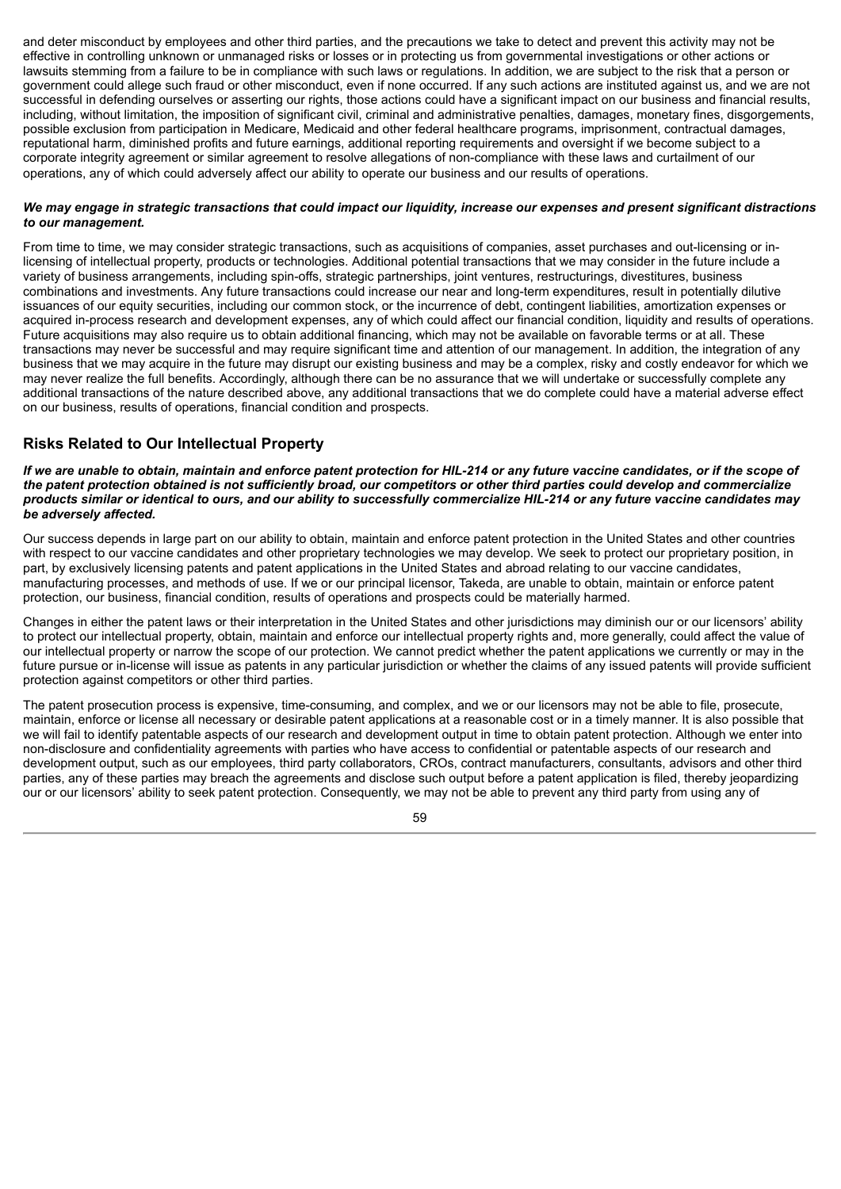and deter misconduct by employees and other third parties, and the precautions we take to detect and prevent this activity may not be effective in controlling unknown or unmanaged risks or losses or in protecting us from governmental investigations or other actions or lawsuits stemming from a failure to be in compliance with such laws or regulations. In addition, we are subject to the risk that a person or government could allege such fraud or other misconduct, even if none occurred. If any such actions are instituted against us, and we are not successful in defending ourselves or asserting our rights, those actions could have a significant impact on our business and financial results, including, without limitation, the imposition of significant civil, criminal and administrative penalties, damages, monetary fines, disgorgements, possible exclusion from participation in Medicare, Medicaid and other federal healthcare programs, imprisonment, contractual damages, reputational harm, diminished profits and future earnings, additional reporting requirements and oversight if we become subject to a corporate integrity agreement or similar agreement to resolve allegations of non-compliance with these laws and curtailment of our operations, any of which could adversely affect our ability to operate our business and our results of operations.

***We may engage in strategic transactions that could impact our liquidity, increase our expenses and present significant distractions to our management.***

From time to time, we may consider strategic transactions, such as acquisitions of companies, asset purchases and out-licensing or in-licensing of intellectual property, products or technologies. Additional potential transactions that we may consider in the future include a variety of business arrangements, including spin-offs, strategic partnerships, joint ventures, restructurings, divestitures, business combinations and investments. Any future transactions could increase our near and long-term expenditures, result in potentially dilutive issuances of our equity securities, including our common stock, or the incurrence of debt, contingent liabilities, amortization expenses or acquired in-process research and development expenses, any of which could affect our financial condition, liquidity and results of operations. Future acquisitions may also require us to obtain additional financing, which may not be available on favorable terms or at all. These transactions may never be successful and may require significant time and attention of our management. In addition, the integration of any business that we may acquire in the future may disrupt our existing business and may be a complex, risky and costly endeavor for which we may never realize the full benefits. Accordingly, although there can be no assurance that we will undertake or successfully complete any additional transactions of the nature described above, any additional transactions that we do complete could have a material adverse effect on our business, results of operations, financial condition and prospects.

## Risks Related to Our Intellectual Property

***If we are unable to obtain, maintain and enforce patent protection for HIL-214 or any future vaccine candidates, or if the scope of the patent protection obtained is not sufficiently broad, our competitors or other third parties could develop and commercialize products similar or identical to ours, and our ability to successfully commercialize HIL-214 or any future vaccine candidates may be adversely affected.***

Our success depends in large part on our ability to obtain, maintain and enforce patent protection in the United States and other countries with respect to our vaccine candidates and other proprietary technologies we may develop. We seek to protect our proprietary position, in part, by exclusively licensing patents and patent applications in the United States and abroad relating to our vaccine candidates, manufacturing processes, and methods of use. If we or our principal licensor, Takeda, are unable to obtain, maintain or enforce patent protection, our business, financial condition, results of operations and prospects could be materially harmed.

Changes in either the patent laws or their interpretation in the United States and other jurisdictions may diminish our or our licensors' ability to protect our intellectual property, obtain, maintain and enforce our intellectual property rights and, more generally, could affect the value of our intellectual property or narrow the scope of our protection. We cannot predict whether the patent applications we currently or may in the future pursue or in-license will issue as patents in any particular jurisdiction or whether the claims of any issued patents will provide sufficient protection against competitors or other third parties.

The patent prosecution process is expensive, time-consuming, and complex, and we or our licensors may not be able to file, prosecute, maintain, enforce or license all necessary or desirable patent applications at a reasonable cost or in a timely manner. It is also possible that we will fail to identify patentable aspects of our research and development output in time to obtain patent protection. Although we enter into non-disclosure and confidentiality agreements with parties who have access to confidential or patentable aspects of our research and development output, such as our employees, third party collaborators, CROs, contract manufacturers, consultants, advisors and other third parties, any of these parties may breach the agreements and disclose such output before a patent application is filed, thereby jeopardizing our or our licensors' ability to seek patent protection. Consequently, we may not be able to prevent any third party from using any of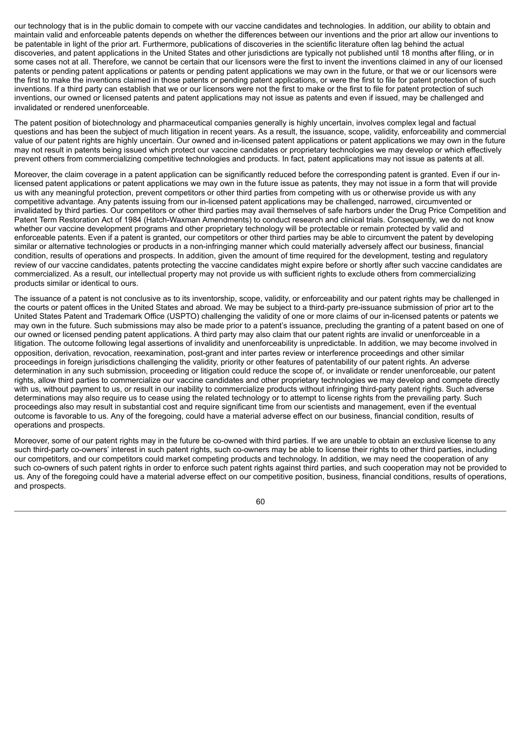our technology that is in the public domain to compete with our vaccine candidates and technologies. In addition, our ability to obtain and maintain valid and enforceable patents depends on whether the differences between our inventions and the prior art allow our inventions to be patentable in light of the prior art. Furthermore, publications of discoveries in the scientific literature often lag behind the actual discoveries, and patent applications in the United States and other jurisdictions are typically not published until 18 months after filing, or in some cases not at all. Therefore, we cannot be certain that our licensors were the first to invent the inventions claimed in any of our licensed patents or pending patent applications or patents or pending patent applications we may own in the future, or that we or our licensors were the first to make the inventions claimed in those patents or pending patent applications, or were the first to file for patent protection of such inventions. If a third party can establish that we or our licensors were not the first to make or the first to file for patent protection of such inventions, our owned or licensed patents and patent applications may not issue as patents and even if issued, may be challenged and invalidated or rendered unenforceable.

The patent position of biotechnology and pharmaceutical companies generally is highly uncertain, involves complex legal and factual questions and has been the subject of much litigation in recent years. As a result, the issuance, scope, validity, enforceability and commercial value of our patent rights are highly uncertain. Our owned and in-licensed patent applications or patent applications we may own in the future may not result in patents being issued which protect our vaccine candidates or proprietary technologies we may develop or which effectively prevent others from commercializing competitive technologies and products. In fact, patent applications may not issue as patents at all.

Moreover, the claim coverage in a patent application can be significantly reduced before the corresponding patent is granted. Even if our in-licensed patent applications or patent applications we may own in the future issue as patents, they may not issue in a form that will provide us with any meaningful protection, prevent competitors or other third parties from competing with us or otherwise provide us with any competitive advantage. Any patents issuing from our in-licensed patent applications may be challenged, narrowed, circumvented or invalidated by third parties. Our competitors or other third parties may avail themselves of safe harbors under the Drug Price Competition and Patent Term Restoration Act of 1984 (Hatch-Waxman Amendments) to conduct research and clinical trials. Consequently, we do not know whether our vaccine development programs and other proprietary technology will be protectable or remain protected by valid and enforceable patents. Even if a patent is granted, our competitors or other third parties may be able to circumvent the patent by developing similar or alternative technologies or products in a non-infringing manner which could materially adversely affect our business, financial condition, results of operations and prospects. In addition, given the amount of time required for the development, testing and regulatory review of our vaccine candidates, patents protecting the vaccine candidates might expire before or shortly after such vaccine candidates are commercialized. As a result, our intellectual property may not provide us with sufficient rights to exclude others from commercializing products similar or identical to ours.

The issuance of a patent is not conclusive as to its inventorship, scope, validity, or enforceability and our patent rights may be challenged in the courts or patent offices in the United States and abroad. We may be subject to a third-party pre-issuance submission of prior art to the United States Patent and Trademark Office (USPTO) challenging the validity of one or more claims of our in-licensed patents or patents we may own in the future. Such submissions may also be made prior to a patent's issuance, precluding the granting of a patent based on one of our owned or licensed pending patent applications. A third party may also claim that our patent rights are invalid or unenforceable in a litigation. The outcome following legal assertions of invalidity and unenforceability is unpredictable. In addition, we may become involved in opposition, derivation, revocation, reexamination, post-grant and inter partes review or interference proceedings and other similar proceedings in foreign jurisdictions challenging the validity, priority or other features of patentability of our patent rights. An adverse determination in any such submission, proceeding or litigation could reduce the scope of, or invalidate or render unenforceable, our patent rights, allow third parties to commercialize our vaccine candidates and other proprietary technologies we may develop and compete directly with us, without payment to us, or result in our inability to commercialize products without infringing third-party patent rights. Such adverse determinations may also require us to cease using the related technology or to attempt to license rights from the prevailing party. Such proceedings also may result in substantial cost and require significant time from our scientists and management, even if the eventual outcome is favorable to us. Any of the foregoing, could have a material adverse effect on our business, financial condition, results of operations and prospects.

Moreover, some of our patent rights may in the future be co-owned with third parties. If we are unable to obtain an exclusive license to any such third-party co-owners' interest in such patent rights, such co-owners may be able to license their rights to other third parties, including our competitors, and our competitors could market competing products and technology. In addition, we may need the cooperation of any such co-owners of such patent rights in order to enforce such patent rights against third parties, and such cooperation may not be provided to us. Any of the foregoing could have a material adverse effect on our competitive position, business, financial conditions, results of operations, and prospects.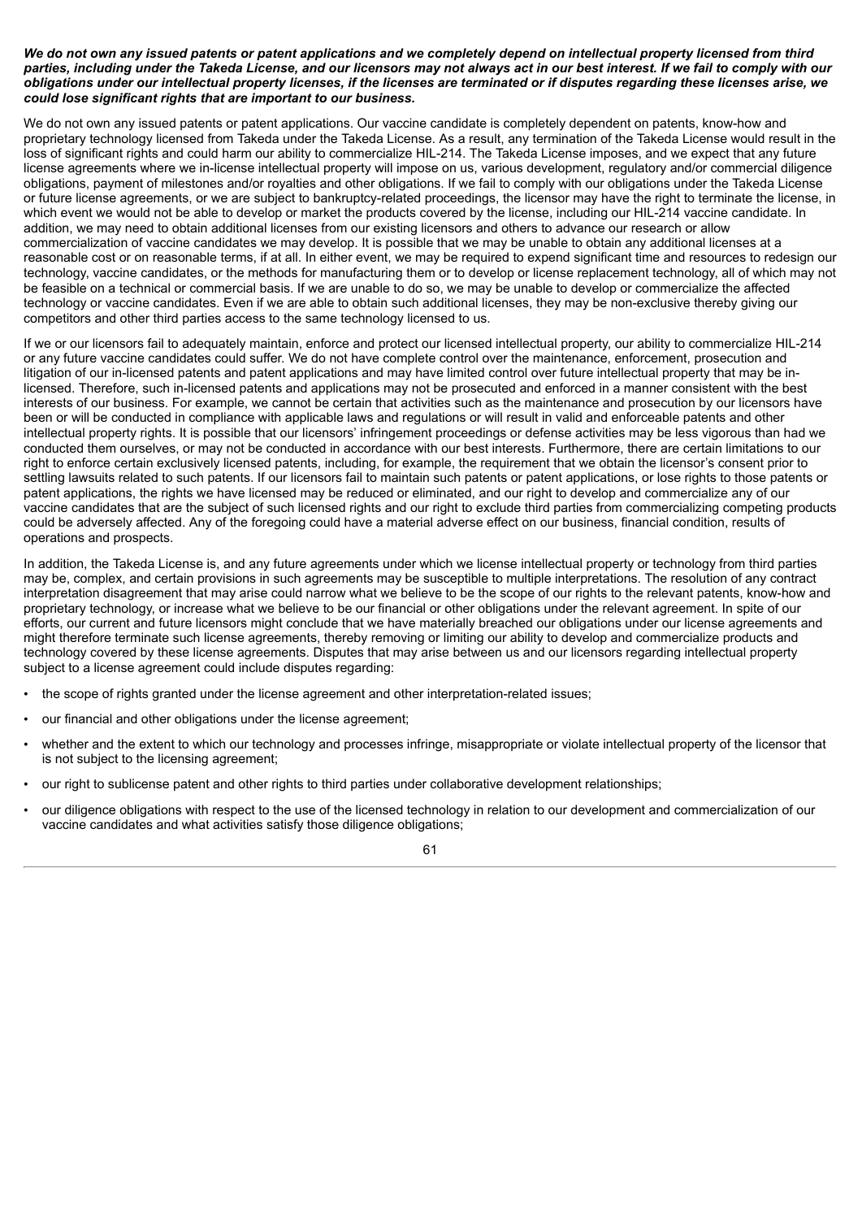***We do not own any issued patents or patent applications and we completely depend on intellectual property licensed from third parties, including under the Takeda License, and our licensors may not always act in our best interest. If we fail to comply with our obligations under our intellectual property licenses, if the licenses are terminated or if disputes regarding these licenses arise, we could lose significant rights that are important to our business.***

We do not own any issued patents or patent applications. Our vaccine candidate is completely dependent on patents, know-how and proprietary technology licensed from Takeda under the Takeda License. As a result, any termination of the Takeda License would result in the loss of significant rights and could harm our ability to commercialize HIL-214. The Takeda License imposes, and we expect that any future license agreements where we in-license intellectual property will impose on us, various development, regulatory and/or commercial diligence obligations, payment of milestones and/or royalties and other obligations. If we fail to comply with our obligations under the Takeda License or future license agreements, or we are subject to bankruptcy-related proceedings, the licensor may have the right to terminate the license, in which event we would not be able to develop or market the products covered by the license, including our HIL-214 vaccine candidate. In addition, we may need to obtain additional licenses from our existing licensors and others to advance our research or allow commercialization of vaccine candidates we may develop. It is possible that we may be unable to obtain any additional licenses at a reasonable cost or on reasonable terms, if at all. In either event, we may be required to expend significant time and resources to redesign our technology, vaccine candidates, or the methods for manufacturing them or to develop or license replacement technology, all of which may not be feasible on a technical or commercial basis. If we are unable to do so, we may be unable to develop or commercialize the affected technology or vaccine candidates. Even if we are able to obtain such additional licenses, they may be non-exclusive thereby giving our competitors and other third parties access to the same technology licensed to us.

If we or our licensors fail to adequately maintain, enforce and protect our licensed intellectual property, our ability to commercialize HIL-214 or any future vaccine candidates could suffer. We do not have complete control over the maintenance, enforcement, prosecution and litigation of our in-licensed patents and patent applications and may have limited control over future intellectual property that may be in-licensed. Therefore, such in-licensed patents and applications may not be prosecuted and enforced in a manner consistent with the best interests of our business. For example, we cannot be certain that activities such as the maintenance and prosecution by our licensors have been or will be conducted in compliance with applicable laws and regulations or will result in valid and enforceable patents and other intellectual property rights. It is possible that our licensors' infringement proceedings or defense activities may be less vigorous than had we conducted them ourselves, or may not be conducted in accordance with our best interests. Furthermore, there are certain limitations to our right to enforce certain exclusively licensed patents, including, for example, the requirement that we obtain the licensor's consent prior to settling lawsuits related to such patents. If our licensors fail to maintain such patents or patent applications, or lose rights to those patents or patent applications, the rights we have licensed may be reduced or eliminated, and our right to develop and commercialize any of our vaccine candidates that are the subject of such licensed rights and our right to exclude third parties from commercializing competing products could be adversely affected. Any of the foregoing could have a material adverse effect on our business, financial condition, results of operations and prospects.

In addition, the Takeda License is, and any future agreements under which we license intellectual property or technology from third parties may be, complex, and certain provisions in such agreements may be susceptible to multiple interpretations. The resolution of any contract interpretation disagreement that may arise could narrow what we believe to be the scope of our rights to the relevant patents, know-how and proprietary technology, or increase what we believe to be our financial or other obligations under the relevant agreement. In spite of our efforts, our current and future licensors might conclude that we have materially breached our obligations under our license agreements and might therefore terminate such license agreements, thereby removing or limiting our ability to develop and commercialize products and technology covered by these license agreements. Disputes that may arise between us and our licensors regarding intellectual property subject to a license agreement could include disputes regarding:

- the scope of rights granted under the license agreement and other interpretation-related issues;
- our financial and other obligations under the license agreement;
- whether and the extent to which our technology and processes infringe, misappropriate or violate intellectual property of the licensor that is not subject to the licensing agreement;
- our right to sublicense patent and other rights to third parties under collaborative development relationships;
- our diligence obligations with respect to the use of the licensed technology in relation to our development and commercialization of our vaccine candidates and what activities satisfy those diligence obligations;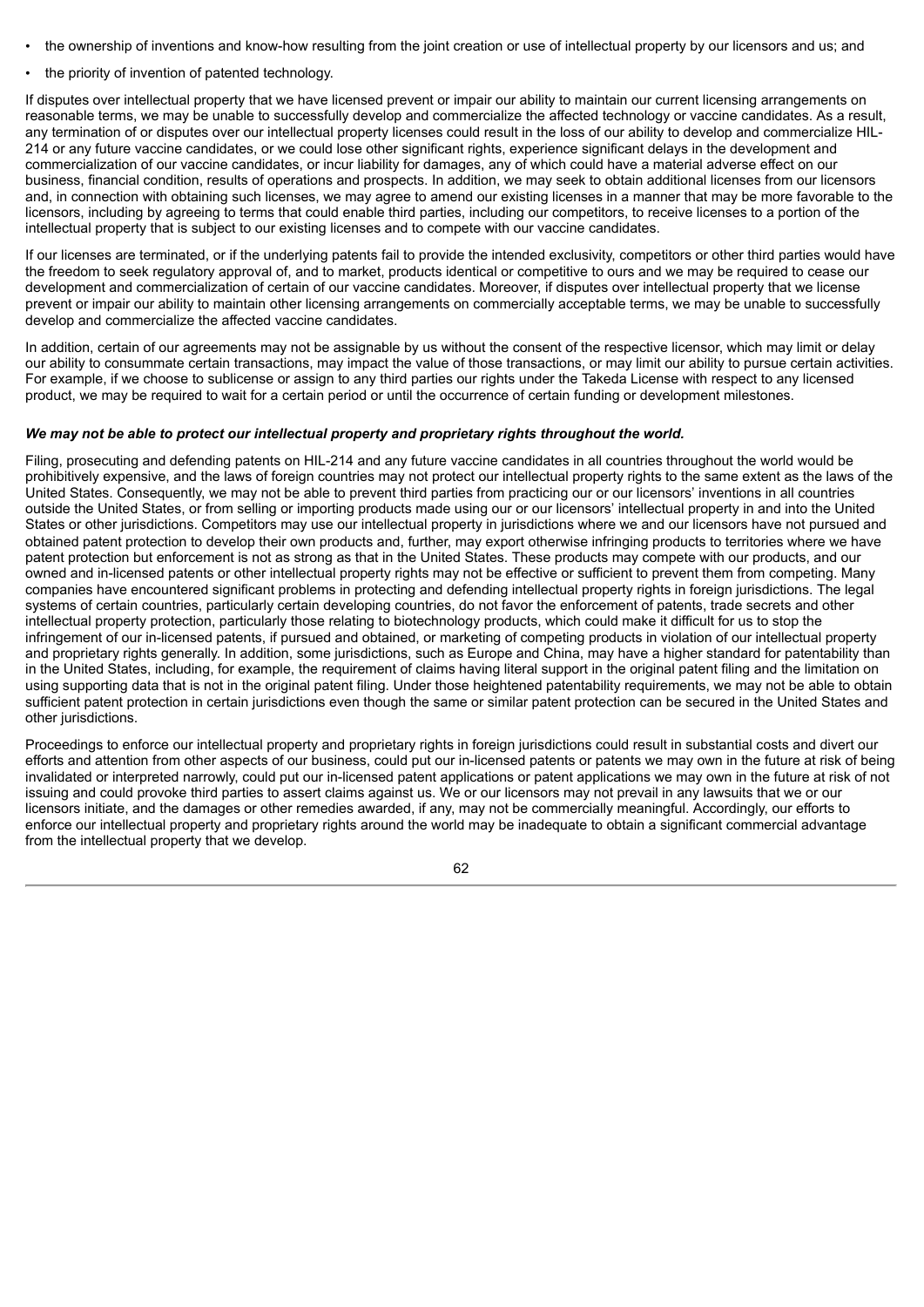- the ownership of inventions and know-how resulting from the joint creation or use of intellectual property by our licensors and us; and
- the priority of invention of patented technology.

If disputes over intellectual property that we have licensed prevent or impair our ability to maintain our current licensing arrangements on reasonable terms, we may be unable to successfully develop and commercialize the affected technology or vaccine candidates. As a result, any termination of or disputes over our intellectual property licenses could result in the loss of our ability to develop and commercialize HIL-214 or any future vaccine candidates, or we could lose other significant rights, experience significant delays in the development and commercialization of our vaccine candidates, or incur liability for damages, any of which could have a material adverse effect on our business, financial condition, results of operations and prospects. In addition, we may seek to obtain additional licenses from our licensors and, in connection with obtaining such licenses, we may agree to amend our existing licenses in a manner that may be more favorable to the licensors, including by agreeing to terms that could enable third parties, including our competitors, to receive licenses to a portion of the intellectual property that is subject to our existing licenses and to compete with our vaccine candidates.

If our licenses are terminated, or if the underlying patents fail to provide the intended exclusivity, competitors or other third parties would have the freedom to seek regulatory approval of, and to market, products identical or competitive to ours and we may be required to cease our development and commercialization of certain of our vaccine candidates. Moreover, if disputes over intellectual property that we license prevent or impair our ability to maintain other licensing arrangements on commercially acceptable terms, we may be unable to successfully develop and commercialize the affected vaccine candidates.

In addition, certain of our agreements may not be assignable by us without the consent of the respective licensor, which may limit or delay our ability to consummate certain transactions, may impact the value of those transactions, or may limit our ability to pursue certain activities. For example, if we choose to sublicense or assign to any third parties our rights under the Takeda License with respect to any licensed product, we may be required to wait for a certain period or until the occurrence of certain funding or development milestones.

***We may not be able to protect our intellectual property and proprietary rights throughout the world.***

Filing, prosecuting and defending patents on HIL-214 and any future vaccine candidates in all countries throughout the world would be prohibitively expensive, and the laws of foreign countries may not protect our intellectual property rights to the same extent as the laws of the United States. Consequently, we may not be able to prevent third parties from practicing our or our licensors' inventions in all countries outside the United States, or from selling or importing products made using our or our licensors' intellectual property in and into the United States or other jurisdictions. Competitors may use our intellectual property in jurisdictions where we and our licensors have not pursued and obtained patent protection to develop their own products and, further, may export otherwise infringing products to territories where we have patent protection but enforcement is not as strong as that in the United States. These products may compete with our products, and our owned and in-licensed patents or other intellectual property rights may not be effective or sufficient to prevent them from competing. Many companies have encountered significant problems in protecting and defending intellectual property rights in foreign jurisdictions. The legal systems of certain countries, particularly certain developing countries, do not favor the enforcement of patents, trade secrets and other intellectual property protection, particularly those relating to biotechnology products, which could make it difficult for us to stop the infringement of our in-licensed patents, if pursued and obtained, or marketing of competing products in violation of our intellectual property and proprietary rights generally. In addition, some jurisdictions, such as Europe and China, may have a higher standard for patentability than in the United States, including, for example, the requirement of claims having literal support in the original patent filing and the limitation on using supporting data that is not in the original patent filing. Under those heightened patentability requirements, we may not be able to obtain sufficient patent protection in certain jurisdictions even though the same or similar patent protection can be secured in the United States and other jurisdictions.

Proceedings to enforce our intellectual property and proprietary rights in foreign jurisdictions could result in substantial costs and divert our efforts and attention from other aspects of our business, could put our in-licensed patents or patents we may own in the future at risk of being invalidated or interpreted narrowly, could put our in-licensed patent applications or patent applications we may own in the future at risk of not issuing and could provoke third parties to assert claims against us. We or our licensors may not prevail in any lawsuits that we or our licensors initiate, and the damages or other remedies awarded, if any, may not be commercially meaningful. Accordingly, our efforts to enforce our intellectual property and proprietary rights around the world may be inadequate to obtain a significant commercial advantage from the intellectual property that we develop.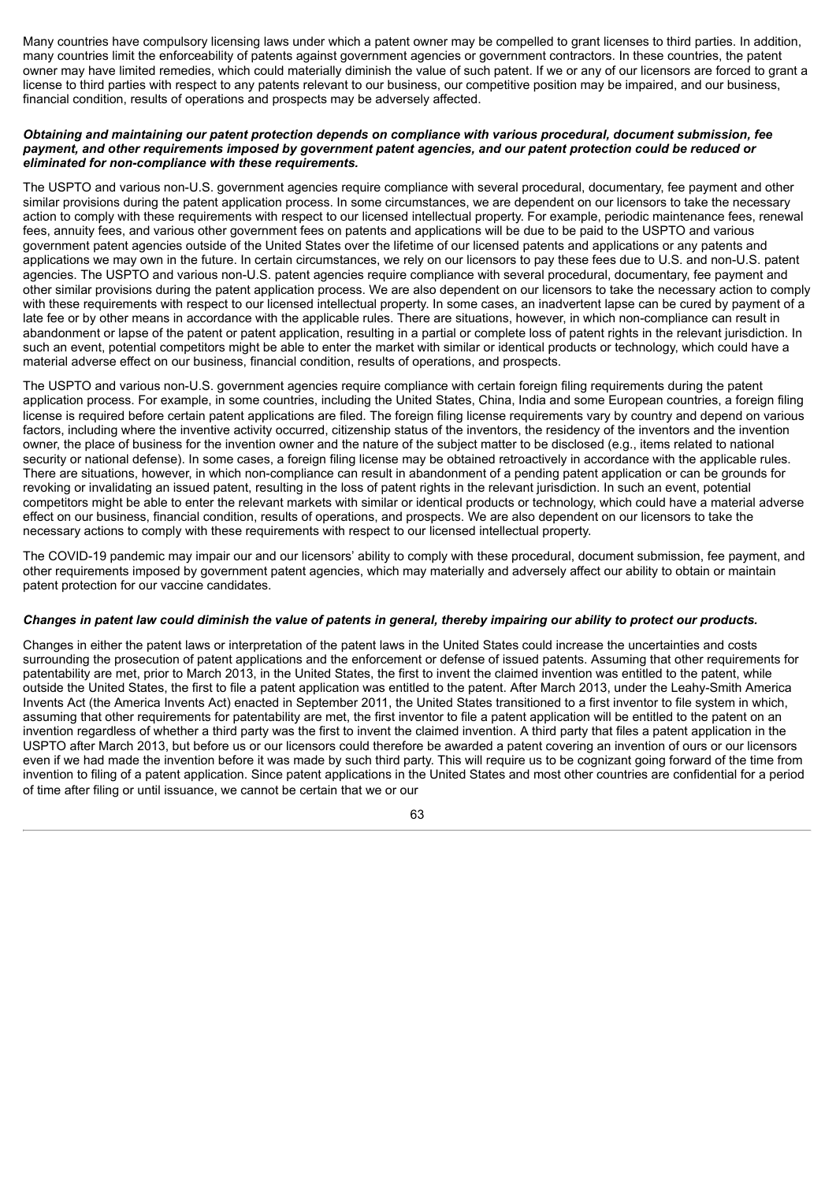Many countries have compulsory licensing laws under which a patent owner may be compelled to grant licenses to third parties. In addition, many countries limit the enforceability of patents against government agencies or government contractors. In these countries, the patent owner may have limited remedies, which could materially diminish the value of such patent. If we or any of our licensors are forced to grant a license to third parties with respect to any patents relevant to our business, our competitive position may be impaired, and our business, financial condition, results of operations and prospects may be adversely affected.

***Obtaining and maintaining our patent protection depends on compliance with various procedural, document submission, fee payment, and other requirements imposed by government patent agencies, and our patent protection could be reduced or eliminated for non-compliance with these requirements.***

The USPTO and various non-U.S. government agencies require compliance with several procedural, documentary, fee payment and other similar provisions during the patent application process. In some circumstances, we are dependent on our licensors to take the necessary action to comply with these requirements with respect to our licensed intellectual property. For example, periodic maintenance fees, renewal fees, annuity fees, and various other government fees on patents and applications will be due to be paid to the USPTO and various government patent agencies outside of the United States over the lifetime of our licensed patents and applications or any patents and applications we may own in the future. In certain circumstances, we rely on our licensors to pay these fees due to U.S. and non-U.S. patent agencies. The USPTO and various non-U.S. patent agencies require compliance with several procedural, documentary, fee payment and other similar provisions during the patent application process. We are also dependent on our licensors to take the necessary action to comply with these requirements with respect to our licensed intellectual property. In some cases, an inadvertent lapse can be cured by payment of a late fee or by other means in accordance with the applicable rules. There are situations, however, in which non-compliance can result in abandonment or lapse of the patent or patent application, resulting in a partial or complete loss of patent rights in the relevant jurisdiction. In such an event, potential competitors might be able to enter the market with similar or identical products or technology, which could have a material adverse effect on our business, financial condition, results of operations, and prospects.

The USPTO and various non-U.S. government agencies require compliance with certain foreign filing requirements during the patent application process. For example, in some countries, including the United States, China, India and some European countries, a foreign filing license is required before certain patent applications are filed. The foreign filing license requirements vary by country and depend on various factors, including where the inventive activity occurred, citizenship status of the inventors, the residency of the inventors and the invention owner, the place of business for the invention owner and the nature of the subject matter to be disclosed (e.g., items related to national security or national defense). In some cases, a foreign filing license may be obtained retroactively in accordance with the applicable rules. There are situations, however, in which non-compliance can result in abandonment of a pending patent application or can be grounds for revoking or invalidating an issued patent, resulting in the loss of patent rights in the relevant jurisdiction. In such an event, potential competitors might be able to enter the relevant markets with similar or identical products or technology, which could have a material adverse effect on our business, financial condition, results of operations, and prospects. We are also dependent on our licensors to take the necessary actions to comply with these requirements with respect to our licensed intellectual property.

The COVID-19 pandemic may impair our and our licensors' ability to comply with these procedural, document submission, fee payment, and other requirements imposed by government patent agencies, which may materially and adversely affect our ability to obtain or maintain patent protection for our vaccine candidates.

***Changes in patent law could diminish the value of patents in general, thereby impairing our ability to protect our products.***

Changes in either the patent laws or interpretation of the patent laws in the United States could increase the uncertainties and costs surrounding the prosecution of patent applications and the enforcement or defense of issued patents. Assuming that other requirements for patentability are met, prior to March 2013, in the United States, the first to invent the claimed invention was entitled to the patent, while outside the United States, the first to file a patent application was entitled to the patent. After March 2013, under the Leahy-Smith America Invents Act (the America Invents Act) enacted in September 2011, the United States transitioned to a first inventor to file system in which, assuming that other requirements for patentability are met, the first inventor to file a patent application will be entitled to the patent on an invention regardless of whether a third party was the first to invent the claimed invention. A third party that files a patent application in the USPTO after March 2013, but before us or our licensors could therefore be awarded a patent covering an invention of ours or our licensors even if we had made the invention before it was made by such third party. This will require us to be cognizant going forward of the time from invention to filing of a patent application. Since patent applications in the United States and most other countries are confidential for a period of time after filing or until issuance, we cannot be certain that we or our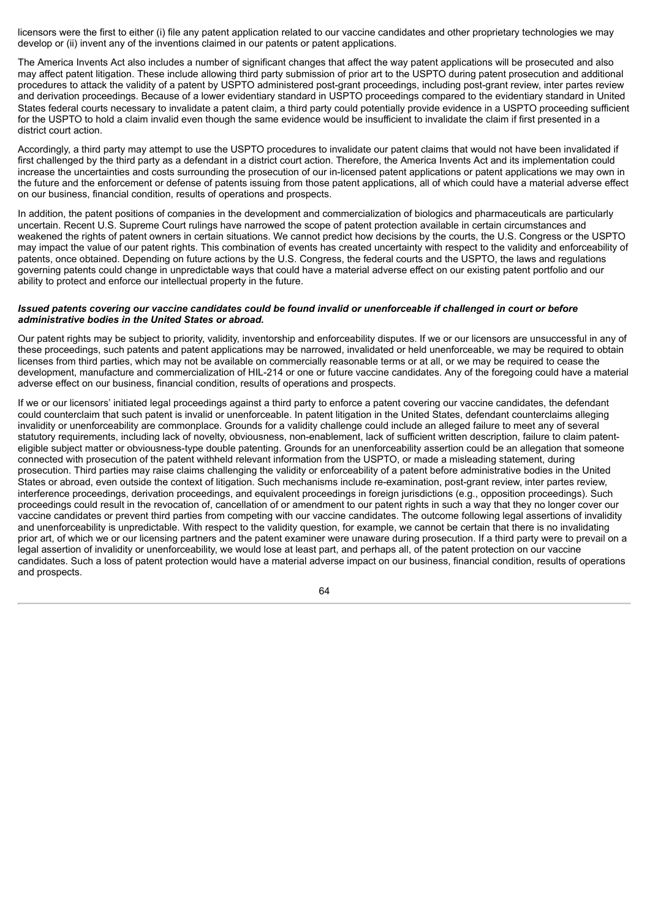licensors were the first to either (i) file any patent application related to our vaccine candidates and other proprietary technologies we may develop or (ii) invent any of the inventions claimed in our patents or patent applications.

The America Invents Act also includes a number of significant changes that affect the way patent applications will be prosecuted and also may affect patent litigation. These include allowing third party submission of prior art to the USPTO during patent prosecution and additional procedures to attack the validity of a patent by USPTO administered post-grant proceedings, including post-grant review, inter partes review and derivation proceedings. Because of a lower evidentiary standard in USPTO proceedings compared to the evidentiary standard in United States federal courts necessary to invalidate a patent claim, a third party could potentially provide evidence in a USPTO proceeding sufficient for the USPTO to hold a claim invalid even though the same evidence would be insufficient to invalidate the claim if first presented in a district court action.

Accordingly, a third party may attempt to use the USPTO procedures to invalidate our patent claims that would not have been invalidated if first challenged by the third party as a defendant in a district court action. Therefore, the America Invents Act and its implementation could increase the uncertainties and costs surrounding the prosecution of our in-licensed patent applications or patent applications we may own in the future and the enforcement or defense of patents issuing from those patent applications, all of which could have a material adverse effect on our business, financial condition, results of operations and prospects.

In addition, the patent positions of companies in the development and commercialization of biologics and pharmaceuticals are particularly uncertain. Recent U.S. Supreme Court rulings have narrowed the scope of patent protection available in certain circumstances and weakened the rights of patent owners in certain situations. We cannot predict how decisions by the courts, the U.S. Congress or the USPTO may impact the value of our patent rights. This combination of events has created uncertainty with respect to the validity and enforceability of patents, once obtained. Depending on future actions by the U.S. Congress, the federal courts and the USPTO, the laws and regulations governing patents could change in unpredictable ways that could have a material adverse effect on our existing patent portfolio and our ability to protect and enforce our intellectual property in the future.

***Issued patents covering our vaccine candidates could be found invalid or unenforceable if challenged in court or before administrative bodies in the United States or abroad.***

Our patent rights may be subject to priority, validity, inventorship and enforceability disputes. If we or our licensors are unsuccessful in any of these proceedings, such patents and patent applications may be narrowed, invalidated or held unenforceable, we may be required to obtain licenses from third parties, which may not be available on commercially reasonable terms or at all, or we may be required to cease the development, manufacture and commercialization of HIL-214 or one or future vaccine candidates. Any of the foregoing could have a material adverse effect on our business, financial condition, results of operations and prospects.

If we or our licensors' initiated legal proceedings against a third party to enforce a patent covering our vaccine candidates, the defendant could counterclaim that such patent is invalid or unenforceable. In patent litigation in the United States, defendant counterclaims alleging invalidity or unenforceability are commonplace. Grounds for a validity challenge could include an alleged failure to meet any of several statutory requirements, including lack of novelty, obviousness, non-enablement, lack of sufficient written description, failure to claim patent-eligible subject matter or obviousness-type double patenting. Grounds for an unenforceability assertion could be an allegation that someone connected with prosecution of the patent withheld relevant information from the USPTO, or made a misleading statement, during prosecution. Third parties may raise claims challenging the validity or enforceability of a patent before administrative bodies in the United States or abroad, even outside the context of litigation. Such mechanisms include re-examination, post-grant review, inter partes review, interference proceedings, derivation proceedings, and equivalent proceedings in foreign jurisdictions (e.g., opposition proceedings). Such proceedings could result in the revocation of, cancellation of or amendment to our patent rights in such a way that they no longer cover our vaccine candidates or prevent third parties from competing with our vaccine candidates. The outcome following legal assertions of invalidity and unenforceability is unpredictable. With respect to the validity question, for example, we cannot be certain that there is no invalidating prior art, of which we or our licensing partners and the patent examiner were unaware during prosecution. If a third party were to prevail on a legal assertion of invalidity or unenforceability, we would lose at least part, and perhaps all, of the patent protection on our vaccine candidates. Such a loss of patent protection would have a material adverse impact on our business, financial condition, results of operations and prospects.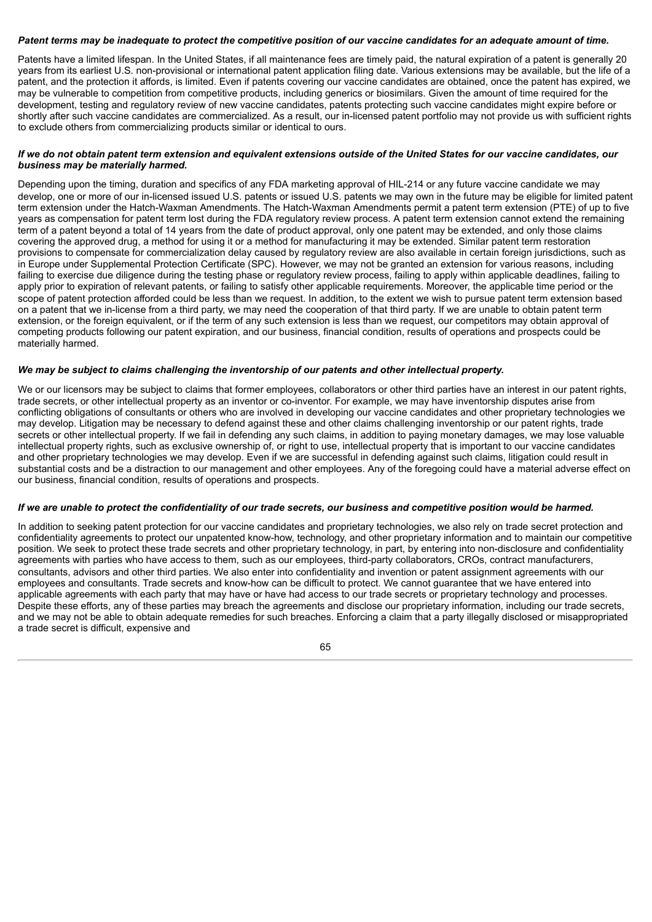***Patent terms may be inadequate to protect the competitive position of our vaccine candidates for an adequate amount of time.***

Patents have a limited lifespan. In the United States, if all maintenance fees are timely paid, the natural expiration of a patent is generally 20 years from its earliest U.S. non-provisional or international patent application filing date. Various extensions may be available, but the life of a patent, and the protection it affords, is limited. Even if patents covering our vaccine candidates are obtained, once the patent has expired, we may be vulnerable to competition from competitive products, including generics or biosimilars. Given the amount of time required for the development, testing and regulatory review of new vaccine candidates, patents protecting such vaccine candidates might expire before or shortly after such vaccine candidates are commercialized. As a result, our in-licensed patent portfolio may not provide us with sufficient rights to exclude others from commercializing products similar or identical to ours.

***If we do not obtain patent term extension and equivalent extensions outside of the United States for our vaccine candidates, our business may be materially harmed.***

Depending upon the timing, duration and specifics of any FDA marketing approval of HIL-214 or any future vaccine candidate we may develop, one or more of our in-licensed issued U.S. patents or issued U.S. patents we may own in the future may be eligible for limited patent term extension under the Hatch-Waxman Amendments. The Hatch-Waxman Amendments permit a patent term extension (PTE) of up to five years as compensation for patent term lost during the FDA regulatory review process. A patent term extension cannot extend the remaining term of a patent beyond a total of 14 years from the date of product approval, only one patent may be extended, and only those claims covering the approved drug, a method for using it or a method for manufacturing it may be extended. Similar patent term restoration provisions to compensate for commercialization delay caused by regulatory review are also available in certain foreign jurisdictions, such as in Europe under Supplemental Protection Certificate (SPC). However, we may not be granted an extension for various reasons, including failing to exercise due diligence during the testing phase or regulatory review process, failing to apply within applicable deadlines, failing to apply prior to expiration of relevant patents, or failing to satisfy other applicable requirements. Moreover, the applicable time period or the scope of patent protection afforded could be less than we request. In addition, to the extent we wish to pursue patent term extension based on a patent that we in-license from a third party, we may need the cooperation of that third party. If we are unable to obtain patent term extension, or the foreign equivalent, or if the term of any such extension is less than we request, our competitors may obtain approval of competing products following our patent expiration, and our business, financial condition, results of operations and prospects could be materially harmed.

***We may be subject to claims challenging the inventorship of our patents and other intellectual property.***

We or our licensors may be subject to claims that former employees, collaborators or other third parties have an interest in our patent rights, trade secrets, or other intellectual property as an inventor or co-inventor. For example, we may have inventorship disputes arise from conflicting obligations of consultants or others who are involved in developing our vaccine candidates and other proprietary technologies we may develop. Litigation may be necessary to defend against these and other claims challenging inventorship or our patent rights, trade secrets or other intellectual property. If we fail in defending any such claims, in addition to paying monetary damages, we may lose valuable intellectual property rights, such as exclusive ownership of, or right to use, intellectual property that is important to our vaccine candidates and other proprietary technologies we may develop. Even if we are successful in defending against such claims, litigation could result in substantial costs and be a distraction to our management and other employees. Any of the foregoing could have a material adverse effect on our business, financial condition, results of operations and prospects.

***If we are unable to protect the confidentiality of our trade secrets, our business and competitive position would be harmed.***

In addition to seeking patent protection for our vaccine candidates and proprietary technologies, we also rely on trade secret protection and confidentiality agreements to protect our unpatented know-how, technology, and other proprietary information and to maintain our competitive position. We seek to protect these trade secrets and other proprietary technology, in part, by entering into non-disclosure and confidentiality agreements with parties who have access to them, such as our employees, third-party collaborators, CROs, contract manufacturers, consultants, advisors and other third parties. We also enter into confidentiality and invention or patent assignment agreements with our employees and consultants. Trade secrets and know-how can be difficult to protect. We cannot guarantee that we have entered into applicable agreements with each party that may have or have had access to our trade secrets or proprietary technology and processes. Despite these efforts, any of these parties may breach the agreements and disclose our proprietary information, including our trade secrets, and we may not be able to obtain adequate remedies for such breaches. Enforcing a claim that a party illegally disclosed or misappropriated a trade secret is difficult, expensive and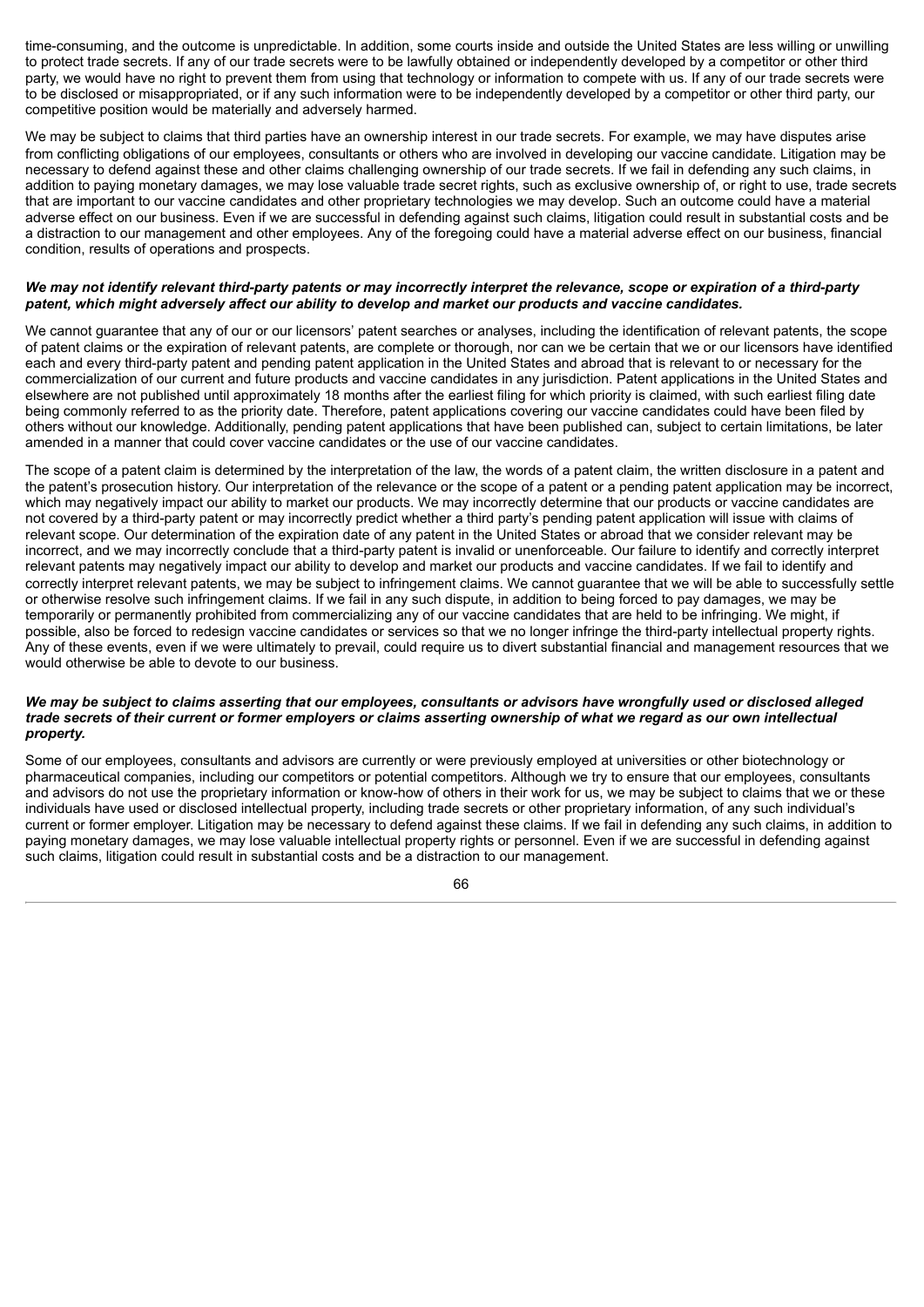time-consuming, and the outcome is unpredictable. In addition, some courts inside and outside the United States are less willing or unwilling to protect trade secrets. If any of our trade secrets were to be lawfully obtained or independently developed by a competitor or other third party, we would have no right to prevent them from using that technology or information to compete with us. If any of our trade secrets were to be disclosed or misappropriated, or if any such information were to be independently developed by a competitor or other third party, our competitive position would be materially and adversely harmed.

We may be subject to claims that third parties have an ownership interest in our trade secrets. For example, we may have disputes arise from conflicting obligations of our employees, consultants or others who are involved in developing our vaccine candidate. Litigation may be necessary to defend against these and other claims challenging ownership of our trade secrets. If we fail in defending any such claims, in addition to paying monetary damages, we may lose valuable trade secret rights, such as exclusive ownership of, or right to use, trade secrets that are important to our vaccine candidates and other proprietary technologies we may develop. Such an outcome could have a material adverse effect on our business. Even if we are successful in defending against such claims, litigation could result in substantial costs and be a distraction to our management and other employees. Any of the foregoing could have a material adverse effect on our business, financial condition, results of operations and prospects.

***We may not identify relevant third-party patents or may incorrectly interpret the relevance, scope or expiration of a third-party patent, which might adversely affect our ability to develop and market our products and vaccine candidates.***

We cannot guarantee that any of our or our licensors' patent searches or analyses, including the identification of relevant patents, the scope of patent claims or the expiration of relevant patents, are complete or thorough, nor can we be certain that we or our licensors have identified each and every third-party patent and pending patent application in the United States and abroad that is relevant to or necessary for the commercialization of our current and future products and vaccine candidates in any jurisdiction. Patent applications in the United States and elsewhere are not published until approximately 18 months after the earliest filing for which priority is claimed, with such earliest filing date being commonly referred to as the priority date. Therefore, patent applications covering our vaccine candidates could have been filed by others without our knowledge. Additionally, pending patent applications that have been published can, subject to certain limitations, be later amended in a manner that could cover vaccine candidates or the use of our vaccine candidates.

The scope of a patent claim is determined by the interpretation of the law, the words of a patent claim, the written disclosure in a patent and the patent's prosecution history. Our interpretation of the relevance or the scope of a patent or a pending patent application may be incorrect, which may negatively impact our ability to market our products. We may incorrectly determine that our products or vaccine candidates are not covered by a third-party patent or may incorrectly predict whether a third party's pending patent application will issue with claims of relevant scope. Our determination of the expiration date of any patent in the United States or abroad that we consider relevant may be incorrect, and we may incorrectly conclude that a third-party patent is invalid or unenforceable. Our failure to identify and correctly interpret relevant patents may negatively impact our ability to develop and market our products and vaccine candidates. If we fail to identify and correctly interpret relevant patents, we may be subject to infringement claims. We cannot guarantee that we will be able to successfully settle or otherwise resolve such infringement claims. If we fail in any such dispute, in addition to being forced to pay damages, we may be temporarily or permanently prohibited from commercializing any of our vaccine candidates that are held to be infringing. We might, if possible, also be forced to redesign vaccine candidates or services so that we no longer infringe the third-party intellectual property rights. Any of these events, even if we were ultimately to prevail, could require us to divert substantial financial and management resources that we would otherwise be able to devote to our business.

***We may be subject to claims asserting that our employees, consultants or advisors have wrongfully used or disclosed alleged trade secrets of their current or former employers or claims asserting ownership of what we regard as our own intellectual property.***

Some of our employees, consultants and advisors are currently or were previously employed at universities or other biotechnology or pharmaceutical companies, including our competitors or potential competitors. Although we try to ensure that our employees, consultants and advisors do not use the proprietary information or know-how of others in their work for us, we may be subject to claims that we or these individuals have used or disclosed intellectual property, including trade secrets or other proprietary information, of any such individual's current or former employer. Litigation may be necessary to defend against these claims. If we fail in defending any such claims, in addition to paying monetary damages, we may lose valuable intellectual property rights or personnel. Even if we are successful in defending against such claims, litigation could result in substantial costs and be a distraction to our management.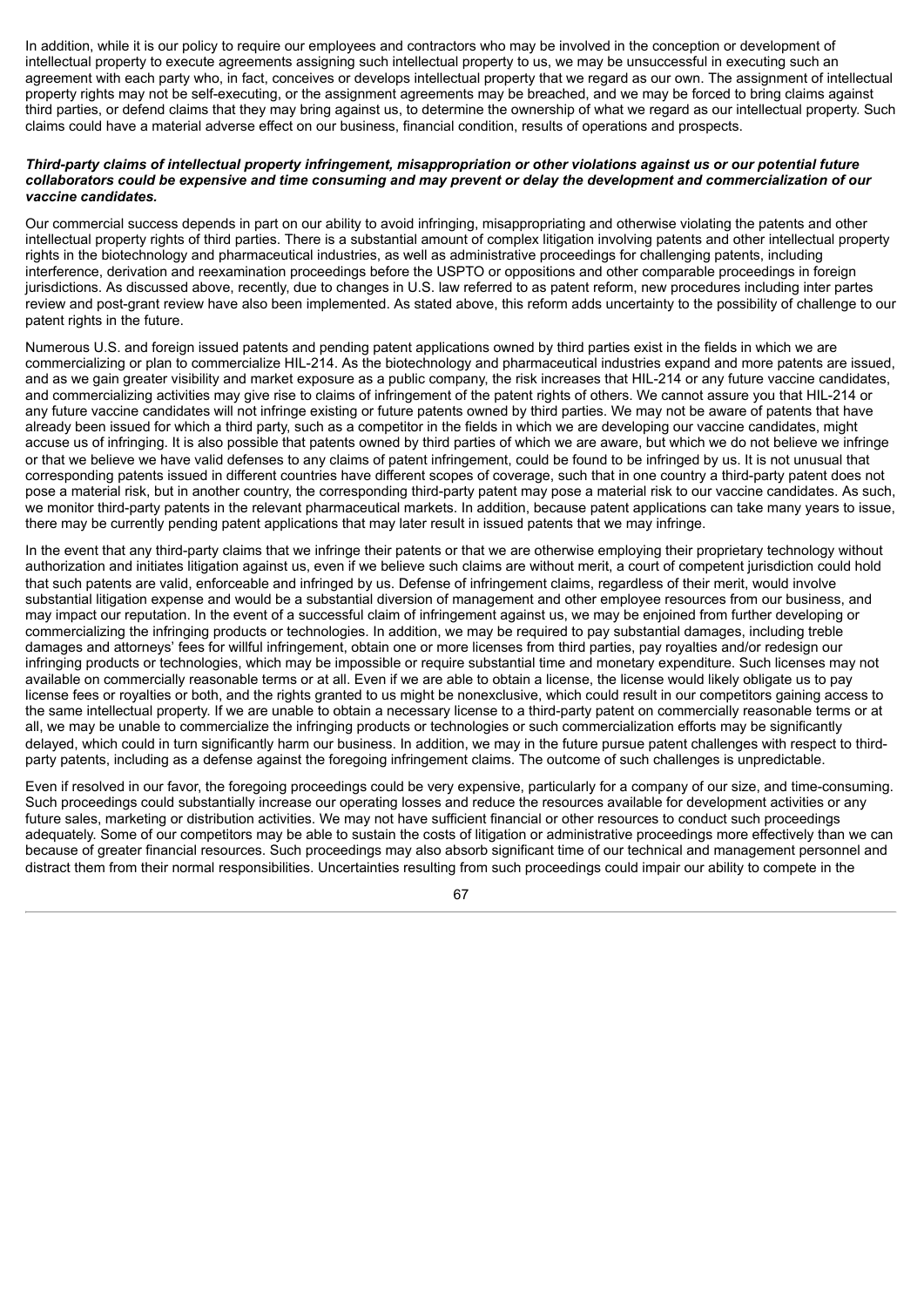In addition, while it is our policy to require our employees and contractors who may be involved in the conception or development of intellectual property to execute agreements assigning such intellectual property to us, we may be unsuccessful in executing such an agreement with each party who, in fact, conceives or develops intellectual property that we regard as our own. The assignment of intellectual property rights may not be self-executing, or the assignment agreements may be breached, and we may be forced to bring claims against third parties, or defend claims that they may bring against us, to determine the ownership of what we regard as our intellectual property. Such claims could have a material adverse effect on our business, financial condition, results of operations and prospects.

***Third-party claims of intellectual property infringement, misappropriation or other violations against us or our potential future collaborators could be expensive and time consuming and may prevent or delay the development and commercialization of our vaccine candidates.***

Our commercial success depends in part on our ability to avoid infringing, misappropriating and otherwise violating the patents and other intellectual property rights of third parties. There is a substantial amount of complex litigation involving patents and other intellectual property rights in the biotechnology and pharmaceutical industries, as well as administrative proceedings for challenging patents, including interference, derivation and reexamination proceedings before the USPTO or oppositions and other comparable proceedings in foreign jurisdictions. As discussed above, recently, due to changes in U.S. law referred to as patent reform, new procedures including inter partes review and post-grant review have also been implemented. As stated above, this reform adds uncertainty to the possibility of challenge to our patent rights in the future.

Numerous U.S. and foreign issued patents and pending patent applications owned by third parties exist in the fields in which we are commercializing or plan to commercialize HIL-214. As the biotechnology and pharmaceutical industries expand and more patents are issued, and as we gain greater visibility and market exposure as a public company, the risk increases that HIL-214 or any future vaccine candidates, and commercializing activities may give rise to claims of infringement of the patent rights of others. We cannot assure you that HIL-214 or any future vaccine candidates will not infringe existing or future patents owned by third parties. We may not be aware of patents that have already been issued for which a third party, such as a competitor in the fields in which we are developing our vaccine candidates, might accuse us of infringing. It is also possible that patents owned by third parties of which we are aware, but which we do not believe we infringe or that we believe we have valid defenses to any claims of patent infringement, could be found to be infringed by us. It is not unusual that corresponding patents issued in different countries have different scopes of coverage, such that in one country a third-party patent does not pose a material risk, but in another country, the corresponding third-party patent may pose a material risk to our vaccine candidates. As such, we monitor third-party patents in the relevant pharmaceutical markets. In addition, because patent applications can take many years to issue, there may be currently pending patent applications that may later result in issued patents that we may infringe.

In the event that any third-party claims that we infringe their patents or that we are otherwise employing their proprietary technology without authorization and initiates litigation against us, even if we believe such claims are without merit, a court of competent jurisdiction could hold that such patents are valid, enforceable and infringed by us. Defense of infringement claims, regardless of their merit, would involve substantial litigation expense and would be a substantial diversion of management and other employee resources from our business, and may impact our reputation. In the event of a successful claim of infringement against us, we may be enjoined from further developing or commercializing the infringing products or technologies. In addition, we may be required to pay substantial damages, including treble damages and attorneys' fees for willful infringement, obtain one or more licenses from third parties, pay royalties and/or redesign our infringing products or technologies, which may be impossible or require substantial time and monetary expenditure. Such licenses may not available on commercially reasonable terms or at all. Even if we are able to obtain a license, the license would likely obligate us to pay license fees or royalties or both, and the rights granted to us might be nonexclusive, which could result in our competitors gaining access to the same intellectual property. If we are unable to obtain a necessary license to a third-party patent on commercially reasonable terms or at all, we may be unable to commercialize the infringing products or technologies or such commercialization efforts may be significantly delayed, which could in turn significantly harm our business. In addition, we may in the future pursue patent challenges with respect to third-party patents, including as a defense against the foregoing infringement claims. The outcome of such challenges is unpredictable.

Even if resolved in our favor, the foregoing proceedings could be very expensive, particularly for a company of our size, and time-consuming. Such proceedings could substantially increase our operating losses and reduce the resources available for development activities or any future sales, marketing or distribution activities. We may not have sufficient financial or other resources to conduct such proceedings adequately. Some of our competitors may be able to sustain the costs of litigation or administrative proceedings more effectively than we can because of greater financial resources. Such proceedings may also absorb significant time of our technical and management personnel and distract them from their normal responsibilities. Uncertainties resulting from such proceedings could impair our ability to compete in the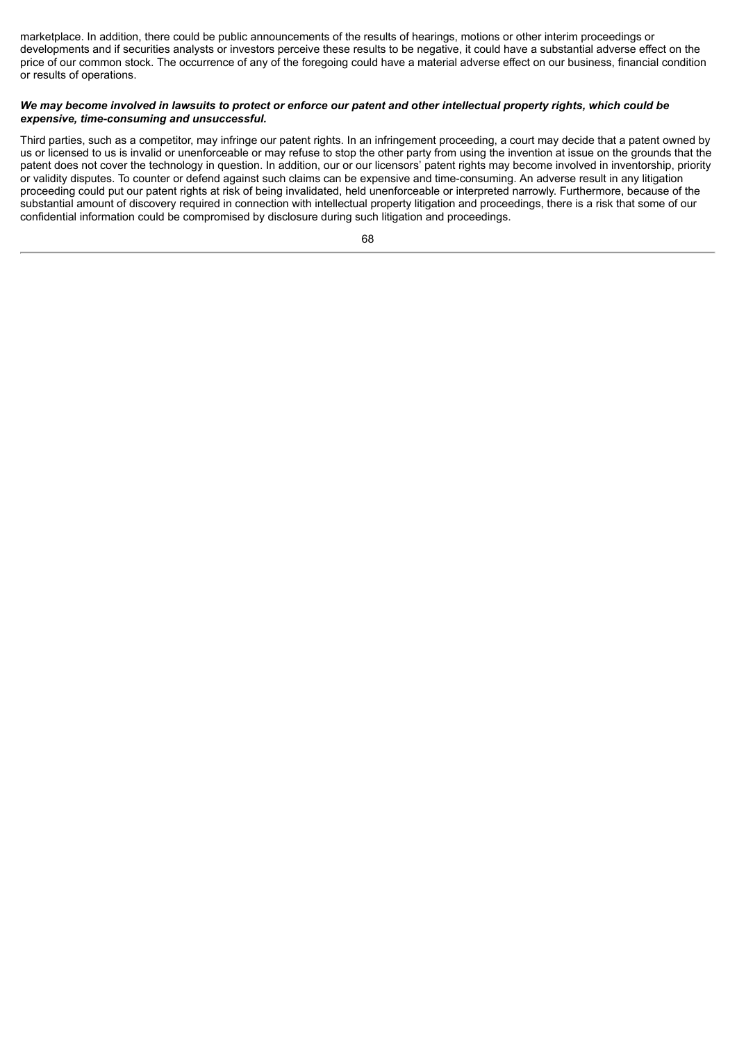marketplace. In addition, there could be public announcements of the results of hearings, motions or other interim proceedings or developments and if securities analysts or investors perceive these results to be negative, it could have a substantial adverse effect on the price of our common stock. The occurrence of any of the foregoing could have a material adverse effect on our business, financial condition or results of operations.

***We may become involved in lawsuits to protect or enforce our patent and other intellectual property rights, which could be expensive, time-consuming and unsuccessful.***

Third parties, such as a competitor, may infringe our patent rights. In an infringement proceeding, a court may decide that a patent owned by us or licensed to us is invalid or unenforceable or may refuse to stop the other party from using the invention at issue on the grounds that the patent does not cover the technology in question. In addition, our or our licensors' patent rights may become involved in inventorship, priority or validity disputes. To counter or defend against such claims can be expensive and time-consuming. An adverse result in any litigation proceeding could put our patent rights at risk of being invalidated, held unenforceable or interpreted narrowly. Furthermore, because of the substantial amount of discovery required in connection with intellectual property litigation and proceedings, there is a risk that some of our confidential information could be compromised by disclosure during such litigation and proceedings.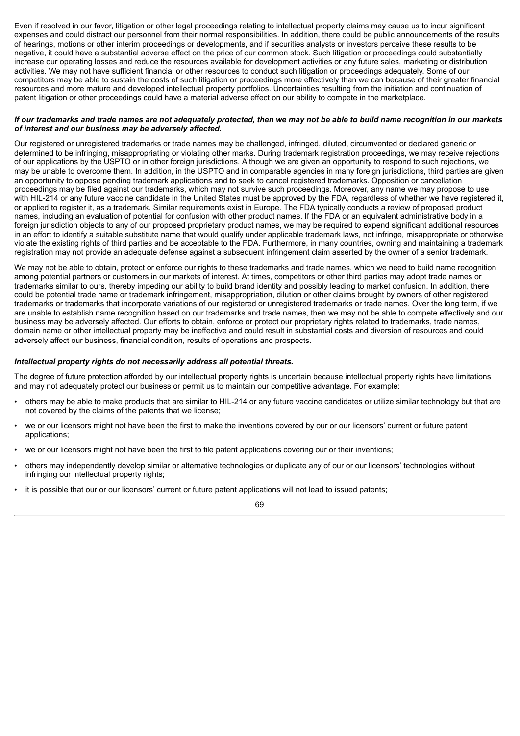Even if resolved in our favor, litigation or other legal proceedings relating to intellectual property claims may cause us to incur significant expenses and could distract our personnel from their normal responsibilities. In addition, there could be public announcements of the results of hearings, motions or other interim proceedings or developments, and if securities analysts or investors perceive these results to be negative, it could have a substantial adverse effect on the price of our common stock. Such litigation or proceedings could substantially increase our operating losses and reduce the resources available for development activities or any future sales, marketing or distribution activities. We may not have sufficient financial or other resources to conduct such litigation or proceedings adequately. Some of our competitors may be able to sustain the costs of such litigation or proceedings more effectively than we can because of their greater financial resources and more mature and developed intellectual property portfolios. Uncertainties resulting from the initiation and continuation of patent litigation or other proceedings could have a material adverse effect on our ability to compete in the marketplace.

***If our trademarks and trade names are not adequately protected, then we may not be able to build name recognition in our markets of interest and our business may be adversely affected.***

Our registered or unregistered trademarks or trade names may be challenged, infringed, diluted, circumvented or declared generic or determined to be infringing, misappropriating or violating other marks. During trademark registration proceedings, we may receive rejections of our applications by the USPTO or in other foreign jurisdictions. Although we are given an opportunity to respond to such rejections, we may be unable to overcome them. In addition, in the USPTO and in comparable agencies in many foreign jurisdictions, third parties are given an opportunity to oppose pending trademark applications and to seek to cancel registered trademarks. Opposition or cancellation proceedings may be filed against our trademarks, which may not survive such proceedings. Moreover, any name we may propose to use with HIL-214 or any future vaccine candidate in the United States must be approved by the FDA, regardless of whether we have registered it, or applied to register it, as a trademark. Similar requirements exist in Europe. The FDA typically conducts a review of proposed product names, including an evaluation of potential for confusion with other product names. If the FDA or an equivalent administrative body in a foreign jurisdiction objects to any of our proposed proprietary product names, we may be required to expend significant additional resources in an effort to identify a suitable substitute name that would qualify under applicable trademark laws, not infringe, misappropriate or otherwise violate the existing rights of third parties and be acceptable to the FDA. Furthermore, in many countries, owning and maintaining a trademark registration may not provide an adequate defense against a subsequent infringement claim asserted by the owner of a senior trademark.

We may not be able to obtain, protect or enforce our rights to these trademarks and trade names, which we need to build name recognition among potential partners or customers in our markets of interest. At times, competitors or other third parties may adopt trade names or trademarks similar to ours, thereby impeding our ability to build brand identity and possibly leading to market confusion. In addition, there could be potential trade name or trademark infringement, misappropriation, dilution or other claims brought by owners of other registered trademarks or trademarks that incorporate variations of our registered or unregistered trademarks or trade names. Over the long term, if we are unable to establish name recognition based on our trademarks and trade names, then we may not be able to compete effectively and our business may be adversely affected. Our efforts to obtain, enforce or protect our proprietary rights related to trademarks, trade names, domain name or other intellectual property may be ineffective and could result in substantial costs and diversion of resources and could adversely affect our business, financial condition, results of operations and prospects.

***Intellectual property rights do not necessarily address all potential threats.***

The degree of future protection afforded by our intellectual property rights is uncertain because intellectual property rights have limitations and may not adequately protect our business or permit us to maintain our competitive advantage. For example:

- others may be able to make products that are similar to HIL-214 or any future vaccine candidates or utilize similar technology but that are not covered by the claims of the patents that we license;
- we or our licensors might not have been the first to make the inventions covered by our or our licensors' current or future patent applications;
- we or our licensors might not have been the first to file patent applications covering our or their inventions;
- others may independently develop similar or alternative technologies or duplicate any of our or our licensors' technologies without infringing our intellectual property rights;
- it is possible that our or our licensors' current or future patent applications will not lead to issued patents;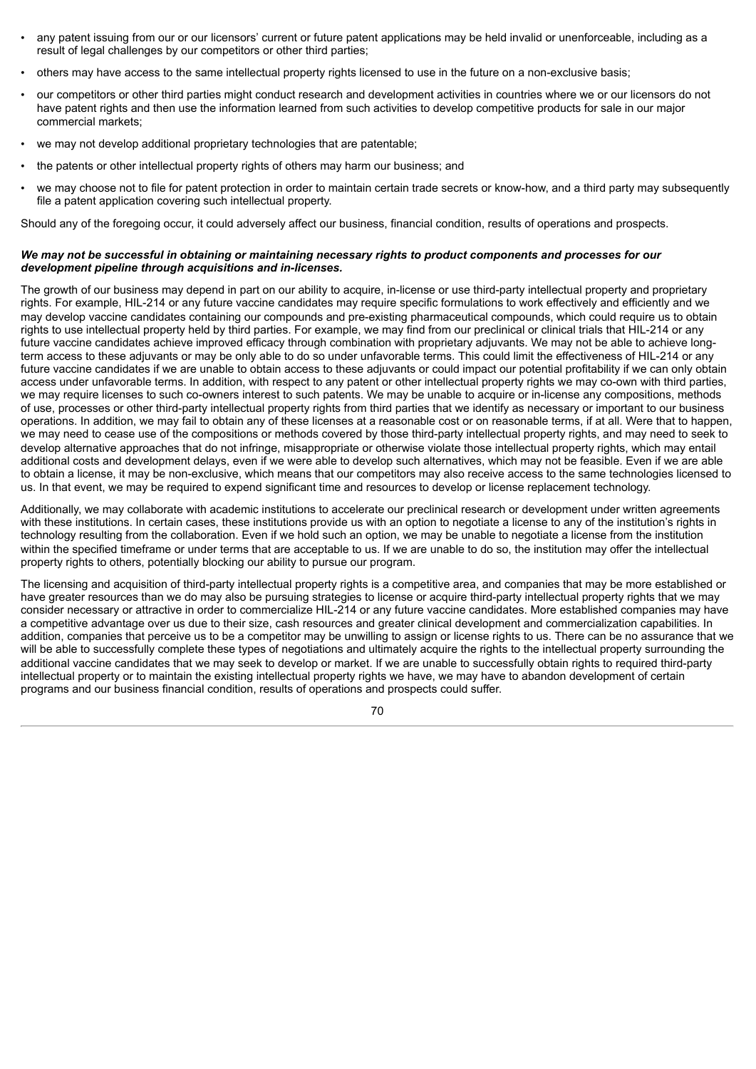- any patent issuing from our or our licensors' current or future patent applications may be held invalid or unenforceable, including as a result of legal challenges by our competitors or other third parties;
- others may have access to the same intellectual property rights licensed to use in the future on a non-exclusive basis;
- our competitors or other third parties might conduct research and development activities in countries where we or our licensors do not have patent rights and then use the information learned from such activities to develop competitive products for sale in our major commercial markets;
- we may not develop additional proprietary technologies that are patentable;
- the patents or other intellectual property rights of others may harm our business; and
- we may choose not to file for patent protection in order to maintain certain trade secrets or know-how, and a third party may subsequently file a patent application covering such intellectual property.

Should any of the foregoing occur, it could adversely affect our business, financial condition, results of operations and prospects.

***We may not be successful in obtaining or maintaining necessary rights to product components and processes for our development pipeline through acquisitions and in-licenses.***

The growth of our business may depend in part on our ability to acquire, in-license or use third-party intellectual property and proprietary rights. For example, HIL-214 or any future vaccine candidates may require specific formulations to work effectively and efficiently and we may develop vaccine candidates containing our compounds and pre-existing pharmaceutical compounds, which could require us to obtain rights to use intellectual property held by third parties. For example, we may find from our preclinical or clinical trials that HIL-214 or any future vaccine candidates achieve improved efficacy through combination with proprietary adjuvants. We may not be able to achieve long-term access to these adjuvants or may be only able to do so under unfavorable terms. This could limit the effectiveness of HIL-214 or any future vaccine candidates if we are unable to obtain access to these adjuvants or could impact our potential profitability if we can only obtain access under unfavorable terms. In addition, with respect to any patent or other intellectual property rights we may co-own with third parties, we may require licenses to such co-owners interest to such patents. We may be unable to acquire or in-license any compositions, methods of use, processes or other third-party intellectual property rights from third parties that we identify as necessary or important to our business operations. In addition, we may fail to obtain any of these licenses at a reasonable cost or on reasonable terms, if at all. Were that to happen, we may need to cease use of the compositions or methods covered by those third-party intellectual property rights, and may need to seek to develop alternative approaches that do not infringe, misappropriate or otherwise violate those intellectual property rights, which may entail additional costs and development delays, even if we were able to develop such alternatives, which may not be feasible. Even if we are able to obtain a license, it may be non-exclusive, which means that our competitors may also receive access to the same technologies licensed to us. In that event, we may be required to expend significant time and resources to develop or license replacement technology.

Additionally, we may collaborate with academic institutions to accelerate our preclinical research or development under written agreements with these institutions. In certain cases, these institutions provide us with an option to negotiate a license to any of the institution's rights in technology resulting from the collaboration. Even if we hold such an option, we may be unable to negotiate a license from the institution within the specified timeframe or under terms that are acceptable to us. If we are unable to do so, the institution may offer the intellectual property rights to others, potentially blocking our ability to pursue our program.

The licensing and acquisition of third-party intellectual property rights is a competitive area, and companies that may be more established or have greater resources than we do may also be pursuing strategies to license or acquire third-party intellectual property rights that we may consider necessary or attractive in order to commercialize HIL-214 or any future vaccine candidates. More established companies may have a competitive advantage over us due to their size, cash resources and greater clinical development and commercialization capabilities. In addition, companies that perceive us to be a competitor may be unwilling to assign or license rights to us. There can be no assurance that we will be able to successfully complete these types of negotiations and ultimately acquire the rights to the intellectual property surrounding the additional vaccine candidates that we may seek to develop or market. If we are unable to successfully obtain rights to required third-party intellectual property or to maintain the existing intellectual property rights we have, we may have to abandon development of certain programs and our business financial condition, results of operations and prospects could suffer.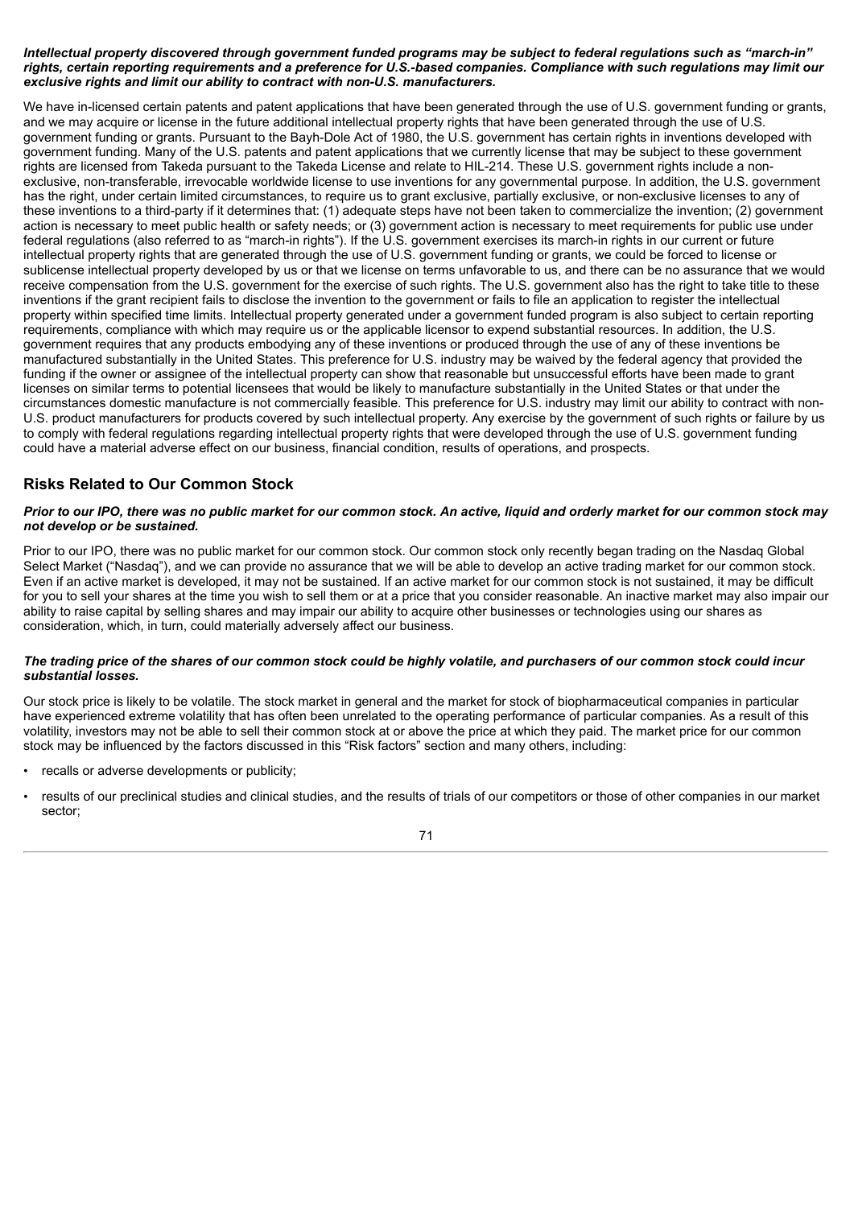***Intellectual property discovered through government funded programs may be subject to federal regulations such as "march-in" rights, certain reporting requirements and a preference for U.S.-based companies. Compliance with such regulations may limit our exclusive rights and limit our ability to contract with non-U.S. manufacturers.***

We have in-licensed certain patents and patent applications that have been generated through the use of U.S. government funding or grants, and we may acquire or license in the future additional intellectual property rights that have been generated through the use of U.S. government funding or grants. Pursuant to the Bayh-Dole Act of 1980, the U.S. government has certain rights in inventions developed with government funding. Many of the U.S. patents and patent applications that we currently license that may be subject to these government rights are licensed from Takeda pursuant to the Takeda License and relate to HIL-214. These U.S. government rights include a non-exclusive, non-transferable, irrevocable worldwide license to use inventions for any governmental purpose. In addition, the U.S. government has the right, under certain limited circumstances, to require us to grant exclusive, partially exclusive, or non-exclusive licenses to any of these inventions to a third-party if it determines that: (1) adequate steps have not been taken to commercialize the invention; (2) government action is necessary to meet public health or safety needs; or (3) government action is necessary to meet requirements for public use under federal regulations (also referred to as "march-in rights"). If the U.S. government exercises its march-in rights in our current or future intellectual property rights that are generated through the use of U.S. government funding or grants, we could be forced to license or sublicense intellectual property developed by us or that we license on terms unfavorable to us, and there can be no assurance that we would receive compensation from the U.S. government for the exercise of such rights. The U.S. government also has the right to take title to these inventions if the grant recipient fails to disclose the invention to the government or fails to file an application to register the intellectual property within specified time limits. Intellectual property generated under a government funded program is also subject to certain reporting requirements, compliance with which may require us or the applicable licensor to expend substantial resources. In addition, the U.S. government requires that any products embodying any of these inventions or produced through the use of any of these inventions be manufactured substantially in the United States. This preference for U.S. industry may be waived by the federal agency that provided the funding if the owner or assignee of the intellectual property can show that reasonable but unsuccessful efforts have been made to grant licenses on similar terms to potential licensees that would be likely to manufacture substantially in the United States or that under the circumstances domestic manufacture is not commercially feasible. This preference for U.S. industry may limit our ability to contract with non-U.S. product manufacturers for products covered by such intellectual property. Any exercise by the government of such rights or failure by us to comply with federal regulations regarding intellectual property rights that were developed through the use of U.S. government funding could have a material adverse effect on our business, financial condition, results of operations, and prospects.

## Risks Related to Our Common Stock

***Prior to our IPO, there was no public market for our common stock. An active, liquid and orderly market for our common stock may not develop or be sustained.***

Prior to our IPO, there was no public market for our common stock. Our common stock only recently began trading on the Nasdaq Global Select Market ("Nasdaq"), and we can provide no assurance that we will be able to develop an active trading market for our common stock. Even if an active market is developed, it may not be sustained. If an active market for our common stock is not sustained, it may be difficult for you to sell your shares at the time you wish to sell them or at a price that you consider reasonable. An inactive market may also impair our ability to raise capital by selling shares and may impair our ability to acquire other businesses or technologies using our shares as consideration, which, in turn, could materially adversely affect our business.

***The trading price of the shares of our common stock could be highly volatile, and purchasers of our common stock could incur substantial losses.***

Our stock price is likely to be volatile. The stock market in general and the market for stock of biopharmaceutical companies in particular have experienced extreme volatility that has often been unrelated to the operating performance of particular companies. As a result of this volatility, investors may not be able to sell their common stock at or above the price at which they paid. The market price for our common stock may be influenced by the factors discussed in this "Risk factors" section and many others, including:

- recalls or adverse developments or publicity;
- results of our preclinical studies and clinical studies, and the results of trials of our competitors or those of other companies in our market sector;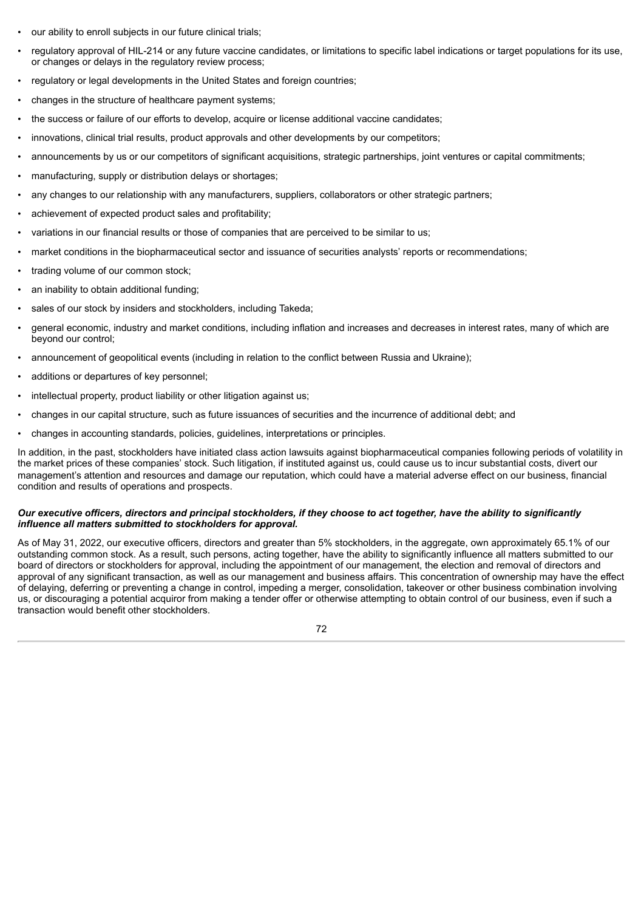- our ability to enroll subjects in our future clinical trials;
- regulatory approval of HIL-214 or any future vaccine candidates, or limitations to specific label indications or target populations for its use, or changes or delays in the regulatory review process;
- regulatory or legal developments in the United States and foreign countries;
- changes in the structure of healthcare payment systems;
- the success or failure of our efforts to develop, acquire or license additional vaccine candidates;
- innovations, clinical trial results, product approvals and other developments by our competitors;
- announcements by us or our competitors of significant acquisitions, strategic partnerships, joint ventures or capital commitments;
- manufacturing, supply or distribution delays or shortages;
- any changes to our relationship with any manufacturers, suppliers, collaborators or other strategic partners;
- achievement of expected product sales and profitability;
- variations in our financial results or those of companies that are perceived to be similar to us;
- market conditions in the biopharmaceutical sector and issuance of securities analysts' reports or recommendations;
- trading volume of our common stock;
- an inability to obtain additional funding;
- sales of our stock by insiders and stockholders, including Takeda;
- general economic, industry and market conditions, including inflation and increases and decreases in interest rates, many of which are beyond our control;
- announcement of geopolitical events (including in relation to the conflict between Russia and Ukraine);
- additions or departures of key personnel;
- intellectual property, product liability or other litigation against us;
- changes in our capital structure, such as future issuances of securities and the incurrence of additional debt; and
- changes in accounting standards, policies, guidelines, interpretations or principles.

In addition, in the past, stockholders have initiated class action lawsuits against biopharmaceutical companies following periods of volatility in the market prices of these companies' stock. Such litigation, if instituted against us, could cause us to incur substantial costs, divert our management's attention and resources and damage our reputation, which could have a material adverse effect on our business, financial condition and results of operations and prospects.

***Our executive officers, directors and principal stockholders, if they choose to act together, have the ability to significantly influence all matters submitted to stockholders for approval.***

As of May 31, 2022, our executive officers, directors and greater than 5% stockholders, in the aggregate, own approximately 65.1% of our outstanding common stock. As a result, such persons, acting together, have the ability to significantly influence all matters submitted to our board of directors or stockholders for approval, including the appointment of our management, the election and removal of directors and approval of any significant transaction, as well as our management and business affairs. This concentration of ownership may have the effect of delaying, deferring or preventing a change in control, impeding a merger, consolidation, takeover or other business combination involving us, or discouraging a potential acquiror from making a tender offer or otherwise attempting to obtain control of our business, even if such a transaction would benefit other stockholders.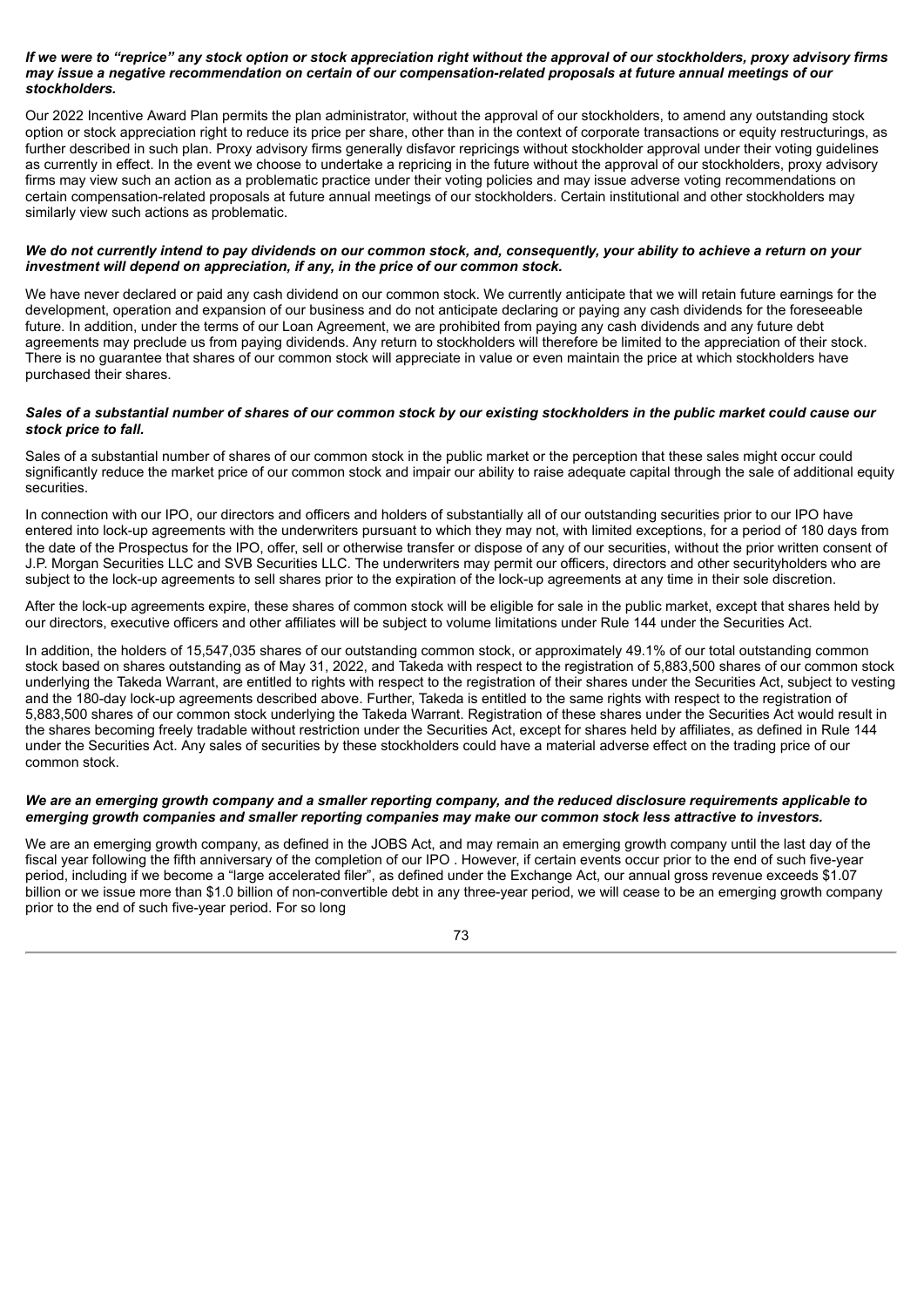***If we were to "reprice" any stock option or stock appreciation right without the approval of our stockholders, proxy advisory firms may issue a negative recommendation on certain of our compensation-related proposals at future annual meetings of our stockholders.***

Our 2022 Incentive Award Plan permits the plan administrator, without the approval of our stockholders, to amend any outstanding stock option or stock appreciation right to reduce its price per share, other than in the context of corporate transactions or equity restructurings, as further described in such plan. Proxy advisory firms generally disfavor repricings without stockholder approval under their voting guidelines as currently in effect. In the event we choose to undertake a repricing in the future without the approval of our stockholders, proxy advisory firms may view such an action as a problematic practice under their voting policies and may issue adverse voting recommendations on certain compensation-related proposals at future annual meetings of our stockholders. Certain institutional and other stockholders may similarly view such actions as problematic.

***We do not currently intend to pay dividends on our common stock, and, consequently, your ability to achieve a return on your investment will depend on appreciation, if any, in the price of our common stock.***

We have never declared or paid any cash dividend on our common stock. We currently anticipate that we will retain future earnings for the development, operation and expansion of our business and do not anticipate declaring or paying any cash dividends for the foreseeable future. In addition, under the terms of our Loan Agreement, we are prohibited from paying any cash dividends and any future debt agreements may preclude us from paying dividends. Any return to stockholders will therefore be limited to the appreciation of their stock. There is no guarantee that shares of our common stock will appreciate in value or even maintain the price at which stockholders have purchased their shares.

***Sales of a substantial number of shares of our common stock by our existing stockholders in the public market could cause our stock price to fall.***

Sales of a substantial number of shares of our common stock in the public market or the perception that these sales might occur could significantly reduce the market price of our common stock and impair our ability to raise adequate capital through the sale of additional equity securities.

In connection with our IPO, our directors and officers and holders of substantially all of our outstanding securities prior to our IPO have entered into lock-up agreements with the underwriters pursuant to which they may not, with limited exceptions, for a period of 180 days from the date of the Prospectus for the IPO, offer, sell or otherwise transfer or dispose of any of our securities, without the prior written consent of J.P. Morgan Securities LLC and SVB Securities LLC. The underwriters may permit our officers, directors and other securityholders who are subject to the lock-up agreements to sell shares prior to the expiration of the lock-up agreements at any time in their sole discretion.

After the lock-up agreements expire, these shares of common stock will be eligible for sale in the public market, except that shares held by our directors, executive officers and other affiliates will be subject to volume limitations under Rule 144 under the Securities Act.

In addition, the holders of 15,547,035 shares of our outstanding common stock, or approximately 49.1% of our total outstanding common stock based on shares outstanding as of May 31, 2022, and Takeda with respect to the registration of 5,883,500 shares of our common stock underlying the Takeda Warrant, are entitled to rights with respect to the registration of their shares under the Securities Act, subject to vesting and the 180-day lock-up agreements described above. Further, Takeda is entitled to the same rights with respect to the registration of 5,883,500 shares of our common stock underlying the Takeda Warrant. Registration of these shares under the Securities Act would result in the shares becoming freely tradable without restriction under the Securities Act, except for shares held by affiliates, as defined in Rule 144 under the Securities Act. Any sales of securities by these stockholders could have a material adverse effect on the trading price of our common stock.

***We are an emerging growth company and a smaller reporting company, and the reduced disclosure requirements applicable to emerging growth companies and smaller reporting companies may make our common stock less attractive to investors.***

We are an emerging growth company, as defined in the JOBS Act, and may remain an emerging growth company until the last day of the fiscal year following the fifth anniversary of the completion of our IPO . However, if certain events occur prior to the end of such five-year period, including if we become a "large accelerated filer", as defined under the Exchange Act, our annual gross revenue exceeds $1.07 billion or we issue more than $1.0 billion of non-convertible debt in any three-year period, we will cease to be an emerging growth company prior to the end of such five-year period. For so long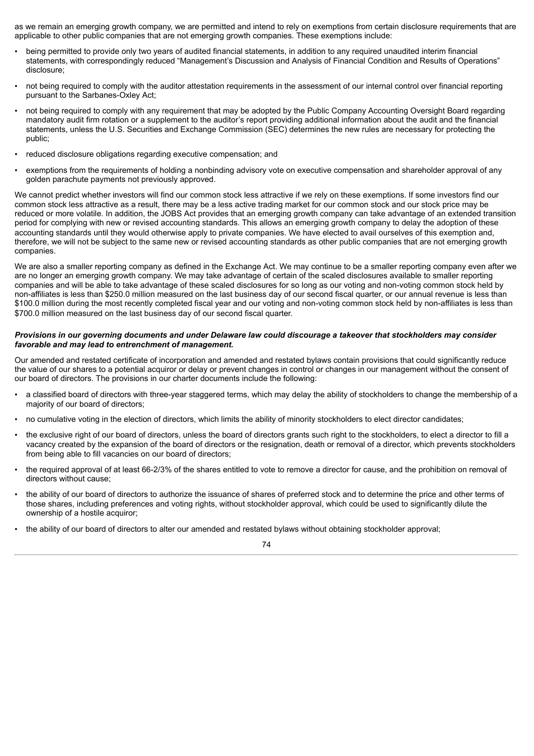as we remain an emerging growth company, we are permitted and intend to rely on exemptions from certain disclosure requirements that are applicable to other public companies that are not emerging growth companies. These exemptions include:

- being permitted to provide only two years of audited financial statements, in addition to any required unaudited interim financial statements, with correspondingly reduced "Management's Discussion and Analysis of Financial Condition and Results of Operations" disclosure;
- not being required to comply with the auditor attestation requirements in the assessment of our internal control over financial reporting pursuant to the Sarbanes-Oxley Act;
- not being required to comply with any requirement that may be adopted by the Public Company Accounting Oversight Board regarding mandatory audit firm rotation or a supplement to the auditor's report providing additional information about the audit and the financial statements, unless the U.S. Securities and Exchange Commission (SEC) determines the new rules are necessary for protecting the public;
- reduced disclosure obligations regarding executive compensation; and
- exemptions from the requirements of holding a nonbinding advisory vote on executive compensation and shareholder approval of any golden parachute payments not previously approved.

We cannot predict whether investors will find our common stock less attractive if we rely on these exemptions. If some investors find our common stock less attractive as a result, there may be a less active trading market for our common stock and our stock price may be reduced or more volatile. In addition, the JOBS Act provides that an emerging growth company can take advantage of an extended transition period for complying with new or revised accounting standards. This allows an emerging growth company to delay the adoption of these accounting standards until they would otherwise apply to private companies. We have elected to avail ourselves of this exemption and, therefore, we will not be subject to the same new or revised accounting standards as other public companies that are not emerging growth companies.

We are also a smaller reporting company as defined in the Exchange Act. We may continue to be a smaller reporting company even after we are no longer an emerging growth company. We may take advantage of certain of the scaled disclosures available to smaller reporting companies and will be able to take advantage of these scaled disclosures for so long as our voting and non-voting common stock held by non-affiliates is less than $250.0 million measured on the last business day of our second fiscal quarter, or our annual revenue is less than $100.0 million during the most recently completed fiscal year and our voting and non-voting common stock held by non-affiliates is less than $700.0 million measured on the last business day of our second fiscal quarter.

***Provisions in our governing documents and under Delaware law could discourage a takeover that stockholders may consider favorable and may lead to entrenchment of management.***

Our amended and restated certificate of incorporation and amended and restated bylaws contain provisions that could significantly reduce the value of our shares to a potential acquiror or delay or prevent changes in control or changes in our management without the consent of our board of directors. The provisions in our charter documents include the following:

- a classified board of directors with three-year staggered terms, which may delay the ability of stockholders to change the membership of a majority of our board of directors;
- no cumulative voting in the election of directors, which limits the ability of minority stockholders to elect director candidates;
- the exclusive right of our board of directors, unless the board of directors grants such right to the stockholders, to elect a director to fill a vacancy created by the expansion of the board of directors or the resignation, death or removal of a director, which prevents stockholders from being able to fill vacancies on our board of directors;
- the required approval of at least 66-2/3% of the shares entitled to vote to remove a director for cause, and the prohibition on removal of directors without cause;
- the ability of our board of directors to authorize the issuance of shares of preferred stock and to determine the price and other terms of those shares, including preferences and voting rights, without stockholder approval, which could be used to significantly dilute the ownership of a hostile acquiror;
- the ability of our board of directors to alter our amended and restated bylaws without obtaining stockholder approval;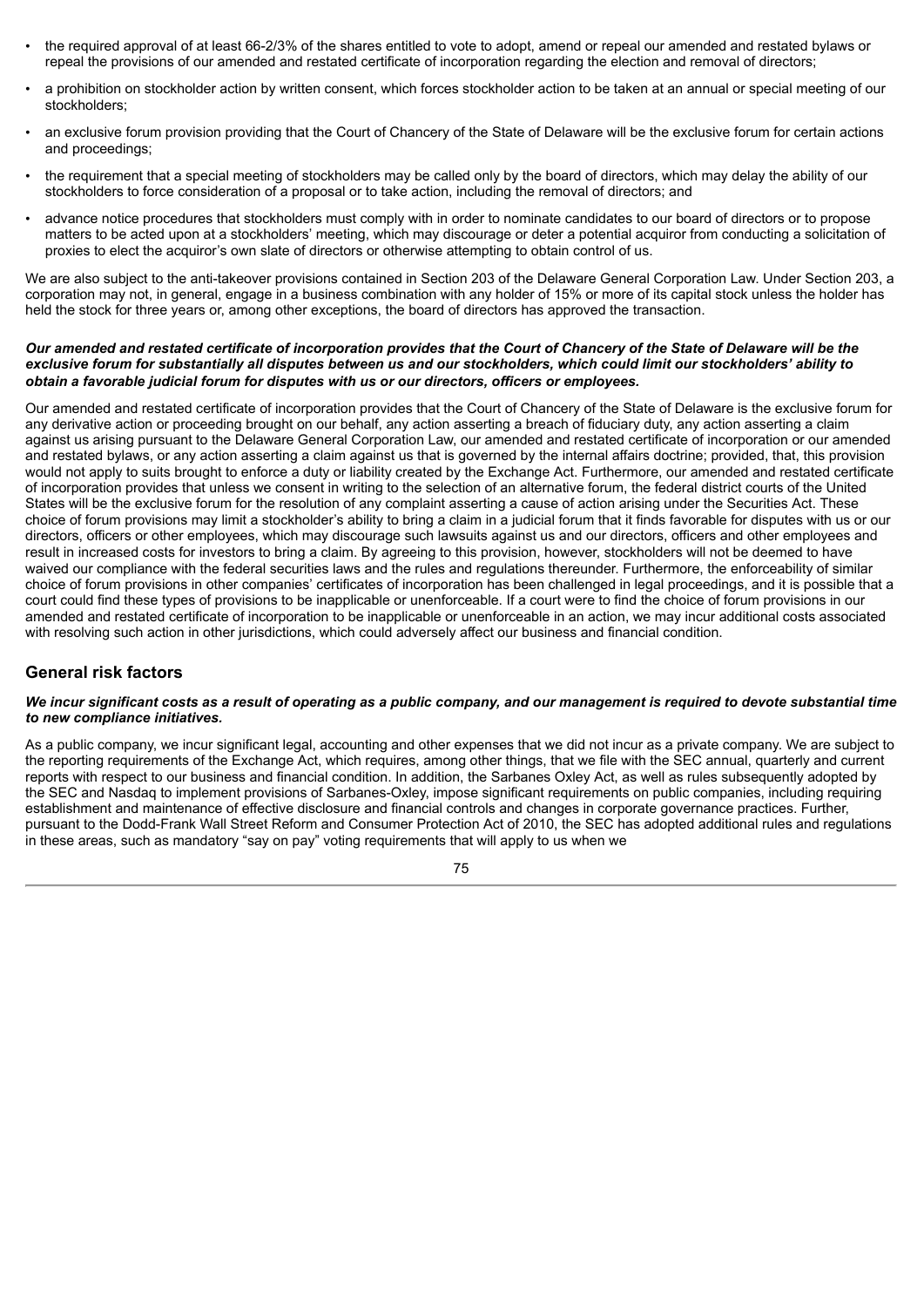- the required approval of at least 66-2/3% of the shares entitled to vote to adopt, amend or repeal our amended and restated bylaws or repeal the provisions of our amended and restated certificate of incorporation regarding the election and removal of directors;
- a prohibition on stockholder action by written consent, which forces stockholder action to be taken at an annual or special meeting of our stockholders;
- an exclusive forum provision providing that the Court of Chancery of the State of Delaware will be the exclusive forum for certain actions and proceedings;
- the requirement that a special meeting of stockholders may be called only by the board of directors, which may delay the ability of our stockholders to force consideration of a proposal or to take action, including the removal of directors; and
- advance notice procedures that stockholders must comply with in order to nominate candidates to our board of directors or to propose matters to be acted upon at a stockholders' meeting, which may discourage or deter a potential acquiror from conducting a solicitation of proxies to elect the acquiror's own slate of directors or otherwise attempting to obtain control of us.

We are also subject to the anti-takeover provisions contained in Section 203 of the Delaware General Corporation Law. Under Section 203, a corporation may not, in general, engage in a business combination with any holder of 15% or more of its capital stock unless the holder has held the stock for three years or, among other exceptions, the board of directors has approved the transaction.

***Our amended and restated certificate of incorporation provides that the Court of Chancery of the State of Delaware will be the exclusive forum for substantially all disputes between us and our stockholders, which could limit our stockholders' ability to obtain a favorable judicial forum for disputes with us or our directors, officers or employees.***

Our amended and restated certificate of incorporation provides that the Court of Chancery of the State of Delaware is the exclusive forum for any derivative action or proceeding brought on our behalf, any action asserting a breach of fiduciary duty, any action asserting a claim against us arising pursuant to the Delaware General Corporation Law, our amended and restated certificate of incorporation or our amended and restated bylaws, or any action asserting a claim against us that is governed by the internal affairs doctrine; provided, that, this provision would not apply to suits brought to enforce a duty or liability created by the Exchange Act. Furthermore, our amended and restated certificate of incorporation provides that unless we consent in writing to the selection of an alternative forum, the federal district courts of the United States will be the exclusive forum for the resolution of any complaint asserting a cause of action arising under the Securities Act. These choice of forum provisions may limit a stockholder's ability to bring a claim in a judicial forum that it finds favorable for disputes with us or our directors, officers or other employees, which may discourage such lawsuits against us and our directors, officers and other employees and result in increased costs for investors to bring a claim. By agreeing to this provision, however, stockholders will not be deemed to have waived our compliance with the federal securities laws and the rules and regulations thereunder. Furthermore, the enforceability of similar choice of forum provisions in other companies' certificates of incorporation has been challenged in legal proceedings, and it is possible that a court could find these types of provisions to be inapplicable or unenforceable. If a court were to find the choice of forum provisions in our amended and restated certificate of incorporation to be inapplicable or unenforceable in an action, we may incur additional costs associated with resolving such action in other jurisdictions, which could adversely affect our business and financial condition.

## General risk factors

***We incur significant costs as a result of operating as a public company, and our management is required to devote substantial time to new compliance initiatives.***

As a public company, we incur significant legal, accounting and other expenses that we did not incur as a private company. We are subject to the reporting requirements of the Exchange Act, which requires, among other things, that we file with the SEC annual, quarterly and current reports with respect to our business and financial condition. In addition, the Sarbanes Oxley Act, as well as rules subsequently adopted by the SEC and Nasdaq to implement provisions of Sarbanes-Oxley, impose significant requirements on public companies, including requiring establishment and maintenance of effective disclosure and financial controls and changes in corporate governance practices. Further, pursuant to the Dodd-Frank Wall Street Reform and Consumer Protection Act of 2010, the SEC has adopted additional rules and regulations in these areas, such as mandatory "say on pay" voting requirements that will apply to us when we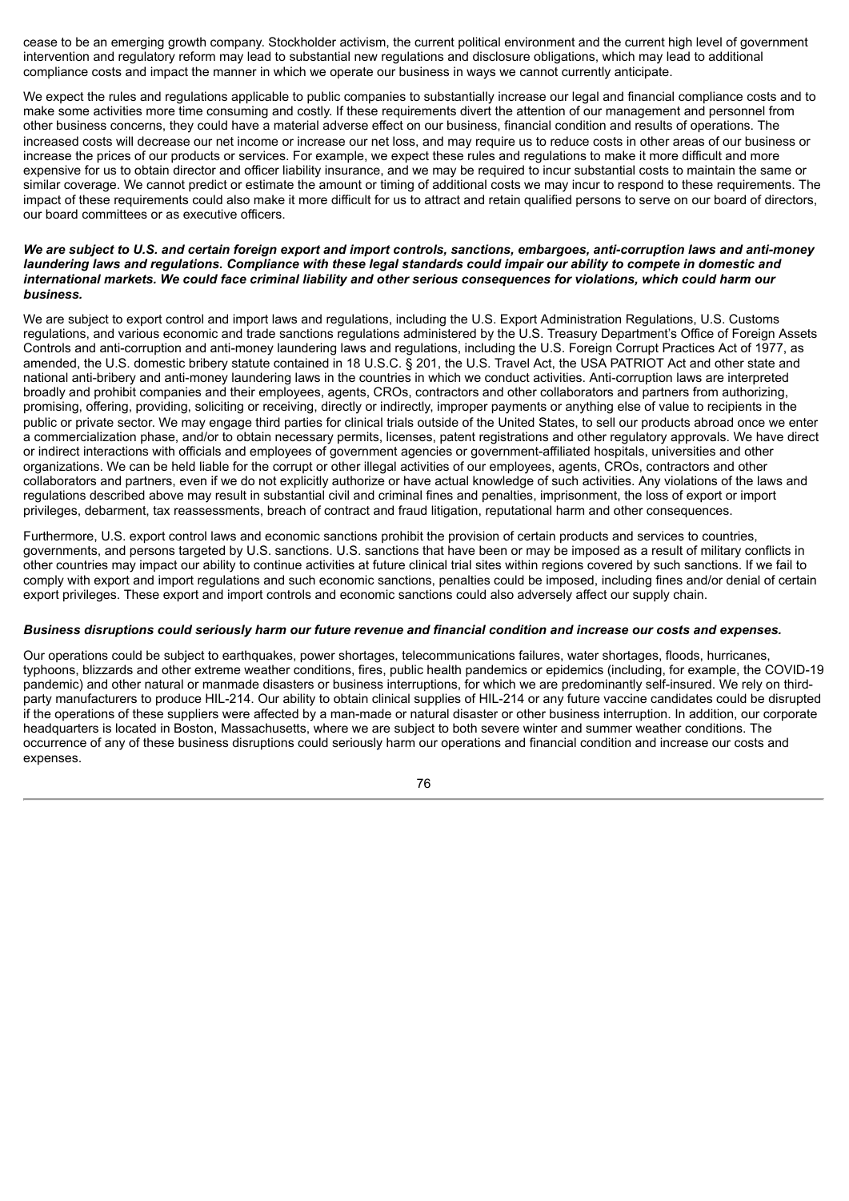cease to be an emerging growth company. Stockholder activism, the current political environment and the current high level of government intervention and regulatory reform may lead to substantial new regulations and disclosure obligations, which may lead to additional compliance costs and impact the manner in which we operate our business in ways we cannot currently anticipate.

We expect the rules and regulations applicable to public companies to substantially increase our legal and financial compliance costs and to make some activities more time consuming and costly. If these requirements divert the attention of our management and personnel from other business concerns, they could have a material adverse effect on our business, financial condition and results of operations. The increased costs will decrease our net income or increase our net loss, and may require us to reduce costs in other areas of our business or increase the prices of our products or services. For example, we expect these rules and regulations to make it more difficult and more expensive for us to obtain director and officer liability insurance, and we may be required to incur substantial costs to maintain the same or similar coverage. We cannot predict or estimate the amount or timing of additional costs we may incur to respond to these requirements. The impact of these requirements could also make it more difficult for us to attract and retain qualified persons to serve on our board of directors, our board committees or as executive officers.

***We are subject to U.S. and certain foreign export and import controls, sanctions, embargoes, anti-corruption laws and anti-money laundering laws and regulations. Compliance with these legal standards could impair our ability to compete in domestic and international markets. We could face criminal liability and other serious consequences for violations, which could harm our business.***

We are subject to export control and import laws and regulations, including the U.S. Export Administration Regulations, U.S. Customs regulations, and various economic and trade sanctions regulations administered by the U.S. Treasury Department's Office of Foreign Assets Controls and anti-corruption and anti-money laundering laws and regulations, including the U.S. Foreign Corrupt Practices Act of 1977, as amended, the U.S. domestic bribery statute contained in 18 U.S.C. § 201, the U.S. Travel Act, the USA PATRIOT Act and other state and national anti-bribery and anti-money laundering laws in the countries in which we conduct activities. Anti-corruption laws are interpreted broadly and prohibit companies and their employees, agents, CROs, contractors and other collaborators and partners from authorizing, promising, offering, providing, soliciting or receiving, directly or indirectly, improper payments or anything else of value to recipients in the public or private sector. We may engage third parties for clinical trials outside of the United States, to sell our products abroad once we enter a commercialization phase, and/or to obtain necessary permits, licenses, patent registrations and other regulatory approvals. We have direct or indirect interactions with officials and employees of government agencies or government-affiliated hospitals, universities and other organizations. We can be held liable for the corrupt or other illegal activities of our employees, agents, CROs, contractors and other collaborators and partners, even if we do not explicitly authorize or have actual knowledge of such activities. Any violations of the laws and regulations described above may result in substantial civil and criminal fines and penalties, imprisonment, the loss of export or import privileges, debarment, tax reassessments, breach of contract and fraud litigation, reputational harm and other consequences.

Furthermore, U.S. export control laws and economic sanctions prohibit the provision of certain products and services to countries, governments, and persons targeted by U.S. sanctions. U.S. sanctions that have been or may be imposed as a result of military conflicts in other countries may impact our ability to continue activities at future clinical trial sites within regions covered by such sanctions. If we fail to comply with export and import regulations and such economic sanctions, penalties could be imposed, including fines and/or denial of certain export privileges. These export and import controls and economic sanctions could also adversely affect our supply chain.

***Business disruptions could seriously harm our future revenue and financial condition and increase our costs and expenses.***

Our operations could be subject to earthquakes, power shortages, telecommunications failures, water shortages, floods, hurricanes, typhoons, blizzards and other extreme weather conditions, fires, public health pandemics or epidemics (including, for example, the COVID-19 pandemic) and other natural or manmade disasters or business interruptions, for which we are predominantly self-insured. We rely on third-party manufacturers to produce HIL-214. Our ability to obtain clinical supplies of HIL-214 or any future vaccine candidates could be disrupted if the operations of these suppliers were affected by a man-made or natural disaster or other business interruption. In addition, our corporate headquarters is located in Boston, Massachusetts, where we are subject to both severe winter and summer weather conditions. The occurrence of any of these business disruptions could seriously harm our operations and financial condition and increase our costs and expenses.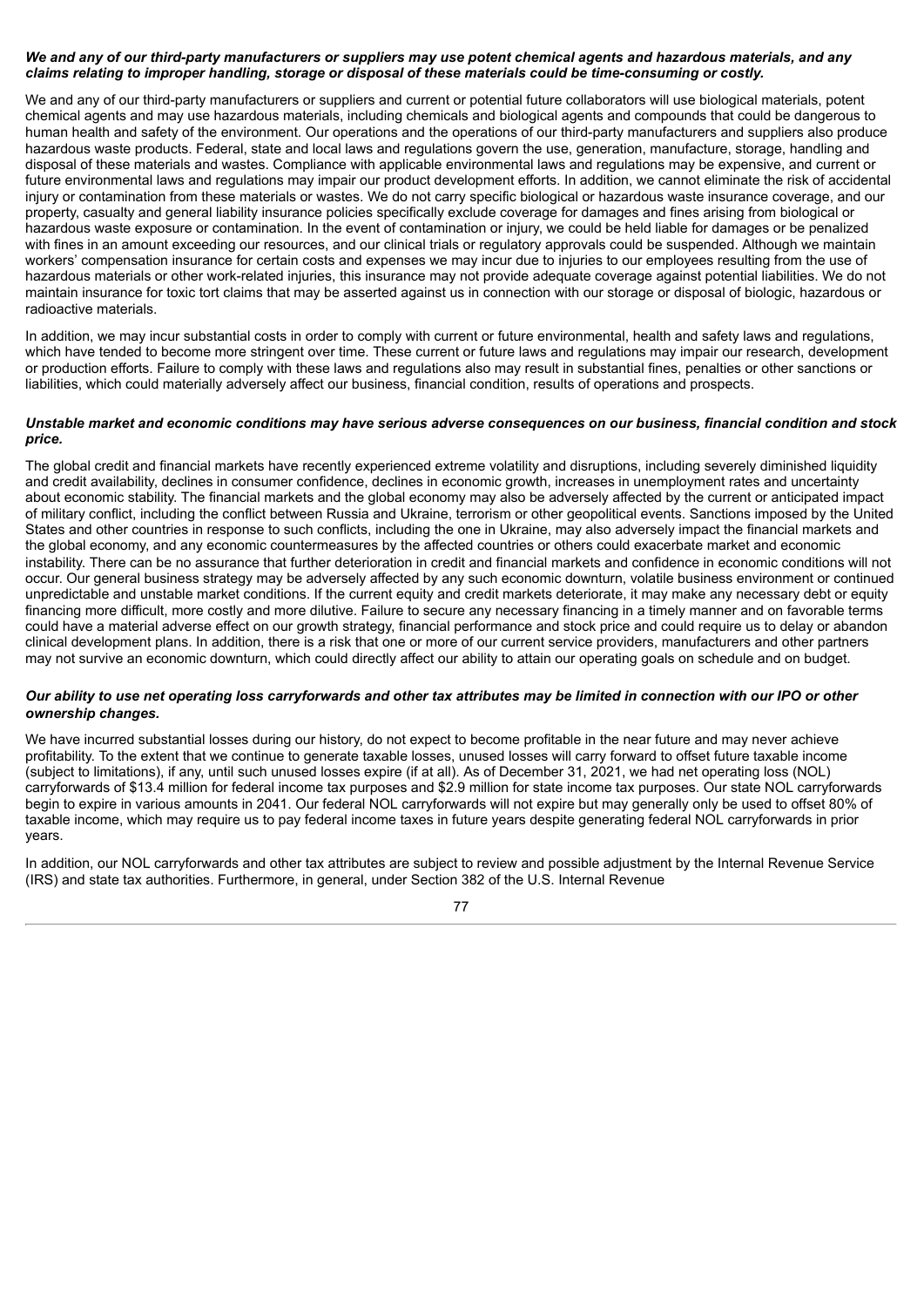***We and any of our third-party manufacturers or suppliers may use potent chemical agents and hazardous materials, and any claims relating to improper handling, storage or disposal of these materials could be time-consuming or costly.***

We and any of our third-party manufacturers or suppliers and current or potential future collaborators will use biological materials, potent chemical agents and may use hazardous materials, including chemicals and biological agents and compounds that could be dangerous to human health and safety of the environment. Our operations and the operations of our third-party manufacturers and suppliers also produce hazardous waste products. Federal, state and local laws and regulations govern the use, generation, manufacture, storage, handling and disposal of these materials and wastes. Compliance with applicable environmental laws and regulations may be expensive, and current or future environmental laws and regulations may impair our product development efforts. In addition, we cannot eliminate the risk of accidental injury or contamination from these materials or wastes. We do not carry specific biological or hazardous waste insurance coverage, and our property, casualty and general liability insurance policies specifically exclude coverage for damages and fines arising from biological or hazardous waste exposure or contamination. In the event of contamination or injury, we could be held liable for damages or be penalized with fines in an amount exceeding our resources, and our clinical trials or regulatory approvals could be suspended. Although we maintain workers' compensation insurance for certain costs and expenses we may incur due to injuries to our employees resulting from the use of hazardous materials or other work-related injuries, this insurance may not provide adequate coverage against potential liabilities. We do not maintain insurance for toxic tort claims that may be asserted against us in connection with our storage or disposal of biologic, hazardous or radioactive materials.

In addition, we may incur substantial costs in order to comply with current or future environmental, health and safety laws and regulations, which have tended to become more stringent over time. These current or future laws and regulations may impair our research, development or production efforts. Failure to comply with these laws and regulations also may result in substantial fines, penalties or other sanctions or liabilities, which could materially adversely affect our business, financial condition, results of operations and prospects.

***Unstable market and economic conditions may have serious adverse consequences on our business, financial condition and stock price.***

The global credit and financial markets have recently experienced extreme volatility and disruptions, including severely diminished liquidity and credit availability, declines in consumer confidence, declines in economic growth, increases in unemployment rates and uncertainty about economic stability. The financial markets and the global economy may also be adversely affected by the current or anticipated impact of military conflict, including the conflict between Russia and Ukraine, terrorism or other geopolitical events. Sanctions imposed by the United States and other countries in response to such conflicts, including the one in Ukraine, may also adversely impact the financial markets and the global economy, and any economic countermeasures by the affected countries or others could exacerbate market and economic instability. There can be no assurance that further deterioration in credit and financial markets and confidence in economic conditions will not occur. Our general business strategy may be adversely affected by any such economic downturn, volatile business environment or continued unpredictable and unstable market conditions. If the current equity and credit markets deteriorate, it may make any necessary debt or equity financing more difficult, more costly and more dilutive. Failure to secure any necessary financing in a timely manner and on favorable terms could have a material adverse effect on our growth strategy, financial performance and stock price and could require us to delay or abandon clinical development plans. In addition, there is a risk that one or more of our current service providers, manufacturers and other partners may not survive an economic downturn, which could directly affect our ability to attain our operating goals on schedule and on budget.

***Our ability to use net operating loss carryforwards and other tax attributes may be limited in connection with our IPO or other ownership changes.***

We have incurred substantial losses during our history, do not expect to become profitable in the near future and may never achieve profitability. To the extent that we continue to generate taxable losses, unused losses will carry forward to offset future taxable income (subject to limitations), if any, until such unused losses expire (if at all). As of December 31, 2021, we had net operating loss (NOL) carryforwards of $13.4 million for federal income tax purposes and $2.9 million for state income tax purposes. Our state NOL carryforwards begin to expire in various amounts in 2041. Our federal NOL carryforwards will not expire but may generally only be used to offset 80% of taxable income, which may require us to pay federal income taxes in future years despite generating federal NOL carryforwards in prior years.

In addition, our NOL carryforwards and other tax attributes are subject to review and possible adjustment by the Internal Revenue Service (IRS) and state tax authorities. Furthermore, in general, under Section 382 of the U.S. Internal Revenue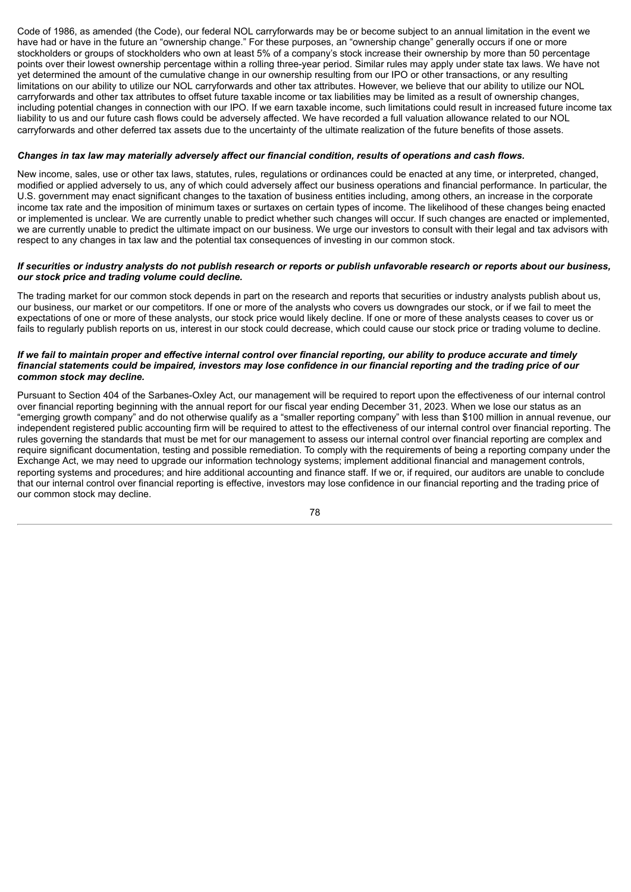Code of 1986, as amended (the Code), our federal NOL carryforwards may be or become subject to an annual limitation in the event we have had or have in the future an "ownership change." For these purposes, an "ownership change" generally occurs if one or more stockholders or groups of stockholders who own at least 5% of a company's stock increase their ownership by more than 50 percentage points over their lowest ownership percentage within a rolling three-year period. Similar rules may apply under state tax laws. We have not yet determined the amount of the cumulative change in our ownership resulting from our IPO or other transactions, or any resulting limitations on our ability to utilize our NOL carryforwards and other tax attributes. However, we believe that our ability to utilize our NOL carryforwards and other tax attributes to offset future taxable income or tax liabilities may be limited as a result of ownership changes, including potential changes in connection with our IPO. If we earn taxable income, such limitations could result in increased future income tax liability to us and our future cash flows could be adversely affected. We have recorded a full valuation allowance related to our NOL carryforwards and other deferred tax assets due to the uncertainty of the ultimate realization of the future benefits of those assets.

***Changes in tax law may materially adversely affect our financial condition, results of operations and cash flows.***

New income, sales, use or other tax laws, statutes, rules, regulations or ordinances could be enacted at any time, or interpreted, changed, modified or applied adversely to us, any of which could adversely affect our business operations and financial performance. In particular, the U.S. government may enact significant changes to the taxation of business entities including, among others, an increase in the corporate income tax rate and the imposition of minimum taxes or surtaxes on certain types of income. The likelihood of these changes being enacted or implemented is unclear. We are currently unable to predict whether such changes will occur. If such changes are enacted or implemented, we are currently unable to predict the ultimate impact on our business. We urge our investors to consult with their legal and tax advisors with respect to any changes in tax law and the potential tax consequences of investing in our common stock.

***If securities or industry analysts do not publish research or reports or publish unfavorable research or reports about our business, our stock price and trading volume could decline.***

The trading market for our common stock depends in part on the research and reports that securities or industry analysts publish about us, our business, our market or our competitors. If one or more of the analysts who covers us downgrades our stock, or if we fail to meet the expectations of one or more of these analysts, our stock price would likely decline. If one or more of these analysts ceases to cover us or fails to regularly publish reports on us, interest in our stock could decrease, which could cause our stock price or trading volume to decline.

***If we fail to maintain proper and effective internal control over financial reporting, our ability to produce accurate and timely financial statements could be impaired, investors may lose confidence in our financial reporting and the trading price of our common stock may decline.***

Pursuant to Section 404 of the Sarbanes-Oxley Act, our management will be required to report upon the effectiveness of our internal control over financial reporting beginning with the annual report for our fiscal year ending December 31, 2023. When we lose our status as an "emerging growth company" and do not otherwise qualify as a "smaller reporting company" with less than $100 million in annual revenue, our independent registered public accounting firm will be required to attest to the effectiveness of our internal control over financial reporting. The rules governing the standards that must be met for our management to assess our internal control over financial reporting are complex and require significant documentation, testing and possible remediation. To comply with the requirements of being a reporting company under the Exchange Act, we may need to upgrade our information technology systems; implement additional financial and management controls, reporting systems and procedures; and hire additional accounting and finance staff. If we or, if required, our auditors are unable to conclude that our internal control over financial reporting is effective, investors may lose confidence in our financial reporting and the trading price of our common stock may decline.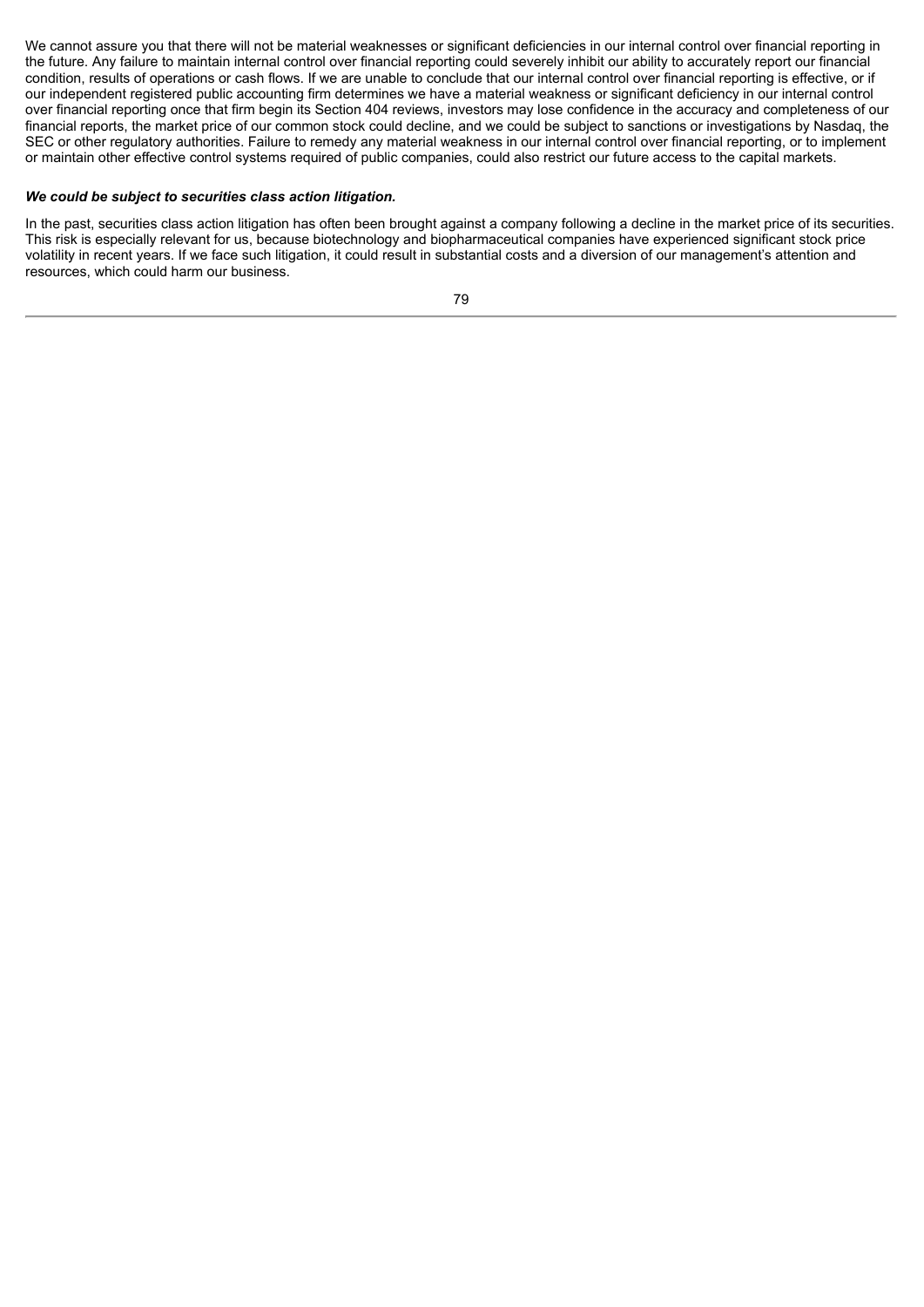We cannot assure you that there will not be material weaknesses or significant deficiencies in our internal control over financial reporting in the future. Any failure to maintain internal control over financial reporting could severely inhibit our ability to accurately report our financial condition, results of operations or cash flows. If we are unable to conclude that our internal control over financial reporting is effective, or if our independent registered public accounting firm determines we have a material weakness or significant deficiency in our internal control over financial reporting once that firm begin its Section 404 reviews, investors may lose confidence in the accuracy and completeness of our financial reports, the market price of our common stock could decline, and we could be subject to sanctions or investigations by Nasdaq, the SEC or other regulatory authorities. Failure to remedy any material weakness in our internal control over financial reporting, or to implement or maintain other effective control systems required of public companies, could also restrict our future access to the capital markets.

***We could be subject to securities class action litigation.***

In the past, securities class action litigation has often been brought against a company following a decline in the market price of its securities. This risk is especially relevant for us, because biotechnology and biopharmaceutical companies have experienced significant stock price volatility in recent years. If we face such litigation, it could result in substantial costs and a diversion of our management's attention and resources, which could harm our business.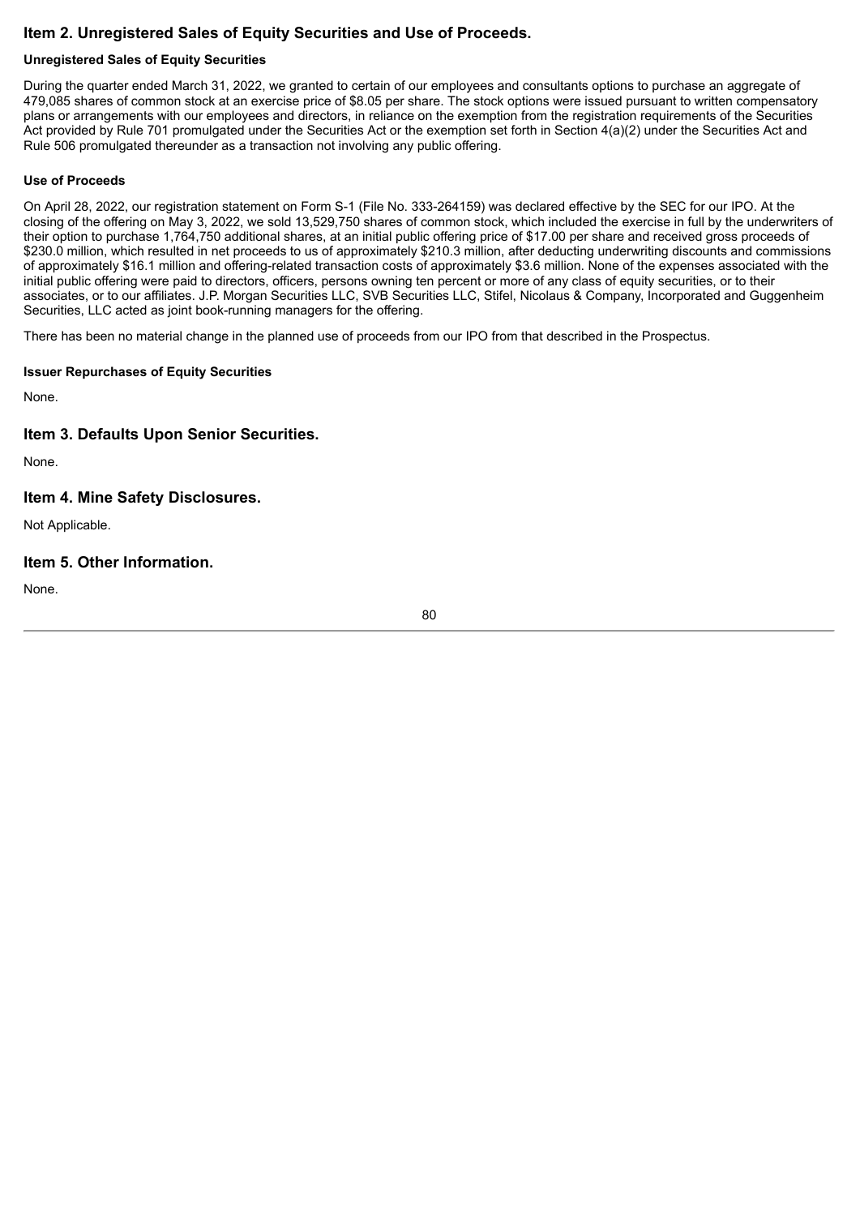## Item 2. Unregistered Sales of Equity Securities and Use of Proceeds.

### Unregistered Sales of Equity Securities

During the quarter ended March 31, 2022, we granted to certain of our employees and consultants options to purchase an aggregate of 479,085 shares of common stock at an exercise price of $8.05 per share. The stock options were issued pursuant to written compensatory plans or arrangements with our employees and directors, in reliance on the exemption from the registration requirements of the Securities Act provided by Rule 701 promulgated under the Securities Act or the exemption set forth in Section 4(a)(2) under the Securities Act and Rule 506 promulgated thereunder as a transaction not involving any public offering.

### Use of Proceeds

On April 28, 2022, our registration statement on Form S-1 (File No. 333-264159) was declared effective by the SEC for our IPO. At the closing of the offering on May 3, 2022, we sold 13,529,750 shares of common stock, which included the exercise in full by the underwriters of their option to purchase 1,764,750 additional shares, at an initial public offering price of $17.00 per share and received gross proceeds of $230.0 million, which resulted in net proceeds to us of approximately $210.3 million, after deducting underwriting discounts and commissions of approximately $16.1 million and offering-related transaction costs of approximately $3.6 million. None of the expenses associated with the initial public offering were paid to directors, officers, persons owning ten percent or more of any class of equity securities, or to their associates, or to our affiliates. J.P. Morgan Securities LLC, SVB Securities LLC, Stifel, Nicolaus & Company, Incorporated and Guggenheim Securities, LLC acted as joint book-running managers for the offering.

There has been no material change in the planned use of proceeds from our IPO from that described in the Prospectus.

### Issuer Repurchases of Equity Securities

None.

## Item 3. Defaults Upon Senior Securities.

None.

## Item 4. Mine Safety Disclosures.

Not Applicable.

## Item 5. Other Information.

None.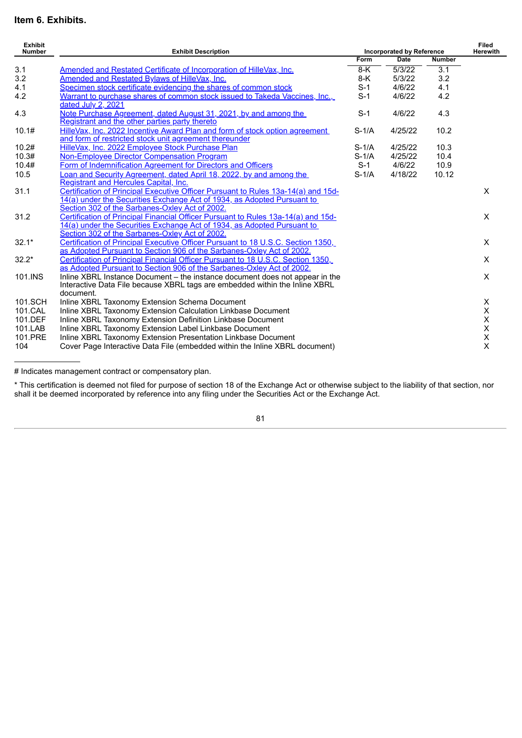## Item 6. Exhibits.

| Exhibit Number | Exhibit Description | Incorporated by Reference | | | Filed Herewith |
|---|---|---|---|---|---|
| | | Form | Date | Number | |
| 3.1 | Amended and Restated Certificate of Incorporation of HilleVax, Inc. | 8-K | 5/3/22 | 3.1 | |
| 3.2 | Amended and Restated Bylaws of HilleVax, Inc. | 8-K | 5/3/22 | 3.2 | |
| 4.1 | Specimen stock certificate evidencing the shares of common stock | S-1 | 4/6/22 | 4.1 | |
| 4.2 | Warrant to purchase shares of common stock issued to Takeda Vaccines, Inc., dated July 2, 2021 | S-1 | 4/6/22 | 4.2 | |
| 4.3 | Note Purchase Agreement, dated August 31, 2021, by and among the Registrant and the other parties party thereto | S-1 | 4/6/22 | 4.3 | |
| 10.1# | HilleVax, Inc. 2022 Incentive Award Plan and form of stock option agreement and form of restricted stock unit agreement thereunder | S-1/A | 4/25/22 | 10.2 | |
| 10.2# | HilleVax, Inc. 2022 Employee Stock Purchase Plan | S-1/A | 4/25/22 | 10.3 | |
| 10.3# | Non-Employee Director Compensation Program | S-1/A | 4/25/22 | 10.4 | |
| 10.4# | Form of Indemnification Agreement for Directors and Officers | S-1 | 4/6/22 | 10.9 | |
| 10.5 | Loan and Security Agreement, dated April 18, 2022, by and among the Registrant and Hercules Capital, Inc. | S-1/A | 4/18/22 | 10.12 | |
| 31.1 | Certification of Principal Executive Officer Pursuant to Rules 13a-14(a) and 15d-14(a) under the Securities Exchange Act of 1934, as Adopted Pursuant to Section 302 of the Sarbanes-Oxley Act of 2002. | | | | X |
| 31.2 | Certification of Principal Financial Officer Pursuant to Rules 13a-14(a) and 15d-14(a) under the Securities Exchange Act of 1934, as Adopted Pursuant to Section 302 of the Sarbanes-Oxley Act of 2002. | | | | X |
| 32.1* | Certification of Principal Executive Officer Pursuant to 18 U.S.C. Section 1350, as Adopted Pursuant to Section 906 of the Sarbanes-Oxley Act of 2002. | | | | X |
| 32.2* | Certification of Principal Financial Officer Pursuant to 18 U.S.C. Section 1350, as Adopted Pursuant to Section 906 of the Sarbanes-Oxley Act of 2002. | | | | X |
| 101.INS | Inline XBRL Instance Document – the instance document does not appear in the Interactive Data File because XBRL tags are embedded within the Inline XBRL document. | | | | X |
| 101.SCH | Inline XBRL Taxonomy Extension Schema Document | | | | X |
| 101.CAL | Inline XBRL Taxonomy Extension Calculation Linkbase Document | | | | X |
| 101.DEF | Inline XBRL Taxonomy Extension Definition Linkbase Document | | | | X |
| 101.LAB | Inline XBRL Taxonomy Extension Label Linkbase Document | | | | X |
| 101.PRE | Inline XBRL Taxonomy Extension Presentation Linkbase Document | | | | X |
| 104 | Cover Page Interactive Data File (embedded within the Inline XBRL document) | | | | X |

# Indicates management contract or compensatory plan.

* This certification is deemed not filed for purpose of section 18 of the Exchange Act or otherwise subject to the liability of that section, nor shall it be deemed incorporated by reference into any filing under the Securities Act or the Exchange Act.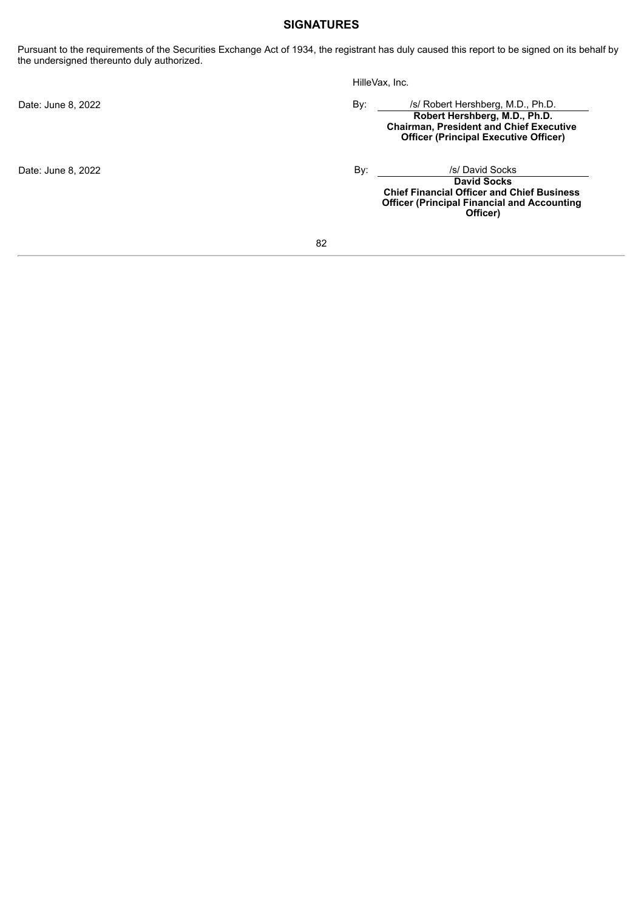## SIGNATURES

Pursuant to the requirements of the Securities Exchange Act of 1934, the registrant has duly caused this report to be signed on its behalf by the undersigned thereunto duly authorized.

HilleVax, Inc.

| | |
|---|---|
| Date: June 8, 2022 | By: /s/ Robert Hershberg, M.D., Ph.D.<br>**Robert Hershberg, M.D., Ph.D.**<br>**Chairman, President and Chief Executive Officer (Principal Executive Officer)** |
| Date: June 8, 2022 | By: /s/ David Socks<br>**David Socks**<br>**Chief Financial Officer and Chief Business Officer (Principal Financial and Accounting Officer)** |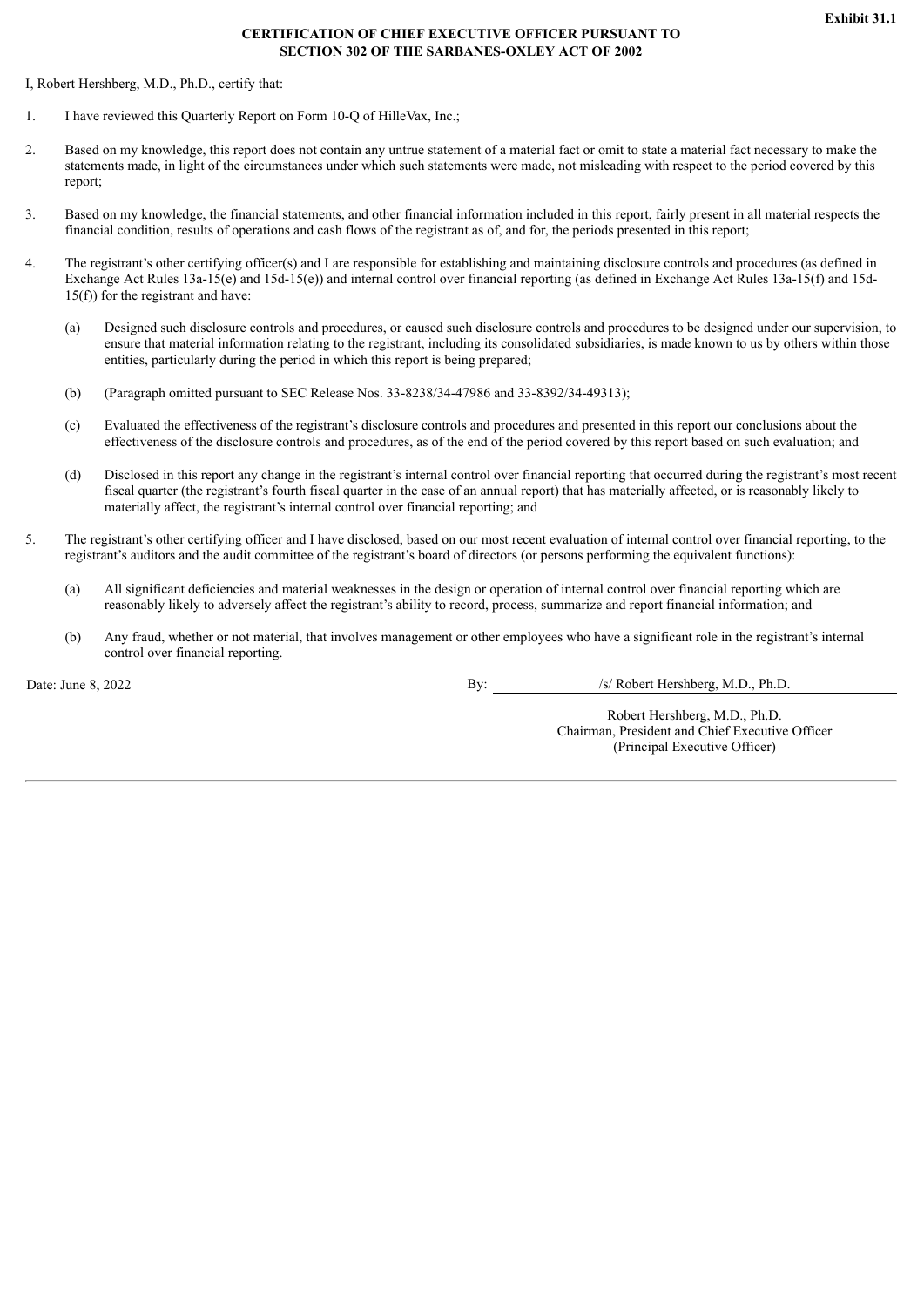**Exhibit 31.1**

**CERTIFICATION OF CHIEF EXECUTIVE OFFICER PURSUANT TO SECTION 302 OF THE SARBANES-OXLEY ACT OF 2002**

I, Robert Hershberg, M.D., Ph.D., certify that:

1. I have reviewed this Quarterly Report on Form 10-Q of HilleVax, Inc.;

2. Based on my knowledge, this report does not contain any untrue statement of a material fact or omit to state a material fact necessary to make the statements made, in light of the circumstances under which such statements were made, not misleading with respect to the period covered by this report;

3. Based on my knowledge, the financial statements, and other financial information included in this report, fairly present in all material respects the financial condition, results of operations and cash flows of the registrant as of, and for, the periods presented in this report;

4. The registrant's other certifying officer(s) and I are responsible for establishing and maintaining disclosure controls and procedures (as defined in Exchange Act Rules 13a-15(e) and 15d-15(e)) and internal control over financial reporting (as defined in Exchange Act Rules 13a-15(f) and 15d-15(f)) for the registrant and have:

   (a) Designed such disclosure controls and procedures, or caused such disclosure controls and procedures to be designed under our supervision, to ensure that material information relating to the registrant, including its consolidated subsidiaries, is made known to us by others within those entities, particularly during the period in which this report is being prepared;

   (b) (Paragraph omitted pursuant to SEC Release Nos. 33-8238/34-47986 and 33-8392/34-49313);

   (c) Evaluated the effectiveness of the registrant's disclosure controls and procedures and presented in this report our conclusions about the effectiveness of the disclosure controls and procedures, as of the end of the period covered by this report based on such evaluation; and

   (d) Disclosed in this report any change in the registrant's internal control over financial reporting that occurred during the registrant's most recent fiscal quarter (the registrant's fourth fiscal quarter in the case of an annual report) that has materially affected, or is reasonably likely to materially affect, the registrant's internal control over financial reporting; and

5. The registrant's other certifying officer and I have disclosed, based on our most recent evaluation of internal control over financial reporting, to the registrant's auditors and the audit committee of the registrant's board of directors (or persons performing the equivalent functions):

   (a) All significant deficiencies and material weaknesses in the design or operation of internal control over financial reporting which are reasonably likely to adversely affect the registrant's ability to record, process, summarize and report financial information; and

   (b) Any fraud, whether or not material, that involves management or other employees who have a significant role in the registrant's internal control over financial reporting.

Date: June 8, 2022

By: /s/ Robert Hershberg, M.D., Ph.D.

Robert Hershberg, M.D., Ph.D.
Chairman, President and Chief Executive Officer
(Principal Executive Officer)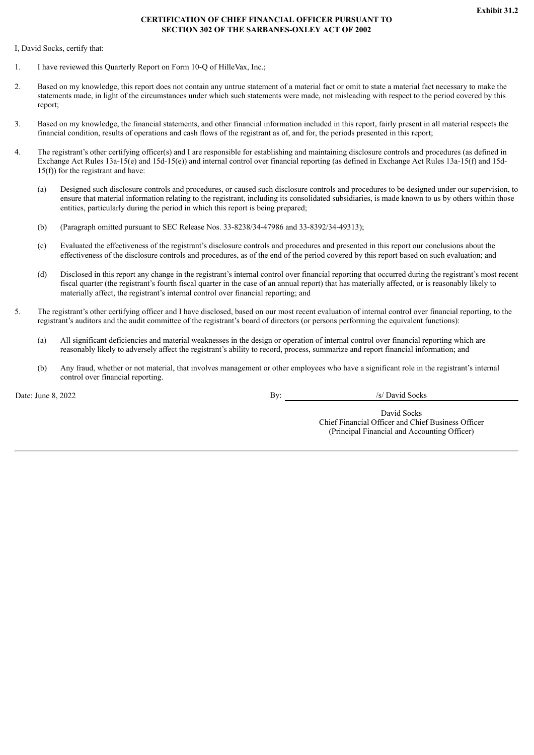**Exhibit 31.2**

**CERTIFICATION OF CHIEF FINANCIAL OFFICER PURSUANT TO SECTION 302 OF THE SARBANES-OXLEY ACT OF 2002**

I, David Socks, certify that:

1. I have reviewed this Quarterly Report on Form 10-Q of HilleVax, Inc.;

2. Based on my knowledge, this report does not contain any untrue statement of a material fact or omit to state a material fact necessary to make the statements made, in light of the circumstances under which such statements were made, not misleading with respect to the period covered by this report;

3. Based on my knowledge, the financial statements, and other financial information included in this report, fairly present in all material respects the financial condition, results of operations and cash flows of the registrant as of, and for, the periods presented in this report;

4. The registrant's other certifying officer(s) and I are responsible for establishing and maintaining disclosure controls and procedures (as defined in Exchange Act Rules 13a-15(e) and 15d-15(e)) and internal control over financial reporting (as defined in Exchange Act Rules 13a-15(f) and 15d-15(f)) for the registrant and have:

   (a) Designed such disclosure controls and procedures, or caused such disclosure controls and procedures to be designed under our supervision, to ensure that material information relating to the registrant, including its consolidated subsidiaries, is made known to us by others within those entities, particularly during the period in which this report is being prepared;

   (b) (Paragraph omitted pursuant to SEC Release Nos. 33-8238/34-47986 and 33-8392/34-49313);

   (c) Evaluated the effectiveness of the registrant's disclosure controls and procedures and presented in this report our conclusions about the effectiveness of the disclosure controls and procedures, as of the end of the period covered by this report based on such evaluation; and

   (d) Disclosed in this report any change in the registrant's internal control over financial reporting that occurred during the registrant's most recent fiscal quarter (the registrant's fourth fiscal quarter in the case of an annual report) that has materially affected, or is reasonably likely to materially affect, the registrant's internal control over financial reporting; and

5. The registrant's other certifying officer and I have disclosed, based on our most recent evaluation of internal control over financial reporting, to the registrant's auditors and the audit committee of the registrant's board of directors (or persons performing the equivalent functions):

   (a) All significant deficiencies and material weaknesses in the design or operation of internal control over financial reporting which are reasonably likely to adversely affect the registrant's ability to record, process, summarize and report financial information; and

   (b) Any fraud, whether or not material, that involves management or other employees who have a significant role in the registrant's internal control over financial reporting.

Date: June 8, 2022

By: /s/ David Socks

David Socks
Chief Financial Officer and Chief Business Officer
(Principal Financial and Accounting Officer)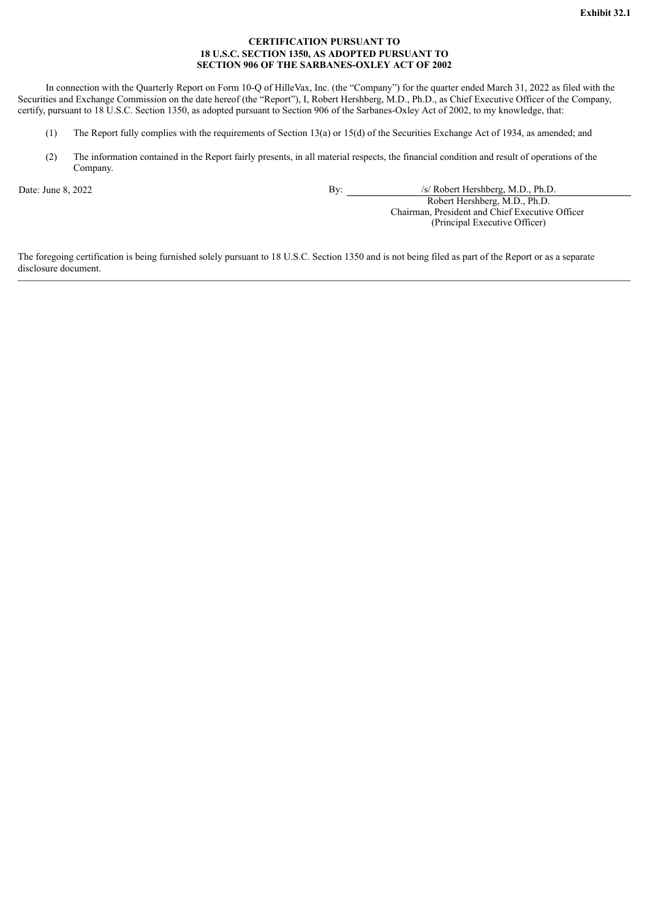**Exhibit 32.1**

**CERTIFICATION PURSUANT TO**
**18 U.S.C. SECTION 1350, AS ADOPTED PURSUANT TO**
**SECTION 906 OF THE SARBANES-OXLEY ACT OF 2002**

In connection with the Quarterly Report on Form 10-Q of HilleVax, Inc. (the "Company") for the quarter ended March 31, 2022 as filed with the Securities and Exchange Commission on the date hereof (the "Report"), I, Robert Hershberg, M.D., Ph.D., as Chief Executive Officer of the Company, certify, pursuant to 18 U.S.C. Section 1350, as adopted pursuant to Section 906 of the Sarbanes-Oxley Act of 2002, to my knowledge, that:

(1) The Report fully complies with the requirements of Section 13(a) or 15(d) of the Securities Exchange Act of 1934, as amended; and

(2) The information contained in the Report fairly presents, in all material respects, the financial condition and result of operations of the Company.

Date: June 8, 2022

By: /s/ Robert Hershberg, M.D., Ph.D.
Robert Hershberg, M.D., Ph.D.
Chairman, President and Chief Executive Officer
(Principal Executive Officer)

The foregoing certification is being furnished solely pursuant to 18 U.S.C. Section 1350 and is not being filed as part of the Report or as a separate disclosure document.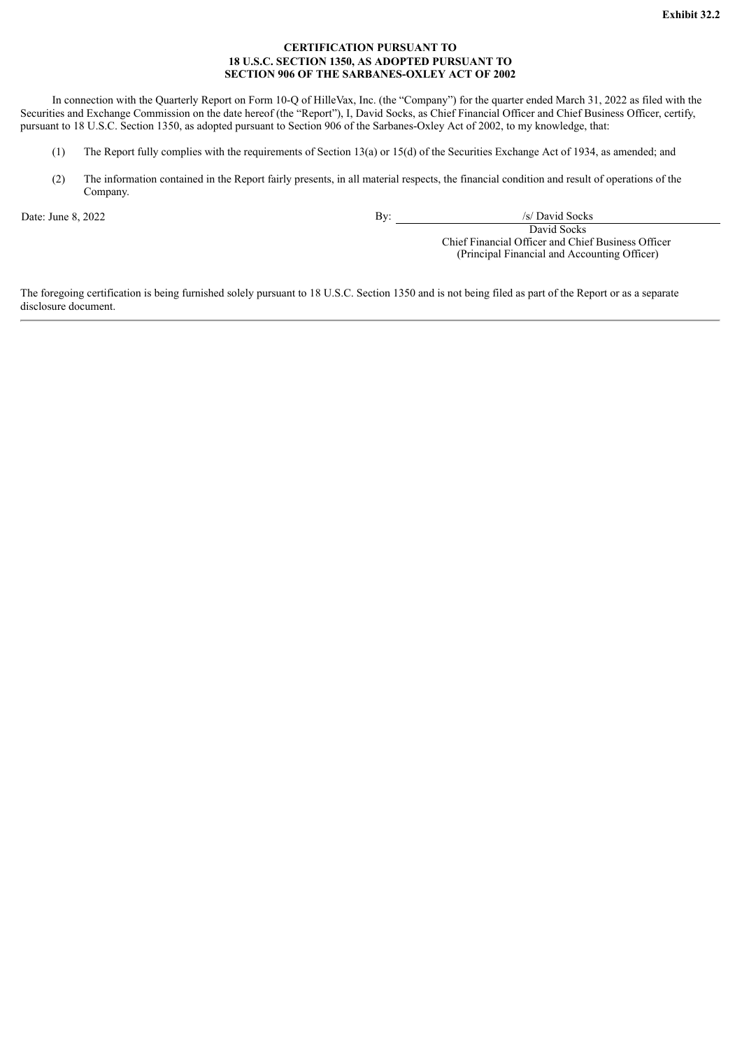**Exhibit 32.2**

**CERTIFICATION PURSUANT TO**
**18 U.S.C. SECTION 1350, AS ADOPTED PURSUANT TO**
**SECTION 906 OF THE SARBANES-OXLEY ACT OF 2002**

In connection with the Quarterly Report on Form 10-Q of HilleVax, Inc. (the “Company”) for the quarter ended March 31, 2022 as filed with the Securities and Exchange Commission on the date hereof (the “Report”), I, David Socks, as Chief Financial Officer and Chief Business Officer, certify, pursuant to 18 U.S.C. Section 1350, as adopted pursuant to Section 906 of the Sarbanes-Oxley Act of 2002, to my knowledge, that:

(1) The Report fully complies with the requirements of Section 13(a) or 15(d) of the Securities Exchange Act of 1934, as amended; and

(2) The information contained in the Report fairly presents, in all material respects, the financial condition and result of operations of the Company.

Date: June 8, 2022

By: /s/ David Socks
David Socks
Chief Financial Officer and Chief Business Officer
(Principal Financial and Accounting Officer)

The foregoing certification is being furnished solely pursuant to 18 U.S.C. Section 1350 and is not being filed as part of the Report or as a separate disclosure document.